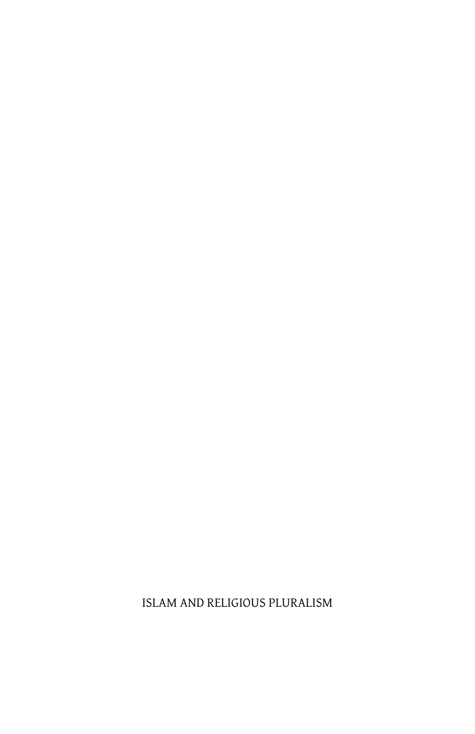ISLAM AND RELIGIOUS PLURALISM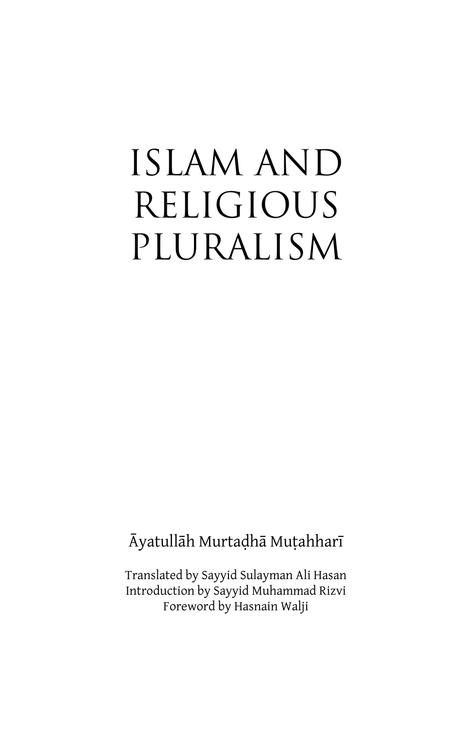# ISLAM AND RELIGIOUS PLURALISM

Āyatullāh Murtaḍhā Muṭahharī

Translated by Sayyid Sulayman Ali Hasan
Introduction by Sayyid Muhammad Rizvi
Foreword by Hasnain Walji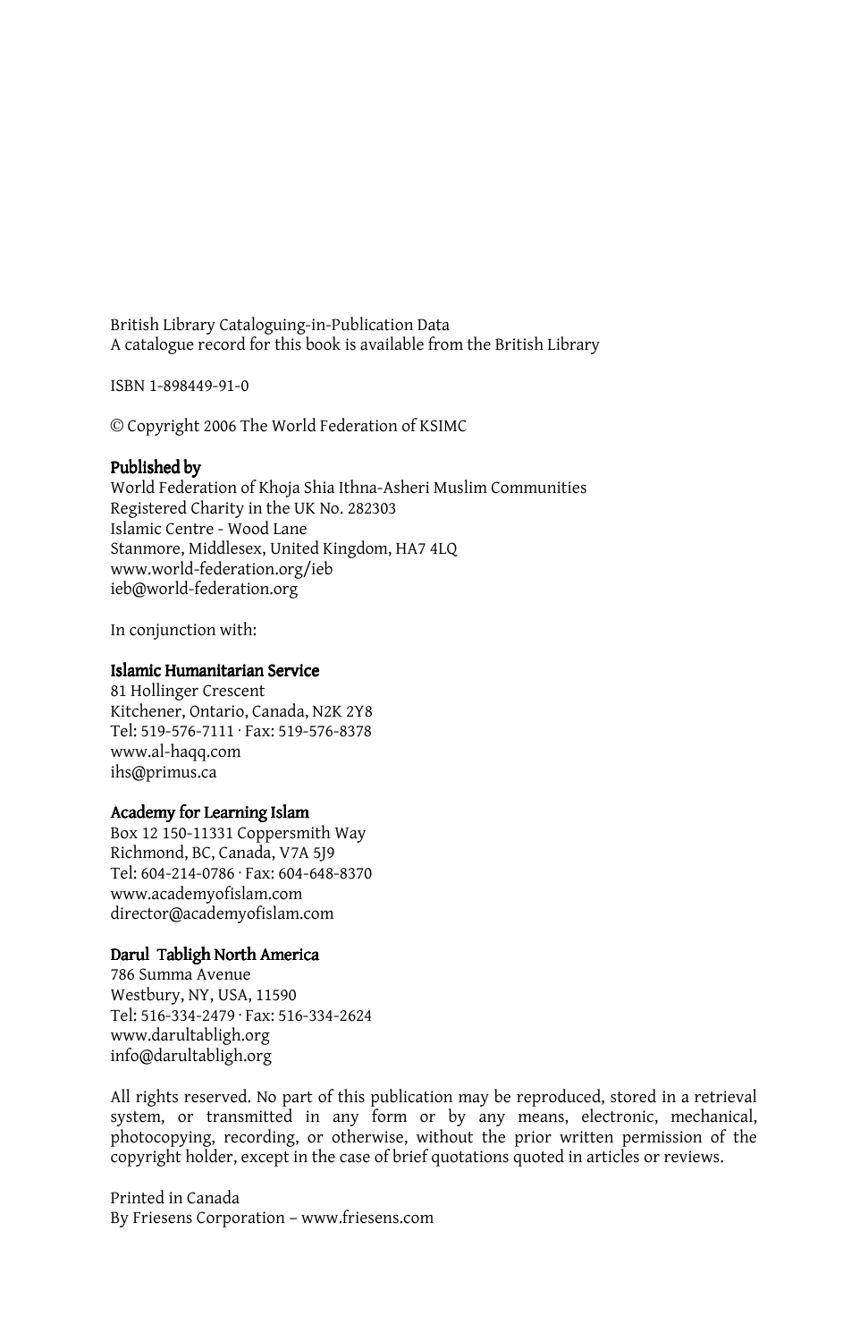British Library Cataloguing-in-Publication Data
A catalogue record for this book is available from the British Library

ISBN 1-898449-91-0

© Copyright 2006 The World Federation of KSIMC

**Published by**
World Federation of Khoja Shia Ithna-Asheri Muslim Communities
Registered Charity in the UK No. 282303
Islamic Centre - Wood Lane
Stanmore, Middlesex, United Kingdom, HA7 4LQ
www.world-federation.org/ieb
ieb@world-federation.org

In conjunction with:

**Islamic Humanitarian Service**
81 Hollinger Crescent
Kitchener, Ontario, Canada, N2K 2Y8
Tel: 519-576-7111 · Fax: 519-576-8378
www.al-haqq.com
ihs@primus.ca

**Academy for Learning Islam**
Box 12 150-11331 Coppersmith Way
Richmond, BC, Canada, V7A 5J9
Tel: 604-214-0786 · Fax: 604-648-8370
www.academyofislam.com
director@academyofislam.com

**Darul Tabligh North America**
786 Summa Avenue
Westbury, NY, USA, 11590
Tel: 516-334-2479 · Fax: 516-334-2624
www.darultabligh.org
info@darultabligh.org

All rights reserved. No part of this publication may be reproduced, stored in a retrieval system, or transmitted in any form or by any means, electronic, mechanical, photocopying, recording, or otherwise, without the prior written permission of the copyright holder, except in the case of brief quotations quoted in articles or reviews.

Printed in Canada
By Friesens Corporation – www.friesens.com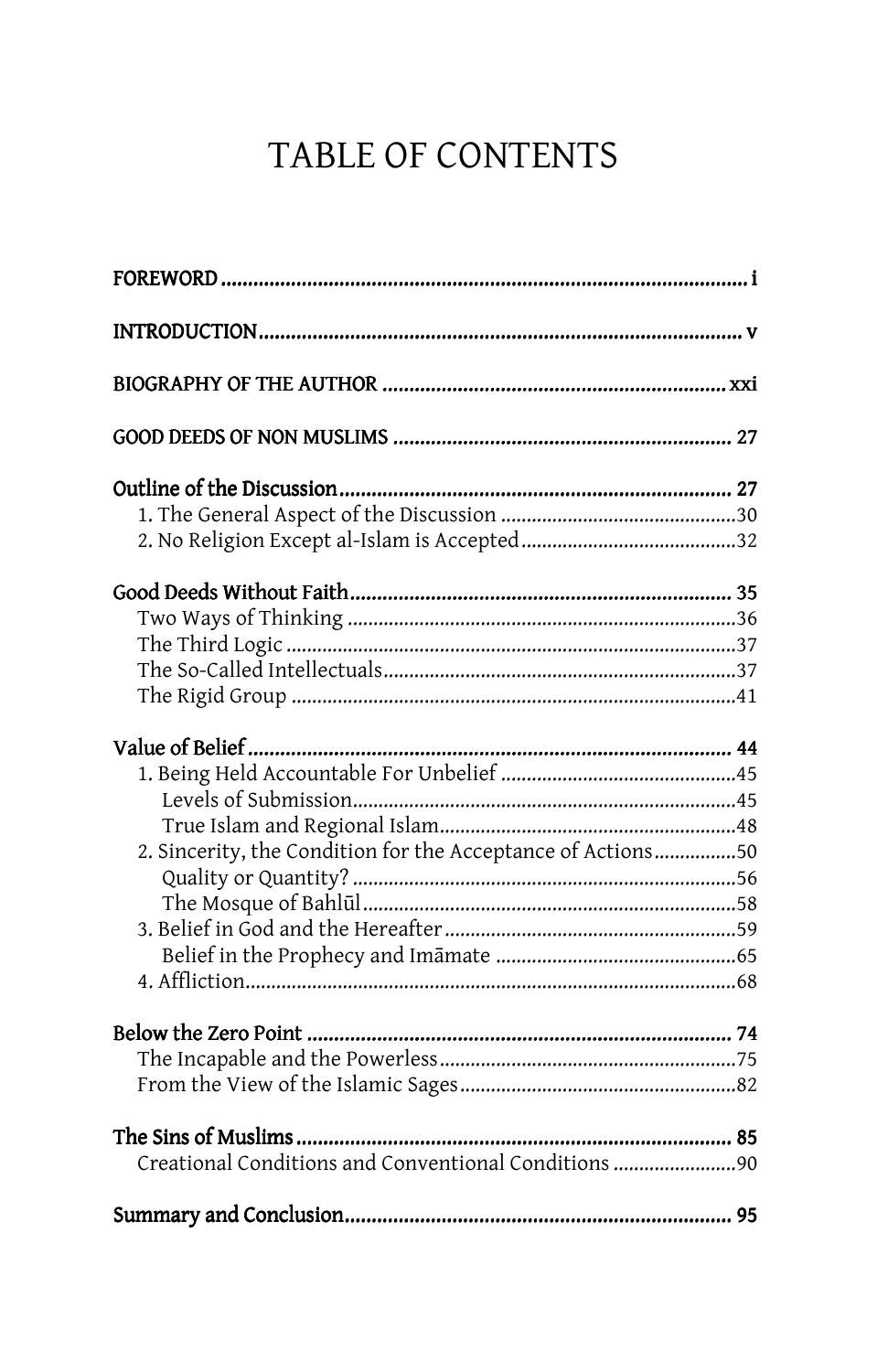# TABLE OF CONTENTS

FOREWORD ........................................................................................ i

INTRODUCTION ................................................................................ v

BIOGRAPHY OF THE AUTHOR ...................................................... xxi

GOOD DEEDS OF NON MUSLIMS ..................................................... 27

Outline of the Discussion ................................................................ 27
- 1. The General Aspect of the Discussion ............................................ 30
- 2. No Religion Except al-Islam is Accepted ........................................ 32

Good Deeds Without Faith ................................................................ 35
- Two Ways of Thinking ..................................................................... 36
- The Third Logic ............................................................................... 37
- The So-Called Intellectuals ............................................................. 37
- The Rigid Group .............................................................................. 41

Value of Belief .................................................................................. 44
- 1. Being Held Accountable For Unbelief ........................................... 45
  - Levels of Submission ................................................................... 45
  - True Islam and Regional Islam ..................................................... 48
- 2. Sincerity, the Condition for the Acceptance of Actions ................... 50
  - Quality or Quantity? .................................................................... 56
  - The Mosque of Bahlūl .................................................................. 58
- 3. Belief in God and the Hereafter .................................................... 59
  - Belief in the Prophecy and Imāmate ............................................. 65
- 4. Affliction ....................................................................................... 68

Below the Zero Point ........................................................................ 74
- The Incapable and the Powerless ..................................................... 75
- From the View of the Islamic Sages ................................................. 82

The Sins of Muslims .......................................................................... 85
- Creational Conditions and Conventional Conditions ......................... 90

Summary and Conclusion .................................................................. 95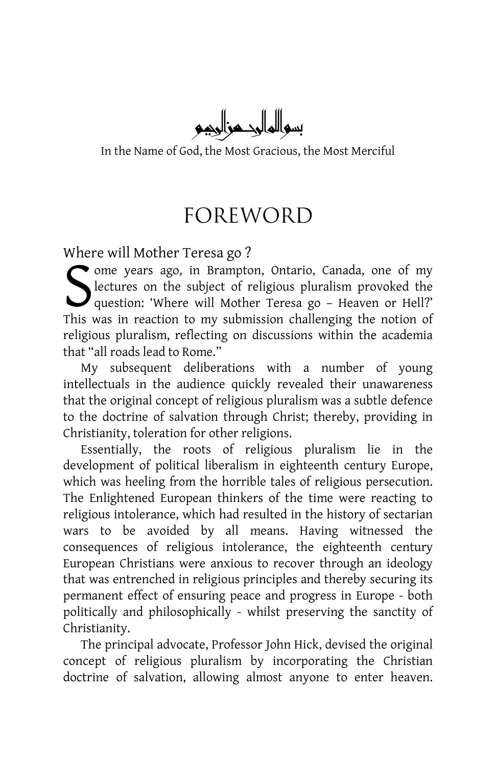بسم الله الرحمن الرحيم

In the Name of God, the Most Gracious, the Most Merciful

# FOREWORD

## Where will Mother Teresa go ?

Some years ago, in Brampton, Ontario, Canada, one of my lectures on the subject of religious pluralism provoked the question: 'Where will Mother Teresa go – Heaven or Hell?' This was in reaction to my submission challenging the notion of religious pluralism, reflecting on discussions within the academia that "all roads lead to Rome."

My subsequent deliberations with a number of young intellectuals in the audience quickly revealed their unawareness that the original concept of religious pluralism was a subtle defence to the doctrine of salvation through Christ; thereby, providing in Christianity, toleration for other religions.

Essentially, the roots of religious pluralism lie in the development of political liberalism in eighteenth century Europe, which was heeling from the horrible tales of religious persecution. The Enlightened European thinkers of the time were reacting to religious intolerance, which had resulted in the history of sectarian wars to be avoided by all means. Having witnessed the consequences of religious intolerance, the eighteenth century European Christians were anxious to recover through an ideology that was entrenched in religious principles and thereby securing its permanent effect of ensuring peace and progress in Europe - both politically and philosophically - whilst preserving the sanctity of Christianity.

The principal advocate, Professor John Hick, devised the original concept of religious pluralism by incorporating the Christian doctrine of salvation, allowing almost anyone to enter heaven.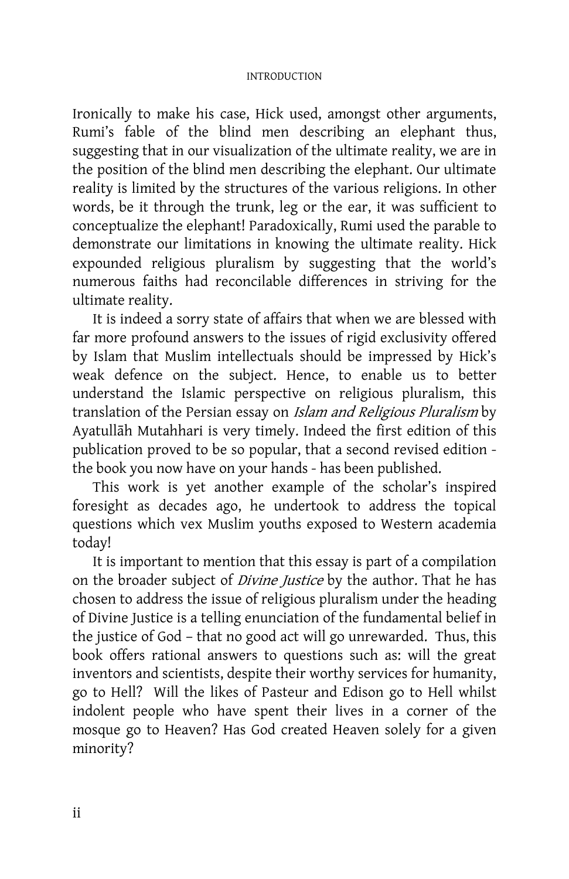Ironically to make his case, Hick used, amongst other arguments, Rumi's fable of the blind men describing an elephant thus, suggesting that in our visualization of the ultimate reality, we are in the position of the blind men describing the elephant. Our ultimate reality is limited by the structures of the various religions. In other words, be it through the trunk, leg or the ear, it was sufficient to conceptualize the elephant! Paradoxically, Rumi used the parable to demonstrate our limitations in knowing the ultimate reality. Hick expounded religious pluralism by suggesting that the world's numerous faiths had reconcilable differences in striving for the ultimate reality.

It is indeed a sorry state of affairs that when we are blessed with far more profound answers to the issues of rigid exclusivity offered by Islam that Muslim intellectuals should be impressed by Hick's weak defence on the subject. Hence, to enable us to better understand the Islamic perspective on religious pluralism, this translation of the Persian essay on *Islam and Religious Pluralism* by Ayatullāh Mutahhari is very timely. Indeed the first edition of this publication proved to be so popular, that a second revised edition - the book you now have on your hands - has been published.

This work is yet another example of the scholar's inspired foresight as decades ago, he undertook to address the topical questions which vex Muslim youths exposed to Western academia today!

It is important to mention that this essay is part of a compilation on the broader subject of *Divine Justice* by the author. That he has chosen to address the issue of religious pluralism under the heading of Divine Justice is a telling enunciation of the fundamental belief in the justice of God – that no good act will go unrewarded. Thus, this book offers rational answers to questions such as: will the great inventors and scientists, despite their worthy services for humanity, go to Hell? Will the likes of Pasteur and Edison go to Hell whilst indolent people who have spent their lives in a corner of the mosque go to Heaven? Has God created Heaven solely for a given minority?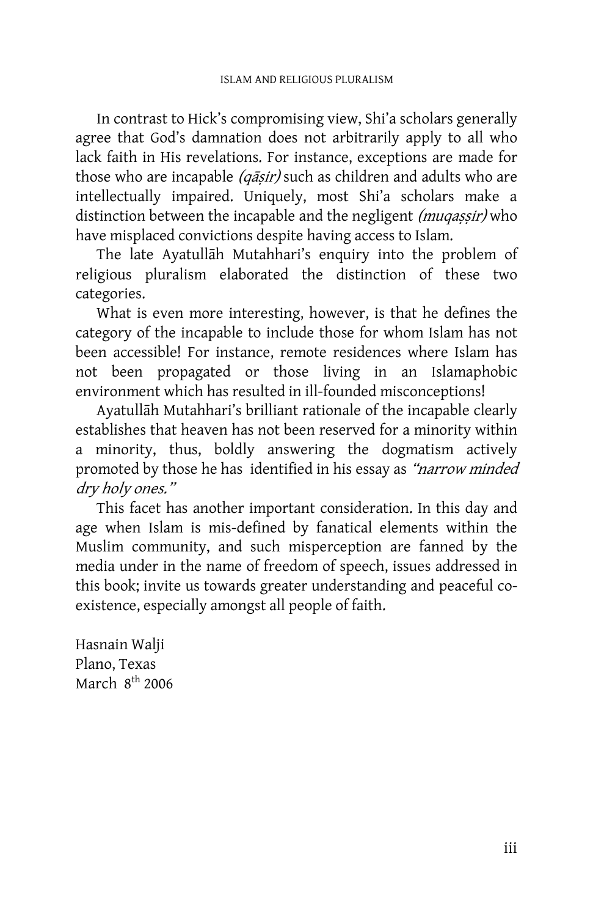In contrast to Hick's compromising view, Shi'a scholars generally agree that God's damnation does not arbitrarily apply to all who lack faith in His revelations. For instance, exceptions are made for those who are incapable *(qāṣir)* such as children and adults who are intellectually impaired. Uniquely, most Shi'a scholars make a distinction between the incapable and the negligent *(muqaṣṣir)* who have misplaced convictions despite having access to Islam.

The late Ayatullāh Mutahhari's enquiry into the problem of religious pluralism elaborated the distinction of these two categories.

What is even more interesting, however, is that he defines the category of the incapable to include those for whom Islam has not been accessible! For instance, remote residences where Islam has not been propagated or those living in an Islamaphobic environment which has resulted in ill-founded misconceptions!

Ayatullāh Mutahhari's brilliant rationale of the incapable clearly establishes that heaven has not been reserved for a minority within a minority, thus, boldly answering the dogmatism actively promoted by those he has identified in his essay as *"narrow minded dry holy ones."*

This facet has another important consideration. In this day and age when Islam is mis-defined by fanatical elements within the Muslim community, and such misperception are fanned by the media under in the name of freedom of speech, issues addressed in this book; invite us towards greater understanding and peaceful co-existence, especially amongst all people of faith.

Hasnain Walji
Plano, Texas
March 8th 2006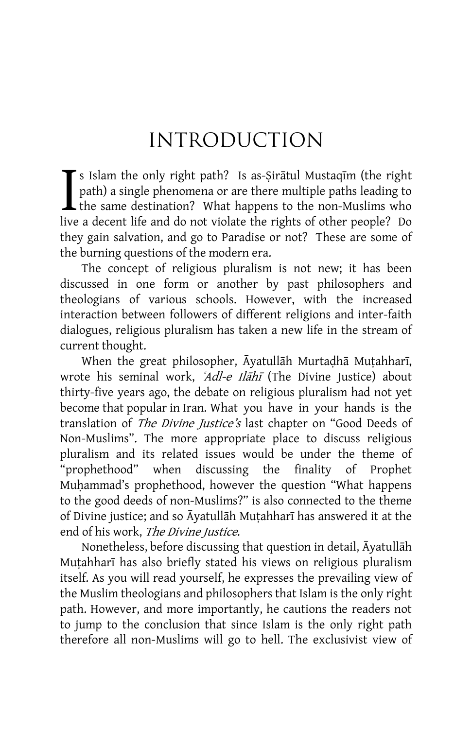# INTRODUCTION

Is Islam the only right path? Is as-Ṣirātul Mustaqīm (the right path) a single phenomena or are there multiple paths leading to the same destination? What happens to the non-Muslims who live a decent life and do not violate the rights of other people? Do they gain salvation, and go to Paradise or not? These are some of the burning questions of the modern era.

The concept of religious pluralism is not new; it has been discussed in one form or another by past philosophers and theologians of various schools. However, with the increased interaction between followers of different religions and inter-faith dialogues, religious pluralism has taken a new life in the stream of current thought.

When the great philosopher, Āyatullāh Murtaḍhā Muṭahharī, wrote his seminal work, *ʿAdl-e Ilāhī* (The Divine Justice) about thirty-five years ago, the debate on religious pluralism had not yet become that popular in Iran. What you have in your hands is the translation of *The Divine Justice's* last chapter on "Good Deeds of Non-Muslims". The more appropriate place to discuss religious pluralism and its related issues would be under the theme of "prophethood" when discussing the finality of Prophet Muḥammad's prophethood, however the question "What happens to the good deeds of non-Muslims?" is also connected to the theme of Divine justice; and so Āyatullāh Muṭahharī has answered it at the end of his work, *The Divine Justice.*

Nonetheless, before discussing that question in detail, Āyatullāh Muṭahharī has also briefly stated his views on religious pluralism itself. As you will read yourself, he expresses the prevailing view of the Muslim theologians and philosophers that Islam is the only right path. However, and more importantly, he cautions the readers not to jump to the conclusion that since Islam is the only right path therefore all non-Muslims will go to hell. The exclusivist view of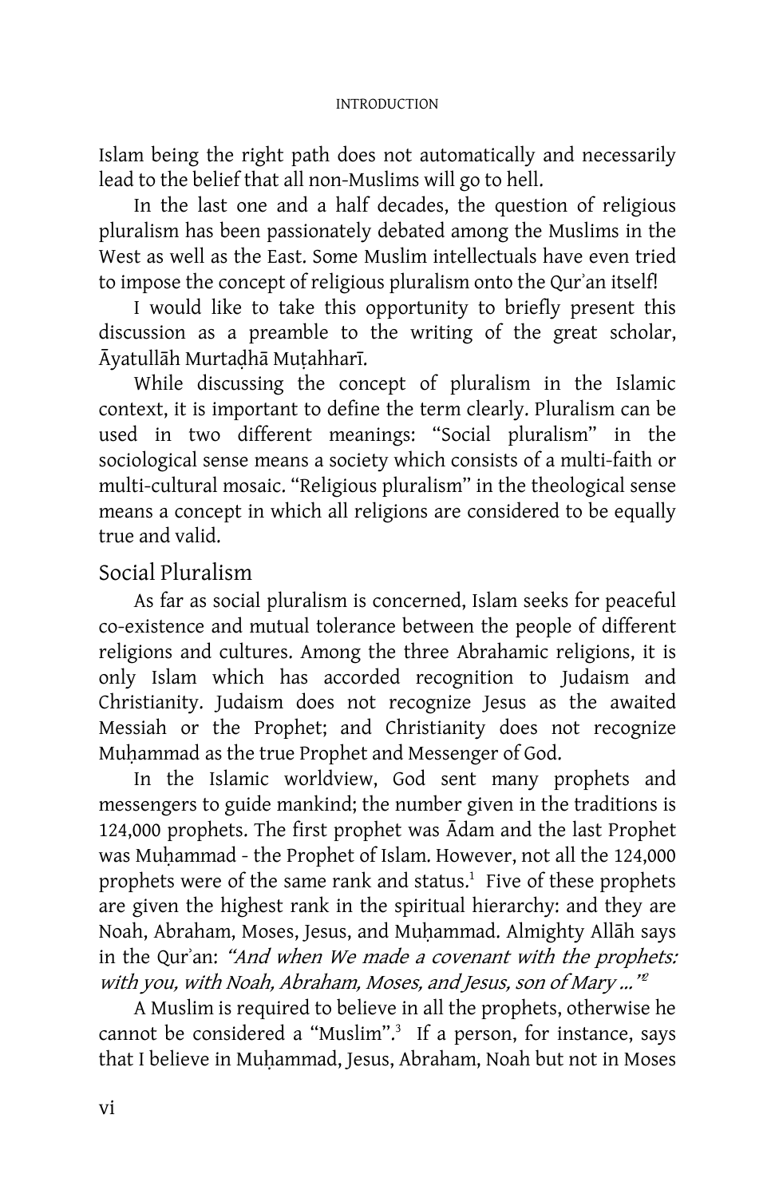Islam being the right path does not automatically and necessarily lead to the belief that all non-Muslims will go to hell.

In the last one and a half decades, the question of religious pluralism has been passionately debated among the Muslims in the West as well as the East. Some Muslim intellectuals have even tried to impose the concept of religious pluralism onto the Qurʾan itself!

I would like to take this opportunity to briefly present this discussion as a preamble to the writing of the great scholar, Āyatullāh Murtaḍhā Muṭahharī.

While discussing the concept of pluralism in the Islamic context, it is important to define the term clearly. Pluralism can be used in two different meanings: "Social pluralism" in the sociological sense means a society which consists of a multi-faith or multi-cultural mosaic. "Religious pluralism" in the theological sense means a concept in which all religions are considered to be equally true and valid.

## Social Pluralism

As far as social pluralism is concerned, Islam seeks for peaceful co-existence and mutual tolerance between the people of different religions and cultures. Among the three Abrahamic religions, it is only Islam which has accorded recognition to Judaism and Christianity. Judaism does not recognize Jesus as the awaited Messiah or the Prophet; and Christianity does not recognize Muḥammad as the true Prophet and Messenger of God.

In the Islamic worldview, God sent many prophets and messengers to guide mankind; the number given in the traditions is 124,000 prophets. The first prophet was Ādam and the last Prophet was Muḥammad - the Prophet of Islam. However, not all the 124,000 prophets were of the same rank and status.[1] Five of these prophets are given the highest rank in the spiritual hierarchy: and they are Noah, Abraham, Moses, Jesus, and Muḥammad. Almighty Allāh says in the Qurʾan: *"And when We made a covenant with the prophets: with you, with Noah, Abraham, Moses, and Jesus, son of Mary ..."*[2]

A Muslim is required to believe in all the prophets, otherwise he cannot be considered a "Muslim".[3] If a person, for instance, says that I believe in Muḥammad, Jesus, Abraham, Noah but not in Moses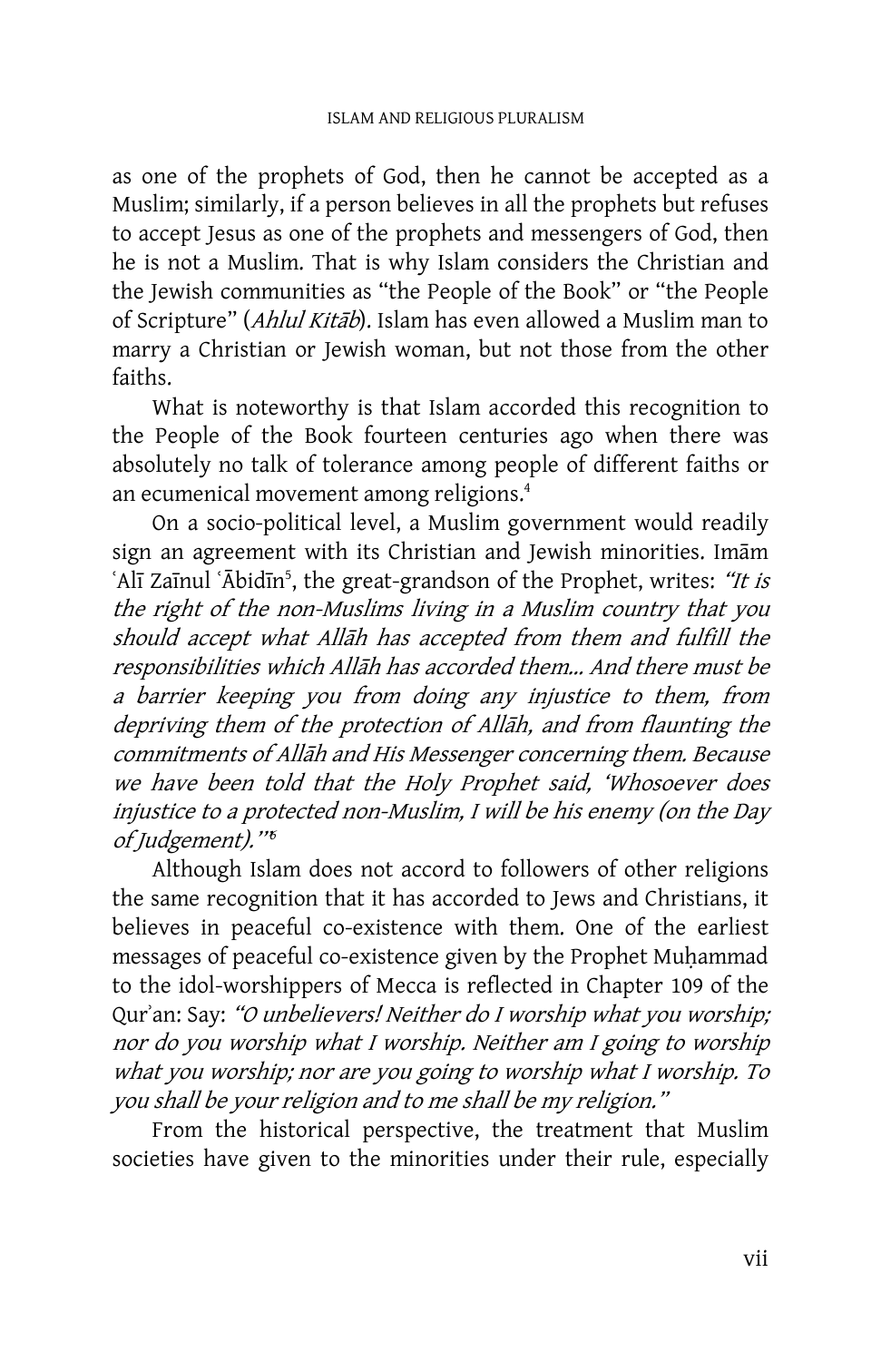as one of the prophets of God, then he cannot be accepted as a Muslim; similarly, if a person believes in all the prophets but refuses to accept Jesus as one of the prophets and messengers of God, then he is not a Muslim. That is why Islam considers the Christian and the Jewish communities as "the People of the Book" or "the People of Scripture" (*Ahlul Kitāb*). Islam has even allowed a Muslim man to marry a Christian or Jewish woman, but not those from the other faiths.

What is noteworthy is that Islam accorded this recognition to the People of the Book fourteen centuries ago when there was absolutely no talk of tolerance among people of different faiths or an ecumenical movement among religions.[4]

On a socio-political level, a Muslim government would readily sign an agreement with its Christian and Jewish minorities. Imām ʿAlī Zaīnul ʿĀbidīn[5], the great-grandson of the Prophet, writes: *"It is the right of the non-Muslims living in a Muslim country that you should accept what Allāh has accepted from them and fulfill the responsibilities which Allāh has accorded them... And there must be a barrier keeping you from doing any injustice to them, from depriving them of the protection of Allāh, and from flaunting the commitments of Allāh and His Messenger concerning them. Because we have been told that the Holy Prophet said, 'Whosoever does injustice to a protected non-Muslim, I will be his enemy (on the Day of Judgement).'"*[6]

Although Islam does not accord to followers of other religions the same recognition that it has accorded to Jews and Christians, it believes in peaceful co-existence with them. One of the earliest messages of peaceful co-existence given by the Prophet Muḥammad to the idol-worshippers of Mecca is reflected in Chapter 109 of the Qurʾan: Say: *"O unbelievers! Neither do I worship what you worship; nor do you worship what I worship. Neither am I going to worship what you worship; nor are you going to worship what I worship. To you shall be your religion and to me shall be my religion."*

From the historical perspective, the treatment that Muslim societies have given to the minorities under their rule, especially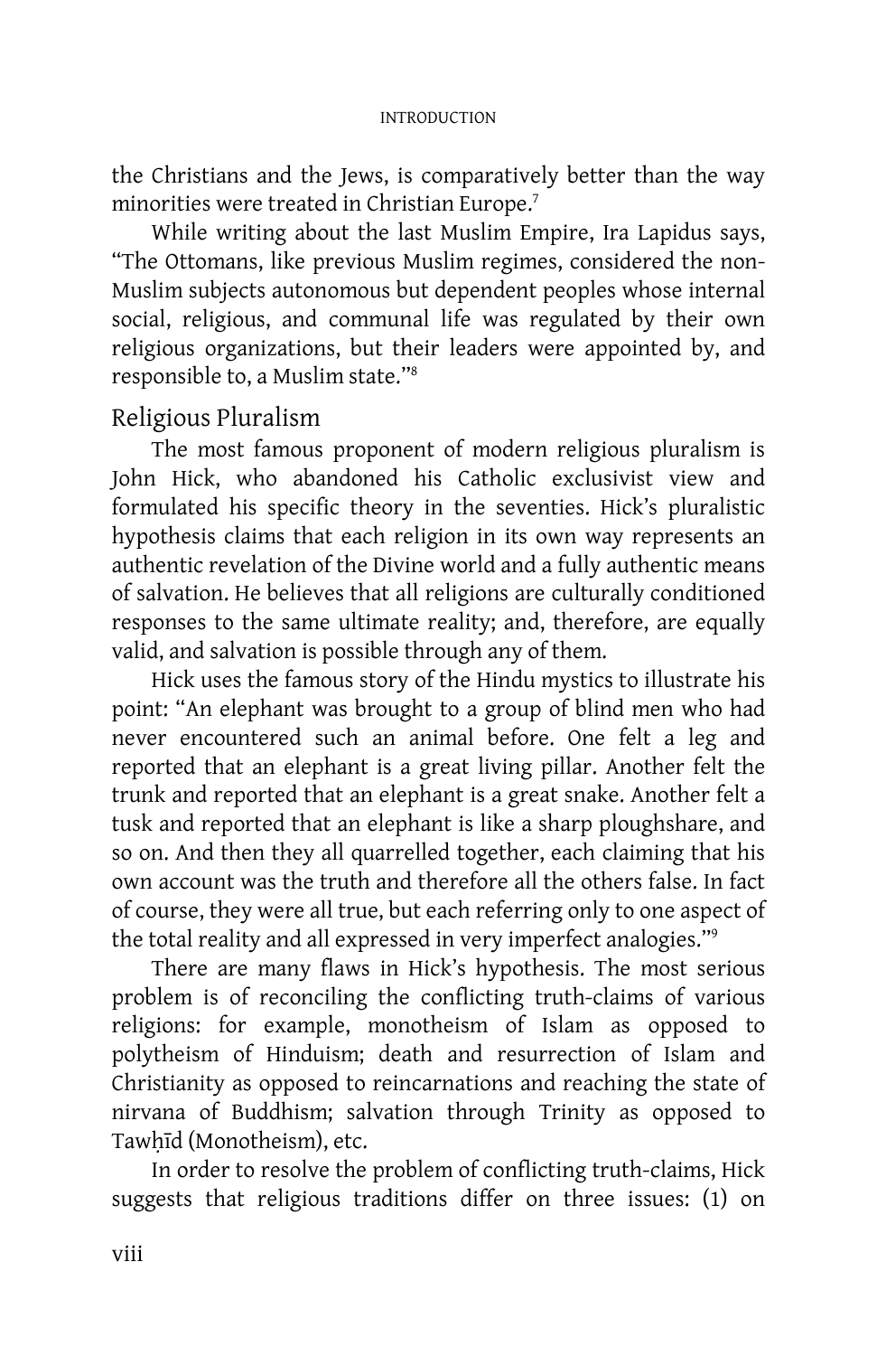the Christians and the Jews, is comparatively better than the way minorities were treated in Christian Europe.[7]

While writing about the last Muslim Empire, Ira Lapidus says, "The Ottomans, like previous Muslim regimes, considered the non-Muslim subjects autonomous but dependent peoples whose internal social, religious, and communal life was regulated by their own religious organizations, but their leaders were appointed by, and responsible to, a Muslim state."[8]

## Religious Pluralism

The most famous proponent of modern religious pluralism is John Hick, who abandoned his Catholic exclusivist view and formulated his specific theory in the seventies. Hick's pluralistic hypothesis claims that each religion in its own way represents an authentic revelation of the Divine world and a fully authentic means of salvation. He believes that all religions are culturally conditioned responses to the same ultimate reality; and, therefore, are equally valid, and salvation is possible through any of them.

Hick uses the famous story of the Hindu mystics to illustrate his point: "An elephant was brought to a group of blind men who had never encountered such an animal before. One felt a leg and reported that an elephant is a great living pillar. Another felt the trunk and reported that an elephant is a great snake. Another felt a tusk and reported that an elephant is like a sharp ploughshare, and so on. And then they all quarrelled together, each claiming that his own account was the truth and therefore all the others false. In fact of course, they were all true, but each referring only to one aspect of the total reality and all expressed in very imperfect analogies."[9]

There are many flaws in Hick's hypothesis. The most serious problem is of reconciling the conflicting truth-claims of various religions: for example, monotheism of Islam as opposed to polytheism of Hinduism; death and resurrection of Islam and Christianity as opposed to reincarnations and reaching the state of nirvana of Buddhism; salvation through Trinity as opposed to Tawḥīd (Monotheism), etc.

In order to resolve the problem of conflicting truth-claims, Hick suggests that religious traditions differ on three issues: (1) on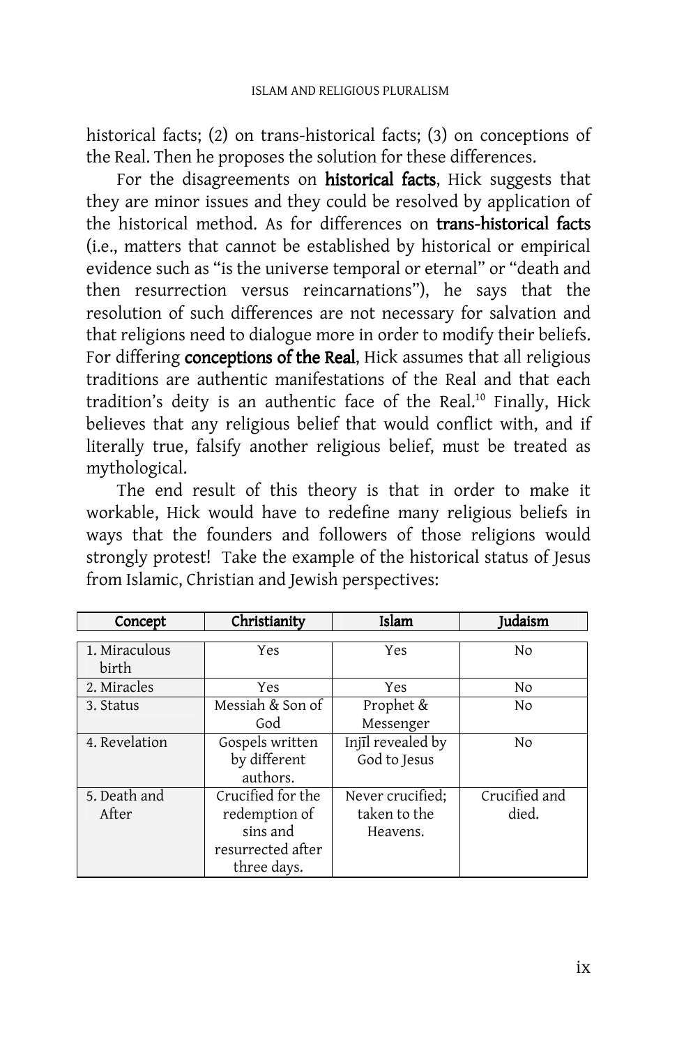historical facts; (2) on trans-historical facts; (3) on conceptions of the Real. Then he proposes the solution for these differences.

For the disagreements on **historical facts**, Hick suggests that they are minor issues and they could be resolved by application of the historical method. As for differences on **trans-historical facts** (i.e., matters that cannot be established by historical or empirical evidence such as "is the universe temporal or eternal" or "death and then resurrection versus reincarnations"), he says that the resolution of such differences are not necessary for salvation and that religions need to dialogue more in order to modify their beliefs. For differing **conceptions of the Real**, Hick assumes that all religious traditions are authentic manifestations of the Real and that each tradition's deity is an authentic face of the Real.[10] Finally, Hick believes that any religious belief that would conflict with, and if literally true, falsify another religious belief, must be treated as mythological.

The end result of this theory is that in order to make it workable, Hick would have to redefine many religious beliefs in ways that the founders and followers of those religions would strongly protest! Take the example of the historical status of Jesus from Islamic, Christian and Jewish perspectives:

| Concept | Christianity | Islam | Judaism |
|---|---|---|---|
| 1. Miraculous birth | Yes | Yes | No |
| 2. Miracles | Yes | Yes | No |
| 3. Status | Messiah & Son of God | Prophet & Messenger | No |
| 4. Revelation | Gospels written by different authors. | Injīl revealed by God to Jesus | No |
| 5. Death and After | Crucified for the redemption of sins and resurrected after three days. | Never crucified; taken to the Heavens. | Crucified and died. |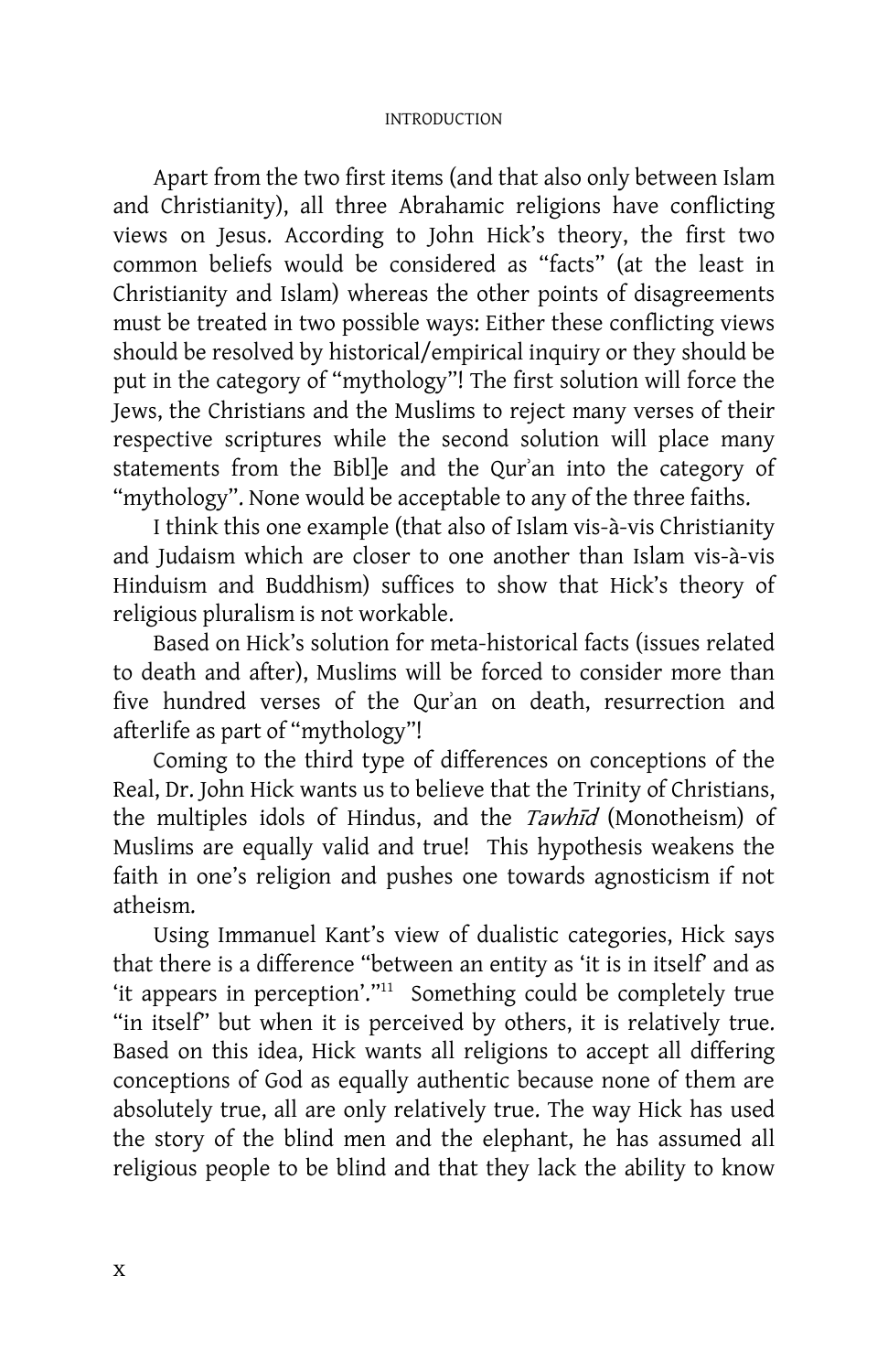Apart from the two first items (and that also only between Islam and Christianity), all three Abrahamic religions have conflicting views on Jesus. According to John Hick's theory, the first two common beliefs would be considered as "facts" (at the least in Christianity and Islam) whereas the other points of disagreements must be treated in two possible ways: Either these conflicting views should be resolved by historical/empirical inquiry or they should be put in the category of "mythology"! The first solution will force the Jews, the Christians and the Muslims to reject many verses of their respective scriptures while the second solution will place many statements from the Bibl]e and the Qur'an into the category of "mythology". None would be acceptable to any of the three faiths.

I think this one example (that also of Islam vis-à-vis Christianity and Judaism which are closer to one another than Islam vis-à-vis Hinduism and Buddhism) suffices to show that Hick's theory of religious pluralism is not workable.

Based on Hick's solution for meta-historical facts (issues related to death and after), Muslims will be forced to consider more than five hundred verses of the Qur'an on death, resurrection and afterlife as part of "mythology"!

Coming to the third type of differences on conceptions of the Real, Dr. John Hick wants us to believe that the Trinity of Christians, the multiples idols of Hindus, and the *Tawhīd* (Monotheism) of Muslims are equally valid and true! This hypothesis weakens the faith in one's religion and pushes one towards agnosticism if not atheism.

Using Immanuel Kant's view of dualistic categories, Hick says that there is a difference "between an entity as 'it is in itself' and as 'it appears in perception'."[11] Something could be completely true "in itself" but when it is perceived by others, it is relatively true. Based on this idea, Hick wants all religions to accept all differing conceptions of God as equally authentic because none of them are absolutely true, all are only relatively true. The way Hick has used the story of the blind men and the elephant, he has assumed all religious people to be blind and that they lack the ability to know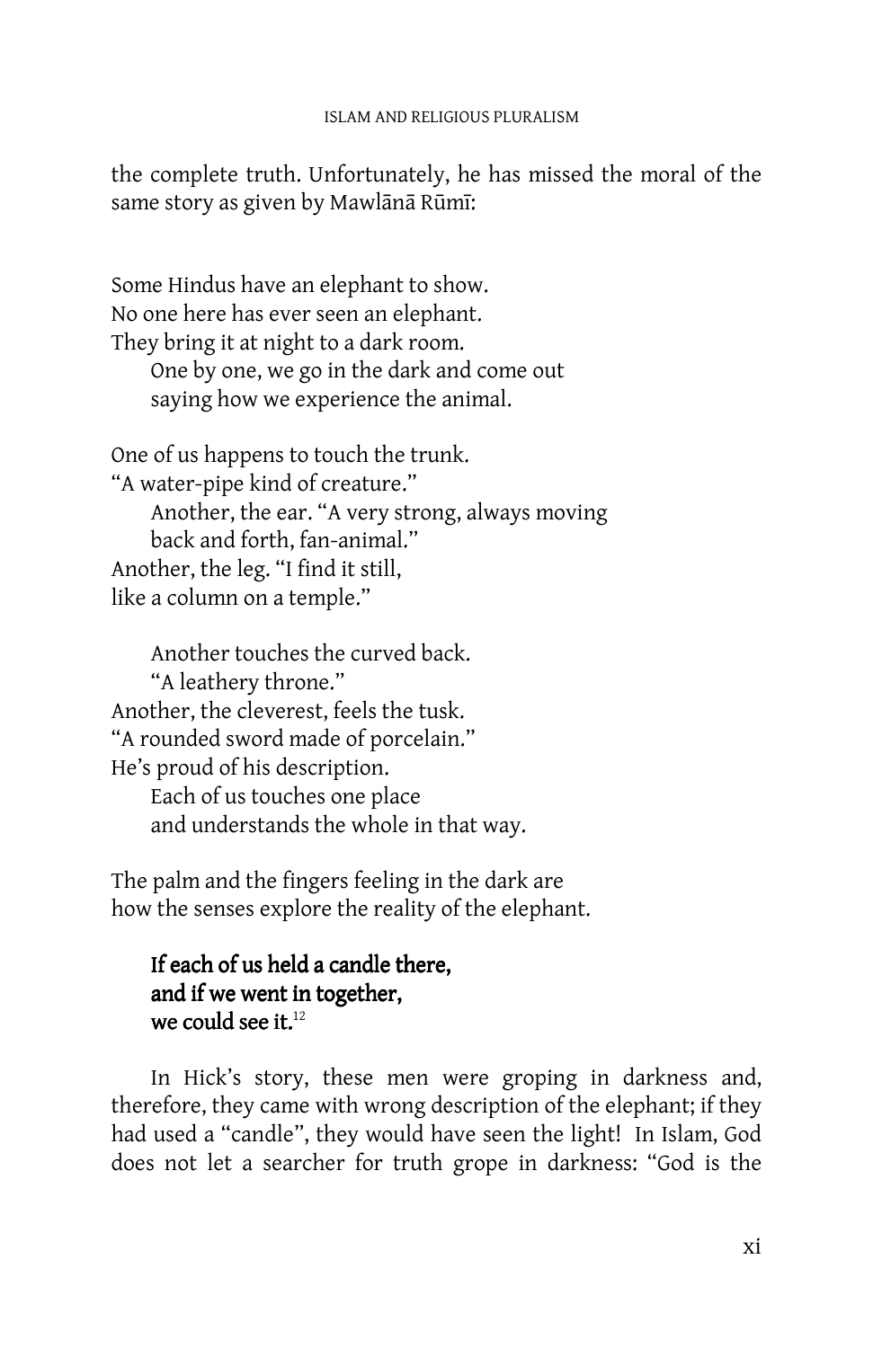the complete truth. Unfortunately, he has missed the moral of the same story as given by Mawlānā Rūmī:

Some Hindus have an elephant to show.  
No one here has ever seen an elephant.  
They bring it at night to a dark room.  
    One by one, we go in the dark and come out  
    saying how we experience the animal.

One of us happens to touch the trunk.  
"A water-pipe kind of creature."  
    Another, the ear. "A very strong, always moving  
    back and forth, fan-animal."  
Another, the leg. "I find it still,  
like a column on a temple."

    Another touches the curved back.  
    "A leathery throne."  
Another, the cleverest, feels the tusk.  
"A rounded sword made of porcelain."  
He's proud of his description.  
    Each of us touches one place  
    and understands the whole in that way.

The palm and the fingers feeling in the dark are  
how the senses explore the reality of the elephant.

> **If each of us held a candle there,**  
> **and if we went in together,**  
> **we could see it.**[12]

In Hick's story, these men were groping in darkness and, therefore, they came with wrong description of the elephant; if they had used a "candle", they would have seen the light! In Islam, God does not let a searcher for truth grope in darkness: "God is the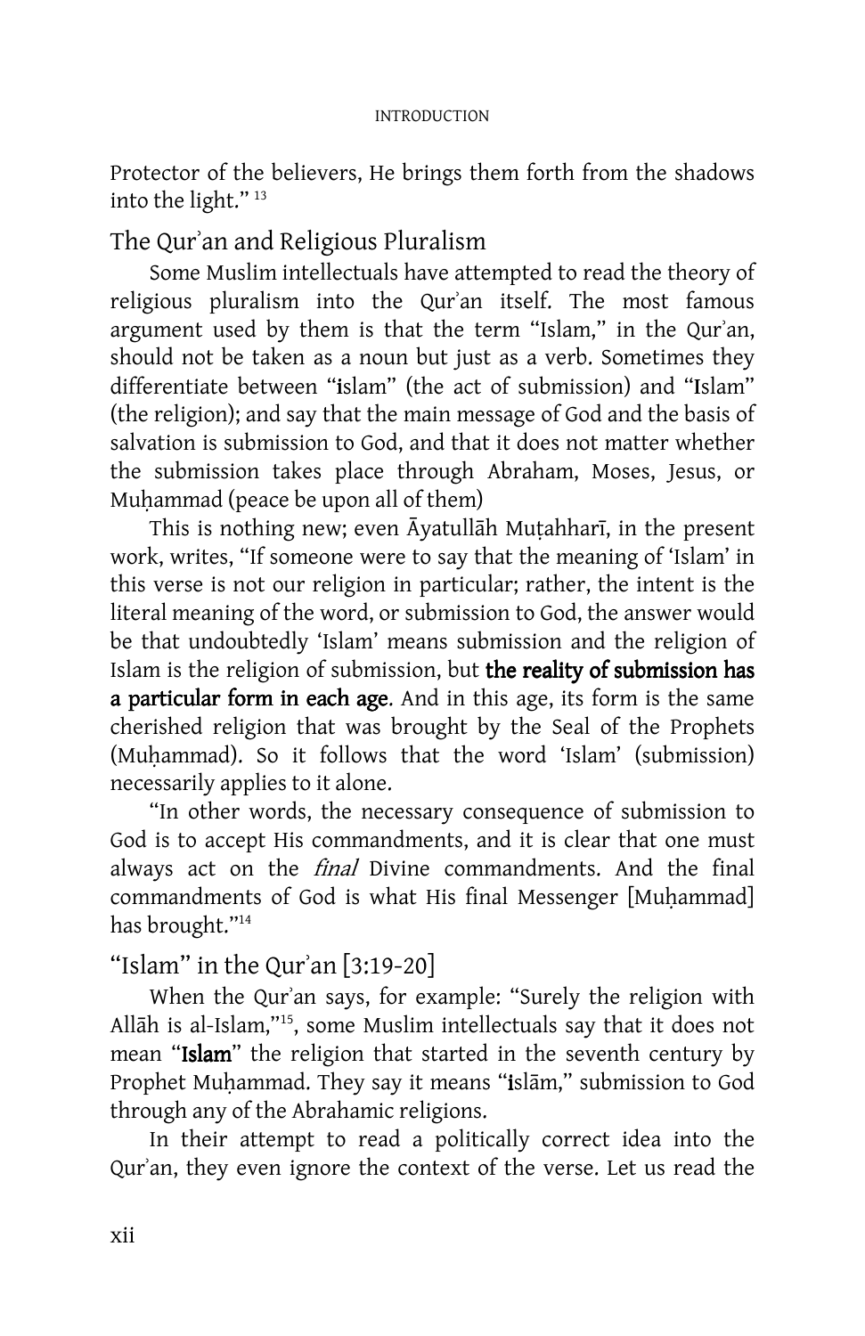Protector of the believers, He brings them forth from the shadows into the light." [13]

## The Qurʾan and Religious Pluralism

Some Muslim intellectuals have attempted to read the theory of religious pluralism into the Qurʾan itself. The most famous argument used by them is that the term "Islam," in the Qurʾan, should not be taken as a noun but just as a verb. Sometimes they differentiate between "**i**slam" (the act of submission) and "**I**slam" (the religion); and say that the main message of God and the basis of salvation is submission to God, and that it does not matter whether the submission takes place through Abraham, Moses, Jesus, or Muḥammad (peace be upon all of them)

This is nothing new; even Āyatullāh Muṭahharī, in the present work, writes, "If someone were to say that the meaning of 'Islam' in this verse is not our religion in particular; rather, the intent is the literal meaning of the word, or submission to God, the answer would be that undoubtedly 'Islam' means submission and the religion of Islam is the religion of submission, but **the reality of submission has a particular form in each age**. And in this age, its form is the same cherished religion that was brought by the Seal of the Prophets (Muḥammad). So it follows that the word 'Islam' (submission) necessarily applies to it alone.

"In other words, the necessary consequence of submission to God is to accept His commandments, and it is clear that one must always act on the *final* Divine commandments. And the final commandments of God is what His final Messenger [Muḥammad] has brought."[14]

## "Islam" in the Qurʾan [3:19-20]

When the Qurʾan says, for example: "Surely the religion with Allāh is al-Islam,"[15], some Muslim intellectuals say that it does not mean "**Islam**" the religion that started in the seventh century by Prophet Muḥammad. They say it means "**i**slām," submission to God through any of the Abrahamic religions.

In their attempt to read a politically correct idea into the Qurʾan, they even ignore the context of the verse. Let us read the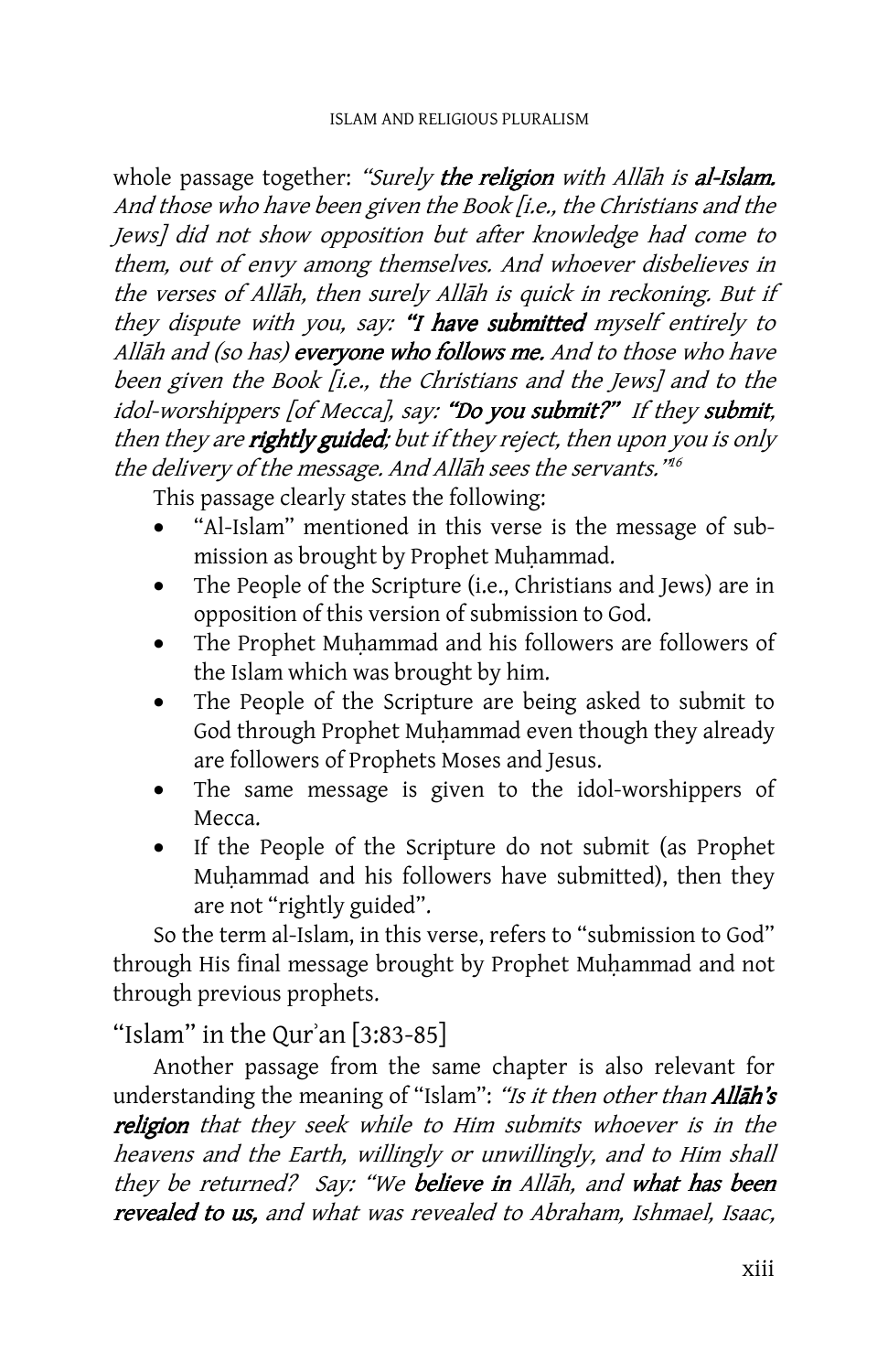whole passage together: *"Surely* ***the religion*** *with Allāh is* ***al-Islam.*** *And those who have been given the Book [i.e., the Christians and the Jews] did not show opposition but after knowledge had come to them, out of envy among themselves. And whoever disbelieves in the verses of Allāh, then surely Allāh is quick in reckoning. But if they dispute with you, say:* ***"I have submitted*** *myself entirely to Allāh and (so has)* ***everyone who follows me.*** *And to those who have been given the Book [i.e., the Christians and the Jews] and to the idol-worshippers [of Mecca], say:* ***"Do you submit?"*** *If they* ***submit****, then they are* ***rightly guided****; but if they reject, then upon you is only the delivery of the message. And Allāh sees the servants."*[16]

This passage clearly states the following:

- "Al-Islam" mentioned in this verse is the message of submission as brought by Prophet Muḥammad.
- The People of the Scripture (i.e., Christians and Jews) are in opposition of this version of submission to God.
- The Prophet Muḥammad and his followers are followers of the Islam which was brought by him.
- The People of the Scripture are being asked to submit to God through Prophet Muḥammad even though they already are followers of Prophets Moses and Jesus.
- The same message is given to the idol-worshippers of Mecca.
- If the People of the Scripture do not submit (as Prophet Muḥammad and his followers have submitted), then they are not "rightly guided".

So the term al-Islam, in this verse, refers to "submission to God" through His final message brought by Prophet Muḥammad and not through previous prophets.

## "Islam" in the Qurʾan [3:83-85]

Another passage from the same chapter is also relevant for understanding the meaning of "Islam": *"Is it then other than* ***Allāh's religion*** *that they seek while to Him submits whoever is in the heavens and the Earth, willingly or unwillingly, and to Him shall they be returned? Say: "We* ***believe in*** *Allāh, and* ***what has been revealed to us,*** *and what was revealed to Abraham, Ishmael, Isaac,*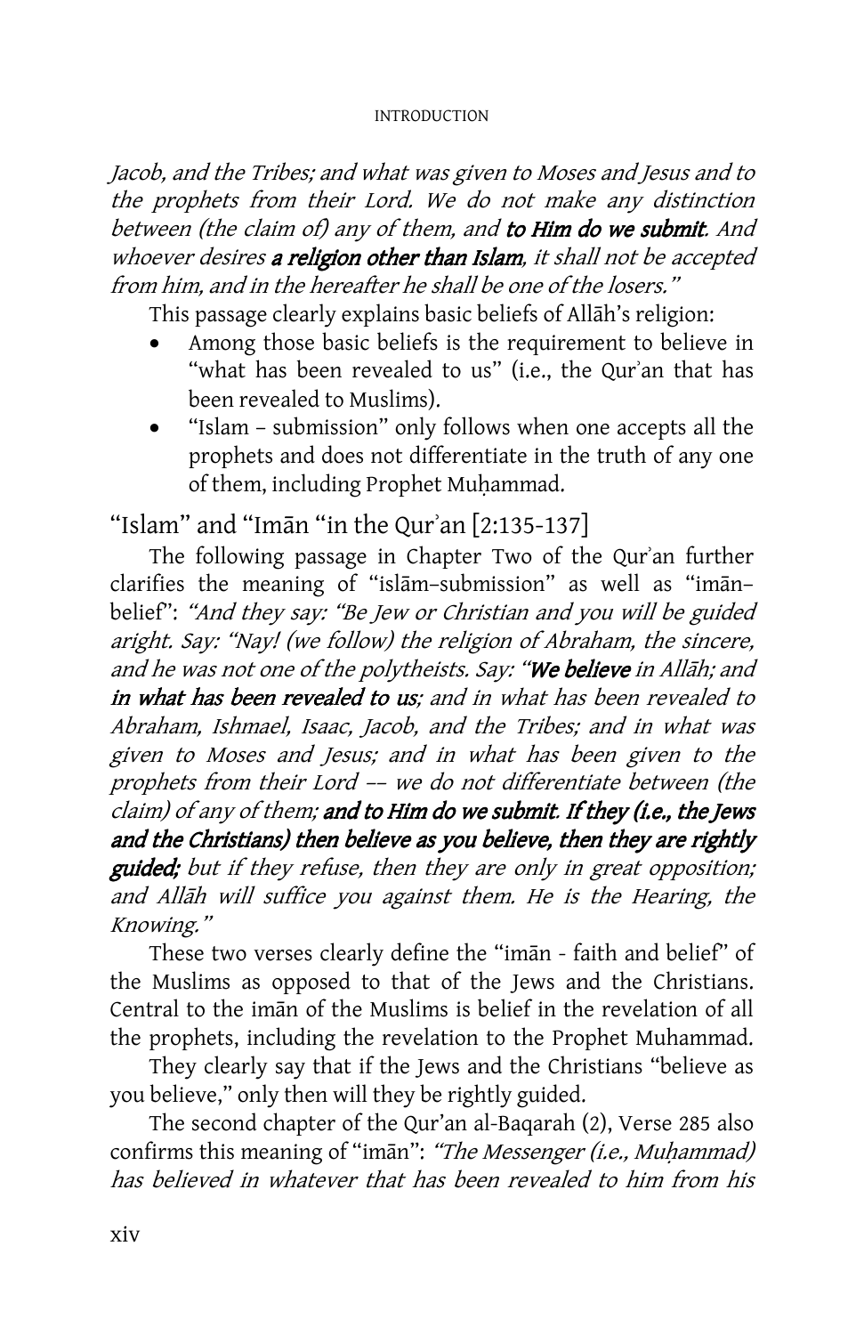*Jacob, and the Tribes; and what was given to Moses and Jesus and to the prophets from their Lord. We do not make any distinction between (the claim of) any of them, and* ***to Him do we submit****. And whoever desires* ***a religion other than Islam****, it shall not be accepted from him, and in the hereafter he shall be one of the losers."*

This passage clearly explains basic beliefs of Allāh's religion:

- Among those basic beliefs is the requirement to believe in "what has been revealed to us" (i.e., the Qurʾan that has been revealed to Muslims).
- "Islam – submission" only follows when one accepts all the prophets and does not differentiate in the truth of any one of them, including Prophet Muḥammad.

## "Islam" and "Imān "in the Qurʾan [2:135-137]

The following passage in Chapter Two of the Qurʾan further clarifies the meaning of "islām–submission" as well as "imān–belief": *"And they say: "Be Jew or Christian and you will be guided aright. Say: "Nay! (we follow) the religion of Abraham, the sincere, and he was not one of the polytheists. Say: "****We believe*** *in Allāh; and* ***in what has been revealed to us****; and in what has been revealed to Abraham, Ishmael, Isaac, Jacob, and the Tribes; and in what was given to Moses and Jesus; and in what has been given to the prophets from their Lord –– we do not differentiate between (the claim) of any of them;* ***and to Him do we submit****.* ***If they (i.e., the Jews and the Christians) then believe as you believe, then they are rightly guided;*** *but if they refuse, then they are only in great opposition; and Allāh will suffice you against them. He is the Hearing, the Knowing."*

These two verses clearly define the "imān - faith and belief" of the Muslims as opposed to that of the Jews and the Christians. Central to the imān of the Muslims is belief in the revelation of all the prophets, including the revelation to the Prophet Muhammad.

They clearly say that if the Jews and the Christians "believe as you believe," only then will they be rightly guided.

The second chapter of the Qur'an al-Baqarah (2), Verse 285 also confirms this meaning of "imān": *"The Messenger (i.e., Muḥammad) has believed in whatever that has been revealed to him from his*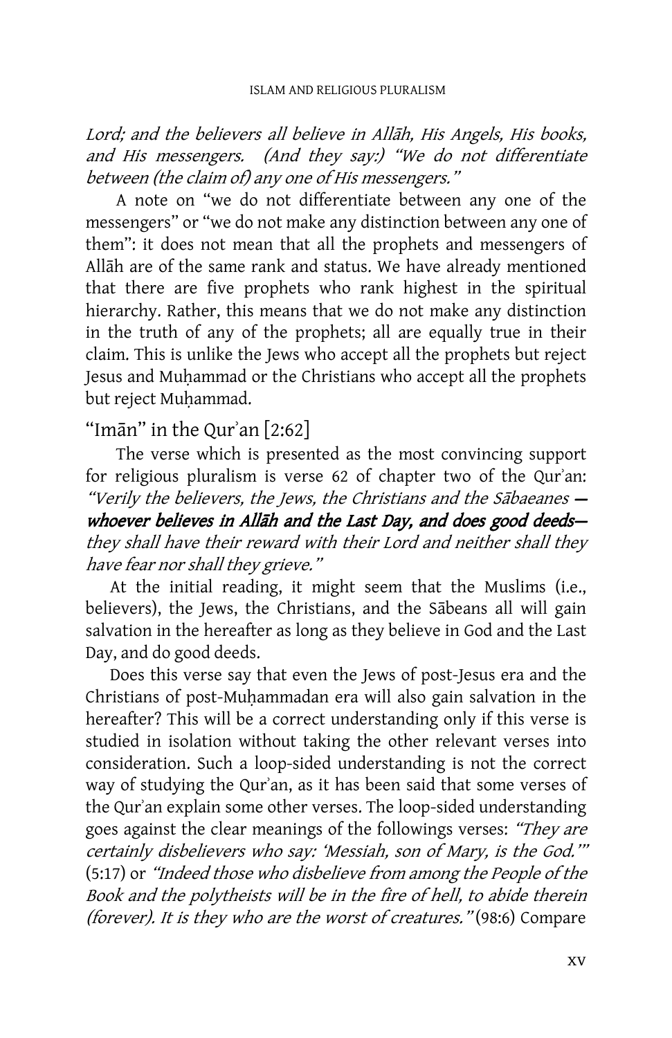*Lord; and the believers all believe in Allāh, His Angels, His books, and His messengers. (And they say:) "We do not differentiate between (the claim of) any one of His messengers."*

A note on "we do not differentiate between any one of the messengers" or "we do not make any distinction between any one of them": it does not mean that all the prophets and messengers of Allāh are of the same rank and status. We have already mentioned that there are five prophets who rank highest in the spiritual hierarchy. Rather, this means that we do not make any distinction in the truth of any of the prophets; all are equally true in their claim. This is unlike the Jews who accept all the prophets but reject Jesus and Muḥammad or the Christians who accept all the prophets but reject Muḥammad.

## "Imān" in the Qurʾan [2:62]

The verse which is presented as the most convincing support for religious pluralism is verse 62 of chapter two of the Qurʾan: *"Verily the believers, the Jews, the Christians and the Sābaeanes —* ***whoever believes in Allāh and the Last Day, and does good deeds—*** *they shall have their reward with their Lord and neither shall they have fear nor shall they grieve."*

At the initial reading, it might seem that the Muslims (i.e., believers), the Jews, the Christians, and the Sābeans all will gain salvation in the hereafter as long as they believe in God and the Last Day, and do good deeds.

Does this verse say that even the Jews of post-Jesus era and the Christians of post-Muḥammadan era will also gain salvation in the hereafter? This will be a correct understanding only if this verse is studied in isolation without taking the other relevant verses into consideration. Such a loop-sided understanding is not the correct way of studying the Qurʾan, as it has been said that some verses of the Qurʾan explain some other verses. The loop-sided understanding goes against the clear meanings of the followings verses: *"They are certainly disbelievers who say: 'Messiah, son of Mary, is the God.'"* (5:17) or *"Indeed those who disbelieve from among the People of the Book and the polytheists will be in the fire of hell, to abide therein (forever). It is they who are the worst of creatures."* (98:6) Compare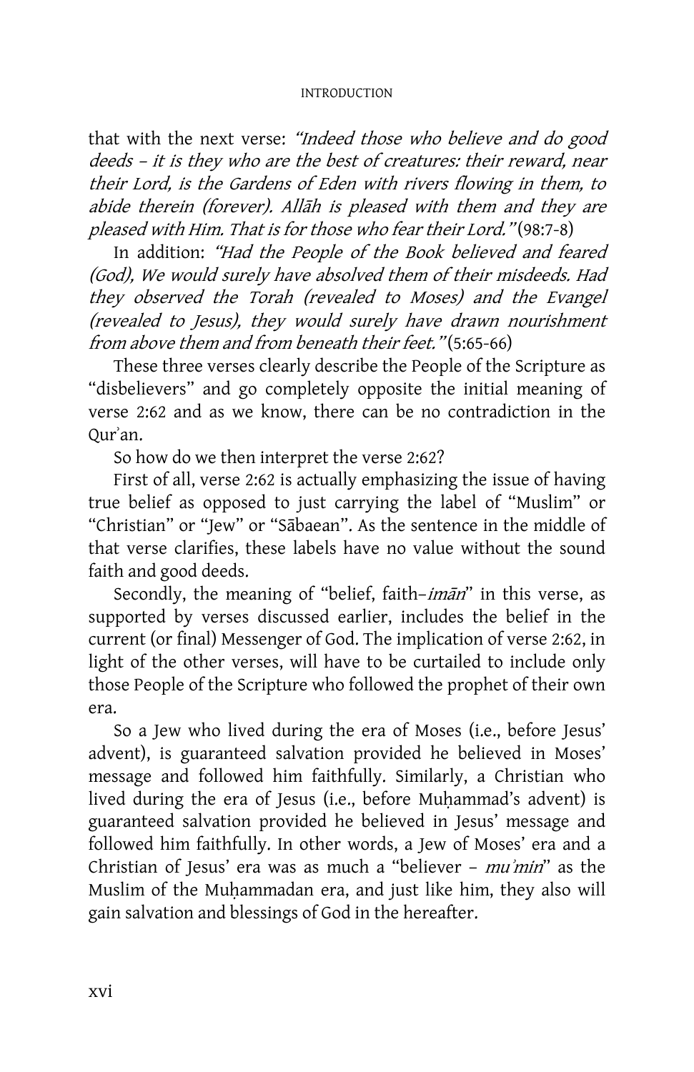that with the next verse: *"Indeed those who believe and do good deeds – it is they who are the best of creatures: their reward, near their Lord, is the Gardens of Eden with rivers flowing in them, to abide therein (forever). Allāh is pleased with them and they are pleased with Him. That is for those who fear their Lord."* (98:7-8)

In addition: *"Had the People of the Book believed and feared (God), We would surely have absolved them of their misdeeds. Had they observed the Torah (revealed to Moses) and the Evangel (revealed to Jesus), they would surely have drawn nourishment from above them and from beneath their feet."* (5:65-66)

These three verses clearly describe the People of the Scripture as "disbelievers" and go completely opposite the initial meaning of verse 2:62 and as we know, there can be no contradiction in the Qur'an.

So how do we then interpret the verse 2:62?

First of all, verse 2:62 is actually emphasizing the issue of having true belief as opposed to just carrying the label of "Muslim" or "Christian" or "Jew" or "Sābaean". As the sentence in the middle of that verse clarifies, these labels have no value without the sound faith and good deeds.

Secondly, the meaning of "belief, faith–*imān*" in this verse, as supported by verses discussed earlier, includes the belief in the current (or final) Messenger of God. The implication of verse 2:62, in light of the other verses, will have to be curtailed to include only those People of the Scripture who followed the prophet of their own era.

So a Jew who lived during the era of Moses (i.e., before Jesus' advent), is guaranteed salvation provided he believed in Moses' message and followed him faithfully. Similarly, a Christian who lived during the era of Jesus (i.e., before Muḥammad's advent) is guaranteed salvation provided he believed in Jesus' message and followed him faithfully. In other words, a Jew of Moses' era and a Christian of Jesus' era was as much a "believer – *mu'min*" as the Muslim of the Muḥammadan era, and just like him, they also will gain salvation and blessings of God in the hereafter.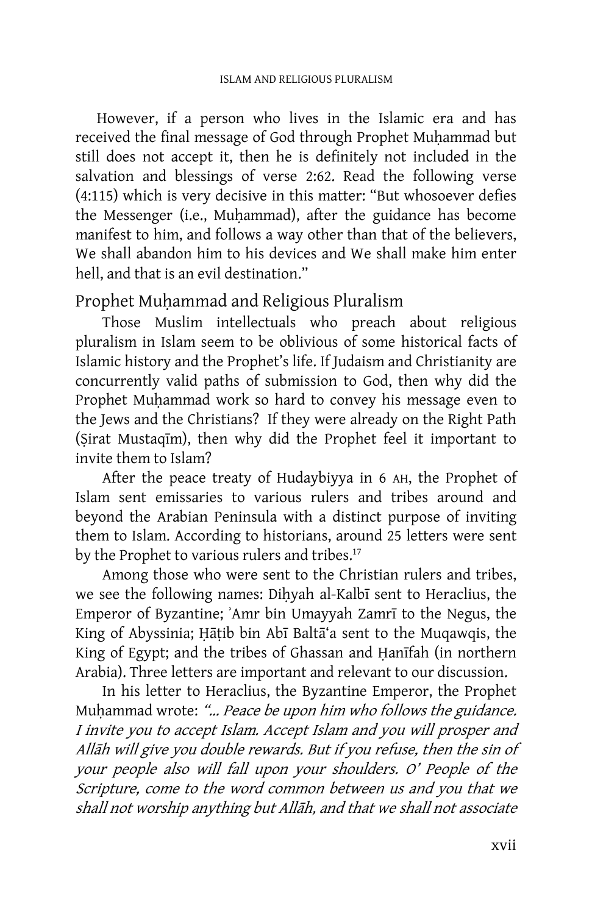However, if a person who lives in the Islamic era and has received the final message of God through Prophet Muḥammad but still does not accept it, then he is definitely not included in the salvation and blessings of verse 2:62. Read the following verse (4:115) which is very decisive in this matter: "But whosoever defies the Messenger (i.e., Muḥammad), after the guidance has become manifest to him, and follows a way other than that of the believers, We shall abandon him to his devices and We shall make him enter hell, and that is an evil destination."

## Prophet Muḥammad and Religious Pluralism

Those Muslim intellectuals who preach about religious pluralism in Islam seem to be oblivious of some historical facts of Islamic history and the Prophet's life. If Judaism and Christianity are concurrently valid paths of submission to God, then why did the Prophet Muḥammad work so hard to convey his message even to the Jews and the Christians? If they were already on the Right Path (Ṣirat Mustaqīm), then why did the Prophet feel it important to invite them to Islam?

After the peace treaty of Hudaybiyya in 6 AH, the Prophet of Islam sent emissaries to various rulers and tribes around and beyond the Arabian Peninsula with a distinct purpose of inviting them to Islam. According to historians, around 25 letters were sent by the Prophet to various rulers and tribes.[17]

Among those who were sent to the Christian rulers and tribes, we see the following names: Diḥyah al-Kalbī sent to Heraclius, the Emperor of Byzantine; ʾAmr bin Umayyah Zamrī to the Negus, the King of Abyssinia; Ḥāṭib bin Abī Baltāʿa sent to the Muqawqis, the King of Egypt; and the tribes of Ghassan and Ḥanīfah (in northern Arabia). Three letters are important and relevant to our discussion.

In his letter to Heraclius, the Byzantine Emperor, the Prophet Muḥammad wrote: *"... Peace be upon him who follows the guidance. I invite you to accept Islam. Accept Islam and you will prosper and Allāh will give you double rewards. But if you refuse, then the sin of your people also will fall upon your shoulders. O' People of the Scripture, come to the word common between us and you that we shall not worship anything but Allāh, and that we shall not associate*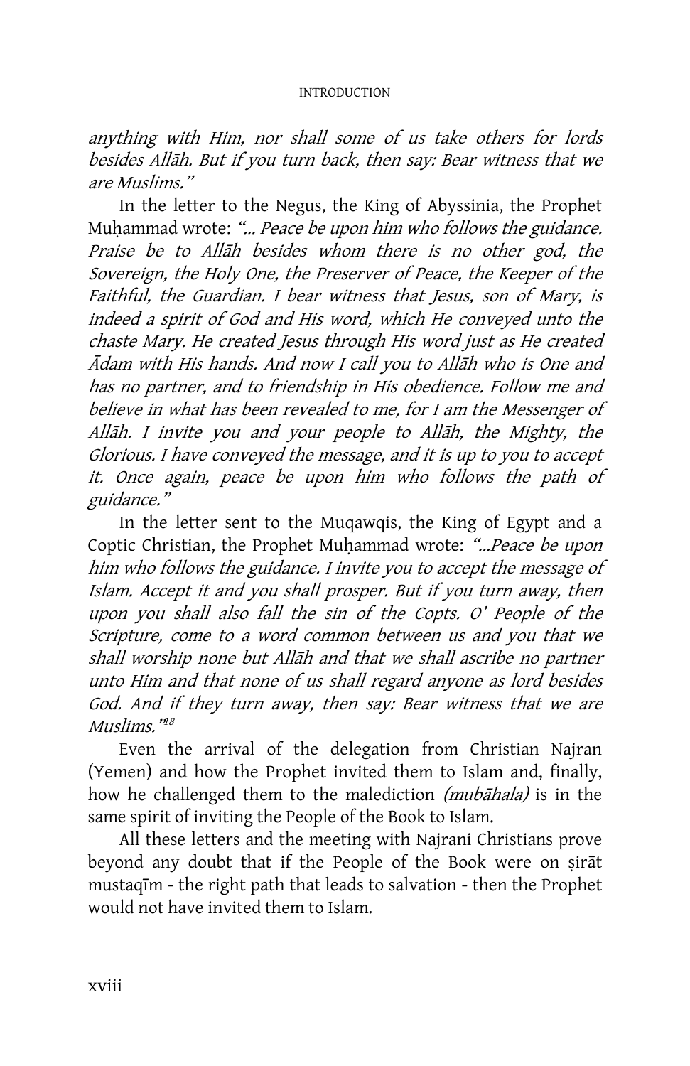*anything with Him, nor shall some of us take others for lords besides Allāh. But if you turn back, then say: Bear witness that we are Muslims."*

In the letter to the Negus, the King of Abyssinia, the Prophet Muḥammad wrote: *"... Peace be upon him who follows the guidance. Praise be to Allāh besides whom there is no other god, the Sovereign, the Holy One, the Preserver of Peace, the Keeper of the Faithful, the Guardian. I bear witness that Jesus, son of Mary, is indeed a spirit of God and His word, which He conveyed unto the chaste Mary. He created Jesus through His word just as He created Ādam with His hands. And now I call you to Allāh who is One and has no partner, and to friendship in His obedience. Follow me and believe in what has been revealed to me, for I am the Messenger of Allāh. I invite you and your people to Allāh, the Mighty, the Glorious. I have conveyed the message, and it is up to you to accept it. Once again, peace be upon him who follows the path of guidance."*

In the letter sent to the Muqawqis, the King of Egypt and a Coptic Christian, the Prophet Muḥammad wrote: *"...Peace be upon him who follows the guidance. I invite you to accept the message of Islam. Accept it and you shall prosper. But if you turn away, then upon you shall also fall the sin of the Copts. O' People of the Scripture, come to a word common between us and you that we shall worship none but Allāh and that we shall ascribe no partner unto Him and that none of us shall regard anyone as lord besides God. And if they turn away, then say: Bear witness that we are Muslims."*[18]

Even the arrival of the delegation from Christian Najran (Yemen) and how the Prophet invited them to Islam and, finally, how he challenged them to the malediction *(mubāhala)* is in the same spirit of inviting the People of the Book to Islam.

All these letters and the meeting with Najrani Christians prove beyond any doubt that if the People of the Book were on ṣirāt mustaqīm - the right path that leads to salvation - then the Prophet would not have invited them to Islam.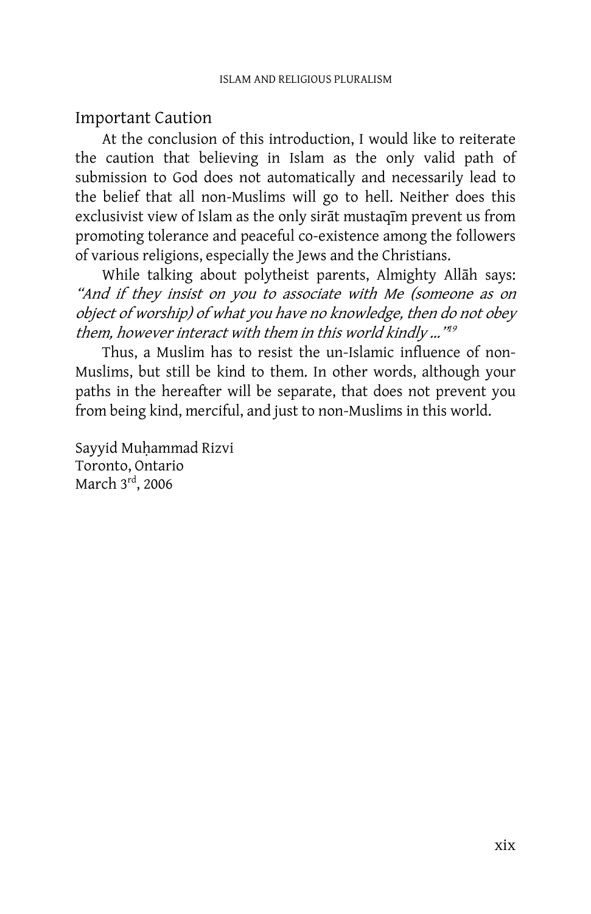## Important Caution

At the conclusion of this introduction, I would like to reiterate the caution that believing in Islam as the only valid path of submission to God does not automatically and necessarily lead to the belief that all non-Muslims will go to hell. Neither does this exclusivist view of Islam as the only sirāt mustaqīm prevent us from promoting tolerance and peaceful co-existence among the followers of various religions, especially the Jews and the Christians.

While talking about polytheist parents, Almighty Allāh says: *"And if they insist on you to associate with Me (someone as on object of worship) of what you have no knowledge, then do not obey them, however interact with them in this world kindly ..."*[19]

Thus, a Muslim has to resist the un-Islamic influence of non-Muslims, but still be kind to them. In other words, although your paths in the hereafter will be separate, that does not prevent you from being kind, merciful, and just to non-Muslims in this world.

Sayyid Muḥammad Rizvi
Toronto, Ontario
March 3rd, 2006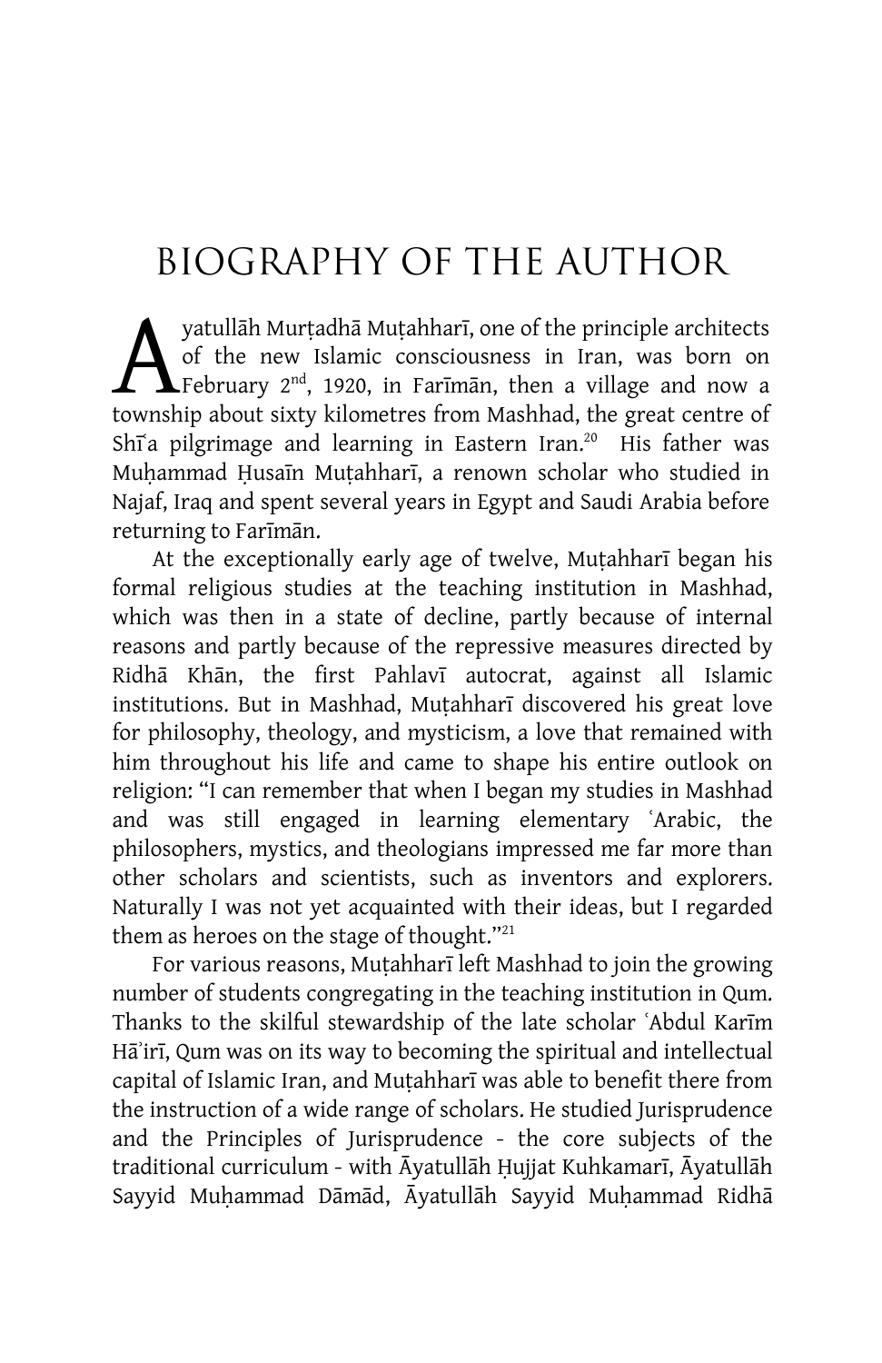# BIOGRAPHY OF THE AUTHOR

Ayatullāh Murṭadhā Muṭahharī, one of the principle architects of the new Islamic consciousness in Iran, was born on February 2nd, 1920, in Farīmān, then a village and now a township about sixty kilometres from Mashhad, the great centre of Shīʿa pilgrimage and learning in Eastern Iran.[20] His father was Muḥammad Ḥusaīn Muṭahharī, a renown scholar who studied in Najaf, Iraq and spent several years in Egypt and Saudi Arabia before returning to Farīmān.

At the exceptionally early age of twelve, Muṭahharī began his formal religious studies at the teaching institution in Mashhad, which was then in a state of decline, partly because of internal reasons and partly because of the repressive measures directed by Ridhā Khān, the first Pahlavī autocrat, against all Islamic institutions. But in Mashhad, Muṭahharī discovered his great love for philosophy, theology, and mysticism, a love that remained with him throughout his life and came to shape his entire outlook on religion: "I can remember that when I began my studies in Mashhad and was still engaged in learning elementary ʿArabic, the philosophers, mystics, and theologians impressed me far more than other scholars and scientists, such as inventors and explorers. Naturally I was not yet acquainted with their ideas, but I regarded them as heroes on the stage of thought."[21]

For various reasons, Muṭahharī left Mashhad to join the growing number of students congregating in the teaching institution in Qum. Thanks to the skilful stewardship of the late scholar ʿAbdul Karīm Hāʾirī, Qum was on its way to becoming the spiritual and intellectual capital of Islamic Iran, and Muṭahharī was able to benefit there from the instruction of a wide range of scholars. He studied Jurisprudence and the Principles of Jurisprudence - the core subjects of the traditional curriculum - with Āyatullāh Ḥujjat Kuhkamarī, Āyatullāh Sayyid Muḥammad Dāmād, Āyatullāh Sayyid Muḥammad Ridhā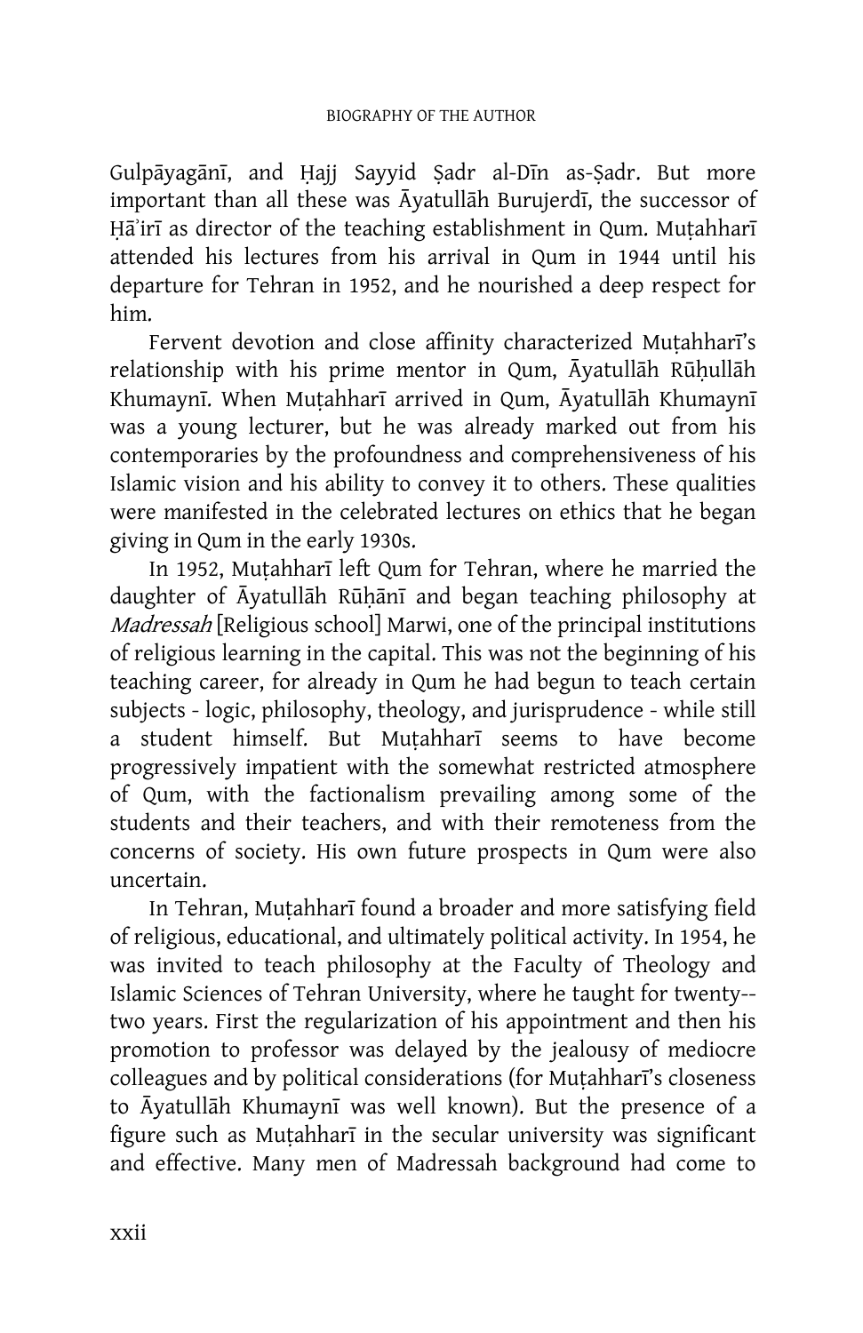Gulpāyagānī, and Ḥajj Sayyid Ṣadr al-Dīn as-Ṣadr. But more important than all these was Āyatullāh Burujerdī, the successor of Ḥā'irī as director of the teaching establishment in Qum. Muṭahharī attended his lectures from his arrival in Qum in 1944 until his departure for Tehran in 1952, and he nourished a deep respect for him.

Fervent devotion and close affinity characterized Muṭahharī's relationship with his prime mentor in Qum, Āyatullāh Rūḥullāh Khumaynī. When Muṭahharī arrived in Qum, Āyatullāh Khumaynī was a young lecturer, but he was already marked out from his contemporaries by the profoundness and comprehensiveness of his Islamic vision and his ability to convey it to others. These qualities were manifested in the celebrated lectures on ethics that he began giving in Qum in the early 1930s.

In 1952, Muṭahharī left Qum for Tehran, where he married the daughter of Āyatullāh Rūḥānī and began teaching philosophy at *Madressah* [Religious school] Marwi, one of the principal institutions of religious learning in the capital. This was not the beginning of his teaching career, for already in Qum he had begun to teach certain subjects - logic, philosophy, theology, and jurisprudence - while still a student himself. But Muṭahharī seems to have become progressively impatient with the somewhat restricted atmosphere of Qum, with the factionalism prevailing among some of the students and their teachers, and with their remoteness from the concerns of society. His own future prospects in Qum were also uncertain.

In Tehran, Muṭahharī found a broader and more satisfying field of religious, educational, and ultimately political activity. In 1954, he was invited to teach philosophy at the Faculty of Theology and Islamic Sciences of Tehran University, where he taught for twenty--two years. First the regularization of his appointment and then his promotion to professor was delayed by the jealousy of mediocre colleagues and by political considerations (for Muṭahharī's closeness to Āyatullāh Khumaynī was well known). But the presence of a figure such as Muṭahharī in the secular university was significant and effective. Many men of Madressah background had come to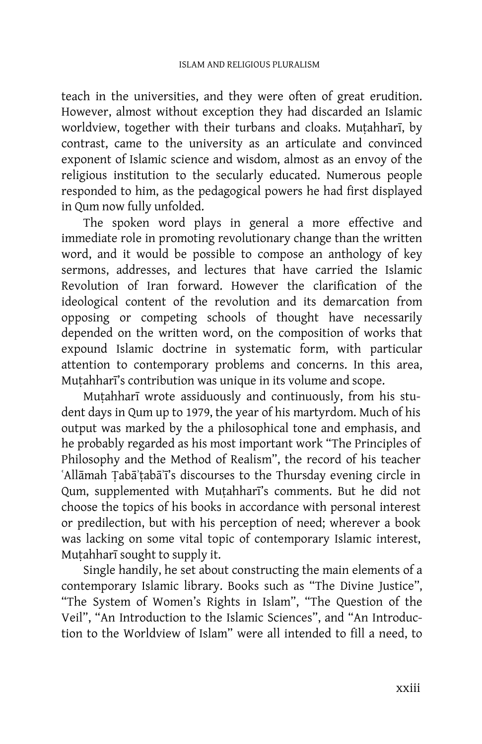teach in the universities, and they were often of great erudition. However, almost without exception they had discarded an Islamic worldview, together with their turbans and cloaks. Muṭahharī, by contrast, came to the university as an articulate and convinced exponent of Islamic science and wisdom, almost as an envoy of the religious institution to the secularly educated. Numerous people responded to him, as the pedagogical powers he had first displayed in Qum now fully unfolded.

The spoken word plays in general a more effective and immediate role in promoting revolutionary change than the written word, and it would be possible to compose an anthology of key sermons, addresses, and lectures that have carried the Islamic Revolution of Iran forward. However the clarification of the ideological content of the revolution and its demarcation from opposing or competing schools of thought have necessarily depended on the written word, on the composition of works that expound Islamic doctrine in systematic form, with particular attention to contemporary problems and concerns. In this area, Muṭahharī's contribution was unique in its volume and scope.

Muṭahharī wrote assiduously and continuously, from his student days in Qum up to 1979, the year of his martyrdom. Much of his output was marked by the a philosophical tone and emphasis, and he probably regarded as his most important work "The Principles of Philosophy and the Method of Realism", the record of his teacher ʿAllāmah Ṭabāʾṭabāʾī's discourses to the Thursday evening circle in Qum, supplemented with Muṭahharī's comments. But he did not choose the topics of his books in accordance with personal interest or predilection, but with his perception of need; wherever a book was lacking on some vital topic of contemporary Islamic interest, Muṭahharī sought to supply it.

Single handily, he set about constructing the main elements of a contemporary Islamic library. Books such as "The Divine Justice", "The System of Women's Rights in Islam", "The Question of the Veil", "An Introduction to the Islamic Sciences", and "An Introduction to the Worldview of Islam" were all intended to fill a need, to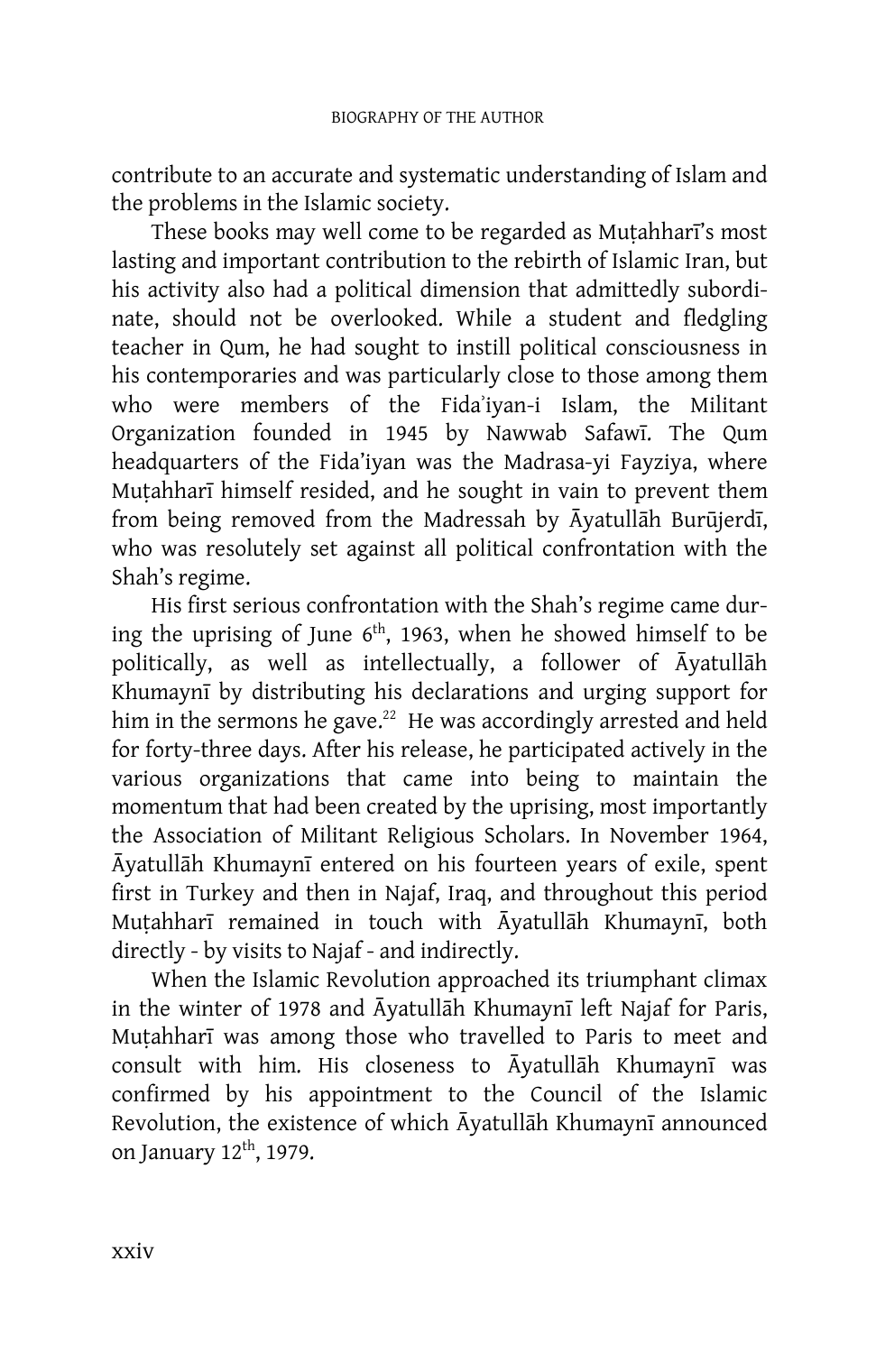contribute to an accurate and systematic understanding of Islam and the problems in the Islamic society.

These books may well come to be regarded as Muṭahharī's most lasting and important contribution to the rebirth of Islamic Iran, but his activity also had a political dimension that admittedly subordinate, should not be overlooked. While a student and fledgling teacher in Qum, he had sought to instill political consciousness in his contemporaries and was particularly close to those among them who were members of the Fidaʾiyan-i Islam, the Militant Organization founded in 1945 by Nawwab Safawī. The Qum headquarters of the Fida'iyan was the Madrasa-yi Fayziya, where Muṭahharī himself resided, and he sought in vain to prevent them from being removed from the Madressah by Āyatullāh Burūjerdī, who was resolutely set against all political confrontation with the Shah's regime.

His first serious confrontation with the Shah's regime came during the uprising of June 6th, 1963, when he showed himself to be politically, as well as intellectually, a follower of Āyatullāh Khumaynī by distributing his declarations and urging support for him in the sermons he gave.[22] He was accordingly arrested and held for forty-three days. After his release, he participated actively in the various organizations that came into being to maintain the momentum that had been created by the uprising, most importantly the Association of Militant Religious Scholars. In November 1964, Āyatullāh Khumaynī entered on his fourteen years of exile, spent first in Turkey and then in Najaf, Iraq, and throughout this period Muṭahharī remained in touch with Āyatullāh Khumaynī, both directly - by visits to Najaf - and indirectly.

When the Islamic Revolution approached its triumphant climax in the winter of 1978 and Āyatullāh Khumaynī left Najaf for Paris, Muṭahharī was among those who travelled to Paris to meet and consult with him. His closeness to Āyatullāh Khumaynī was confirmed by his appointment to the Council of the Islamic Revolution, the existence of which Āyatullāh Khumaynī announced on January 12th, 1979.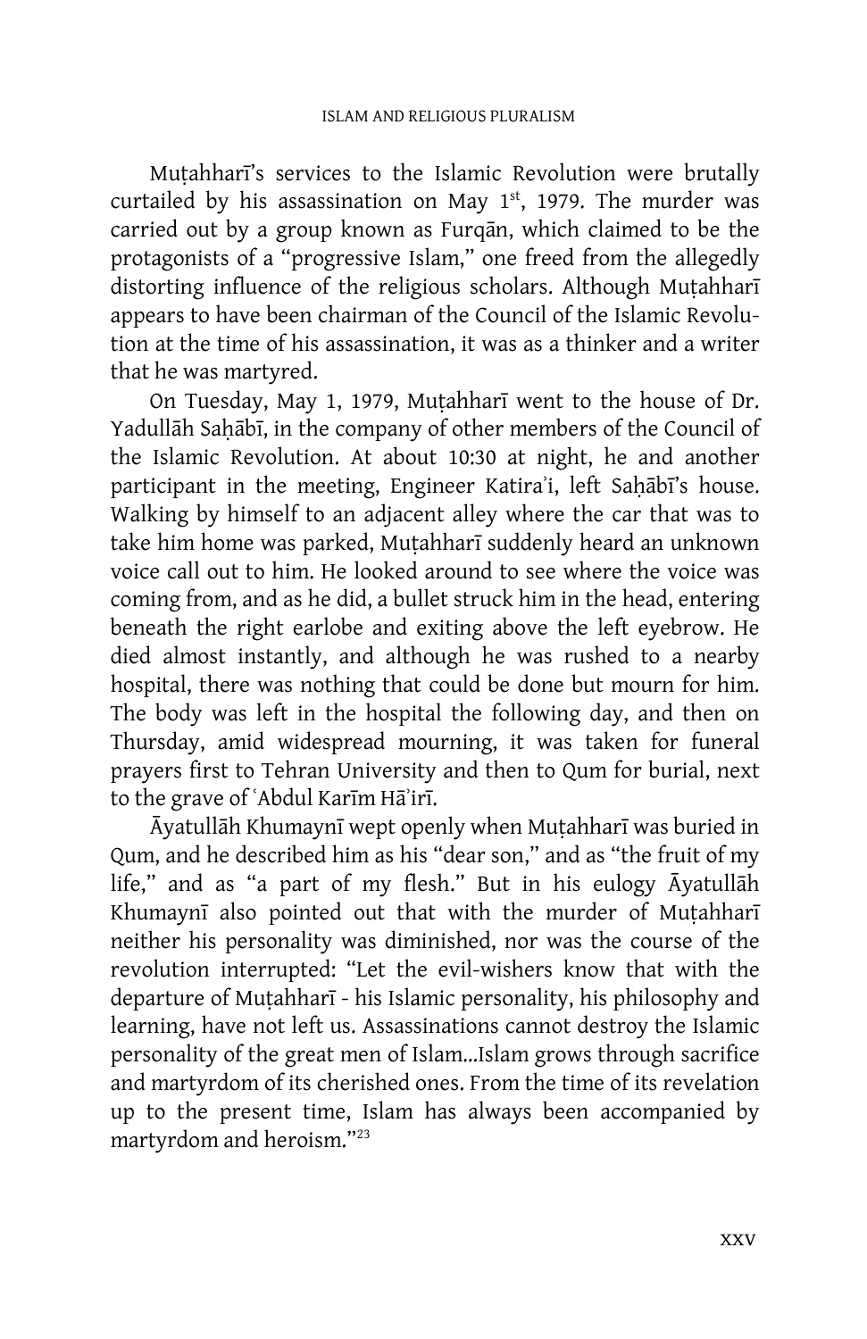Muṭahharī's services to the Islamic Revolution were brutally curtailed by his assassination on May 1st, 1979. The murder was carried out by a group known as Furqān, which claimed to be the protagonists of a "progressive Islam," one freed from the allegedly distorting influence of the religious scholars. Although Muṭahharī appears to have been chairman of the Council of the Islamic Revolution at the time of his assassination, it was as a thinker and a writer that he was martyred.

On Tuesday, May 1, 1979, Muṭahharī went to the house of Dr. Yadullāh Saḥābī, in the company of other members of the Council of the Islamic Revolution. At about 10:30 at night, he and another participant in the meeting, Engineer Katiraʾi, left Saḥābī's house. Walking by himself to an adjacent alley where the car that was to take him home was parked, Muṭahharī suddenly heard an unknown voice call out to him. He looked around to see where the voice was coming from, and as he did, a bullet struck him in the head, entering beneath the right earlobe and exiting above the left eyebrow. He died almost instantly, and although he was rushed to a nearby hospital, there was nothing that could be done but mourn for him. The body was left in the hospital the following day, and then on Thursday, amid widespread mourning, it was taken for funeral prayers first to Tehran University and then to Qum for burial, next to the grave of ʿAbdul Karīm Hāʾirī.

Āyatullāh Khumaynī wept openly when Muṭahharī was buried in Qum, and he described him as his "dear son," and as "the fruit of my life," and as "a part of my flesh." But in his eulogy Āyatullāh Khumaynī also pointed out that with the murder of Muṭahharī neither his personality was diminished, nor was the course of the revolution interrupted: "Let the evil-wishers know that with the departure of Muṭahharī - his Islamic personality, his philosophy and learning, have not left us. Assassinations cannot destroy the Islamic personality of the great men of Islam...Islam grows through sacrifice and martyrdom of its cherished ones. From the time of its revelation up to the present time, Islam has always been accompanied by martyrdom and heroism."[23]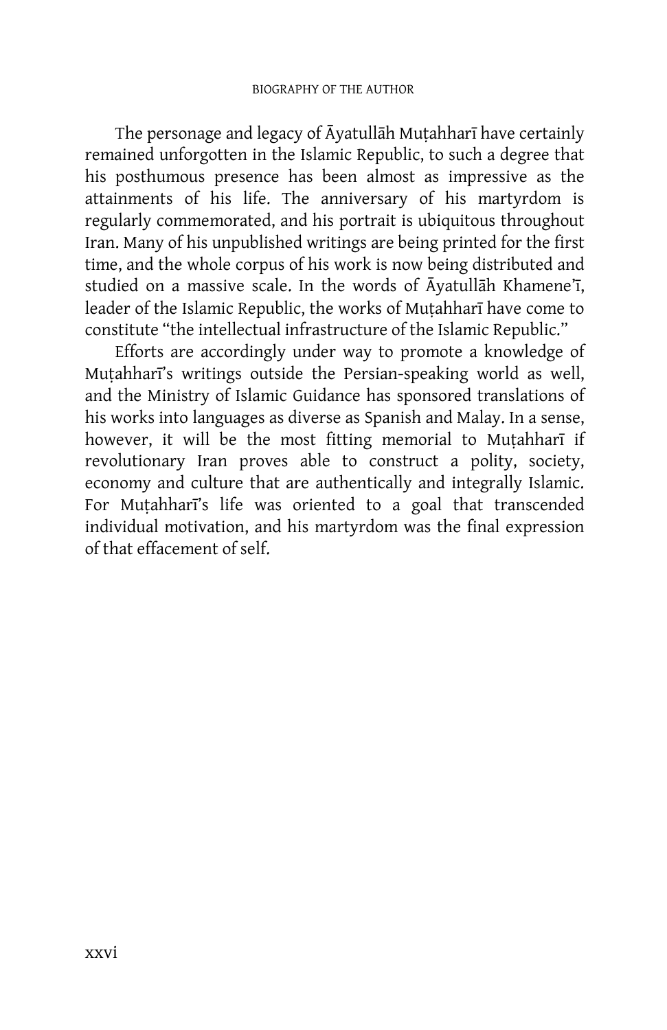The personage and legacy of Āyatullāh Muṭahharī have certainly remained unforgotten in the Islamic Republic, to such a degree that his posthumous presence has been almost as impressive as the attainments of his life. The anniversary of his martyrdom is regularly commemorated, and his portrait is ubiquitous throughout Iran. Many of his unpublished writings are being printed for the first time, and the whole corpus of his work is now being distributed and studied on a massive scale. In the words of Āyatullāh Khamene'ī, leader of the Islamic Republic, the works of Muṭahharī have come to constitute "the intellectual infrastructure of the Islamic Republic."

Efforts are accordingly under way to promote a knowledge of Muṭahharī's writings outside the Persian-speaking world as well, and the Ministry of Islamic Guidance has sponsored translations of his works into languages as diverse as Spanish and Malay. In a sense, however, it will be the most fitting memorial to Muṭahharī if revolutionary Iran proves able to construct a polity, society, economy and culture that are authentically and integrally Islamic. For Muṭahharī's life was oriented to a goal that transcended individual motivation, and his martyrdom was the final expression of that effacement of self.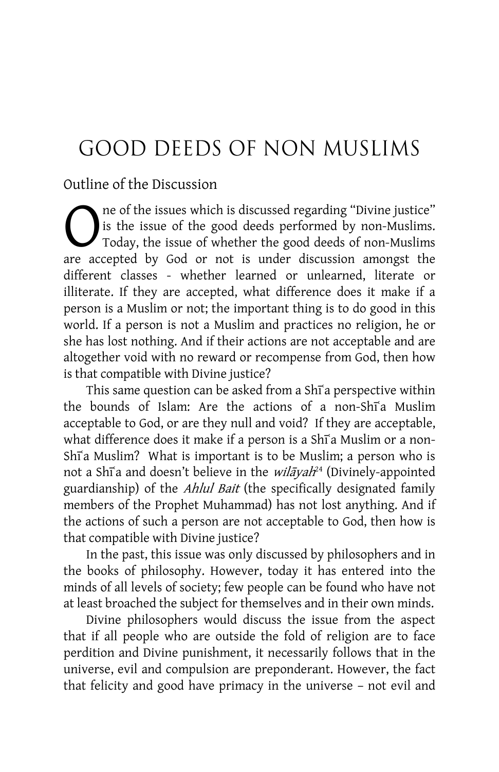# GOOD DEEDS OF NON MUSLIMS

## Outline of the Discussion

One of the issues which is discussed regarding "Divine justice" is the issue of the good deeds performed by non-Muslims. Today, the issue of whether the good deeds of non-Muslims are accepted by God or not is under discussion amongst the different classes - whether learned or unlearned, literate or illiterate. If they are accepted, what difference does it make if a person is a Muslim or not; the important thing is to do good in this world. If a person is not a Muslim and practices no religion, he or she has lost nothing. And if their actions are not acceptable and are altogether void with no reward or recompense from God, then how is that compatible with Divine justice?

This same question can be asked from a Shīʿa perspective within the bounds of Islam: Are the actions of a non-Shīʿa Muslim acceptable to God, or are they null and void? If they are acceptable, what difference does it make if a person is a Shīʿa Muslim or a non-Shīʿa Muslim? What is important is to be Muslim; a person who is not a Shīʿa and doesn't believe in the *wilāyah*[24] (Divinely-appointed guardianship) of the *Ahlul Bait* (the specifically designated family members of the Prophet Muhammad) has not lost anything. And if the actions of such a person are not acceptable to God, then how is that compatible with Divine justice?

In the past, this issue was only discussed by philosophers and in the books of philosophy. However, today it has entered into the minds of all levels of society; few people can be found who have not at least broached the subject for themselves and in their own minds.

Divine philosophers would discuss the issue from the aspect that if all people who are outside the fold of religion are to face perdition and Divine punishment, it necessarily follows that in the universe, evil and compulsion are preponderant. However, the fact that felicity and good have primacy in the universe – not evil and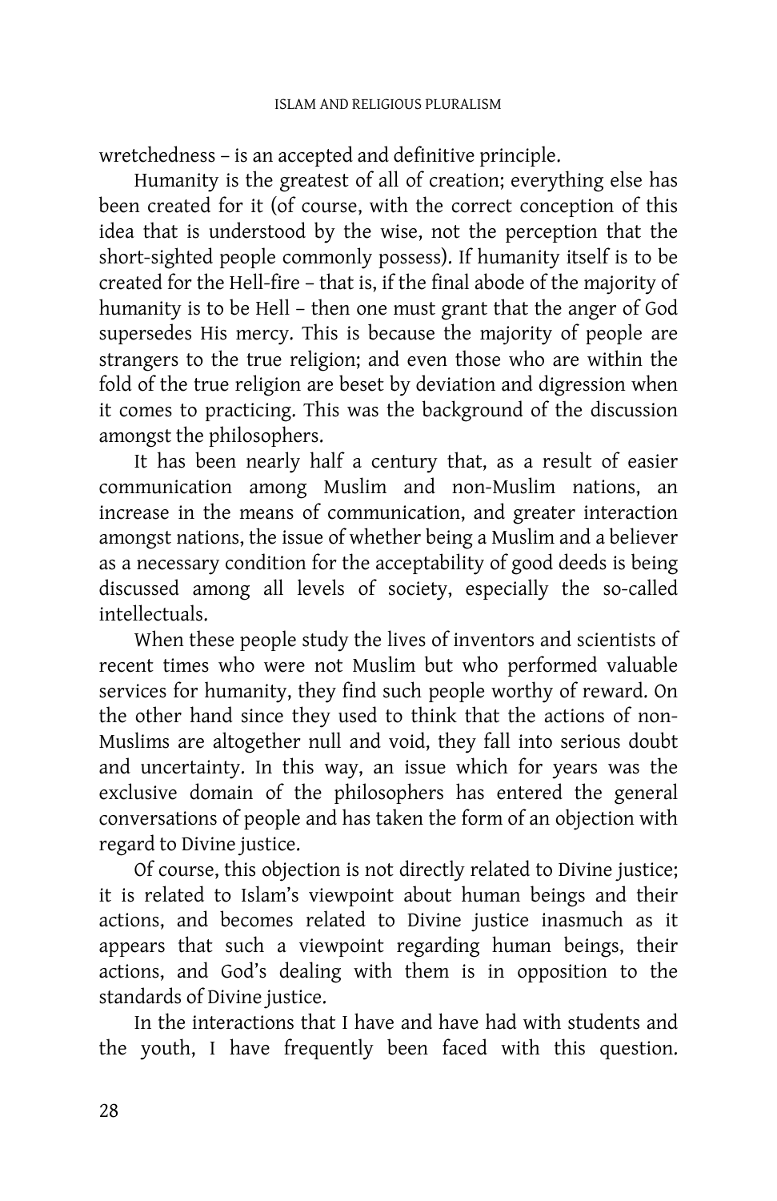wretchedness – is an accepted and definitive principle.

Humanity is the greatest of all of creation; everything else has been created for it (of course, with the correct conception of this idea that is understood by the wise, not the perception that the short-sighted people commonly possess). If humanity itself is to be created for the Hell-fire – that is, if the final abode of the majority of humanity is to be Hell – then one must grant that the anger of God supersedes His mercy. This is because the majority of people are strangers to the true religion; and even those who are within the fold of the true religion are beset by deviation and digression when it comes to practicing. This was the background of the discussion amongst the philosophers.

It has been nearly half a century that, as a result of easier communication among Muslim and non-Muslim nations, an increase in the means of communication, and greater interaction amongst nations, the issue of whether being a Muslim and a believer as a necessary condition for the acceptability of good deeds is being discussed among all levels of society, especially the so-called intellectuals.

When these people study the lives of inventors and scientists of recent times who were not Muslim but who performed valuable services for humanity, they find such people worthy of reward. On the other hand since they used to think that the actions of non-Muslims are altogether null and void, they fall into serious doubt and uncertainty. In this way, an issue which for years was the exclusive domain of the philosophers has entered the general conversations of people and has taken the form of an objection with regard to Divine justice.

Of course, this objection is not directly related to Divine justice; it is related to Islam's viewpoint about human beings and their actions, and becomes related to Divine justice inasmuch as it appears that such a viewpoint regarding human beings, their actions, and God's dealing with them is in opposition to the standards of Divine justice.

In the interactions that I have and have had with students and the youth, I have frequently been faced with this question.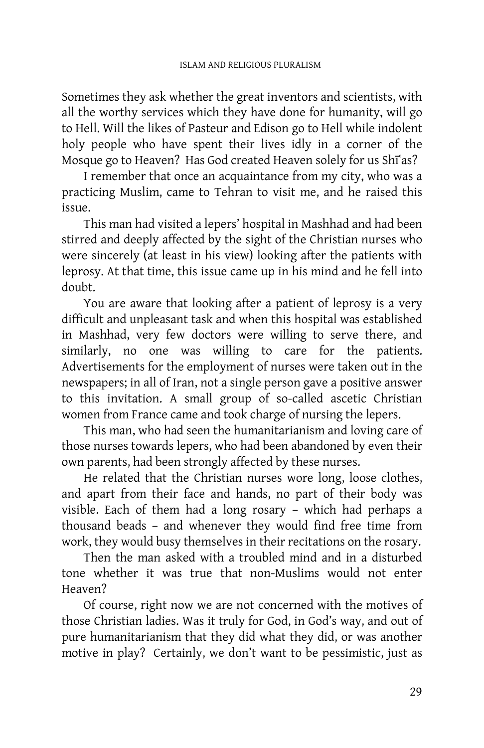Sometimes they ask whether the great inventors and scientists, with all the worthy services which they have done for humanity, will go to Hell. Will the likes of Pasteur and Edison go to Hell while indolent holy people who have spent their lives idly in a corner of the Mosque go to Heaven? Has God created Heaven solely for us Shīʿas?

I remember that once an acquaintance from my city, who was a practicing Muslim, came to Tehran to visit me, and he raised this issue.

This man had visited a lepers' hospital in Mashhad and had been stirred and deeply affected by the sight of the Christian nurses who were sincerely (at least in his view) looking after the patients with leprosy. At that time, this issue came up in his mind and he fell into doubt.

You are aware that looking after a patient of leprosy is a very difficult and unpleasant task and when this hospital was established in Mashhad, very few doctors were willing to serve there, and similarly, no one was willing to care for the patients. Advertisements for the employment of nurses were taken out in the newspapers; in all of Iran, not a single person gave a positive answer to this invitation. A small group of so-called ascetic Christian women from France came and took charge of nursing the lepers.

This man, who had seen the humanitarianism and loving care of those nurses towards lepers, who had been abandoned by even their own parents, had been strongly affected by these nurses.

He related that the Christian nurses wore long, loose clothes, and apart from their face and hands, no part of their body was visible. Each of them had a long rosary – which had perhaps a thousand beads – and whenever they would find free time from work, they would busy themselves in their recitations on the rosary.

Then the man asked with a troubled mind and in a disturbed tone whether it was true that non-Muslims would not enter Heaven?

Of course, right now we are not concerned with the motives of those Christian ladies. Was it truly for God, in God's way, and out of pure humanitarianism that they did what they did, or was another motive in play? Certainly, we don't want to be pessimistic, just as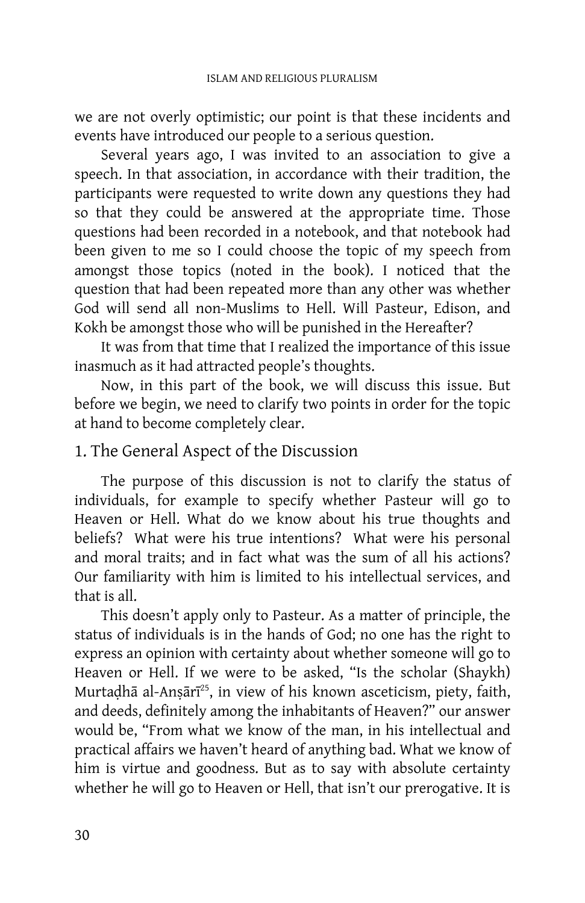we are not overly optimistic; our point is that these incidents and events have introduced our people to a serious question.

Several years ago, I was invited to an association to give a speech. In that association, in accordance with their tradition, the participants were requested to write down any questions they had so that they could be answered at the appropriate time. Those questions had been recorded in a notebook, and that notebook had been given to me so I could choose the topic of my speech from amongst those topics (noted in the book). I noticed that the question that had been repeated more than any other was whether God will send all non-Muslims to Hell. Will Pasteur, Edison, and Kokh be amongst those who will be punished in the Hereafter?

It was from that time that I realized the importance of this issue inasmuch as it had attracted people's thoughts.

Now, in this part of the book, we will discuss this issue. But before we begin, we need to clarify two points in order for the topic at hand to become completely clear.

## 1. The General Aspect of the Discussion

The purpose of this discussion is not to clarify the status of individuals, for example to specify whether Pasteur will go to Heaven or Hell. What do we know about his true thoughts and beliefs? What were his true intentions? What were his personal and moral traits; and in fact what was the sum of all his actions? Our familiarity with him is limited to his intellectual services, and that is all.

This doesn't apply only to Pasteur. As a matter of principle, the status of individuals is in the hands of God; no one has the right to express an opinion with certainty about whether someone will go to Heaven or Hell. If we were to be asked, "Is the scholar (Shaykh) Murtaḍhā al-Anṣārī[25], in view of his known asceticism, piety, faith, and deeds, definitely among the inhabitants of Heaven?" our answer would be, "From what we know of the man, in his intellectual and practical affairs we haven't heard of anything bad. What we know of him is virtue and goodness. But as to say with absolute certainty whether he will go to Heaven or Hell, that isn't our prerogative. It is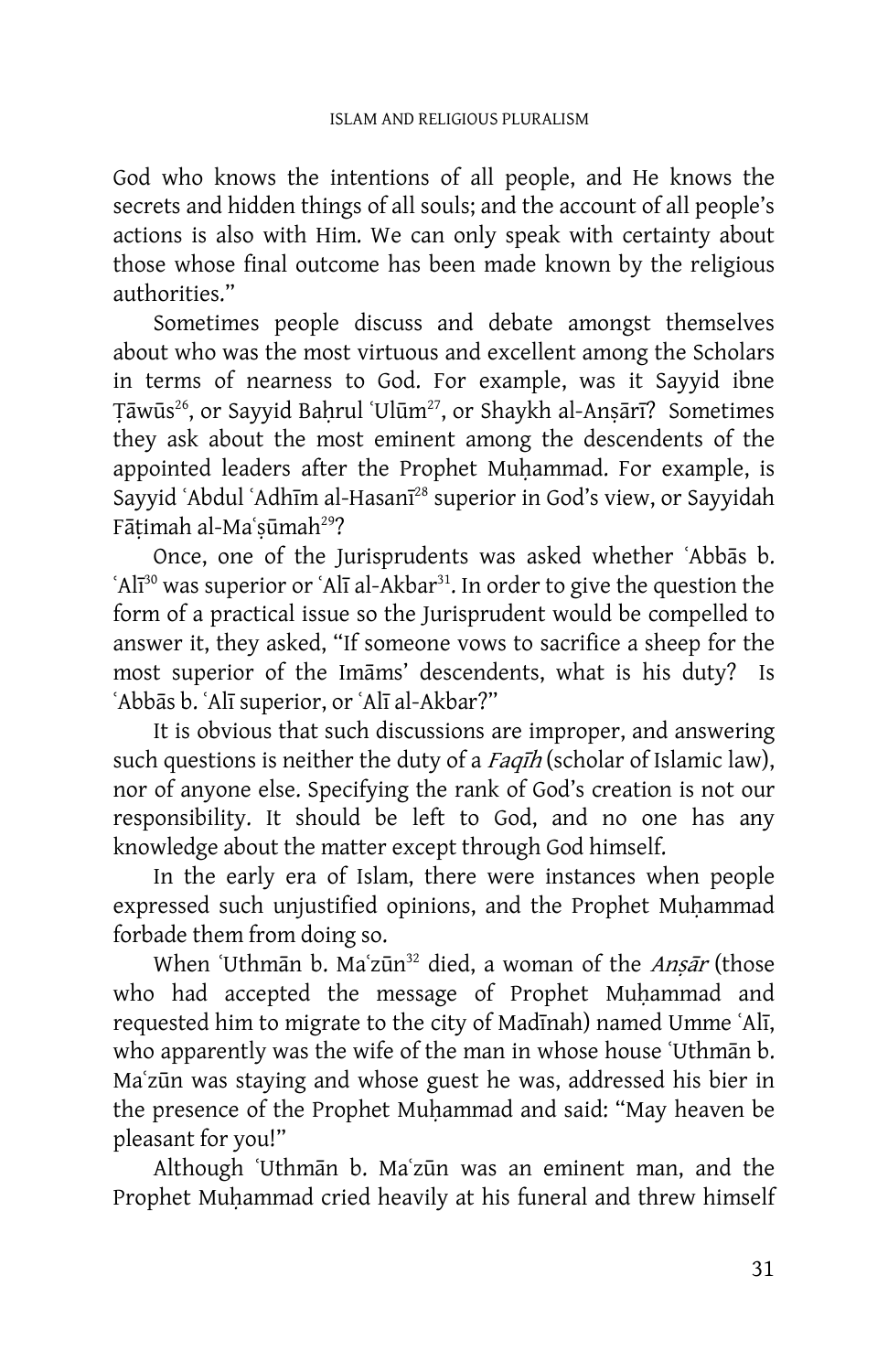God who knows the intentions of all people, and He knows the secrets and hidden things of all souls; and the account of all people's actions is also with Him. We can only speak with certainty about those whose final outcome has been made known by the religious authorities."

Sometimes people discuss and debate amongst themselves about who was the most virtuous and excellent among the Scholars in terms of nearness to God. For example, was it Sayyid ibne Ṭāwūs[26], or Sayyid Baḥrul ʿUlūm[27], or Shaykh al-Anṣārī? Sometimes they ask about the most eminent among the descendents of the appointed leaders after the Prophet Muḥammad. For example, is Sayyid ʿAbdul ʿAdhīm al-Hasanī[28] superior in God's view, or Sayyidah Fāṭimah al-Maʿṣūmah[29]?

Once, one of the Jurisprudents was asked whether ʿAbbās b. ʿAlī[30] was superior or ʿAlī al-Akbar[31]. In order to give the question the form of a practical issue so the Jurisprudent would be compelled to answer it, they asked, "If someone vows to sacrifice a sheep for the most superior of the Imāms' descendents, what is his duty? Is ʿAbbās b. ʿAlī superior, or ʿAlī al-Akbar?"

It is obvious that such discussions are improper, and answering such questions is neither the duty of a *Faqīh* (scholar of Islamic law), nor of anyone else. Specifying the rank of God's creation is not our responsibility. It should be left to God, and no one has any knowledge about the matter except through God himself.

In the early era of Islam, there were instances when people expressed such unjustified opinions, and the Prophet Muḥammad forbade them from doing so.

When ʿUthmān b. Maʿzūn[32] died, a woman of the *Anṣār* (those who had accepted the message of Prophet Muḥammad and requested him to migrate to the city of Madīnah) named Umme ʿAlī, who apparently was the wife of the man in whose house ʿUthmān b. Maʿzūn was staying and whose guest he was, addressed his bier in the presence of the Prophet Muḥammad and said: "May heaven be pleasant for you!"

Although ʿUthmān b. Maʿzūn was an eminent man, and the Prophet Muḥammad cried heavily at his funeral and threw himself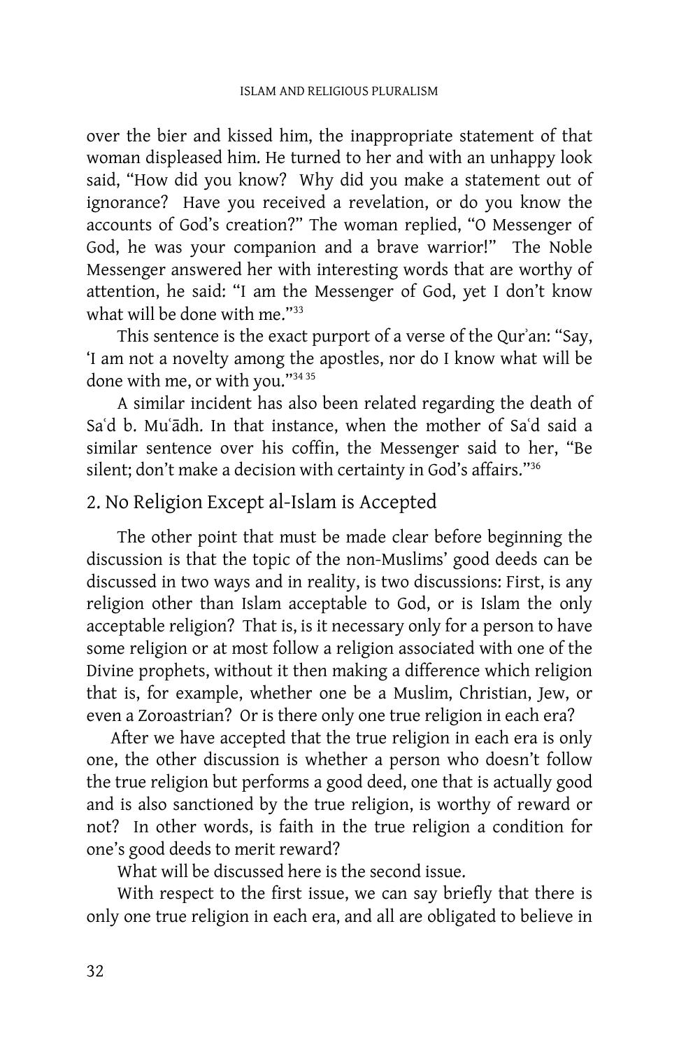over the bier and kissed him, the inappropriate statement of that woman displeased him. He turned to her and with an unhappy look said, "How did you know? Why did you make a statement out of ignorance? Have you received a revelation, or do you know the accounts of God's creation?" The woman replied, "O Messenger of God, he was your companion and a brave warrior!" The Noble Messenger answered her with interesting words that are worthy of attention, he said: "I am the Messenger of God, yet I don't know what will be done with me."[33]

This sentence is the exact purport of a verse of the Qurʾan: "Say, 'I am not a novelty among the apostles, nor do I know what will be done with me, or with you."[34 35]

A similar incident has also been related regarding the death of Saʿd b. Muʿādh. In that instance, when the mother of Saʿd said a similar sentence over his coffin, the Messenger said to her, "Be silent; don't make a decision with certainty in God's affairs."[36]

## 2. No Religion Except al-Islam is Accepted

The other point that must be made clear before beginning the discussion is that the topic of the non-Muslims' good deeds can be discussed in two ways and in reality, is two discussions: First, is any religion other than Islam acceptable to God, or is Islam the only acceptable religion? That is, is it necessary only for a person to have some religion or at most follow a religion associated with one of the Divine prophets, without it then making a difference which religion that is, for example, whether one be a Muslim, Christian, Jew, or even a Zoroastrian? Or is there only one true religion in each era?

After we have accepted that the true religion in each era is only one, the other discussion is whether a person who doesn't follow the true religion but performs a good deed, one that is actually good and is also sanctioned by the true religion, is worthy of reward or not? In other words, is faith in the true religion a condition for one's good deeds to merit reward?

What will be discussed here is the second issue.

With respect to the first issue, we can say briefly that there is only one true religion in each era, and all are obligated to believe in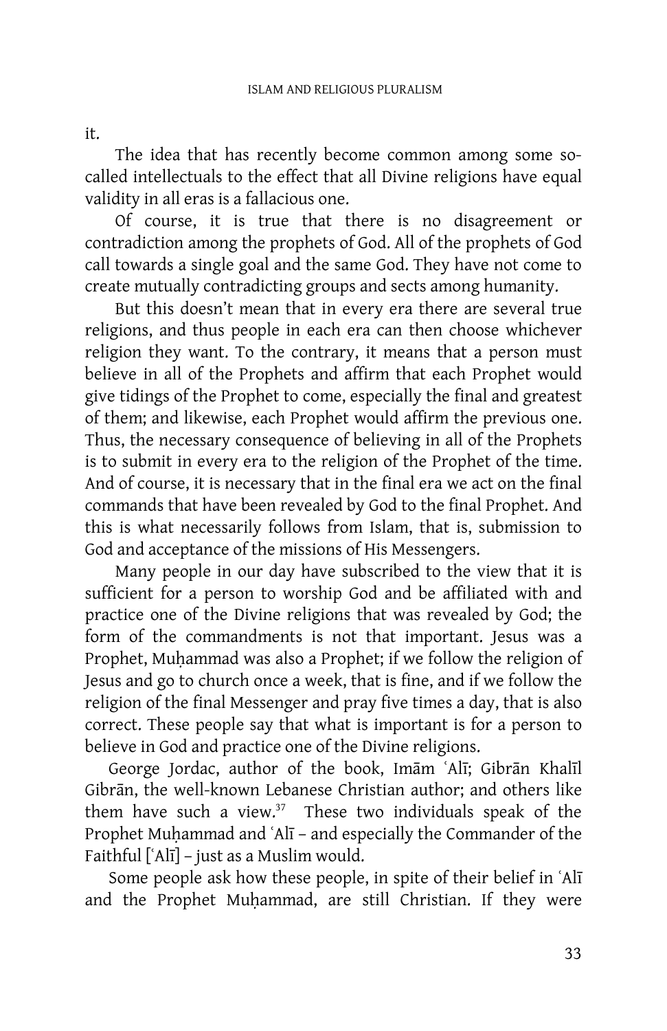it.

The idea that has recently become common among some so-called intellectuals to the effect that all Divine religions have equal validity in all eras is a fallacious one.

Of course, it is true that there is no disagreement or contradiction among the prophets of God. All of the prophets of God call towards a single goal and the same God. They have not come to create mutually contradicting groups and sects among humanity.

But this doesn't mean that in every era there are several true religions, and thus people in each era can then choose whichever religion they want. To the contrary, it means that a person must believe in all of the Prophets and affirm that each Prophet would give tidings of the Prophet to come, especially the final and greatest of them; and likewise, each Prophet would affirm the previous one. Thus, the necessary consequence of believing in all of the Prophets is to submit in every era to the religion of the Prophet of the time. And of course, it is necessary that in the final era we act on the final commands that have been revealed by God to the final Prophet. And this is what necessarily follows from Islam, that is, submission to God and acceptance of the missions of His Messengers.

Many people in our day have subscribed to the view that it is sufficient for a person to worship God and be affiliated with and practice one of the Divine religions that was revealed by God; the form of the commandments is not that important. Jesus was a Prophet, Muḥammad was also a Prophet; if we follow the religion of Jesus and go to church once a week, that is fine, and if we follow the religion of the final Messenger and pray five times a day, that is also correct. These people say that what is important is for a person to believe in God and practice one of the Divine religions.

George Jordac, author of the book, Imām ʿAlī; Gibrān Khalīl Gibrān, the well-known Lebanese Christian author; and others like them have such a view.[37] These two individuals speak of the Prophet Muḥammad and ʿAlī – and especially the Commander of the Faithful [ʿAlī] – just as a Muslim would.

Some people ask how these people, in spite of their belief in ʿAlī and the Prophet Muḥammad, are still Christian. If they were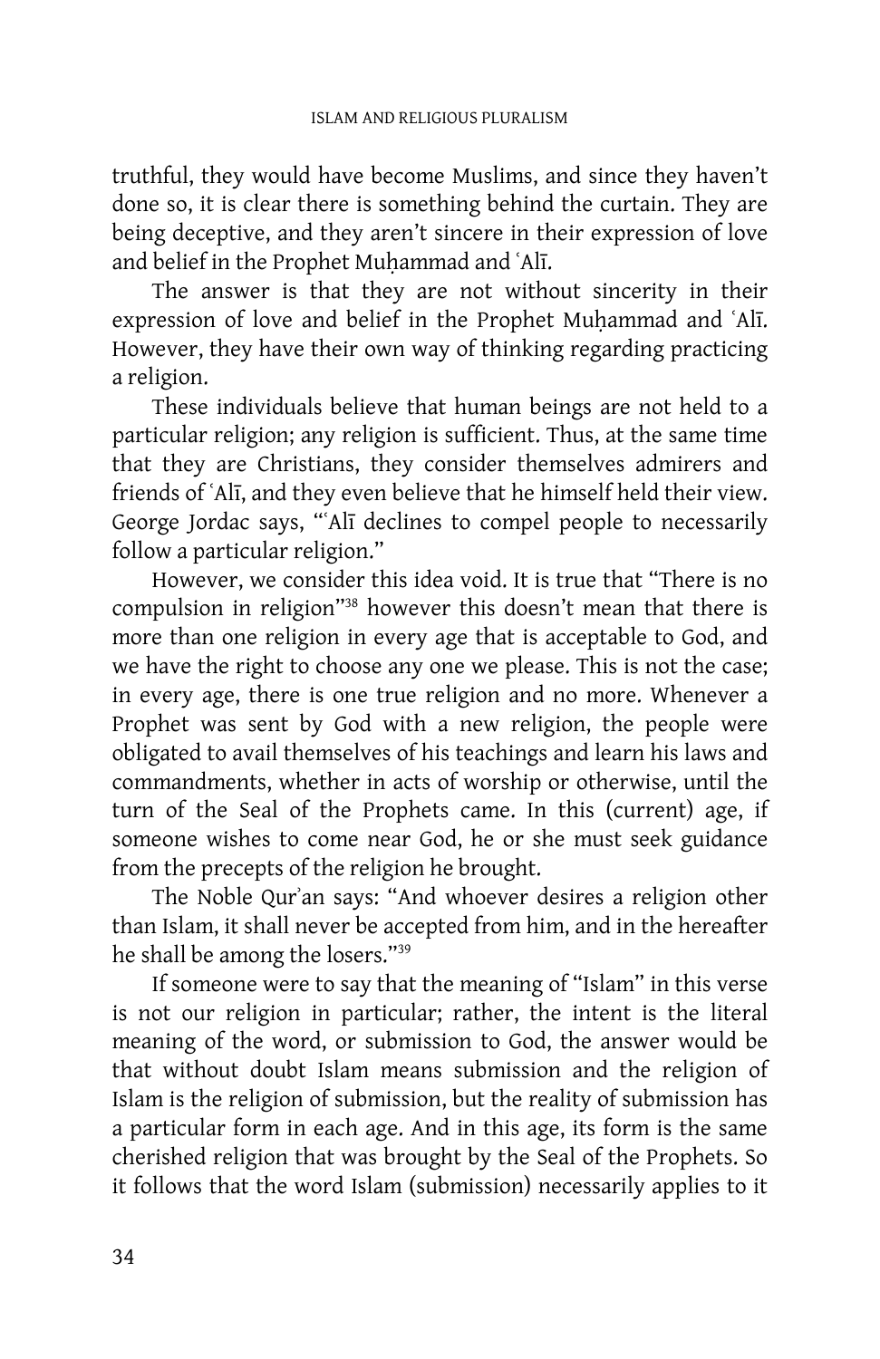truthful, they would have become Muslims, and since they haven't done so, it is clear there is something behind the curtain. They are being deceptive, and they aren't sincere in their expression of love and belief in the Prophet Muḥammad and ʿAlī.

The answer is that they are not without sincerity in their expression of love and belief in the Prophet Muḥammad and ʿAlī. However, they have their own way of thinking regarding practicing a religion.

These individuals believe that human beings are not held to a particular religion; any religion is sufficient. Thus, at the same time that they are Christians, they consider themselves admirers and friends of ʿAlī, and they even believe that he himself held their view. George Jordac says, "ʿAlī declines to compel people to necessarily follow a particular religion."

However, we consider this idea void. It is true that "There is no compulsion in religion"[38] however this doesn't mean that there is more than one religion in every age that is acceptable to God, and we have the right to choose any one we please. This is not the case; in every age, there is one true religion and no more. Whenever a Prophet was sent by God with a new religion, the people were obligated to avail themselves of his teachings and learn his laws and commandments, whether in acts of worship or otherwise, until the turn of the Seal of the Prophets came. In this (current) age, if someone wishes to come near God, he or she must seek guidance from the precepts of the religion he brought.

The Noble Qurʾan says: "And whoever desires a religion other than Islam, it shall never be accepted from him, and in the hereafter he shall be among the losers."[39]

If someone were to say that the meaning of "Islam" in this verse is not our religion in particular; rather, the intent is the literal meaning of the word, or submission to God, the answer would be that without doubt Islam means submission and the religion of Islam is the religion of submission, but the reality of submission has a particular form in each age. And in this age, its form is the same cherished religion that was brought by the Seal of the Prophets. So it follows that the word Islam (submission) necessarily applies to it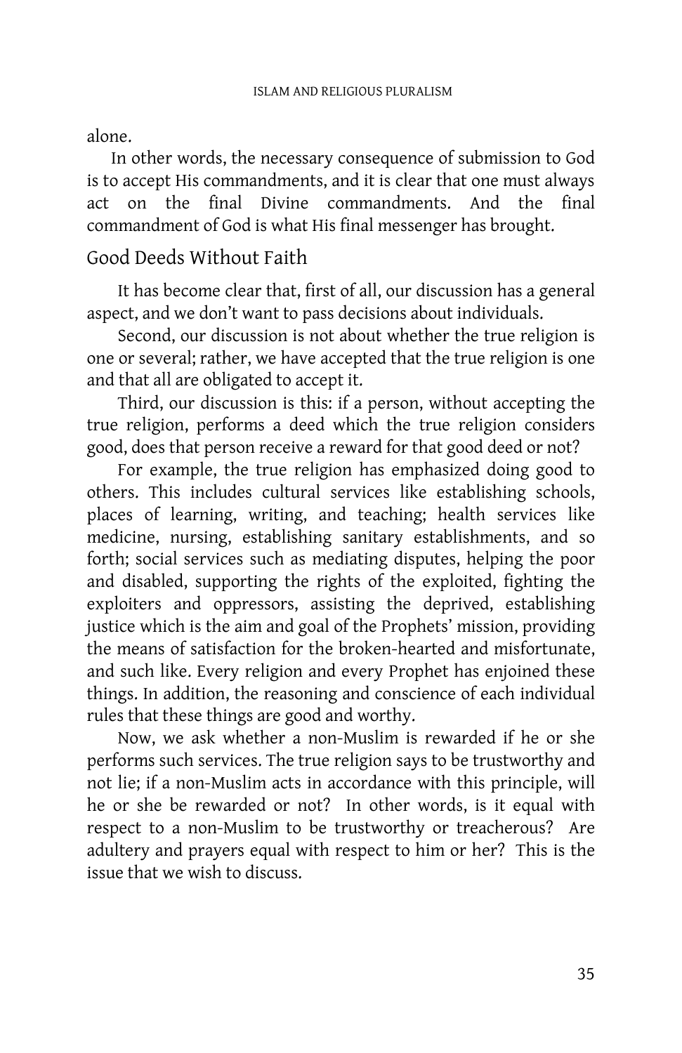alone.

In other words, the necessary consequence of submission to God is to accept His commandments, and it is clear that one must always act on the final Divine commandments. And the final commandment of God is what His final messenger has brought.

## Good Deeds Without Faith

It has become clear that, first of all, our discussion has a general aspect, and we don't want to pass decisions about individuals.

Second, our discussion is not about whether the true religion is one or several; rather, we have accepted that the true religion is one and that all are obligated to accept it.

Third, our discussion is this: if a person, without accepting the true religion, performs a deed which the true religion considers good, does that person receive a reward for that good deed or not?

For example, the true religion has emphasized doing good to others. This includes cultural services like establishing schools, places of learning, writing, and teaching; health services like medicine, nursing, establishing sanitary establishments, and so forth; social services such as mediating disputes, helping the poor and disabled, supporting the rights of the exploited, fighting the exploiters and oppressors, assisting the deprived, establishing justice which is the aim and goal of the Prophets' mission, providing the means of satisfaction for the broken-hearted and misfortunate, and such like. Every religion and every Prophet has enjoined these things. In addition, the reasoning and conscience of each individual rules that these things are good and worthy.

Now, we ask whether a non-Muslim is rewarded if he or she performs such services. The true religion says to be trustworthy and not lie; if a non-Muslim acts in accordance with this principle, will he or she be rewarded or not? In other words, is it equal with respect to a non-Muslim to be trustworthy or treacherous? Are adultery and prayers equal with respect to him or her? This is the issue that we wish to discuss.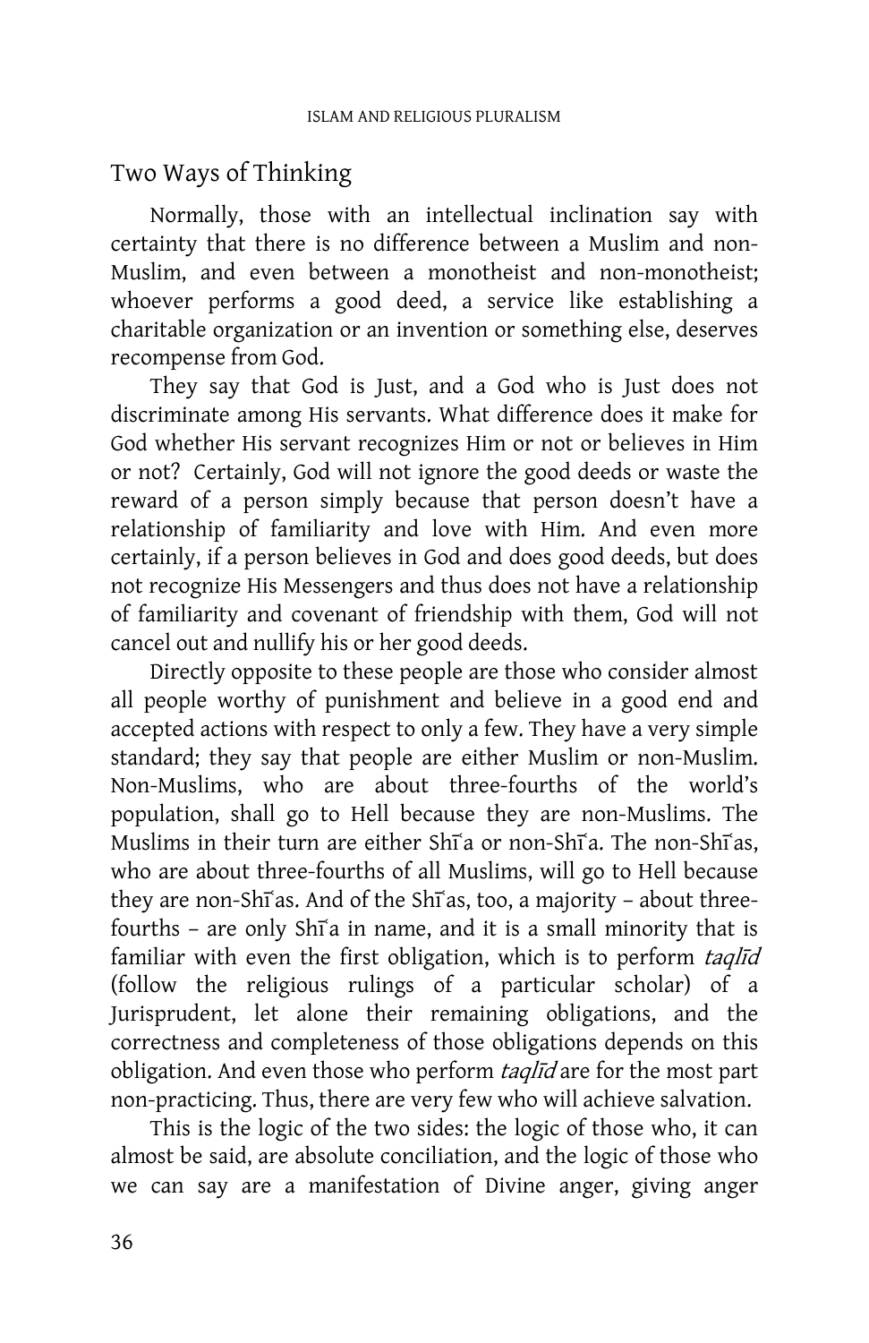## Two Ways of Thinking

Normally, those with an intellectual inclination say with certainty that there is no difference between a Muslim and non-Muslim, and even between a monotheist and non-monotheist; whoever performs a good deed, a service like establishing a charitable organization or an invention or something else, deserves recompense from God.

They say that God is Just, and a God who is Just does not discriminate among His servants. What difference does it make for God whether His servant recognizes Him or not or believes in Him or not? Certainly, God will not ignore the good deeds or waste the reward of a person simply because that person doesn't have a relationship of familiarity and love with Him. And even more certainly, if a person believes in God and does good deeds, but does not recognize His Messengers and thus does not have a relationship of familiarity and covenant of friendship with them, God will not cancel out and nullify his or her good deeds.

Directly opposite to these people are those who consider almost all people worthy of punishment and believe in a good end and accepted actions with respect to only a few. They have a very simple standard; they say that people are either Muslim or non-Muslim. Non-Muslims, who are about three-fourths of the world's population, shall go to Hell because they are non-Muslims. The Muslims in their turn are either Shīʿa or non-Shīʿa. The non-Shīʿas, who are about three-fourths of all Muslims, will go to Hell because they are non-Shīʿas. And of the Shīʿas, too, a majority – about three-fourths – are only Shīʿa in name, and it is a small minority that is familiar with even the first obligation, which is to perform *taqlīd* (follow the religious rulings of a particular scholar) of a Jurisprudent, let alone their remaining obligations, and the correctness and completeness of those obligations depends on this obligation. And even those who perform *taqlīd* are for the most part non-practicing. Thus, there are very few who will achieve salvation.

This is the logic of the two sides: the logic of those who, it can almost be said, are absolute conciliation, and the logic of those who we can say are a manifestation of Divine anger, giving anger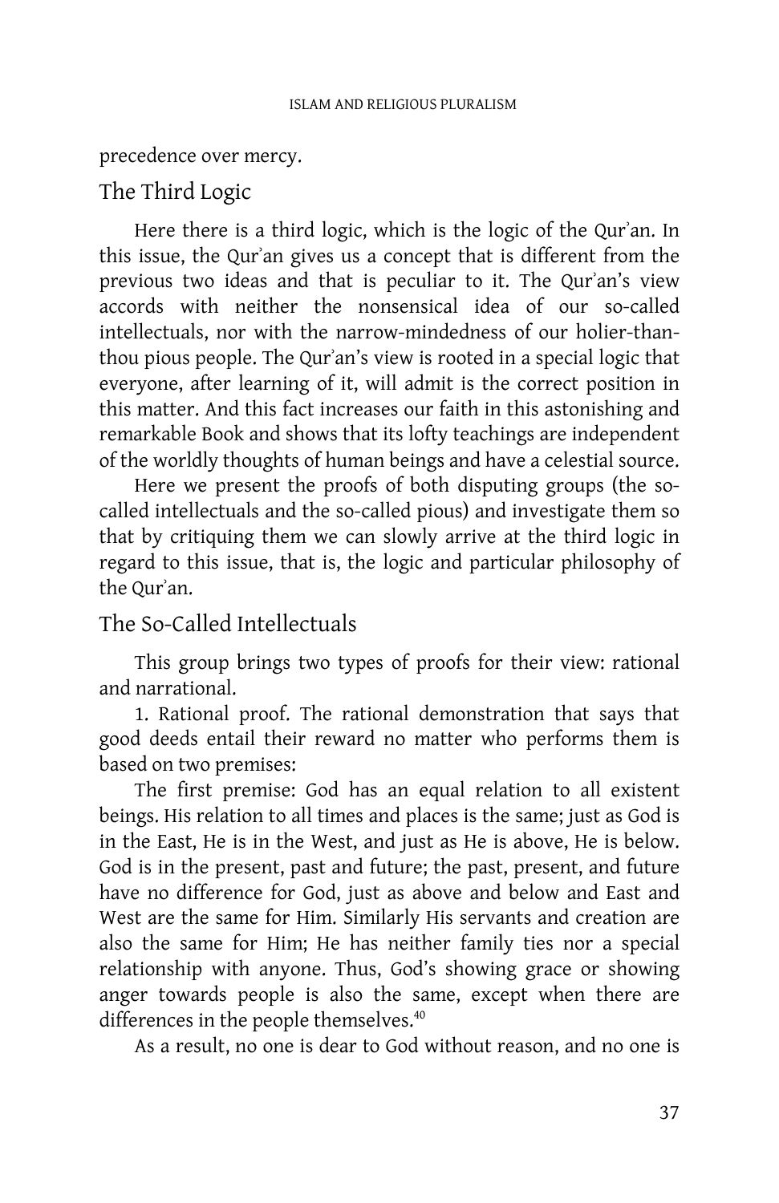precedence over mercy.

## The Third Logic

Here there is a third logic, which is the logic of the Qurʾan. In this issue, the Qurʾan gives us a concept that is different from the previous two ideas and that is peculiar to it. The Qurʾan's view accords with neither the nonsensical idea of our so-called intellectuals, nor with the narrow-mindedness of our holier-than-thou pious people. The Qurʾan's view is rooted in a special logic that everyone, after learning of it, will admit is the correct position in this matter. And this fact increases our faith in this astonishing and remarkable Book and shows that its lofty teachings are independent of the worldly thoughts of human beings and have a celestial source.

Here we present the proofs of both disputing groups (the so-called intellectuals and the so-called pious) and investigate them so that by critiquing them we can slowly arrive at the third logic in regard to this issue, that is, the logic and particular philosophy of the Qurʾan.

## The So-Called Intellectuals

This group brings two types of proofs for their view: rational and narrational.

1. Rational proof. The rational demonstration that says that good deeds entail their reward no matter who performs them is based on two premises:

The first premise: God has an equal relation to all existent beings. His relation to all times and places is the same; just as God is in the East, He is in the West, and just as He is above, He is below. God is in the present, past and future; the past, present, and future have no difference for God, just as above and below and East and West are the same for Him. Similarly His servants and creation are also the same for Him; He has neither family ties nor a special relationship with anyone. Thus, God's showing grace or showing anger towards people is also the same, except when there are differences in the people themselves.[40]

As a result, no one is dear to God without reason, and no one is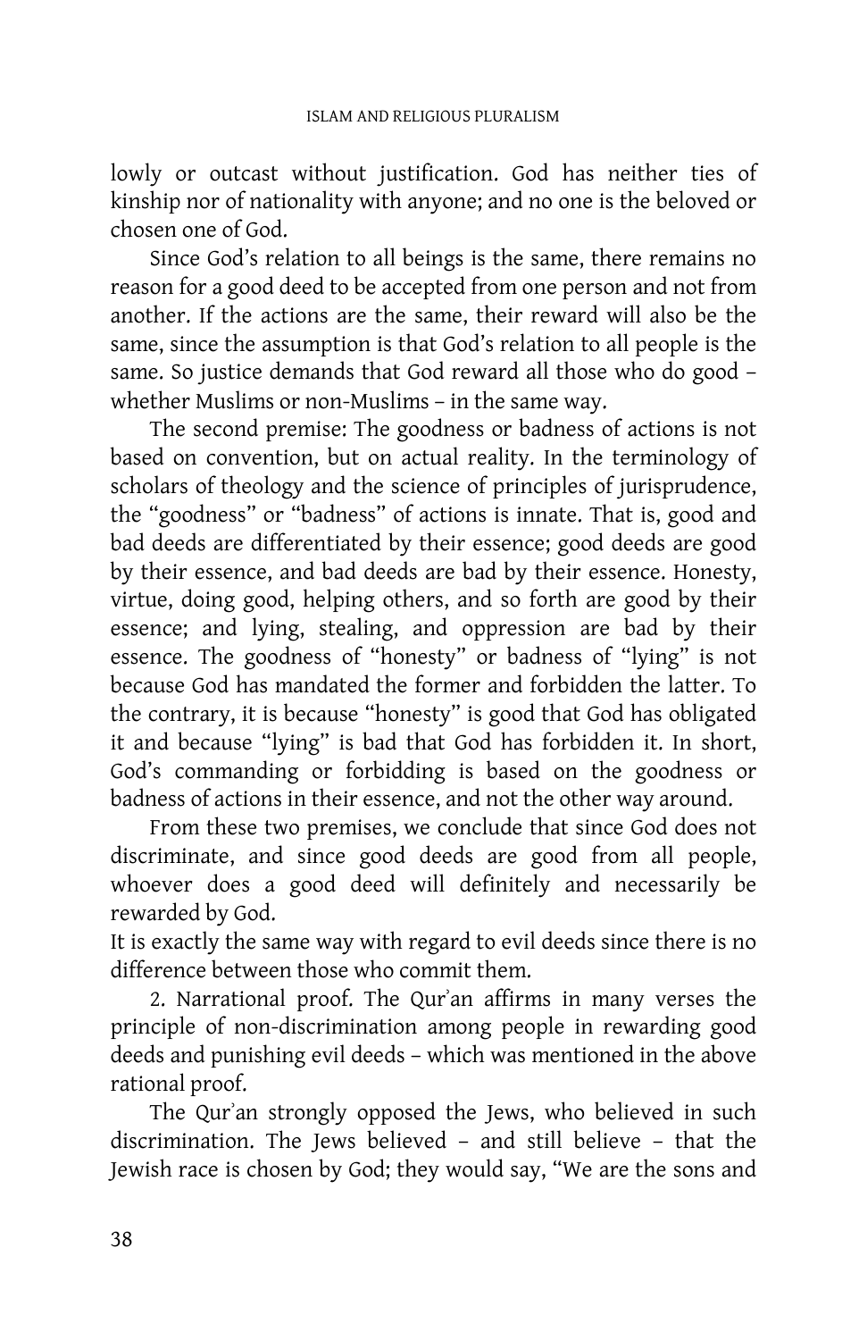lowly or outcast without justification. God has neither ties of kinship nor of nationality with anyone; and no one is the beloved or chosen one of God.

Since God's relation to all beings is the same, there remains no reason for a good deed to be accepted from one person and not from another. If the actions are the same, their reward will also be the same, since the assumption is that God's relation to all people is the same. So justice demands that God reward all those who do good – whether Muslims or non-Muslims – in the same way.

The second premise: The goodness or badness of actions is not based on convention, but on actual reality. In the terminology of scholars of theology and the science of principles of jurisprudence, the "goodness" or "badness" of actions is innate. That is, good and bad deeds are differentiated by their essence; good deeds are good by their essence, and bad deeds are bad by their essence. Honesty, virtue, doing good, helping others, and so forth are good by their essence; and lying, stealing, and oppression are bad by their essence. The goodness of "honesty" or badness of "lying" is not because God has mandated the former and forbidden the latter. To the contrary, it is because "honesty" is good that God has obligated it and because "lying" is bad that God has forbidden it. In short, God's commanding or forbidding is based on the goodness or badness of actions in their essence, and not the other way around.

From these two premises, we conclude that since God does not discriminate, and since good deeds are good from all people, whoever does a good deed will definitely and necessarily be rewarded by God.

It is exactly the same way with regard to evil deeds since there is no difference between those who commit them.

2. Narrational proof. The Qur'an affirms in many verses the principle of non-discrimination among people in rewarding good deeds and punishing evil deeds – which was mentioned in the above rational proof.

The Qur'an strongly opposed the Jews, who believed in such discrimination. The Jews believed – and still believe – that the Jewish race is chosen by God; they would say, "We are the sons and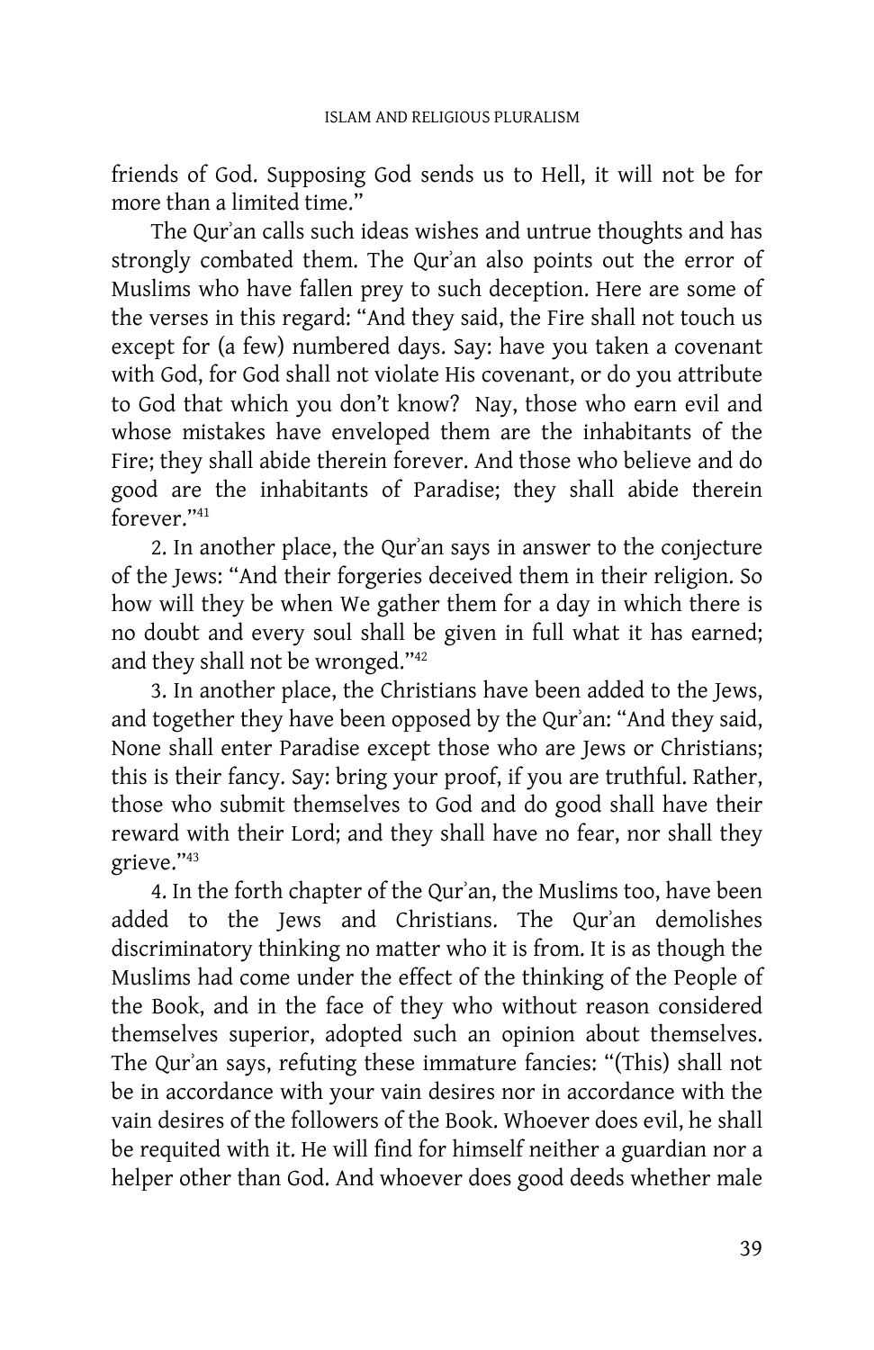friends of God. Supposing God sends us to Hell, it will not be for more than a limited time."

The Qurʾan calls such ideas wishes and untrue thoughts and has strongly combated them. The Qurʾan also points out the error of Muslims who have fallen prey to such deception. Here are some of the verses in this regard: "And they said, the Fire shall not touch us except for (a few) numbered days. Say: have you taken a covenant with God, for God shall not violate His covenant, or do you attribute to God that which you don't know? Nay, those who earn evil and whose mistakes have enveloped them are the inhabitants of the Fire; they shall abide therein forever. And those who believe and do good are the inhabitants of Paradise; they shall abide therein forever."[41]

2. In another place, the Qurʾan says in answer to the conjecture of the Jews: "And their forgeries deceived them in their religion. So how will they be when We gather them for a day in which there is no doubt and every soul shall be given in full what it has earned; and they shall not be wronged."[42]

3. In another place, the Christians have been added to the Jews, and together they have been opposed by the Qurʾan: "And they said, None shall enter Paradise except those who are Jews or Christians; this is their fancy. Say: bring your proof, if you are truthful. Rather, those who submit themselves to God and do good shall have their reward with their Lord; and they shall have no fear, nor shall they grieve."[43]

4. In the forth chapter of the Qurʾan, the Muslims too, have been added to the Jews and Christians. The Qurʾan demolishes discriminatory thinking no matter who it is from. It is as though the Muslims had come under the effect of the thinking of the People of the Book, and in the face of they who without reason considered themselves superior, adopted such an opinion about themselves. The Qurʾan says, refuting these immature fancies: "(This) shall not be in accordance with your vain desires nor in accordance with the vain desires of the followers of the Book. Whoever does evil, he shall be requited with it. He will find for himself neither a guardian nor a helper other than God. And whoever does good deeds whether male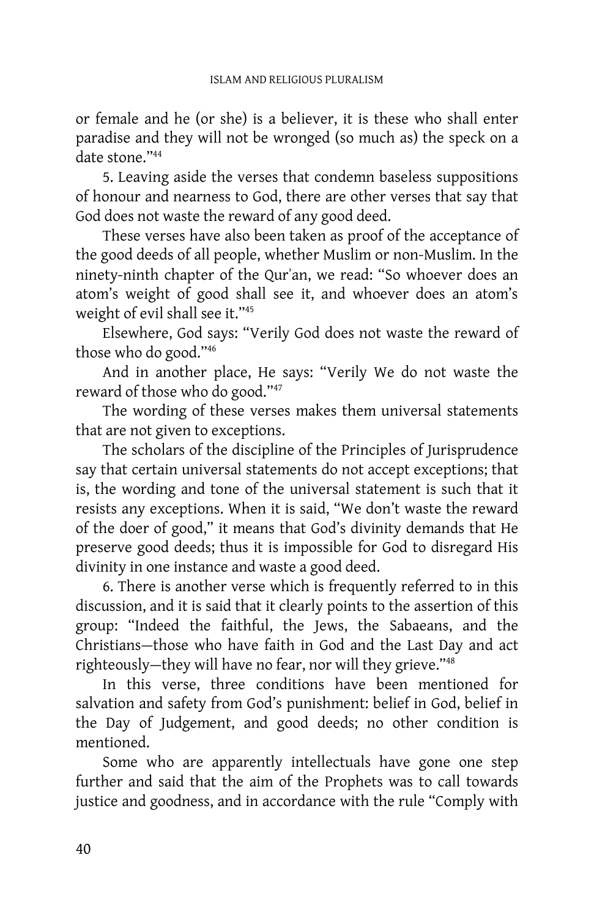or female and he (or she) is a believer, it is these who shall enter paradise and they will not be wronged (so much as) the speck on a date stone."[44]

5. Leaving aside the verses that condemn baseless suppositions of honour and nearness to God, there are other verses that say that God does not waste the reward of any good deed.

These verses have also been taken as proof of the acceptance of the good deeds of all people, whether Muslim or non-Muslim. In the ninety-ninth chapter of the Qurʾan, we read: "So whoever does an atom's weight of good shall see it, and whoever does an atom's weight of evil shall see it."[45]

Elsewhere, God says: "Verily God does not waste the reward of those who do good."[46]

And in another place, He says: "Verily We do not waste the reward of those who do good."[47]

The wording of these verses makes them universal statements that are not given to exceptions.

The scholars of the discipline of the Principles of Jurisprudence say that certain universal statements do not accept exceptions; that is, the wording and tone of the universal statement is such that it resists any exceptions. When it is said, "We don't waste the reward of the doer of good," it means that God's divinity demands that He preserve good deeds; thus it is impossible for God to disregard His divinity in one instance and waste a good deed.

6. There is another verse which is frequently referred to in this discussion, and it is said that it clearly points to the assertion of this group: "Indeed the faithful, the Jews, the Sabaeans, and the Christians—those who have faith in God and the Last Day and act righteously—they will have no fear, nor will they grieve."[48]

In this verse, three conditions have been mentioned for salvation and safety from God's punishment: belief in God, belief in the Day of Judgement, and good deeds; no other condition is mentioned.

Some who are apparently intellectuals have gone one step further and said that the aim of the Prophets was to call towards justice and goodness, and in accordance with the rule "Comply with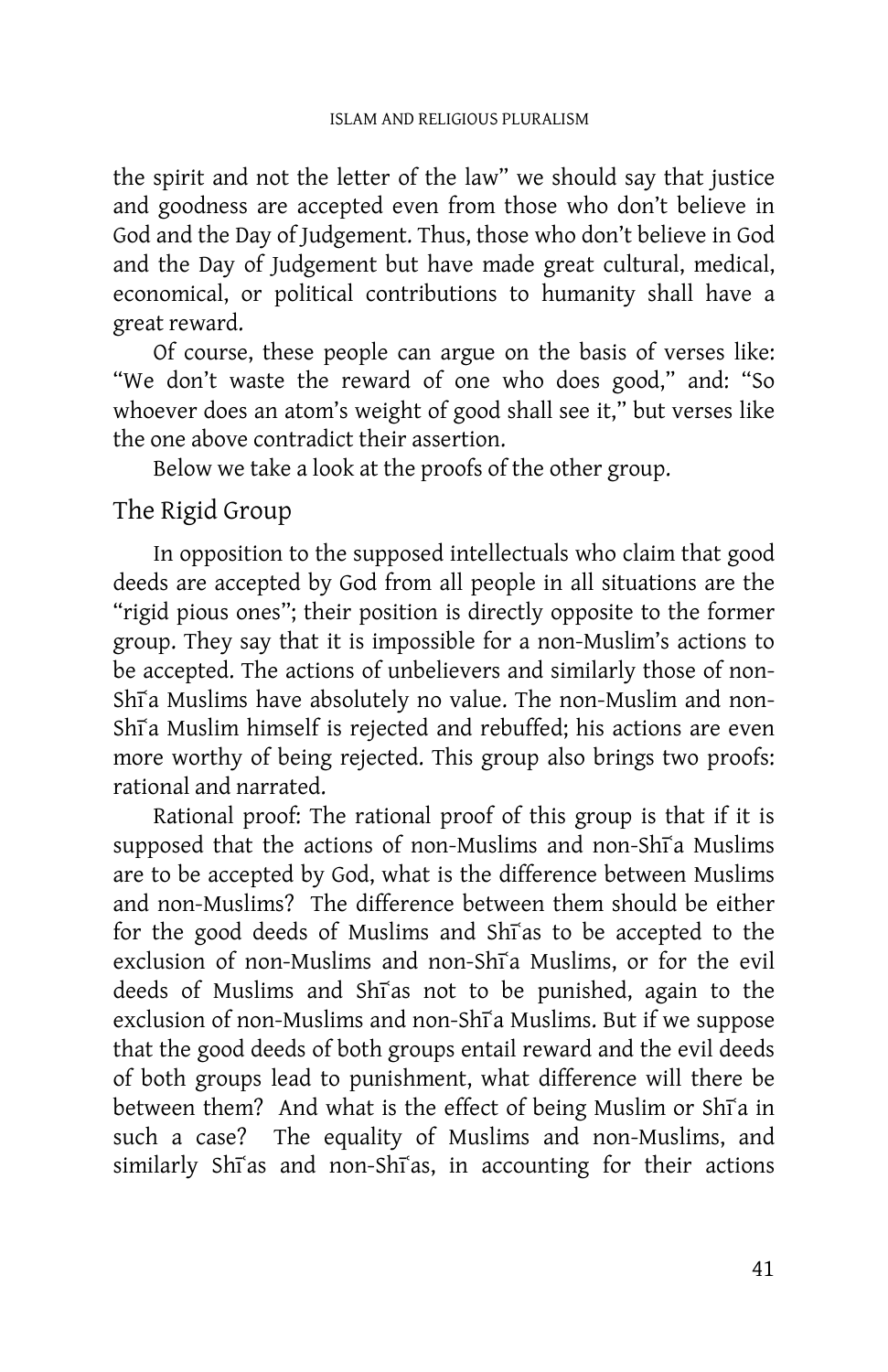the spirit and not the letter of the law" we should say that justice and goodness are accepted even from those who don't believe in God and the Day of Judgement. Thus, those who don't believe in God and the Day of Judgement but have made great cultural, medical, economical, or political contributions to humanity shall have a great reward.

Of course, these people can argue on the basis of verses like: "We don't waste the reward of one who does good," and: "So whoever does an atom's weight of good shall see it," but verses like the one above contradict their assertion.

Below we take a look at the proofs of the other group.

## The Rigid Group

In opposition to the supposed intellectuals who claim that good deeds are accepted by God from all people in all situations are the "rigid pious ones"; their position is directly opposite to the former group. They say that it is impossible for a non-Muslim's actions to be accepted. The actions of unbelievers and similarly those of non-Shīʿa Muslims have absolutely no value. The non-Muslim and non-Shīʿa Muslim himself is rejected and rebuffed; his actions are even more worthy of being rejected. This group also brings two proofs: rational and narrated.

Rational proof: The rational proof of this group is that if it is supposed that the actions of non-Muslims and non-Shīʿa Muslims are to be accepted by God, what is the difference between Muslims and non-Muslims? The difference between them should be either for the good deeds of Muslims and Shīʿas to be accepted to the exclusion of non-Muslims and non-Shīʿa Muslims, or for the evil deeds of Muslims and Shīʿas not to be punished, again to the exclusion of non-Muslims and non-Shīʿa Muslims. But if we suppose that the good deeds of both groups entail reward and the evil deeds of both groups lead to punishment, what difference will there be between them? And what is the effect of being Muslim or Shīʿa in such a case? The equality of Muslims and non-Muslims, and similarly Shīʿas and non-Shīʿas, in accounting for their actions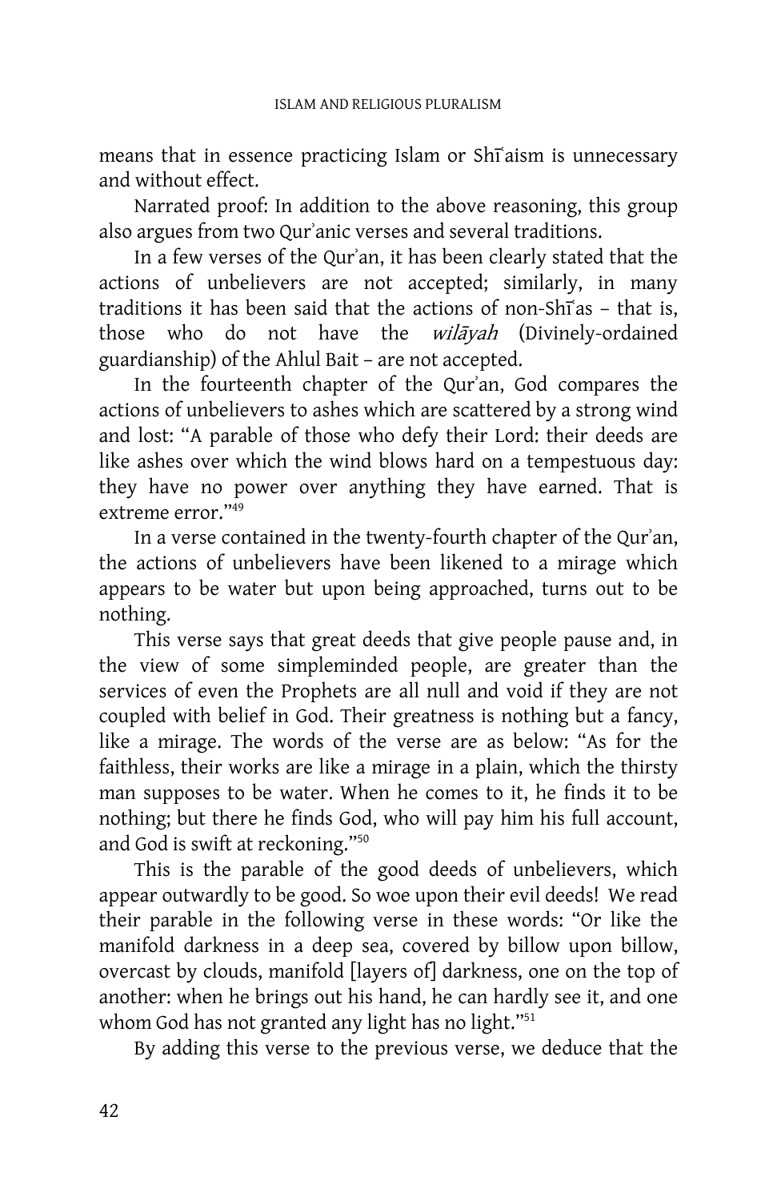means that in essence practicing Islam or Shīʿaism is unnecessary and without effect.

Narrated proof: In addition to the above reasoning, this group also argues from two Qurʾanic verses and several traditions.

In a few verses of the Qurʾan, it has been clearly stated that the actions of unbelievers are not accepted; similarly, in many traditions it has been said that the actions of non-Shīʿas – that is, those who do not have the *wilāyah* (Divinely-ordained guardianship) of the Ahlul Bait – are not accepted.

In the fourteenth chapter of the Qurʾan, God compares the actions of unbelievers to ashes which are scattered by a strong wind and lost: "A parable of those who defy their Lord: their deeds are like ashes over which the wind blows hard on a tempestuous day: they have no power over anything they have earned. That is extreme error."[49]

In a verse contained in the twenty-fourth chapter of the Qurʾan, the actions of unbelievers have been likened to a mirage which appears to be water but upon being approached, turns out to be nothing.

This verse says that great deeds that give people pause and, in the view of some simpleminded people, are greater than the services of even the Prophets are all null and void if they are not coupled with belief in God. Their greatness is nothing but a fancy, like a mirage. The words of the verse are as below: "As for the faithless, their works are like a mirage in a plain, which the thirsty man supposes to be water. When he comes to it, he finds it to be nothing; but there he finds God, who will pay him his full account, and God is swift at reckoning."[50]

This is the parable of the good deeds of unbelievers, which appear outwardly to be good. So woe upon their evil deeds! We read their parable in the following verse in these words: "Or like the manifold darkness in a deep sea, covered by billow upon billow, overcast by clouds, manifold [layers of] darkness, one on the top of another: when he brings out his hand, he can hardly see it, and one whom God has not granted any light has no light."[51]

By adding this verse to the previous verse, we deduce that the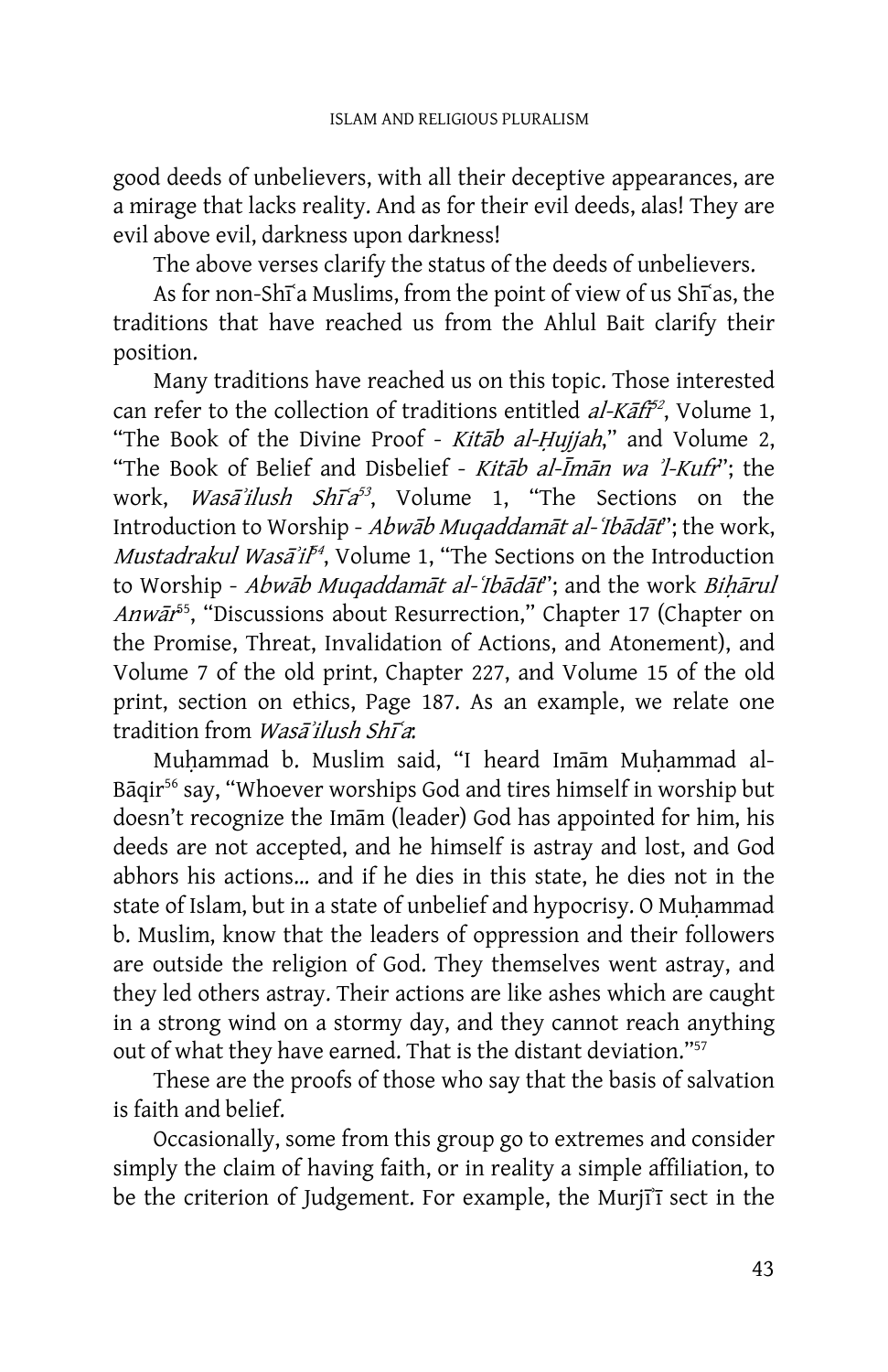good deeds of unbelievers, with all their deceptive appearances, are a mirage that lacks reality. And as for their evil deeds, alas! They are evil above evil, darkness upon darkness!

The above verses clarify the status of the deeds of unbelievers.

As for non-Shīʿa Muslims, from the point of view of us Shīʿas, the traditions that have reached us from the Ahlul Bait clarify their position.

Many traditions have reached us on this topic. Those interested can refer to the collection of traditions entitled *al-Kāfī*[52], Volume 1, "The Book of the Divine Proof - *Kitāb al-Ḥujjah*," and Volume 2, "The Book of Belief and Disbelief - *Kitāb al-Īmān wa ʾl-Kufr*"; the work, *Wasāʾilush Shīʿa*[53], Volume 1, "The Sections on the Introduction to Worship - *Abwāb Muqaddamāt al-ʿIbādāt*"; the work, *Mustadrakul Wasāʾil*[54], Volume 1, "The Sections on the Introduction to Worship - *Abwāb Muqaddamāt al-ʿIbādāt*"; and the work *Biḥārul Anwār*[55], "Discussions about Resurrection," Chapter 17 (Chapter on the Promise, Threat, Invalidation of Actions, and Atonement), and Volume 7 of the old print, Chapter 227, and Volume 15 of the old print, section on ethics, Page 187. As an example, we relate one tradition from *Wasāʾilush Shīʿa*:

Muḥammad b. Muslim said, "I heard Imām Muḥammad al-Bāqir[56] say, "Whoever worships God and tires himself in worship but doesn't recognize the Imām (leader) God has appointed for him, his deeds are not accepted, and he himself is astray and lost, and God abhors his actions... and if he dies in this state, he dies not in the state of Islam, but in a state of unbelief and hypocrisy. O Muḥammad b. Muslim, know that the leaders of oppression and their followers are outside the religion of God. They themselves went astray, and they led others astray. Their actions are like ashes which are caught in a strong wind on a stormy day, and they cannot reach anything out of what they have earned. That is the distant deviation."[57]

These are the proofs of those who say that the basis of salvation is faith and belief.

Occasionally, some from this group go to extremes and consider simply the claim of having faith, or in reality a simple affiliation, to be the criterion of Judgement. For example, the Murjīʾī sect in the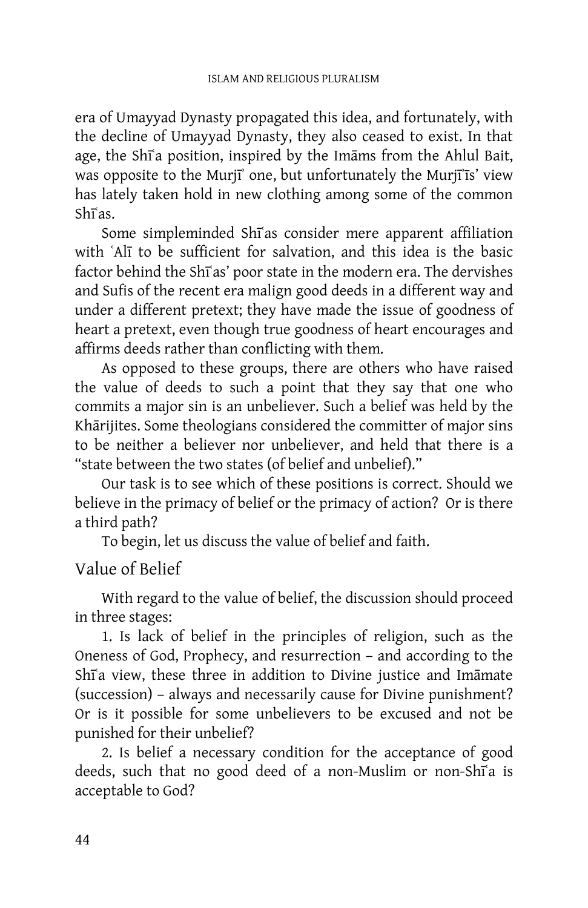era of Umayyad Dynasty propagated this idea, and fortunately, with the decline of Umayyad Dynasty, they also ceased to exist. In that age, the Shīʿa position, inspired by the Imāms from the Ahlul Bait, was opposite to the Murjīʾ one, but unfortunately the Murjīʾīs' view has lately taken hold in new clothing among some of the common Shīʿas.

Some simpleminded Shīʿas consider mere apparent affiliation with ʿAlī to be sufficient for salvation, and this idea is the basic factor behind the Shīʿas' poor state in the modern era. The dervishes and Sufis of the recent era malign good deeds in a different way and under a different pretext; they have made the issue of goodness of heart a pretext, even though true goodness of heart encourages and affirms deeds rather than conflicting with them.

As opposed to these groups, there are others who have raised the value of deeds to such a point that they say that one who commits a major sin is an unbeliever. Such a belief was held by the Khārijites. Some theologians considered the committer of major sins to be neither a believer nor unbeliever, and held that there is a "state between the two states (of belief and unbelief)."

Our task is to see which of these positions is correct. Should we believe in the primacy of belief or the primacy of action? Or is there a third path?

To begin, let us discuss the value of belief and faith.

## Value of Belief

With regard to the value of belief, the discussion should proceed in three stages:

1. Is lack of belief in the principles of religion, such as the Oneness of God, Prophecy, and resurrection – and according to the Shīʿa view, these three in addition to Divine justice and Imāmate (succession) – always and necessarily cause for Divine punishment? Or is it possible for some unbelievers to be excused and not be punished for their unbelief?

2. Is belief a necessary condition for the acceptance of good deeds, such that no good deed of a non-Muslim or non-Shīʿa is acceptable to God?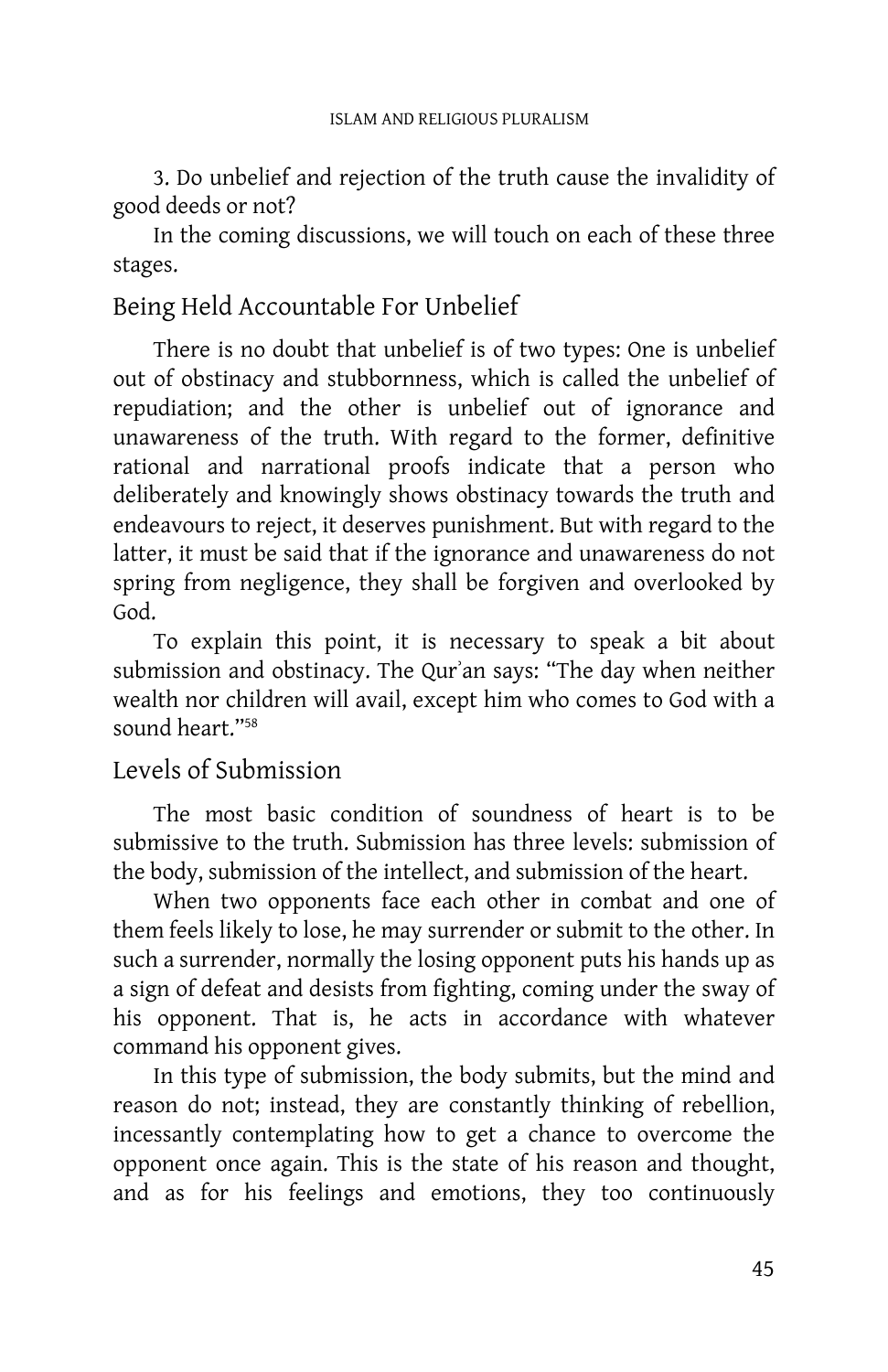3. Do unbelief and rejection of the truth cause the invalidity of good deeds or not?

In the coming discussions, we will touch on each of these three stages.

## Being Held Accountable For Unbelief

There is no doubt that unbelief is of two types: One is unbelief out of obstinacy and stubbornness, which is called the unbelief of repudiation; and the other is unbelief out of ignorance and unawareness of the truth. With regard to the former, definitive rational and narrational proofs indicate that a person who deliberately and knowingly shows obstinacy towards the truth and endeavours to reject, it deserves punishment. But with regard to the latter, it must be said that if the ignorance and unawareness do not spring from negligence, they shall be forgiven and overlooked by God.

To explain this point, it is necessary to speak a bit about submission and obstinacy. The Qurʾan says: "The day when neither wealth nor children will avail, except him who comes to God with a sound heart."[58]

## Levels of Submission

The most basic condition of soundness of heart is to be submissive to the truth. Submission has three levels: submission of the body, submission of the intellect, and submission of the heart.

When two opponents face each other in combat and one of them feels likely to lose, he may surrender or submit to the other. In such a surrender, normally the losing opponent puts his hands up as a sign of defeat and desists from fighting, coming under the sway of his opponent. That is, he acts in accordance with whatever command his opponent gives.

In this type of submission, the body submits, but the mind and reason do not; instead, they are constantly thinking of rebellion, incessantly contemplating how to get a chance to overcome the opponent once again. This is the state of his reason and thought, and as for his feelings and emotions, they too continuously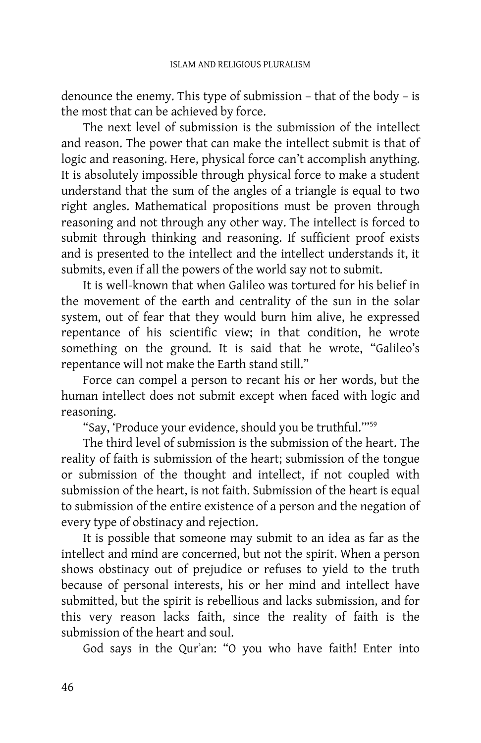denounce the enemy. This type of submission – that of the body – is the most that can be achieved by force.

The next level of submission is the submission of the intellect and reason. The power that can make the intellect submit is that of logic and reasoning. Here, physical force can't accomplish anything. It is absolutely impossible through physical force to make a student understand that the sum of the angles of a triangle is equal to two right angles. Mathematical propositions must be proven through reasoning and not through any other way. The intellect is forced to submit through thinking and reasoning. If sufficient proof exists and is presented to the intellect and the intellect understands it, it submits, even if all the powers of the world say not to submit.

It is well-known that when Galileo was tortured for his belief in the movement of the earth and centrality of the sun in the solar system, out of fear that they would burn him alive, he expressed repentance of his scientific view; in that condition, he wrote something on the ground. It is said that he wrote, "Galileo's repentance will not make the Earth stand still."

Force can compel a person to recant his or her words, but the human intellect does not submit except when faced with logic and reasoning.

"Say, 'Produce your evidence, should you be truthful.'"[59]

The third level of submission is the submission of the heart. The reality of faith is submission of the heart; submission of the tongue or submission of the thought and intellect, if not coupled with submission of the heart, is not faith. Submission of the heart is equal to submission of the entire existence of a person and the negation of every type of obstinacy and rejection.

It is possible that someone may submit to an idea as far as the intellect and mind are concerned, but not the spirit. When a person shows obstinacy out of prejudice or refuses to yield to the truth because of personal interests, his or her mind and intellect have submitted, but the spirit is rebellious and lacks submission, and for this very reason lacks faith, since the reality of faith is the submission of the heart and soul.

God says in the Qur'an: "O you who have faith! Enter into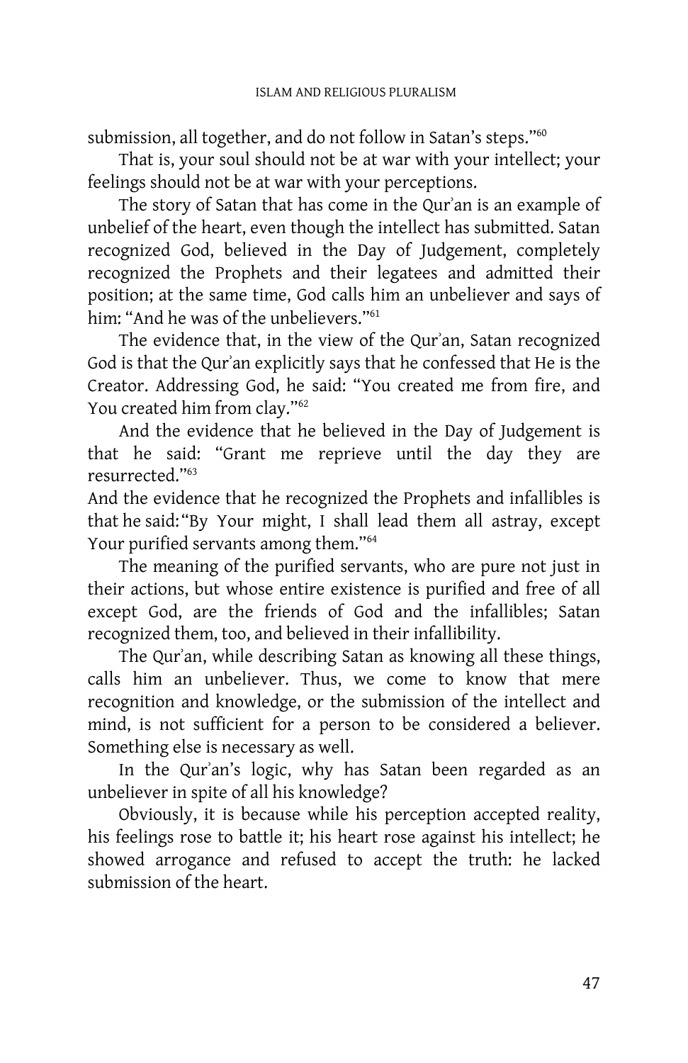submission, all together, and do not follow in Satan's steps."[60]

That is, your soul should not be at war with your intellect; your feelings should not be at war with your perceptions.

The story of Satan that has come in the Qurʾan is an example of unbelief of the heart, even though the intellect has submitted. Satan recognized God, believed in the Day of Judgement, completely recognized the Prophets and their legatees and admitted their position; at the same time, God calls him an unbeliever and says of him: "And he was of the unbelievers."[61]

The evidence that, in the view of the Qurʾan, Satan recognized God is that the Qurʾan explicitly says that he confessed that He is the Creator. Addressing God, he said: "You created me from fire, and You created him from clay."[62]

And the evidence that he believed in the Day of Judgement is that he said: "Grant me reprieve until the day they are resurrected."[63]

And the evidence that he recognized the Prophets and infallibles is that he said: "By Your might, I shall lead them all astray, except Your purified servants among them."[64]

The meaning of the purified servants, who are pure not just in their actions, but whose entire existence is purified and free of all except God, are the friends of God and the infallibles; Satan recognized them, too, and believed in their infallibility.

The Qurʾan, while describing Satan as knowing all these things, calls him an unbeliever. Thus, we come to know that mere recognition and knowledge, or the submission of the intellect and mind, is not sufficient for a person to be considered a believer. Something else is necessary as well.

In the Qurʾan's logic, why has Satan been regarded as an unbeliever in spite of all his knowledge?

Obviously, it is because while his perception accepted reality, his feelings rose to battle it; his heart rose against his intellect; he showed arrogance and refused to accept the truth: he lacked submission of the heart.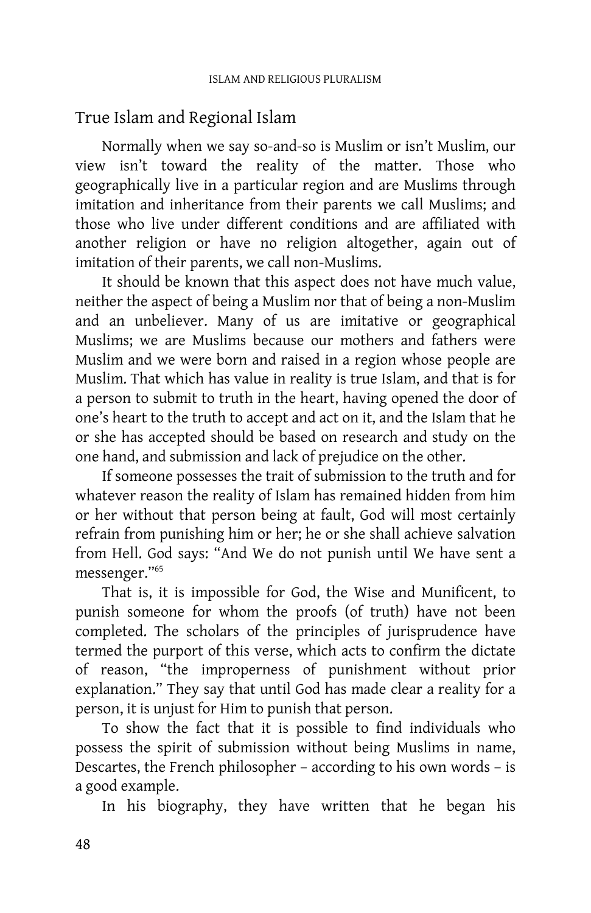## True Islam and Regional Islam

Normally when we say so-and-so is Muslim or isn't Muslim, our view isn't toward the reality of the matter. Those who geographically live in a particular region and are Muslims through imitation and inheritance from their parents we call Muslims; and those who live under different conditions and are affiliated with another religion or have no religion altogether, again out of imitation of their parents, we call non-Muslims.

It should be known that this aspect does not have much value, neither the aspect of being a Muslim nor that of being a non-Muslim and an unbeliever. Many of us are imitative or geographical Muslims; we are Muslims because our mothers and fathers were Muslim and we were born and raised in a region whose people are Muslim. That which has value in reality is true Islam, and that is for a person to submit to truth in the heart, having opened the door of one's heart to the truth to accept and act on it, and the Islam that he or she has accepted should be based on research and study on the one hand, and submission and lack of prejudice on the other.

If someone possesses the trait of submission to the truth and for whatever reason the reality of Islam has remained hidden from him or her without that person being at fault, God will most certainly refrain from punishing him or her; he or she shall achieve salvation from Hell. God says: "And We do not punish until We have sent a messenger."[65]

That is, it is impossible for God, the Wise and Munificent, to punish someone for whom the proofs (of truth) have not been completed. The scholars of the principles of jurisprudence have termed the purport of this verse, which acts to confirm the dictate of reason, "the improperness of punishment without prior explanation." They say that until God has made clear a reality for a person, it is unjust for Him to punish that person.

To show the fact that it is possible to find individuals who possess the spirit of submission without being Muslims in name, Descartes, the French philosopher – according to his own words – is a good example.

In his biography, they have written that he began his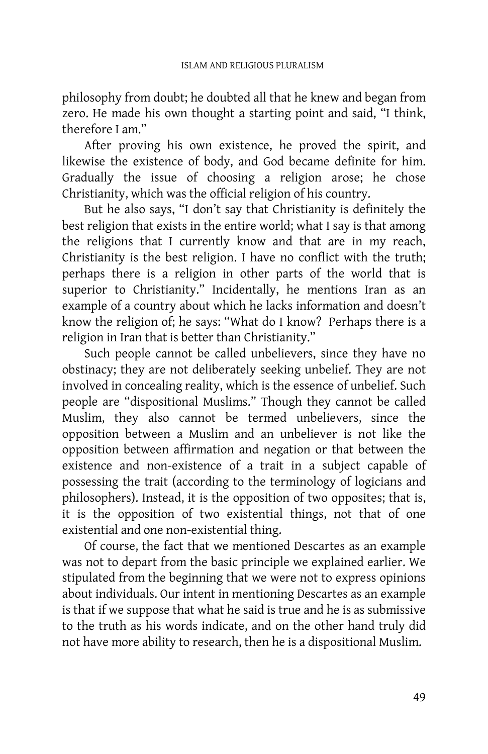philosophy from doubt; he doubted all that he knew and began from zero. He made his own thought a starting point and said, "I think, therefore I am."

After proving his own existence, he proved the spirit, and likewise the existence of body, and God became definite for him. Gradually the issue of choosing a religion arose; he chose Christianity, which was the official religion of his country.

But he also says, "I don't say that Christianity is definitely the best religion that exists in the entire world; what I say is that among the religions that I currently know and that are in my reach, Christianity is the best religion. I have no conflict with the truth; perhaps there is a religion in other parts of the world that is superior to Christianity." Incidentally, he mentions Iran as an example of a country about which he lacks information and doesn't know the religion of; he says: "What do I know? Perhaps there is a religion in Iran that is better than Christianity."

Such people cannot be called unbelievers, since they have no obstinacy; they are not deliberately seeking unbelief. They are not involved in concealing reality, which is the essence of unbelief. Such people are "dispositional Muslims." Though they cannot be called Muslim, they also cannot be termed unbelievers, since the opposition between a Muslim and an unbeliever is not like the opposition between affirmation and negation or that between the existence and non-existence of a trait in a subject capable of possessing the trait (according to the terminology of logicians and philosophers). Instead, it is the opposition of two opposites; that is, it is the opposition of two existential things, not that of one existential and one non-existential thing.

Of course, the fact that we mentioned Descartes as an example was not to depart from the basic principle we explained earlier. We stipulated from the beginning that we were not to express opinions about individuals. Our intent in mentioning Descartes as an example is that if we suppose that what he said is true and he is as submissive to the truth as his words indicate, and on the other hand truly did not have more ability to research, then he is a dispositional Muslim.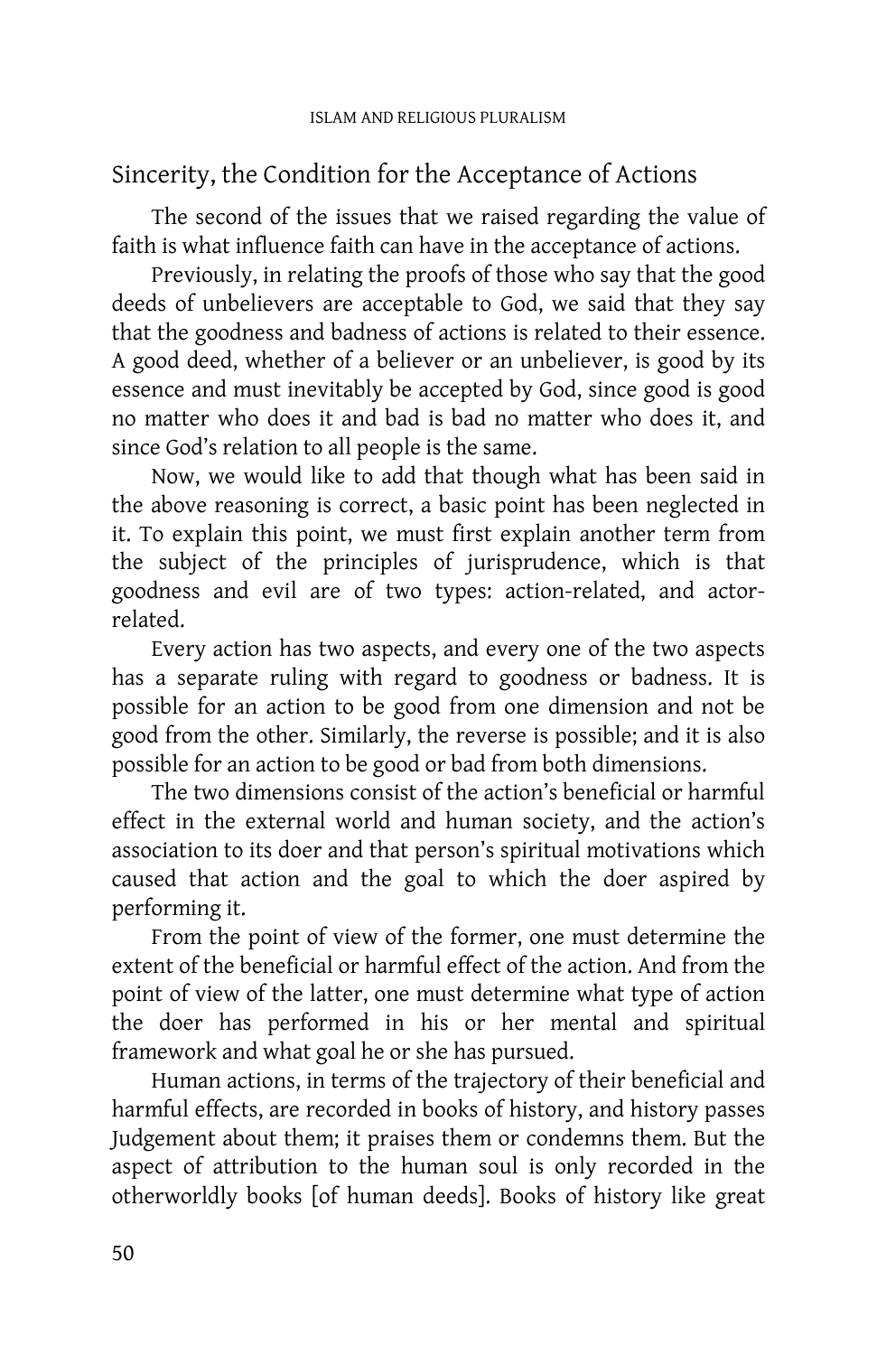## Sincerity, the Condition for the Acceptance of Actions

The second of the issues that we raised regarding the value of faith is what influence faith can have in the acceptance of actions.

Previously, in relating the proofs of those who say that the good deeds of unbelievers are acceptable to God, we said that they say that the goodness and badness of actions is related to their essence. A good deed, whether of a believer or an unbeliever, is good by its essence and must inevitably be accepted by God, since good is good no matter who does it and bad is bad no matter who does it, and since God's relation to all people is the same.

Now, we would like to add that though what has been said in the above reasoning is correct, a basic point has been neglected in it. To explain this point, we must first explain another term from the subject of the principles of jurisprudence, which is that goodness and evil are of two types: action-related, and actor-related.

Every action has two aspects, and every one of the two aspects has a separate ruling with regard to goodness or badness. It is possible for an action to be good from one dimension and not be good from the other. Similarly, the reverse is possible; and it is also possible for an action to be good or bad from both dimensions.

The two dimensions consist of the action's beneficial or harmful effect in the external world and human society, and the action's association to its doer and that person's spiritual motivations which caused that action and the goal to which the doer aspired by performing it.

From the point of view of the former, one must determine the extent of the beneficial or harmful effect of the action. And from the point of view of the latter, one must determine what type of action the doer has performed in his or her mental and spiritual framework and what goal he or she has pursued.

Human actions, in terms of the trajectory of their beneficial and harmful effects, are recorded in books of history, and history passes Judgement about them; it praises them or condemns them. But the aspect of attribution to the human soul is only recorded in the otherworldly books [of human deeds]. Books of history like great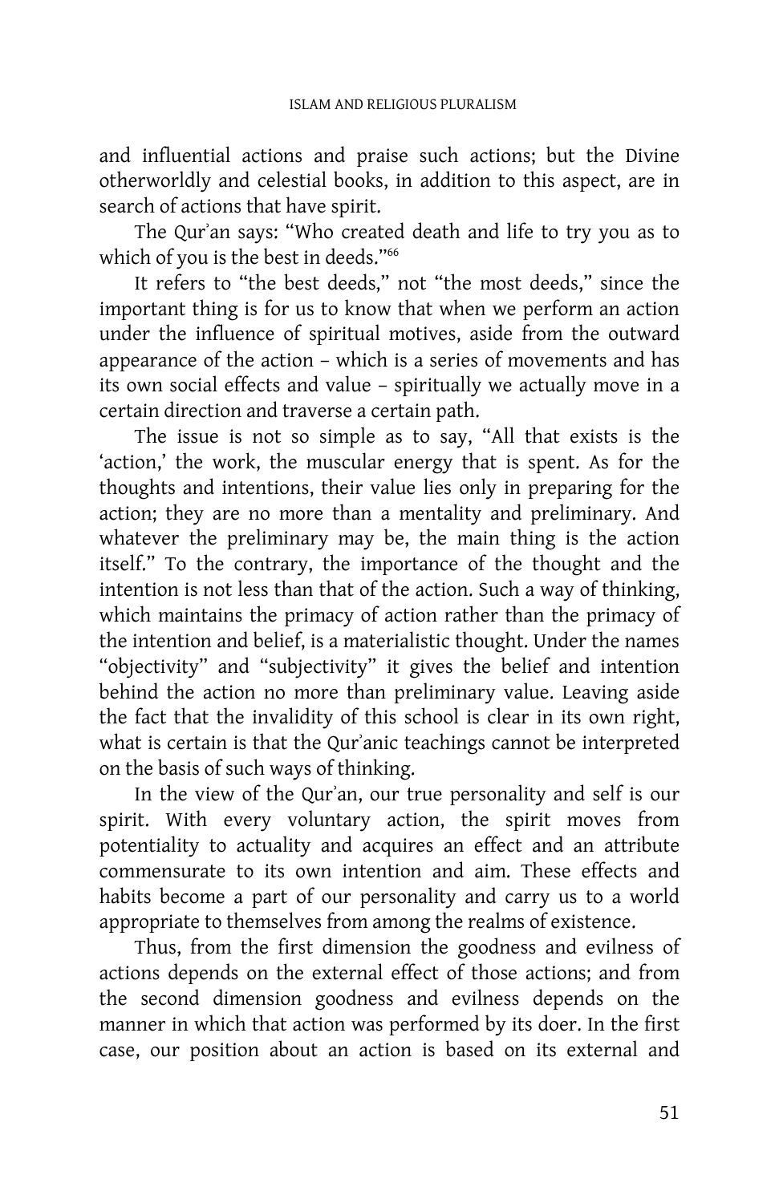and influential actions and praise such actions; but the Divine otherworldly and celestial books, in addition to this aspect, are in search of actions that have spirit.

The Qur'an says: "Who created death and life to try you as to which of you is the best in deeds."[66]

It refers to "the best deeds," not "the most deeds," since the important thing is for us to know that when we perform an action under the influence of spiritual motives, aside from the outward appearance of the action – which is a series of movements and has its own social effects and value – spiritually we actually move in a certain direction and traverse a certain path.

The issue is not so simple as to say, "All that exists is the 'action,' the work, the muscular energy that is spent. As for the thoughts and intentions, their value lies only in preparing for the action; they are no more than a mentality and preliminary. And whatever the preliminary may be, the main thing is the action itself." To the contrary, the importance of the thought and the intention is not less than that of the action. Such a way of thinking, which maintains the primacy of action rather than the primacy of the intention and belief, is a materialistic thought. Under the names "objectivity" and "subjectivity" it gives the belief and intention behind the action no more than preliminary value. Leaving aside the fact that the invalidity of this school is clear in its own right, what is certain is that the Qur'anic teachings cannot be interpreted on the basis of such ways of thinking.

In the view of the Qur'an, our true personality and self is our spirit. With every voluntary action, the spirit moves from potentiality to actuality and acquires an effect and an attribute commensurate to its own intention and aim. These effects and habits become a part of our personality and carry us to a world appropriate to themselves from among the realms of existence.

Thus, from the first dimension the goodness and evilness of actions depends on the external effect of those actions; and from the second dimension goodness and evilness depends on the manner in which that action was performed by its doer. In the first case, our position about an action is based on its external and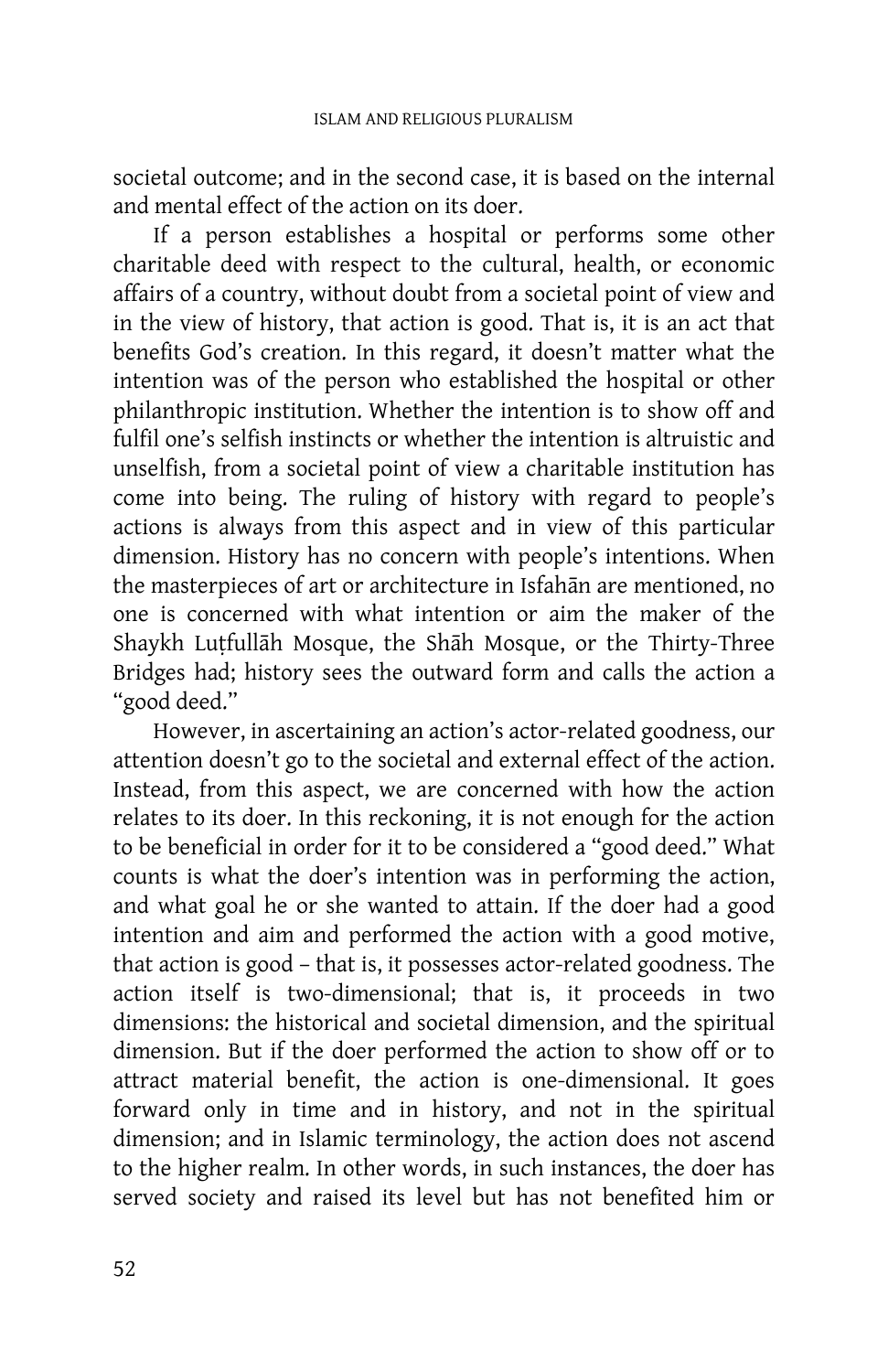societal outcome; and in the second case, it is based on the internal and mental effect of the action on its doer.

If a person establishes a hospital or performs some other charitable deed with respect to the cultural, health, or economic affairs of a country, without doubt from a societal point of view and in the view of history, that action is good. That is, it is an act that benefits God's creation. In this regard, it doesn't matter what the intention was of the person who established the hospital or other philanthropic institution. Whether the intention is to show off and fulfil one's selfish instincts or whether the intention is altruistic and unselfish, from a societal point of view a charitable institution has come into being. The ruling of history with regard to people's actions is always from this aspect and in view of this particular dimension. History has no concern with people's intentions. When the masterpieces of art or architecture in Isfahān are mentioned, no one is concerned with what intention or aim the maker of the Shaykh Luṭfullāh Mosque, the Shāh Mosque, or the Thirty-Three Bridges had; history sees the outward form and calls the action a "good deed."

However, in ascertaining an action's actor-related goodness, our attention doesn't go to the societal and external effect of the action. Instead, from this aspect, we are concerned with how the action relates to its doer. In this reckoning, it is not enough for the action to be beneficial in order for it to be considered a "good deed." What counts is what the doer's intention was in performing the action, and what goal he or she wanted to attain. If the doer had a good intention and aim and performed the action with a good motive, that action is good – that is, it possesses actor-related goodness. The action itself is two-dimensional; that is, it proceeds in two dimensions: the historical and societal dimension, and the spiritual dimension. But if the doer performed the action to show off or to attract material benefit, the action is one-dimensional. It goes forward only in time and in history, and not in the spiritual dimension; and in Islamic terminology, the action does not ascend to the higher realm. In other words, in such instances, the doer has served society and raised its level but has not benefited him or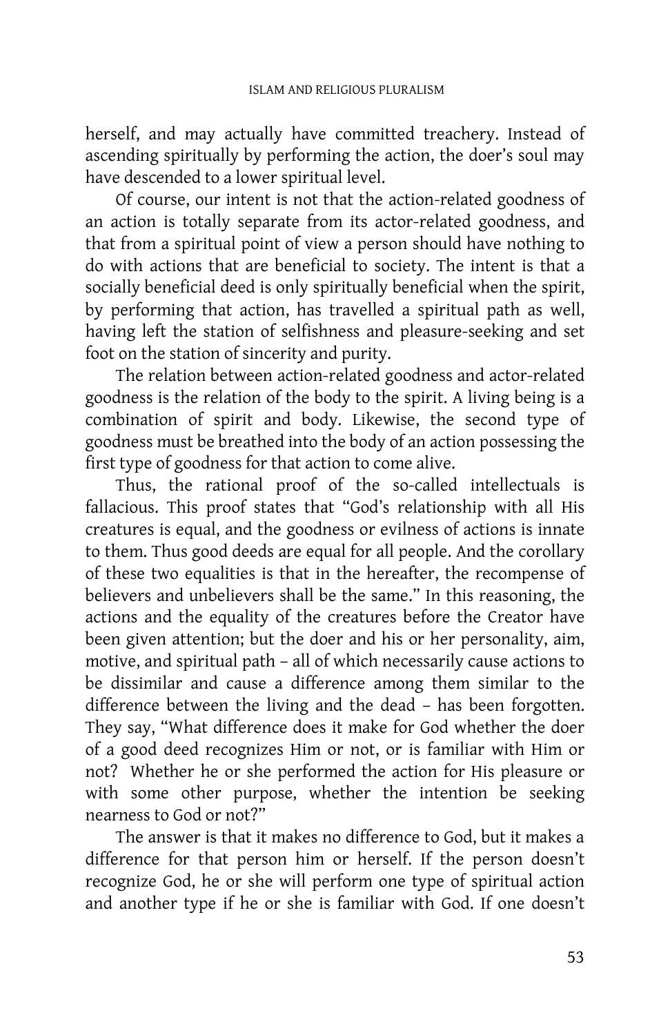herself, and may actually have committed treachery. Instead of ascending spiritually by performing the action, the doer's soul may have descended to a lower spiritual level.

Of course, our intent is not that the action-related goodness of an action is totally separate from its actor-related goodness, and that from a spiritual point of view a person should have nothing to do with actions that are beneficial to society. The intent is that a socially beneficial deed is only spiritually beneficial when the spirit, by performing that action, has travelled a spiritual path as well, having left the station of selfishness and pleasure-seeking and set foot on the station of sincerity and purity.

The relation between action-related goodness and actor-related goodness is the relation of the body to the spirit. A living being is a combination of spirit and body. Likewise, the second type of goodness must be breathed into the body of an action possessing the first type of goodness for that action to come alive.

Thus, the rational proof of the so-called intellectuals is fallacious. This proof states that "God's relationship with all His creatures is equal, and the goodness or evilness of actions is innate to them. Thus good deeds are equal for all people. And the corollary of these two equalities is that in the hereafter, the recompense of believers and unbelievers shall be the same." In this reasoning, the actions and the equality of the creatures before the Creator have been given attention; but the doer and his or her personality, aim, motive, and spiritual path – all of which necessarily cause actions to be dissimilar and cause a difference among them similar to the difference between the living and the dead – has been forgotten. They say, "What difference does it make for God whether the doer of a good deed recognizes Him or not, or is familiar with Him or not? Whether he or she performed the action for His pleasure or with some other purpose, whether the intention be seeking nearness to God or not?"

The answer is that it makes no difference to God, but it makes a difference for that person him or herself. If the person doesn't recognize God, he or she will perform one type of spiritual action and another type if he or she is familiar with God. If one doesn't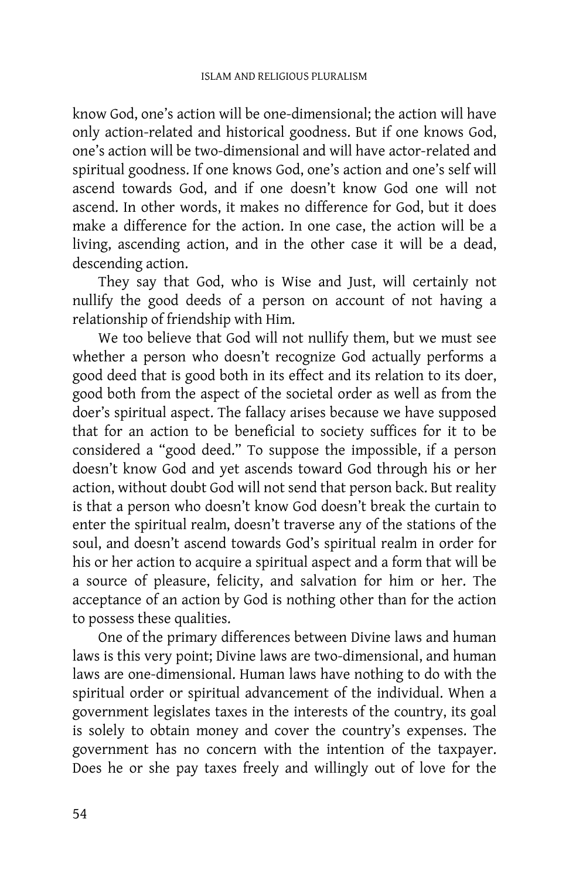know God, one's action will be one-dimensional; the action will have only action-related and historical goodness. But if one knows God, one's action will be two-dimensional and will have actor-related and spiritual goodness. If one knows God, one's action and one's self will ascend towards God, and if one doesn't know God one will not ascend. In other words, it makes no difference for God, but it does make a difference for the action. In one case, the action will be a living, ascending action, and in the other case it will be a dead, descending action.

They say that God, who is Wise and Just, will certainly not nullify the good deeds of a person on account of not having a relationship of friendship with Him.

We too believe that God will not nullify them, but we must see whether a person who doesn't recognize God actually performs a good deed that is good both in its effect and its relation to its doer, good both from the aspect of the societal order as well as from the doer's spiritual aspect. The fallacy arises because we have supposed that for an action to be beneficial to society suffices for it to be considered a "good deed." To suppose the impossible, if a person doesn't know God and yet ascends toward God through his or her action, without doubt God will not send that person back. But reality is that a person who doesn't know God doesn't break the curtain to enter the spiritual realm, doesn't traverse any of the stations of the soul, and doesn't ascend towards God's spiritual realm in order for his or her action to acquire a spiritual aspect and a form that will be a source of pleasure, felicity, and salvation for him or her. The acceptance of an action by God is nothing other than for the action to possess these qualities.

One of the primary differences between Divine laws and human laws is this very point; Divine laws are two-dimensional, and human laws are one-dimensional. Human laws have nothing to do with the spiritual order or spiritual advancement of the individual. When a government legislates taxes in the interests of the country, its goal is solely to obtain money and cover the country's expenses. The government has no concern with the intention of the taxpayer. Does he or she pay taxes freely and willingly out of love for the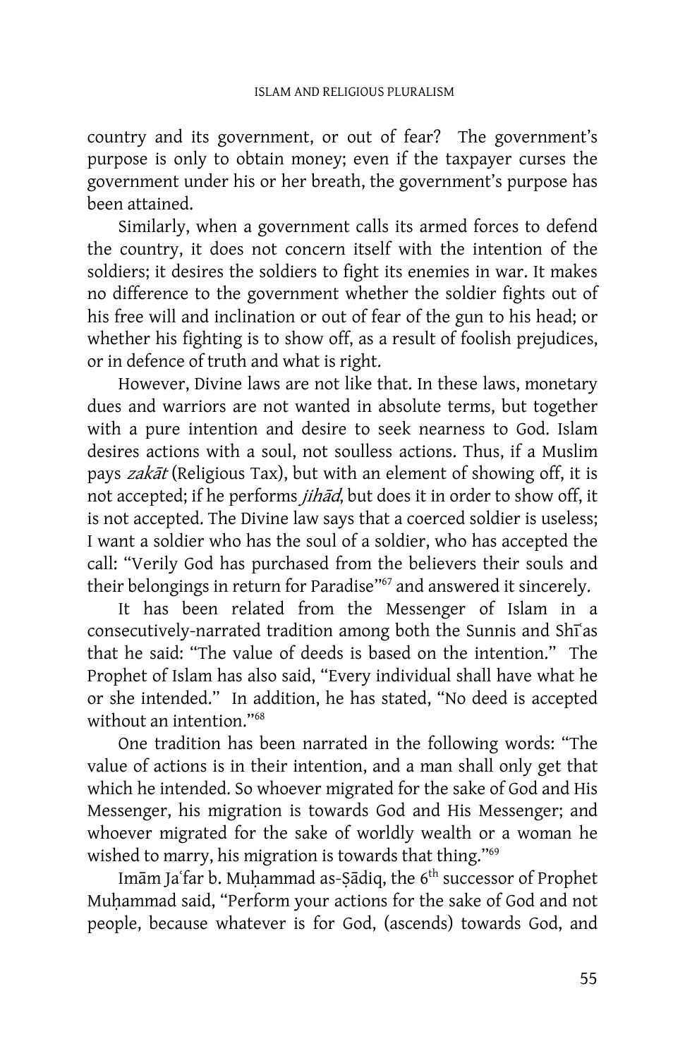country and its government, or out of fear? The government's purpose is only to obtain money; even if the taxpayer curses the government under his or her breath, the government's purpose has been attained.

Similarly, when a government calls its armed forces to defend the country, it does not concern itself with the intention of the soldiers; it desires the soldiers to fight its enemies in war. It makes no difference to the government whether the soldier fights out of his free will and inclination or out of fear of the gun to his head; or whether his fighting is to show off, as a result of foolish prejudices, or in defence of truth and what is right.

However, Divine laws are not like that. In these laws, monetary dues and warriors are not wanted in absolute terms, but together with a pure intention and desire to seek nearness to God. Islam desires actions with a soul, not soulless actions. Thus, if a Muslim pays *zakāt* (Religious Tax), but with an element of showing off, it is not accepted; if he performs *jihād*, but does it in order to show off, it is not accepted. The Divine law says that a coerced soldier is useless; I want a soldier who has the soul of a soldier, who has accepted the call: "Verily God has purchased from the believers their souls and their belongings in return for Paradise"[67] and answered it sincerely.

It has been related from the Messenger of Islam in a consecutively-narrated tradition among both the Sunnis and Shīʿas that he said: "The value of deeds is based on the intention." The Prophet of Islam has also said, "Every individual shall have what he or she intended." In addition, he has stated, "No deed is accepted without an intention."[68]

One tradition has been narrated in the following words: "The value of actions is in their intention, and a man shall only get that which he intended. So whoever migrated for the sake of God and His Messenger, his migration is towards God and His Messenger; and whoever migrated for the sake of worldly wealth or a woman he wished to marry, his migration is towards that thing."[69]

Imām Jaʿfar b. Muḥammad as-Ṣādiq, the 6th successor of Prophet Muḥammad said, "Perform your actions for the sake of God and not people, because whatever is for God, (ascends) towards God, and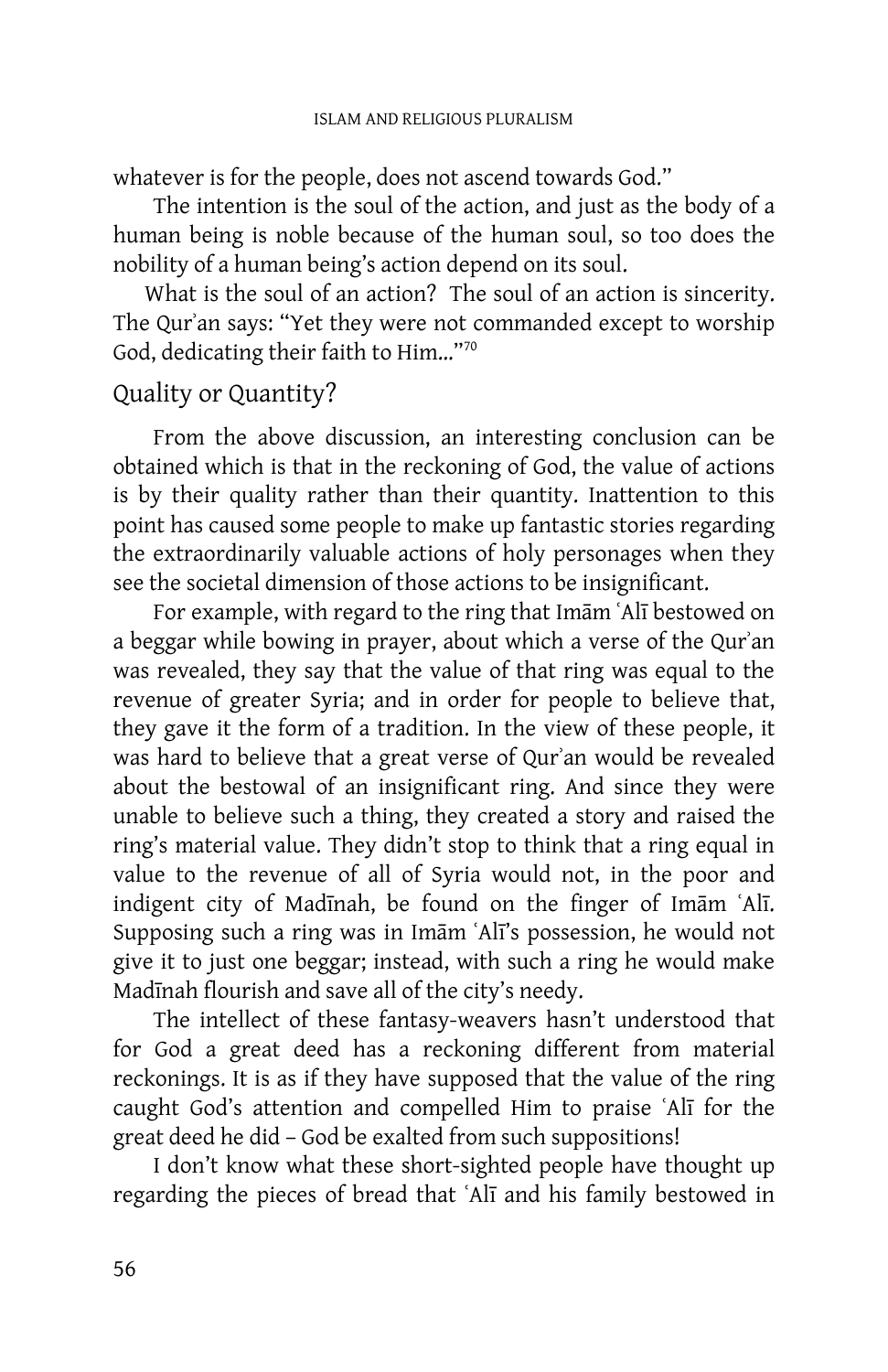whatever is for the people, does not ascend towards God."

The intention is the soul of the action, and just as the body of a human being is noble because of the human soul, so too does the nobility of a human being's action depend on its soul.

What is the soul of an action? The soul of an action is sincerity. The Qurʾan says: "Yet they were not commanded except to worship God, dedicating their faith to Him..."[70]

## Quality or Quantity?

From the above discussion, an interesting conclusion can be obtained which is that in the reckoning of God, the value of actions is by their quality rather than their quantity. Inattention to this point has caused some people to make up fantastic stories regarding the extraordinarily valuable actions of holy personages when they see the societal dimension of those actions to be insignificant.

For example, with regard to the ring that Imām ʿAlī bestowed on a beggar while bowing in prayer, about which a verse of the Qurʾan was revealed, they say that the value of that ring was equal to the revenue of greater Syria; and in order for people to believe that, they gave it the form of a tradition. In the view of these people, it was hard to believe that a great verse of Qurʾan would be revealed about the bestowal of an insignificant ring. And since they were unable to believe such a thing, they created a story and raised the ring's material value. They didn't stop to think that a ring equal in value to the revenue of all of Syria would not, in the poor and indigent city of Madīnah, be found on the finger of Imām ʿAlī. Supposing such a ring was in Imām ʿAlī's possession, he would not give it to just one beggar; instead, with such a ring he would make Madīnah flourish and save all of the city's needy.

The intellect of these fantasy-weavers hasn't understood that for God a great deed has a reckoning different from material reckonings. It is as if they have supposed that the value of the ring caught God's attention and compelled Him to praise ʿAlī for the great deed he did – God be exalted from such suppositions!

I don't know what these short-sighted people have thought up regarding the pieces of bread that ʿAlī and his family bestowed in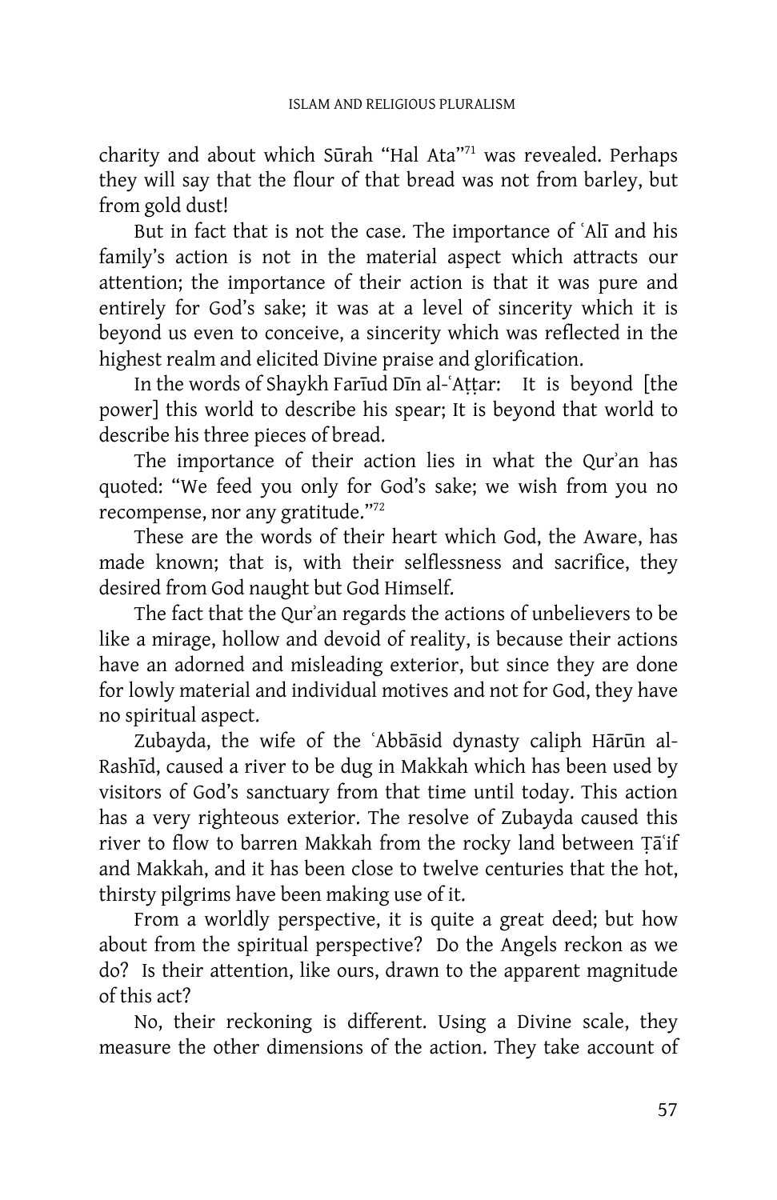charity and about which Sūrah “Hal Ata”[71] was revealed. Perhaps they will say that the flour of that bread was not from barley, but from gold dust!

But in fact that is not the case. The importance of ʿAlī and his family’s action is not in the material aspect which attracts our attention; the importance of their action is that it was pure and entirely for God’s sake; it was at a level of sincerity which it is beyond us even to conceive, a sincerity which was reflected in the highest realm and elicited Divine praise and glorification.

In the words of Shaykh Farīud Dīn al-ʿAṭṭar: It is beyond [the power] this world to describe his spear; It is beyond that world to describe his three pieces of bread.

The importance of their action lies in what the Qurʾan has quoted: “We feed you only for God’s sake; we wish from you no recompense, nor any gratitude.”[72]

These are the words of their heart which God, the Aware, has made known; that is, with their selflessness and sacrifice, they desired from God naught but God Himself.

The fact that the Qurʾan regards the actions of unbelievers to be like a mirage, hollow and devoid of reality, is because their actions have an adorned and misleading exterior, but since they are done for lowly material and individual motives and not for God, they have no spiritual aspect.

Zubayda, the wife of the ʿAbbāsid dynasty caliph Hārūn al-Rashīd, caused a river to be dug in Makkah which has been used by visitors of God’s sanctuary from that time until today. This action has a very righteous exterior. The resolve of Zubayda caused this river to flow to barren Makkah from the rocky land between Ṭāʿif and Makkah, and it has been close to twelve centuries that the hot, thirsty pilgrims have been making use of it.

From a worldly perspective, it is quite a great deed; but how about from the spiritual perspective? Do the Angels reckon as we do? Is their attention, like ours, drawn to the apparent magnitude of this act?

No, their reckoning is different. Using a Divine scale, they measure the other dimensions of the action. They take account of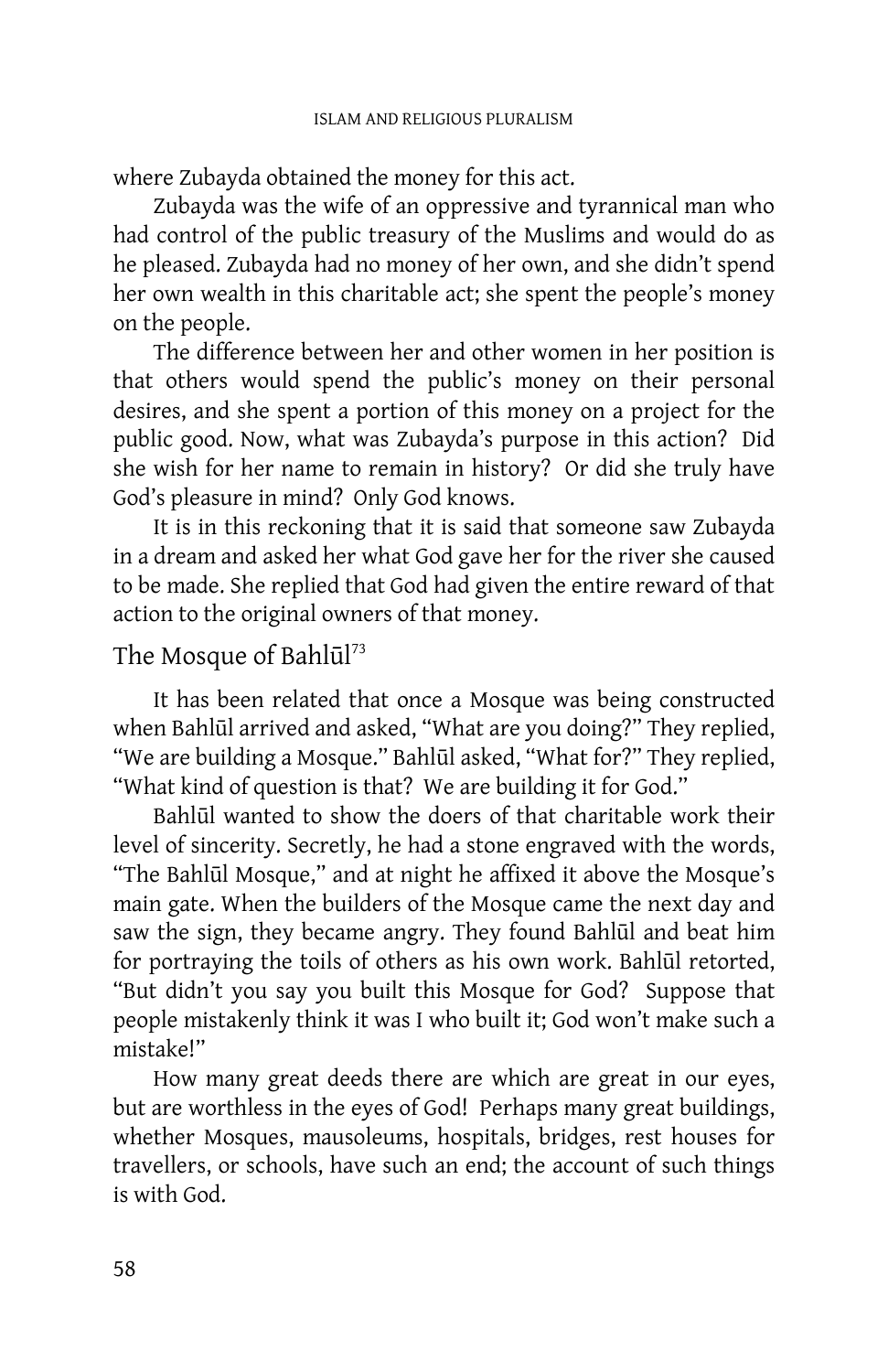where Zubayda obtained the money for this act.

Zubayda was the wife of an oppressive and tyrannical man who had control of the public treasury of the Muslims and would do as he pleased. Zubayda had no money of her own, and she didn't spend her own wealth in this charitable act; she spent the people's money on the people.

The difference between her and other women in her position is that others would spend the public's money on their personal desires, and she spent a portion of this money on a project for the public good. Now, what was Zubayda's purpose in this action? Did she wish for her name to remain in history? Or did she truly have God's pleasure in mind? Only God knows.

It is in this reckoning that it is said that someone saw Zubayda in a dream and asked her what God gave her for the river she caused to be made. She replied that God had given the entire reward of that action to the original owners of that money.

## The Mosque of Bahlūl[73]

It has been related that once a Mosque was being constructed when Bahlūl arrived and asked, "What are you doing?" They replied, "We are building a Mosque." Bahlūl asked, "What for?" They replied, "What kind of question is that? We are building it for God."

Bahlūl wanted to show the doers of that charitable work their level of sincerity. Secretly, he had a stone engraved with the words, "The Bahlūl Mosque," and at night he affixed it above the Mosque's main gate. When the builders of the Mosque came the next day and saw the sign, they became angry. They found Bahlūl and beat him for portraying the toils of others as his own work. Bahlūl retorted, "But didn't you say you built this Mosque for God? Suppose that people mistakenly think it was I who built it; God won't make such a mistake!"

How many great deeds there are which are great in our eyes, but are worthless in the eyes of God! Perhaps many great buildings, whether Mosques, mausoleums, hospitals, bridges, rest houses for travellers, or schools, have such an end; the account of such things is with God.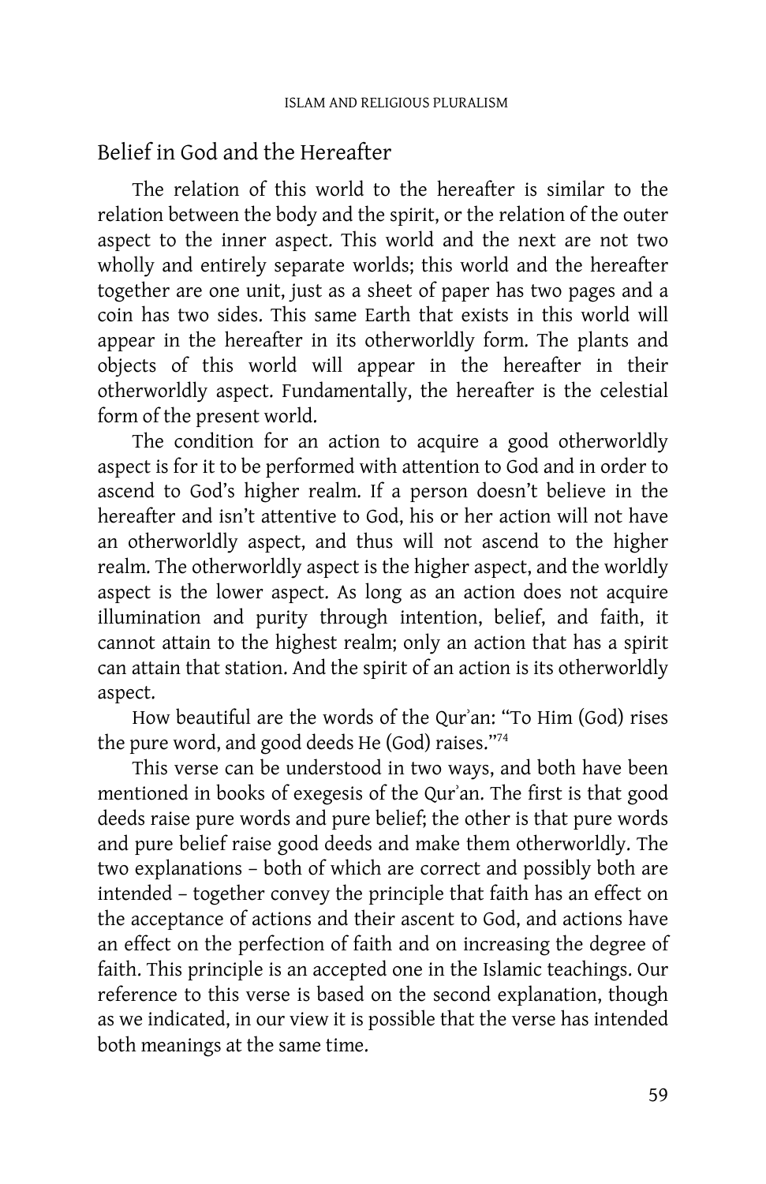## Belief in God and the Hereafter

The relation of this world to the hereafter is similar to the relation between the body and the spirit, or the relation of the outer aspect to the inner aspect. This world and the next are not two wholly and entirely separate worlds; this world and the hereafter together are one unit, just as a sheet of paper has two pages and a coin has two sides. This same Earth that exists in this world will appear in the hereafter in its otherworldly form. The plants and objects of this world will appear in the hereafter in their otherworldly aspect. Fundamentally, the hereafter is the celestial form of the present world.

The condition for an action to acquire a good otherworldly aspect is for it to be performed with attention to God and in order to ascend to God's higher realm. If a person doesn't believe in the hereafter and isn't attentive to God, his or her action will not have an otherworldly aspect, and thus will not ascend to the higher realm. The otherworldly aspect is the higher aspect, and the worldly aspect is the lower aspect. As long as an action does not acquire illumination and purity through intention, belief, and faith, it cannot attain to the highest realm; only an action that has a spirit can attain that station. And the spirit of an action is its otherworldly aspect.

How beautiful are the words of the Qurʾan: "To Him (God) rises the pure word, and good deeds He (God) raises."[74]

This verse can be understood in two ways, and both have been mentioned in books of exegesis of the Qurʾan. The first is that good deeds raise pure words and pure belief; the other is that pure words and pure belief raise good deeds and make them otherworldly. The two explanations – both of which are correct and possibly both are intended – together convey the principle that faith has an effect on the acceptance of actions and their ascent to God, and actions have an effect on the perfection of faith and on increasing the degree of faith. This principle is an accepted one in the Islamic teachings. Our reference to this verse is based on the second explanation, though as we indicated, in our view it is possible that the verse has intended both meanings at the same time.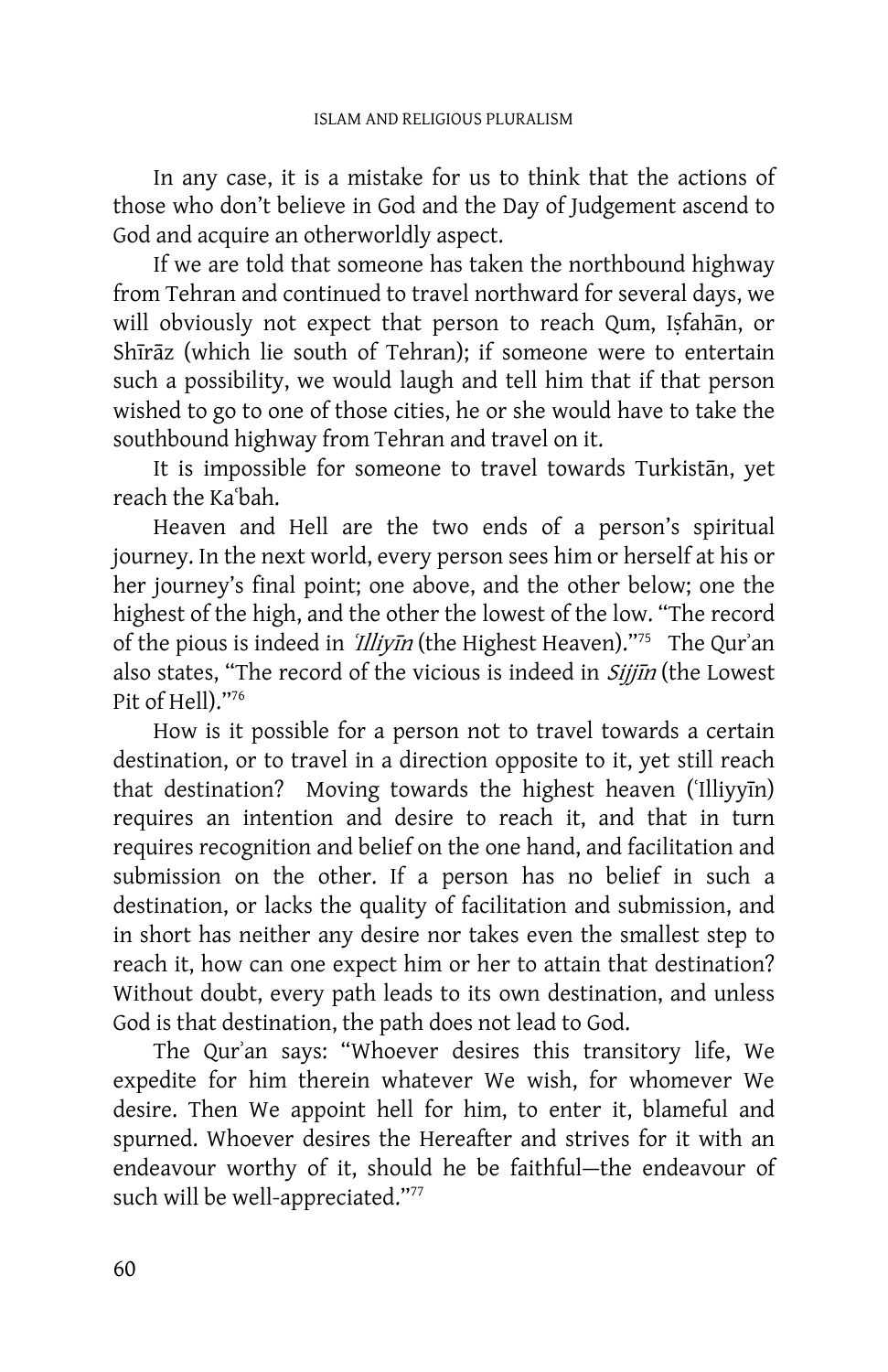In any case, it is a mistake for us to think that the actions of those who don't believe in God and the Day of Judgement ascend to God and acquire an otherworldly aspect.

If we are told that someone has taken the northbound highway from Tehran and continued to travel northward for several days, we will obviously not expect that person to reach Qum, Iṣfahān, or Shīrāz (which lie south of Tehran); if someone were to entertain such a possibility, we would laugh and tell him that if that person wished to go to one of those cities, he or she would have to take the southbound highway from Tehran and travel on it.

It is impossible for someone to travel towards Turkistān, yet reach the Kaʿbah.

Heaven and Hell are the two ends of a person's spiritual journey. In the next world, every person sees him or herself at his or her journey's final point; one above, and the other below; one the highest of the high, and the other the lowest of the low. "The record of the pious is indeed in *ʿIlliyīn* (the Highest Heaven)."[75] The Qurʾan also states, "The record of the vicious is indeed in *Sijjīn* (the Lowest Pit of Hell)."[76]

How is it possible for a person not to travel towards a certain destination, or to travel in a direction opposite to it, yet still reach that destination? Moving towards the highest heaven (ʿIlliyyīn) requires an intention and desire to reach it, and that in turn requires recognition and belief on the one hand, and facilitation and submission on the other. If a person has no belief in such a destination, or lacks the quality of facilitation and submission, and in short has neither any desire nor takes even the smallest step to reach it, how can one expect him or her to attain that destination? Without doubt, every path leads to its own destination, and unless God is that destination, the path does not lead to God.

The Qurʾan says: "Whoever desires this transitory life, We expedite for him therein whatever We wish, for whomever We desire. Then We appoint hell for him, to enter it, blameful and spurned. Whoever desires the Hereafter and strives for it with an endeavour worthy of it, should he be faithful—the endeavour of such will be well-appreciated."[77]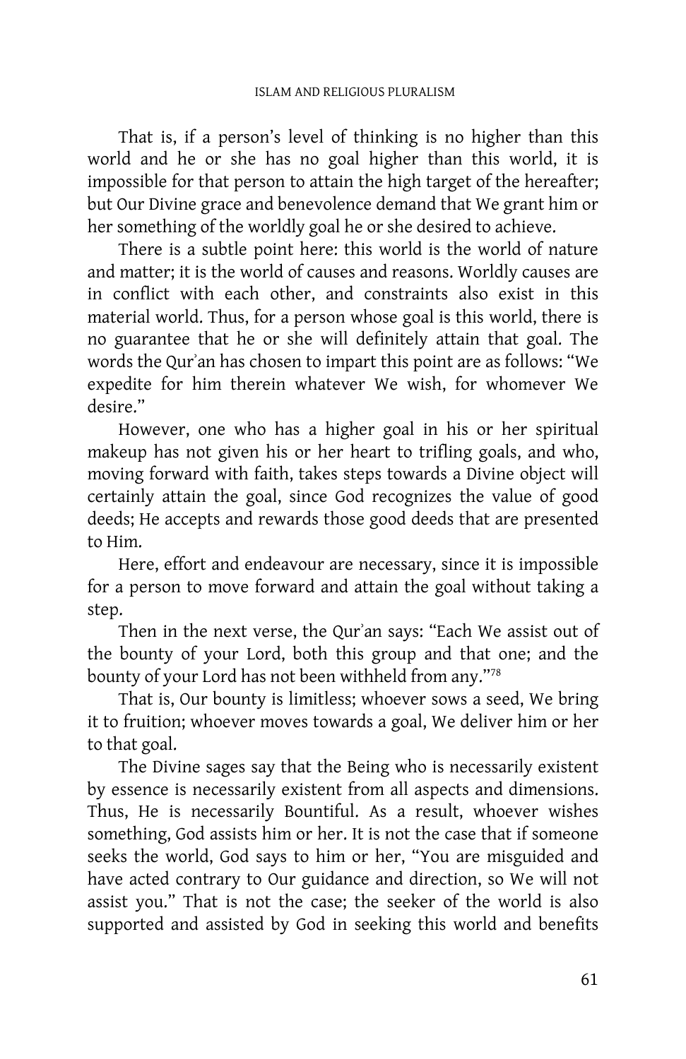That is, if a person's level of thinking is no higher than this world and he or she has no goal higher than this world, it is impossible for that person to attain the high target of the hereafter; but Our Divine grace and benevolence demand that We grant him or her something of the worldly goal he or she desired to achieve.

There is a subtle point here: this world is the world of nature and matter; it is the world of causes and reasons. Worldly causes are in conflict with each other, and constraints also exist in this material world. Thus, for a person whose goal is this world, there is no guarantee that he or she will definitely attain that goal. The words the Qurʾan has chosen to impart this point are as follows: "We expedite for him therein whatever We wish, for whomever We desire."

However, one who has a higher goal in his or her spiritual makeup has not given his or her heart to trifling goals, and who, moving forward with faith, takes steps towards a Divine object will certainly attain the goal, since God recognizes the value of good deeds; He accepts and rewards those good deeds that are presented to Him.

Here, effort and endeavour are necessary, since it is impossible for a person to move forward and attain the goal without taking a step.

Then in the next verse, the Qurʾan says: "Each We assist out of the bounty of your Lord, both this group and that one; and the bounty of your Lord has not been withheld from any."[78]

That is, Our bounty is limitless; whoever sows a seed, We bring it to fruition; whoever moves towards a goal, We deliver him or her to that goal.

The Divine sages say that the Being who is necessarily existent by essence is necessarily existent from all aspects and dimensions. Thus, He is necessarily Bountiful. As a result, whoever wishes something, God assists him or her. It is not the case that if someone seeks the world, God says to him or her, "You are misguided and have acted contrary to Our guidance and direction, so We will not assist you." That is not the case; the seeker of the world is also supported and assisted by God in seeking this world and benefits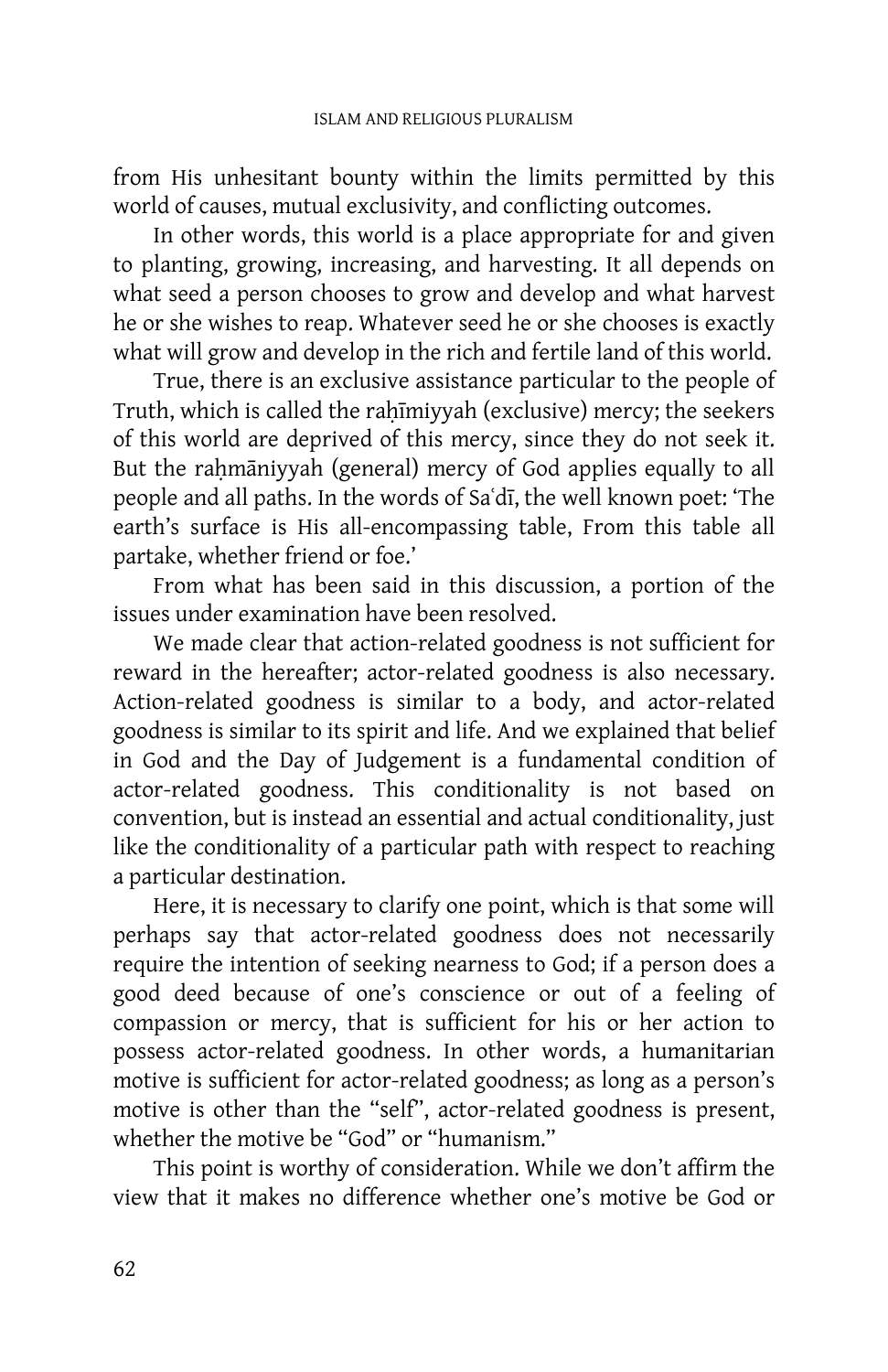from His unhesitant bounty within the limits permitted by this world of causes, mutual exclusivity, and conflicting outcomes.

In other words, this world is a place appropriate for and given to planting, growing, increasing, and harvesting. It all depends on what seed a person chooses to grow and develop and what harvest he or she wishes to reap. Whatever seed he or she chooses is exactly what will grow and develop in the rich and fertile land of this world.

True, there is an exclusive assistance particular to the people of Truth, which is called the raḥīmiyyah (exclusive) mercy; the seekers of this world are deprived of this mercy, since they do not seek it. But the raḥmāniyyah (general) mercy of God applies equally to all people and all paths. In the words of Saʿdī, the well known poet: 'The earth's surface is His all-encompassing table, From this table all partake, whether friend or foe.'

From what has been said in this discussion, a portion of the issues under examination have been resolved.

We made clear that action-related goodness is not sufficient for reward in the hereafter; actor-related goodness is also necessary. Action-related goodness is similar to a body, and actor-related goodness is similar to its spirit and life. And we explained that belief in God and the Day of Judgement is a fundamental condition of actor-related goodness. This conditionality is not based on convention, but is instead an essential and actual conditionality, just like the conditionality of a particular path with respect to reaching a particular destination.

Here, it is necessary to clarify one point, which is that some will perhaps say that actor-related goodness does not necessarily require the intention of seeking nearness to God; if a person does a good deed because of one's conscience or out of a feeling of compassion or mercy, that is sufficient for his or her action to possess actor-related goodness. In other words, a humanitarian motive is sufficient for actor-related goodness; as long as a person's motive is other than the "self", actor-related goodness is present, whether the motive be "God" or "humanism."

This point is worthy of consideration. While we don't affirm the view that it makes no difference whether one's motive be God or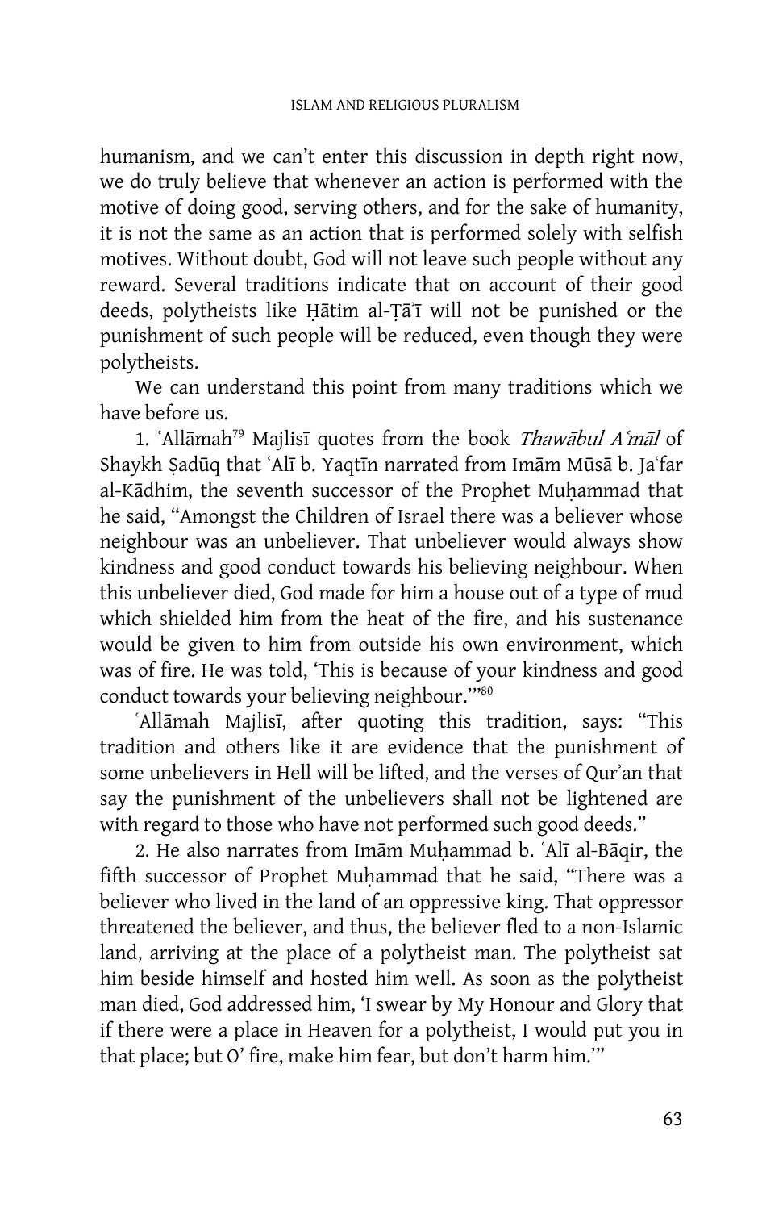humanism, and we can't enter this discussion in depth right now, we do truly believe that whenever an action is performed with the motive of doing good, serving others, and for the sake of humanity, it is not the same as an action that is performed solely with selfish motives. Without doubt, God will not leave such people without any reward. Several traditions indicate that on account of their good deeds, polytheists like Ḥātim al-Ṭāʾī will not be punished or the punishment of such people will be reduced, even though they were polytheists.

We can understand this point from many traditions which we have before us.

1. ʿAllāmah[79] Majlisī quotes from the book *Thawābul Aʿmāl* of Shaykh Ṣadūq that ʿAlī b. Yaqtīn narrated from Imām Mūsā b. Jaʿfar al-Kādhim, the seventh successor of the Prophet Muḥammad that he said, "Amongst the Children of Israel there was a believer whose neighbour was an unbeliever. That unbeliever would always show kindness and good conduct towards his believing neighbour. When this unbeliever died, God made for him a house out of a type of mud which shielded him from the heat of the fire, and his sustenance would be given to him from outside his own environment, which was of fire. He was told, 'This is because of your kindness and good conduct towards your believing neighbour.'"[80]

ʿAllāmah Majlisī, after quoting this tradition, says: "This tradition and others like it are evidence that the punishment of some unbelievers in Hell will be lifted, and the verses of Qurʾan that say the punishment of the unbelievers shall not be lightened are with regard to those who have not performed such good deeds."

2. He also narrates from Imām Muḥammad b. ʿAlī al-Bāqir, the fifth successor of Prophet Muḥammad that he said, "There was a believer who lived in the land of an oppressive king. That oppressor threatened the believer, and thus, the believer fled to a non-Islamic land, arriving at the place of a polytheist man. The polytheist sat him beside himself and hosted him well. As soon as the polytheist man died, God addressed him, 'I swear by My Honour and Glory that if there were a place in Heaven for a polytheist, I would put you in that place; but O' fire, make him fear, but don't harm him.'"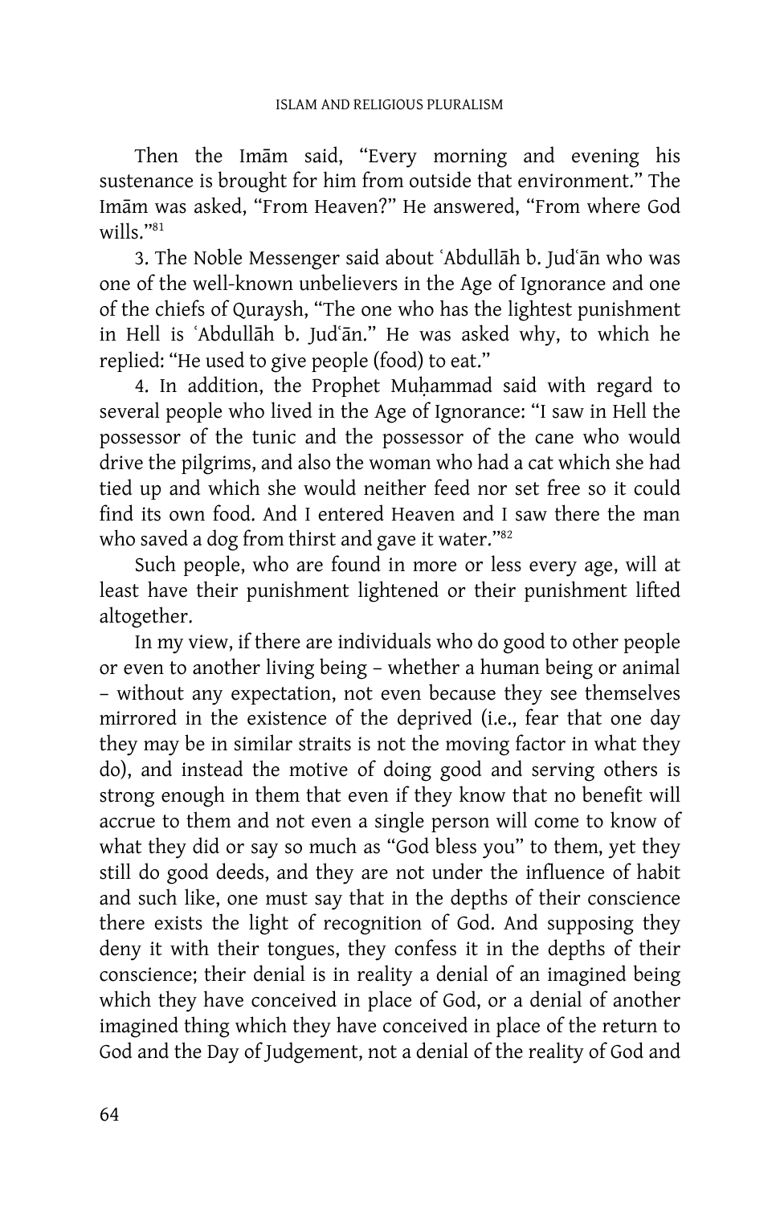Then the Imām said, "Every morning and evening his sustenance is brought for him from outside that environment." The Imām was asked, "From Heaven?" He answered, "From where God wills."[81]

3. The Noble Messenger said about ʿAbdullāh b. Judʿān who was one of the well-known unbelievers in the Age of Ignorance and one of the chiefs of Quraysh, "The one who has the lightest punishment in Hell is ʿAbdullāh b. Judʿān." He was asked why, to which he replied: "He used to give people (food) to eat."

4. In addition, the Prophet Muḥammad said with regard to several people who lived in the Age of Ignorance: "I saw in Hell the possessor of the tunic and the possessor of the cane who would drive the pilgrims, and also the woman who had a cat which she had tied up and which she would neither feed nor set free so it could find its own food. And I entered Heaven and I saw there the man who saved a dog from thirst and gave it water."[82]

Such people, who are found in more or less every age, will at least have their punishment lightened or their punishment lifted altogether.

In my view, if there are individuals who do good to other people or even to another living being – whether a human being or animal – without any expectation, not even because they see themselves mirrored in the existence of the deprived (i.e., fear that one day they may be in similar straits is not the moving factor in what they do), and instead the motive of doing good and serving others is strong enough in them that even if they know that no benefit will accrue to them and not even a single person will come to know of what they did or say so much as "God bless you" to them, yet they still do good deeds, and they are not under the influence of habit and such like, one must say that in the depths of their conscience there exists the light of recognition of God. And supposing they deny it with their tongues, they confess it in the depths of their conscience; their denial is in reality a denial of an imagined being which they have conceived in place of God, or a denial of another imagined thing which they have conceived in place of the return to God and the Day of Judgement, not a denial of the reality of God and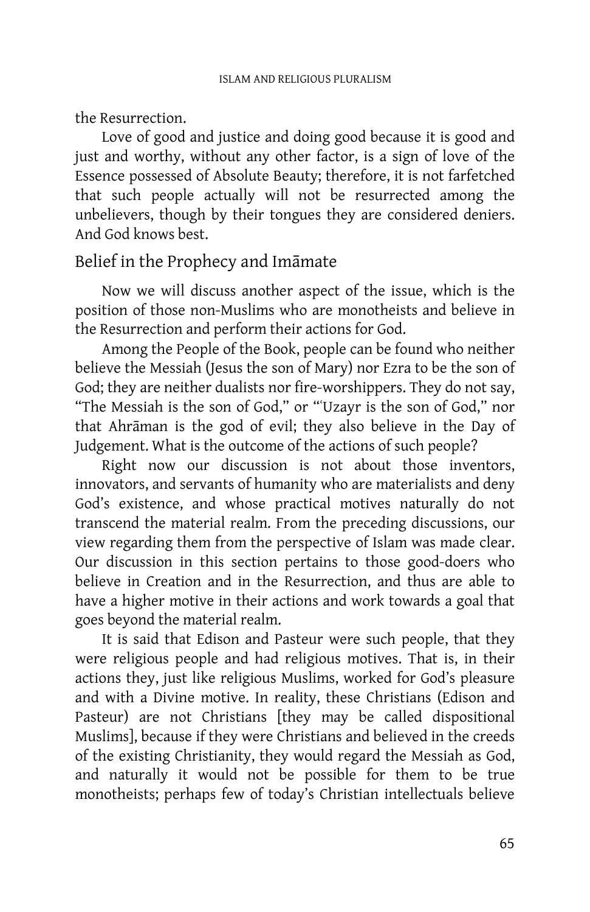the Resurrection.

Love of good and justice and doing good because it is good and just and worthy, without any other factor, is a sign of love of the Essence possessed of Absolute Beauty; therefore, it is not farfetched that such people actually will not be resurrected among the unbelievers, though by their tongues they are considered deniers. And God knows best.

## Belief in the Prophecy and Imāmate

Now we will discuss another aspect of the issue, which is the position of those non-Muslims who are monotheists and believe in the Resurrection and perform their actions for God.

Among the People of the Book, people can be found who neither believe the Messiah (Jesus the son of Mary) nor Ezra to be the son of God; they are neither dualists nor fire-worshippers. They do not say, "The Messiah is the son of God," or "ʿUzayr is the son of God," nor that Ahrāman is the god of evil; they also believe in the Day of Judgement. What is the outcome of the actions of such people?

Right now our discussion is not about those inventors, innovators, and servants of humanity who are materialists and deny God's existence, and whose practical motives naturally do not transcend the material realm. From the preceding discussions, our view regarding them from the perspective of Islam was made clear. Our discussion in this section pertains to those good-doers who believe in Creation and in the Resurrection, and thus are able to have a higher motive in their actions and work towards a goal that goes beyond the material realm.

It is said that Edison and Pasteur were such people, that they were religious people and had religious motives. That is, in their actions they, just like religious Muslims, worked for God's pleasure and with a Divine motive. In reality, these Christians (Edison and Pasteur) are not Christians [they may be called dispositional Muslims], because if they were Christians and believed in the creeds of the existing Christianity, they would regard the Messiah as God, and naturally it would not be possible for them to be true monotheists; perhaps few of today's Christian intellectuals believe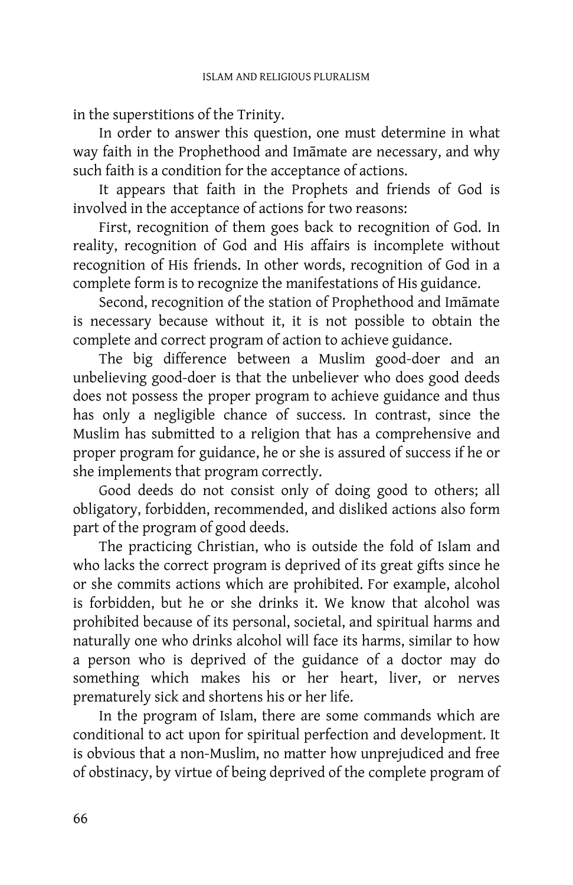in the superstitions of the Trinity.

In order to answer this question, one must determine in what way faith in the Prophethood and Imāmate are necessary, and why such faith is a condition for the acceptance of actions.

It appears that faith in the Prophets and friends of God is involved in the acceptance of actions for two reasons:

First, recognition of them goes back to recognition of God. In reality, recognition of God and His affairs is incomplete without recognition of His friends. In other words, recognition of God in a complete form is to recognize the manifestations of His guidance.

Second, recognition of the station of Prophethood and Imāmate is necessary because without it, it is not possible to obtain the complete and correct program of action to achieve guidance.

The big difference between a Muslim good-doer and an unbelieving good-doer is that the unbeliever who does good deeds does not possess the proper program to achieve guidance and thus has only a negligible chance of success. In contrast, since the Muslim has submitted to a religion that has a comprehensive and proper program for guidance, he or she is assured of success if he or she implements that program correctly.

Good deeds do not consist only of doing good to others; all obligatory, forbidden, recommended, and disliked actions also form part of the program of good deeds.

The practicing Christian, who is outside the fold of Islam and who lacks the correct program is deprived of its great gifts since he or she commits actions which are prohibited. For example, alcohol is forbidden, but he or she drinks it. We know that alcohol was prohibited because of its personal, societal, and spiritual harms and naturally one who drinks alcohol will face its harms, similar to how a person who is deprived of the guidance of a doctor may do something which makes his or her heart, liver, or nerves prematurely sick and shortens his or her life.

In the program of Islam, there are some commands which are conditional to act upon for spiritual perfection and development. It is obvious that a non-Muslim, no matter how unprejudiced and free of obstinacy, by virtue of being deprived of the complete program of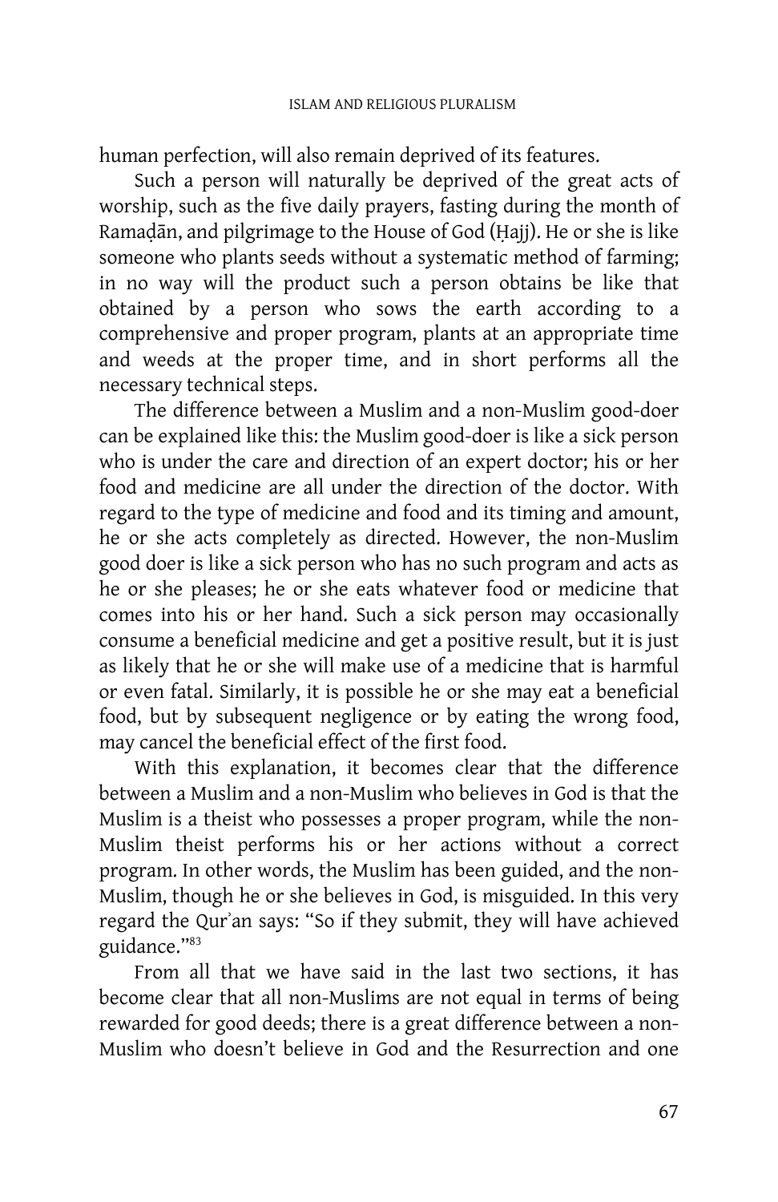human perfection, will also remain deprived of its features.

Such a person will naturally be deprived of the great acts of worship, such as the five daily prayers, fasting during the month of Ramaḍān, and pilgrimage to the House of God (Ḥajj). He or she is like someone who plants seeds without a systematic method of farming; in no way will the product such a person obtains be like that obtained by a person who sows the earth according to a comprehensive and proper program, plants at an appropriate time and weeds at the proper time, and in short performs all the necessary technical steps.

The difference between a Muslim and a non-Muslim good-doer can be explained like this: the Muslim good-doer is like a sick person who is under the care and direction of an expert doctor; his or her food and medicine are all under the direction of the doctor. With regard to the type of medicine and food and its timing and amount, he or she acts completely as directed. However, the non-Muslim good doer is like a sick person who has no such program and acts as he or she pleases; he or she eats whatever food or medicine that comes into his or her hand. Such a sick person may occasionally consume a beneficial medicine and get a positive result, but it is just as likely that he or she will make use of a medicine that is harmful or even fatal. Similarly, it is possible he or she may eat a beneficial food, but by subsequent negligence or by eating the wrong food, may cancel the beneficial effect of the first food.

With this explanation, it becomes clear that the difference between a Muslim and a non-Muslim who believes in God is that the Muslim is a theist who possesses a proper program, while the non-Muslim theist performs his or her actions without a correct program. In other words, the Muslim has been guided, and the non-Muslim, though he or she believes in God, is misguided. In this very regard the Qur᾽an says: "So if they submit, they will have achieved guidance."[83]

From all that we have said in the last two sections, it has become clear that all non-Muslims are not equal in terms of being rewarded for good deeds; there is a great difference between a non-Muslim who doesn't believe in God and the Resurrection and one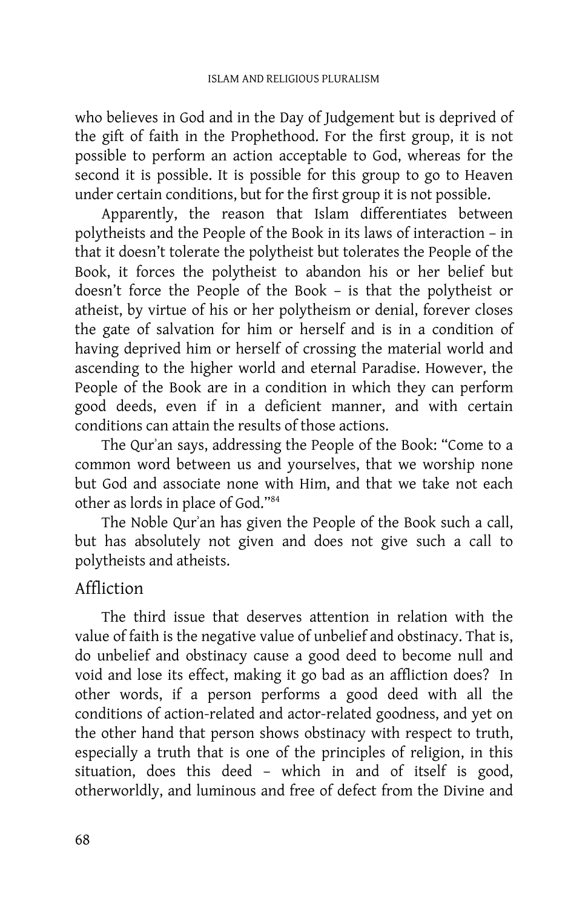who believes in God and in the Day of Judgement but is deprived of the gift of faith in the Prophethood. For the first group, it is not possible to perform an action acceptable to God, whereas for the second it is possible. It is possible for this group to go to Heaven under certain conditions, but for the first group it is not possible.

Apparently, the reason that Islam differentiates between polytheists and the People of the Book in its laws of interaction – in that it doesn't tolerate the polytheist but tolerates the People of the Book, it forces the polytheist to abandon his or her belief but doesn't force the People of the Book – is that the polytheist or atheist, by virtue of his or her polytheism or denial, forever closes the gate of salvation for him or herself and is in a condition of having deprived him or herself of crossing the material world and ascending to the higher world and eternal Paradise. However, the People of the Book are in a condition in which they can perform good deeds, even if in a deficient manner, and with certain conditions can attain the results of those actions.

The Qur᾿an says, addressing the People of the Book: "Come to a common word between us and yourselves, that we worship none but God and associate none with Him, and that we take not each other as lords in place of God."[84]

The Noble Qur᾿an has given the People of the Book such a call, but has absolutely not given and does not give such a call to polytheists and atheists.

## Affliction

The third issue that deserves attention in relation with the value of faith is the negative value of unbelief and obstinacy. That is, do unbelief and obstinacy cause a good deed to become null and void and lose its effect, making it go bad as an affliction does? In other words, if a person performs a good deed with all the conditions of action-related and actor-related goodness, and yet on the other hand that person shows obstinacy with respect to truth, especially a truth that is one of the principles of religion, in this situation, does this deed – which in and of itself is good, otherworldly, and luminous and free of defect from the Divine and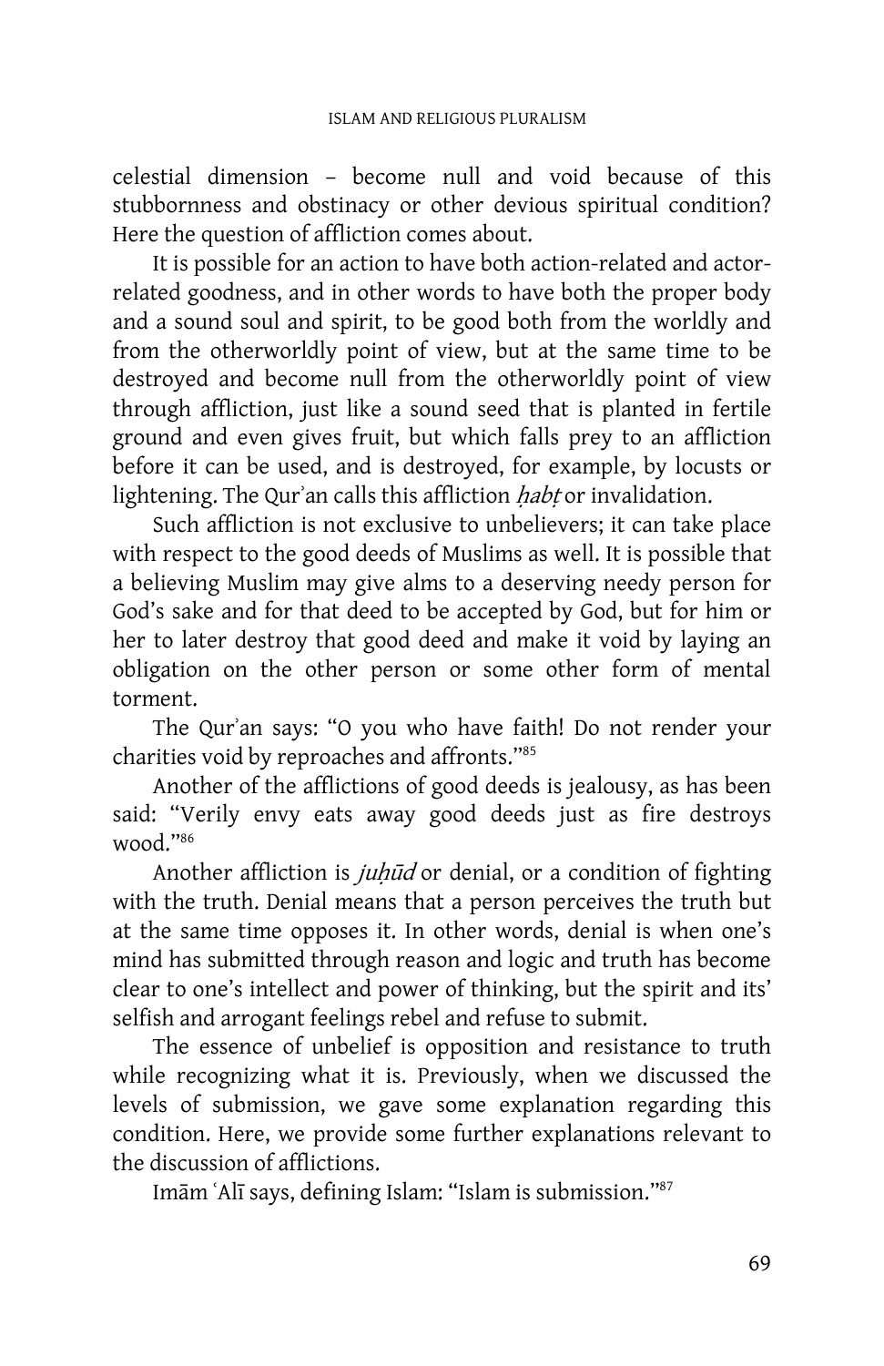celestial dimension – become null and void because of this stubbornness and obstinacy or other devious spiritual condition? Here the question of affliction comes about.

It is possible for an action to have both action-related and actor-related goodness, and in other words to have both the proper body and a sound soul and spirit, to be good both from the worldly and from the otherworldly point of view, but at the same time to be destroyed and become null from the otherworldly point of view through affliction, just like a sound seed that is planted in fertile ground and even gives fruit, but which falls prey to an affliction before it can be used, and is destroyed, for example, by locusts or lightening. The Qurʾan calls this affliction *ḥabṭ* or invalidation.

Such affliction is not exclusive to unbelievers; it can take place with respect to the good deeds of Muslims as well. It is possible that a believing Muslim may give alms to a deserving needy person for God's sake and for that deed to be accepted by God, but for him or her to later destroy that good deed and make it void by laying an obligation on the other person or some other form of mental torment.

The Qurʾan says: "O you who have faith! Do not render your charities void by reproaches and affronts."[85]

Another of the afflictions of good deeds is jealousy, as has been said: "Verily envy eats away good deeds just as fire destroys wood."[86]

Another affliction is *juḥūd* or denial, or a condition of fighting with the truth. Denial means that a person perceives the truth but at the same time opposes it. In other words, denial is when one's mind has submitted through reason and logic and truth has become clear to one's intellect and power of thinking, but the spirit and its' selfish and arrogant feelings rebel and refuse to submit.

The essence of unbelief is opposition and resistance to truth while recognizing what it is. Previously, when we discussed the levels of submission, we gave some explanation regarding this condition. Here, we provide some further explanations relevant to the discussion of afflictions.

Imām ʿAlī says, defining Islam: "Islam is submission."[87]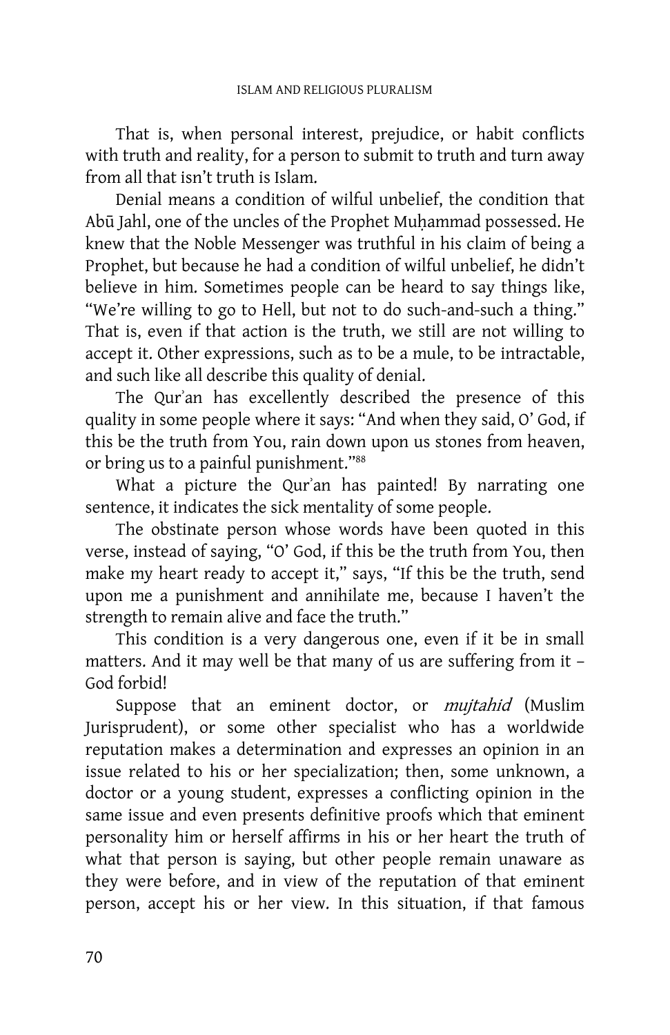That is, when personal interest, prejudice, or habit conflicts with truth and reality, for a person to submit to truth and turn away from all that isn't truth is Islam.

Denial means a condition of wilful unbelief, the condition that Abū Jahl, one of the uncles of the Prophet Muḥammad possessed. He knew that the Noble Messenger was truthful in his claim of being a Prophet, but because he had a condition of wilful unbelief, he didn't believe in him. Sometimes people can be heard to say things like, "We're willing to go to Hell, but not to do such-and-such a thing." That is, even if that action is the truth, we still are not willing to accept it. Other expressions, such as to be a mule, to be intractable, and such like all describe this quality of denial.

The Qur'an has excellently described the presence of this quality in some people where it says: "And when they said, O' God, if this be the truth from You, rain down upon us stones from heaven, or bring us to a painful punishment."[88]

What a picture the Qur'an has painted! By narrating one sentence, it indicates the sick mentality of some people.

The obstinate person whose words have been quoted in this verse, instead of saying, "O' God, if this be the truth from You, then make my heart ready to accept it," says, "If this be the truth, send upon me a punishment and annihilate me, because I haven't the strength to remain alive and face the truth."

This condition is a very dangerous one, even if it be in small matters. And it may well be that many of us are suffering from it – God forbid!

Suppose that an eminent doctor, or *mujtahid* (Muslim Jurisprudent), or some other specialist who has a worldwide reputation makes a determination and expresses an opinion in an issue related to his or her specialization; then, some unknown, a doctor or a young student, expresses a conflicting opinion in the same issue and even presents definitive proofs which that eminent personality him or herself affirms in his or her heart the truth of what that person is saying, but other people remain unaware as they were before, and in view of the reputation of that eminent person, accept his or her view. In this situation, if that famous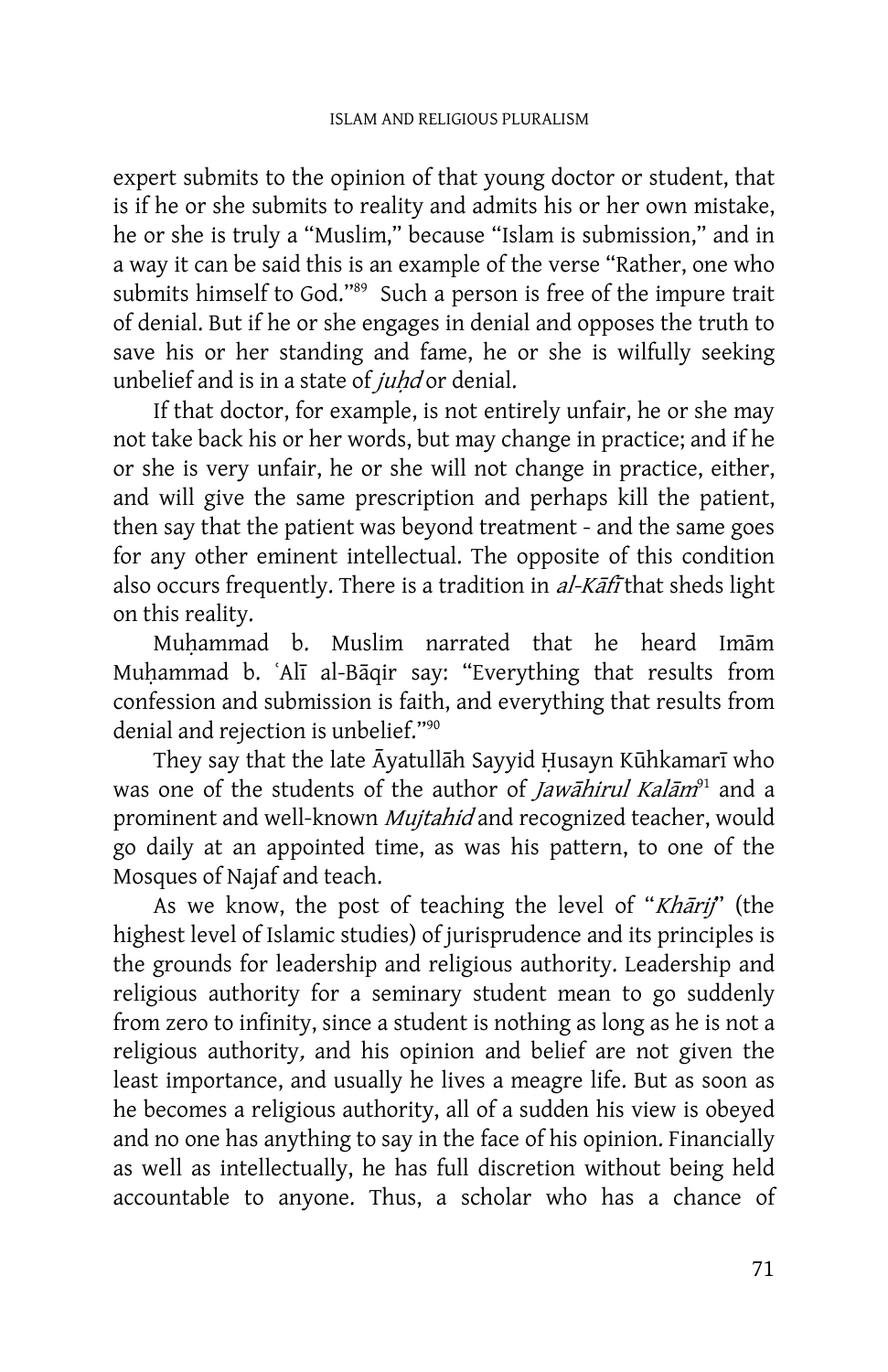expert submits to the opinion of that young doctor or student, that is if he or she submits to reality and admits his or her own mistake, he or she is truly a "Muslim," because "Islam is submission," and in a way it can be said this is an example of the verse "Rather, one who submits himself to God."[89] Such a person is free of the impure trait of denial. But if he or she engages in denial and opposes the truth to save his or her standing and fame, he or she is wilfully seeking unbelief and is in a state of *juḥd* or denial.

If that doctor, for example, is not entirely unfair, he or she may not take back his or her words, but may change in practice; and if he or she is very unfair, he or she will not change in practice, either, and will give the same prescription and perhaps kill the patient, then say that the patient was beyond treatment - and the same goes for any other eminent intellectual. The opposite of this condition also occurs frequently. There is a tradition in *al-Kāfī* that sheds light on this reality.

Muḥammad b. Muslim narrated that he heard Imām Muḥammad b. ʿAlī al-Bāqir say: "Everything that results from confession and submission is faith, and everything that results from denial and rejection is unbelief."[90]

They say that the late Āyatullāh Sayyid Ḥusayn Kūhkamarī who was one of the students of the author of *Jawāhirul Kalām*[91] and a prominent and well-known *Mujtahid* and recognized teacher, would go daily at an appointed time, as was his pattern, to one of the Mosques of Najaf and teach.

As we know, the post of teaching the level of "*Khārij*" (the highest level of Islamic studies) of jurisprudence and its principles is the grounds for leadership and religious authority. Leadership and religious authority for a seminary student mean to go suddenly from zero to infinity, since a student is nothing as long as he is not a religious authority, and his opinion and belief are not given the least importance, and usually he lives a meagre life. But as soon as he becomes a religious authority, all of a sudden his view is obeyed and no one has anything to say in the face of his opinion. Financially as well as intellectually, he has full discretion without being held accountable to anyone. Thus, a scholar who has a chance of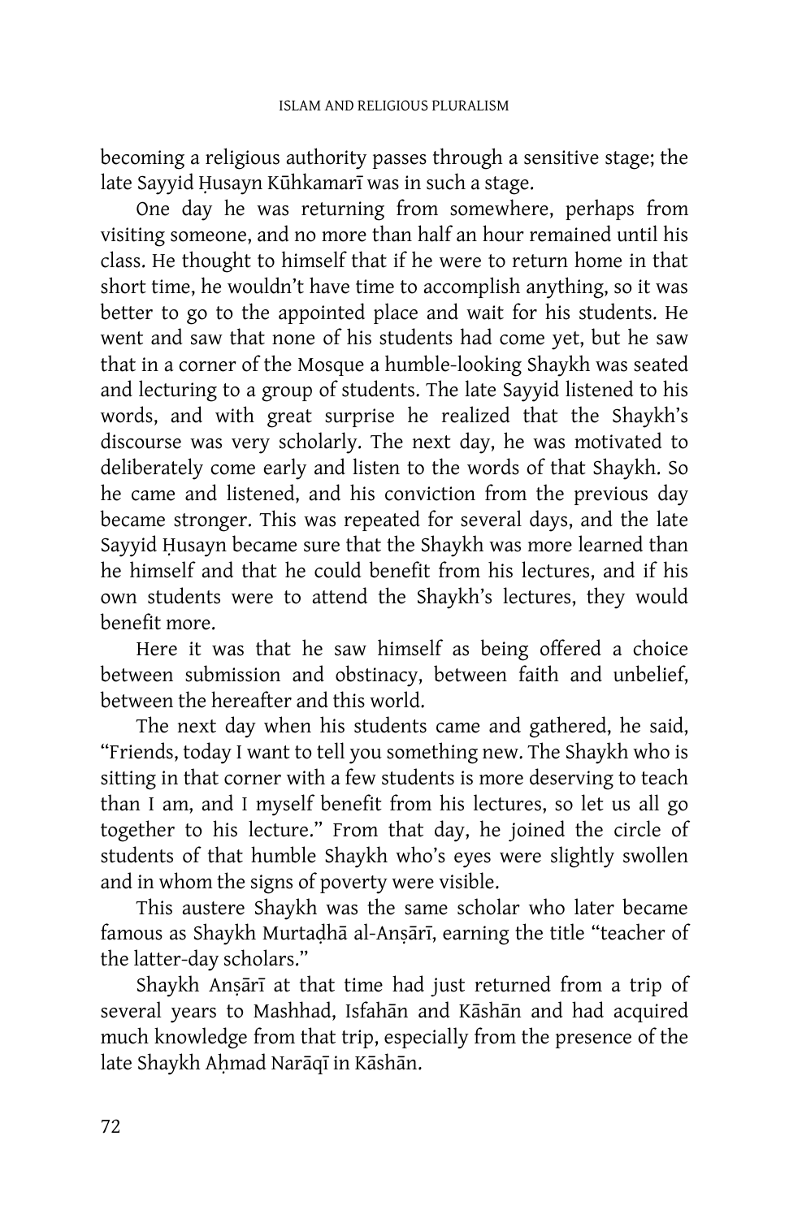becoming a religious authority passes through a sensitive stage; the late Sayyid Ḥusayn Kūhkamarī was in such a stage.

One day he was returning from somewhere, perhaps from visiting someone, and no more than half an hour remained until his class. He thought to himself that if he were to return home in that short time, he wouldn't have time to accomplish anything, so it was better to go to the appointed place and wait for his students. He went and saw that none of his students had come yet, but he saw that in a corner of the Mosque a humble-looking Shaykh was seated and lecturing to a group of students. The late Sayyid listened to his words, and with great surprise he realized that the Shaykh's discourse was very scholarly. The next day, he was motivated to deliberately come early and listen to the words of that Shaykh. So he came and listened, and his conviction from the previous day became stronger. This was repeated for several days, and the late Sayyid Ḥusayn became sure that the Shaykh was more learned than he himself and that he could benefit from his lectures, and if his own students were to attend the Shaykh's lectures, they would benefit more.

Here it was that he saw himself as being offered a choice between submission and obstinacy, between faith and unbelief, between the hereafter and this world.

The next day when his students came and gathered, he said, "Friends, today I want to tell you something new. The Shaykh who is sitting in that corner with a few students is more deserving to teach than I am, and I myself benefit from his lectures, so let us all go together to his lecture." From that day, he joined the circle of students of that humble Shaykh who's eyes were slightly swollen and in whom the signs of poverty were visible.

This austere Shaykh was the same scholar who later became famous as Shaykh Murtaḍhā al-Anṣārī, earning the title "teacher of the latter-day scholars."

Shaykh Anṣārī at that time had just returned from a trip of several years to Mashhad, Isfahān and Kāshān and had acquired much knowledge from that trip, especially from the presence of the late Shaykh Aḥmad Narāqī in Kāshān.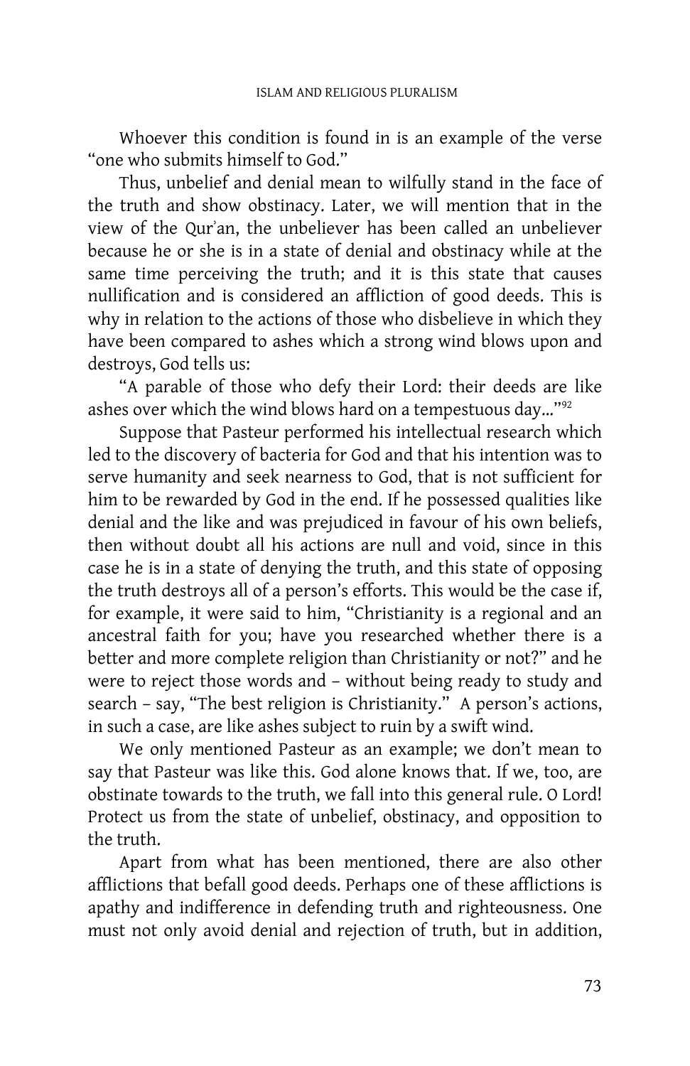Whoever this condition is found in is an example of the verse "one who submits himself to God."

Thus, unbelief and denial mean to wilfully stand in the face of the truth and show obstinacy. Later, we will mention that in the view of the Qurʾan, the unbeliever has been called an unbeliever because he or she is in a state of denial and obstinacy while at the same time perceiving the truth; and it is this state that causes nullification and is considered an affliction of good deeds. This is why in relation to the actions of those who disbelieve in which they have been compared to ashes which a strong wind blows upon and destroys, God tells us:

"A parable of those who defy their Lord: their deeds are like ashes over which the wind blows hard on a tempestuous day..."[92]

Suppose that Pasteur performed his intellectual research which led to the discovery of bacteria for God and that his intention was to serve humanity and seek nearness to God, that is not sufficient for him to be rewarded by God in the end. If he possessed qualities like denial and the like and was prejudiced in favour of his own beliefs, then without doubt all his actions are null and void, since in this case he is in a state of denying the truth, and this state of opposing the truth destroys all of a person's efforts. This would be the case if, for example, it were said to him, "Christianity is a regional and an ancestral faith for you; have you researched whether there is a better and more complete religion than Christianity or not?" and he were to reject those words and – without being ready to study and search – say, "The best religion is Christianity." A person's actions, in such a case, are like ashes subject to ruin by a swift wind.

We only mentioned Pasteur as an example; we don't mean to say that Pasteur was like this. God alone knows that. If we, too, are obstinate towards to the truth, we fall into this general rule. O Lord! Protect us from the state of unbelief, obstinacy, and opposition to the truth.

Apart from what has been mentioned, there are also other afflictions that befall good deeds. Perhaps one of these afflictions is apathy and indifference in defending truth and righteousness. One must not only avoid denial and rejection of truth, but in addition,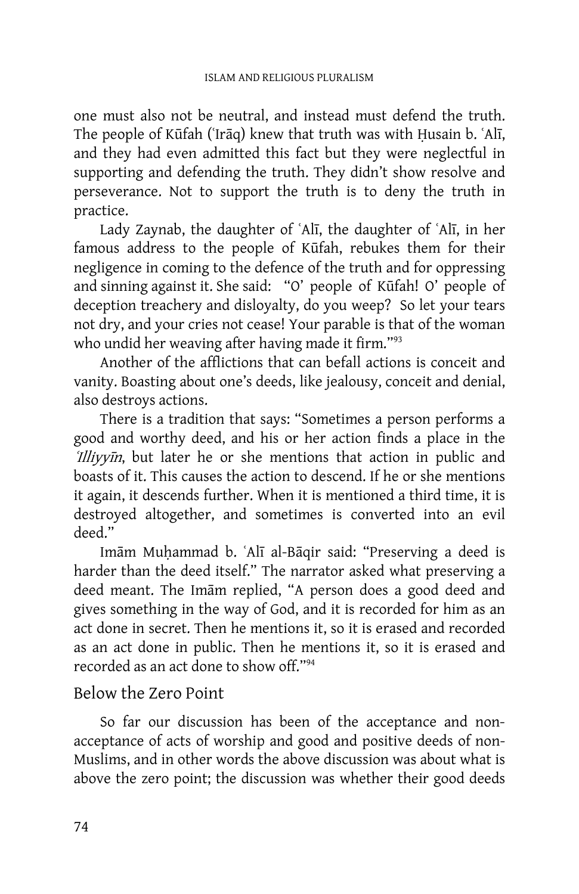one must also not be neutral, and instead must defend the truth. The people of Kūfah (ʿIrāq) knew that truth was with Ḥusain b. ʿAlī, and they had even admitted this fact but they were neglectful in supporting and defending the truth. They didn't show resolve and perseverance. Not to support the truth is to deny the truth in practice.

Lady Zaynab, the daughter of ʿAlī, the daughter of ʿAlī, in her famous address to the people of Kūfah, rebukes them for their negligence in coming to the defence of the truth and for oppressing and sinning against it. She said: "O' people of Kūfah! O' people of deception treachery and disloyalty, do you weep? So let your tears not dry, and your cries not cease! Your parable is that of the woman who undid her weaving after having made it firm."[93]

Another of the afflictions that can befall actions is conceit and vanity. Boasting about one's deeds, like jealousy, conceit and denial, also destroys actions.

There is a tradition that says: "Sometimes a person performs a good and worthy deed, and his or her action finds a place in the *ʿIlliyyīn*, but later he or she mentions that action in public and boasts of it. This causes the action to descend. If he or she mentions it again, it descends further. When it is mentioned a third time, it is destroyed altogether, and sometimes is converted into an evil deed."

Imām Muḥammad b. ʿAlī al-Bāqir said: "Preserving a deed is harder than the deed itself." The narrator asked what preserving a deed meant. The Imām replied, "A person does a good deed and gives something in the way of God, and it is recorded for him as an act done in secret. Then he mentions it, so it is erased and recorded as an act done in public. Then he mentions it, so it is erased and recorded as an act done to show off."[94]

## Below the Zero Point

So far our discussion has been of the acceptance and non-acceptance of acts of worship and good and positive deeds of non-Muslims, and in other words the above discussion was about what is above the zero point; the discussion was whether their good deeds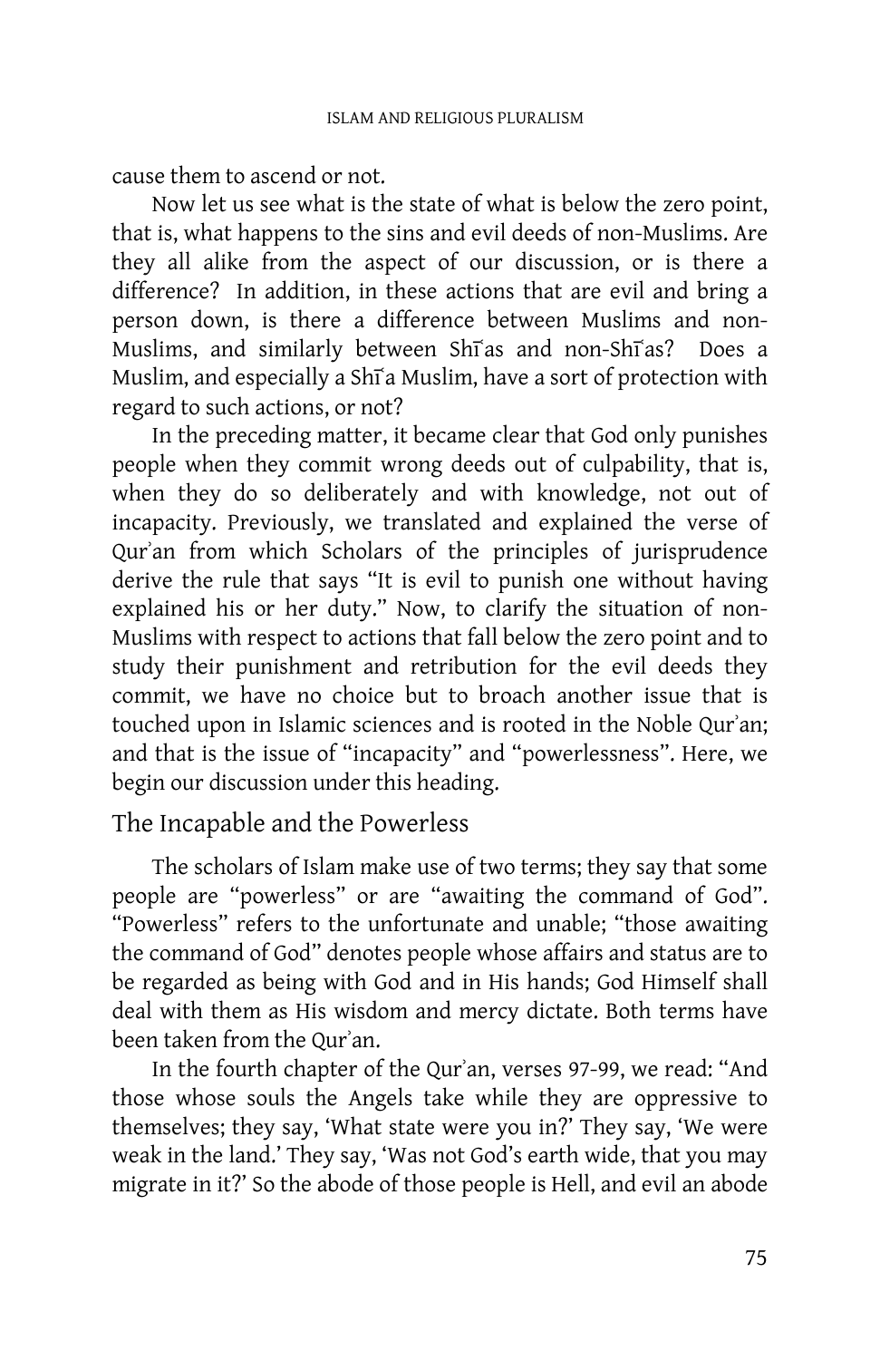cause them to ascend or not.

Now let us see what is the state of what is below the zero point, that is, what happens to the sins and evil deeds of non-Muslims. Are they all alike from the aspect of our discussion, or is there a difference? In addition, in these actions that are evil and bring a person down, is there a difference between Muslims and non-Muslims, and similarly between Shīʿas and non-Shīʿas? Does a Muslim, and especially a Shīʿa Muslim, have a sort of protection with regard to such actions, or not?

In the preceding matter, it became clear that God only punishes people when they commit wrong deeds out of culpability, that is, when they do so deliberately and with knowledge, not out of incapacity. Previously, we translated and explained the verse of Qurʾan from which Scholars of the principles of jurisprudence derive the rule that says "It is evil to punish one without having explained his or her duty." Now, to clarify the situation of non-Muslims with respect to actions that fall below the zero point and to study their punishment and retribution for the evil deeds they commit, we have no choice but to broach another issue that is touched upon in Islamic sciences and is rooted in the Noble Qurʾan; and that is the issue of "incapacity" and "powerlessness". Here, we begin our discussion under this heading.

## The Incapable and the Powerless

The scholars of Islam make use of two terms; they say that some people are "powerless" or are "awaiting the command of God". "Powerless" refers to the unfortunate and unable; "those awaiting the command of God" denotes people whose affairs and status are to be regarded as being with God and in His hands; God Himself shall deal with them as His wisdom and mercy dictate. Both terms have been taken from the Qurʾan.

In the fourth chapter of the Qurʾan, verses 97-99, we read: "And those whose souls the Angels take while they are oppressive to themselves; they say, 'What state were you in?' They say, 'We were weak in the land.' They say, 'Was not God's earth wide, that you may migrate in it?' So the abode of those people is Hell, and evil an abode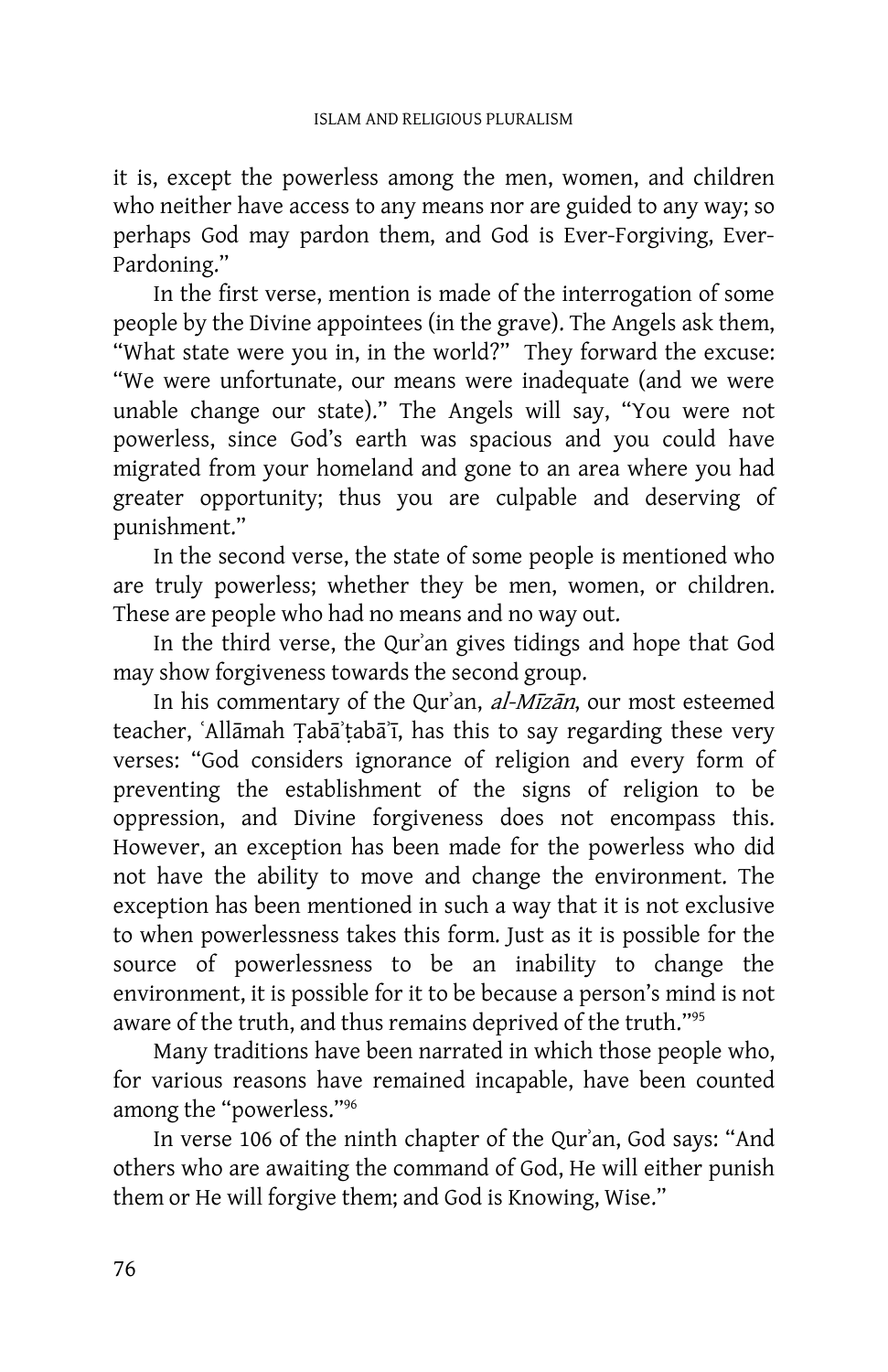it is, except the powerless among the men, women, and children who neither have access to any means nor are guided to any way; so perhaps God may pardon them, and God is Ever-Forgiving, Ever-Pardoning."

In the first verse, mention is made of the interrogation of some people by the Divine appointees (in the grave). The Angels ask them, "What state were you in, in the world?" They forward the excuse: "We were unfortunate, our means were inadequate (and we were unable change our state)." The Angels will say, "You were not powerless, since God's earth was spacious and you could have migrated from your homeland and gone to an area where you had greater opportunity; thus you are culpable and deserving of punishment."

In the second verse, the state of some people is mentioned who are truly powerless; whether they be men, women, or children. These are people who had no means and no way out.

In the third verse, the Qurʾan gives tidings and hope that God may show forgiveness towards the second group.

In his commentary of the Qurʾan, *al-Mīzān*, our most esteemed teacher, ʿAllāmah Ṭabāʾṭabāʾī, has this to say regarding these very verses: "God considers ignorance of religion and every form of preventing the establishment of the signs of religion to be oppression, and Divine forgiveness does not encompass this. However, an exception has been made for the powerless who did not have the ability to move and change the environment. The exception has been mentioned in such a way that it is not exclusive to when powerlessness takes this form. Just as it is possible for the source of powerlessness to be an inability to change the environment, it is possible for it to be because a person's mind is not aware of the truth, and thus remains deprived of the truth."[95]

Many traditions have been narrated in which those people who, for various reasons have remained incapable, have been counted among the "powerless."[96]

In verse 106 of the ninth chapter of the Qurʾan, God says: "And others who are awaiting the command of God, He will either punish them or He will forgive them; and God is Knowing, Wise."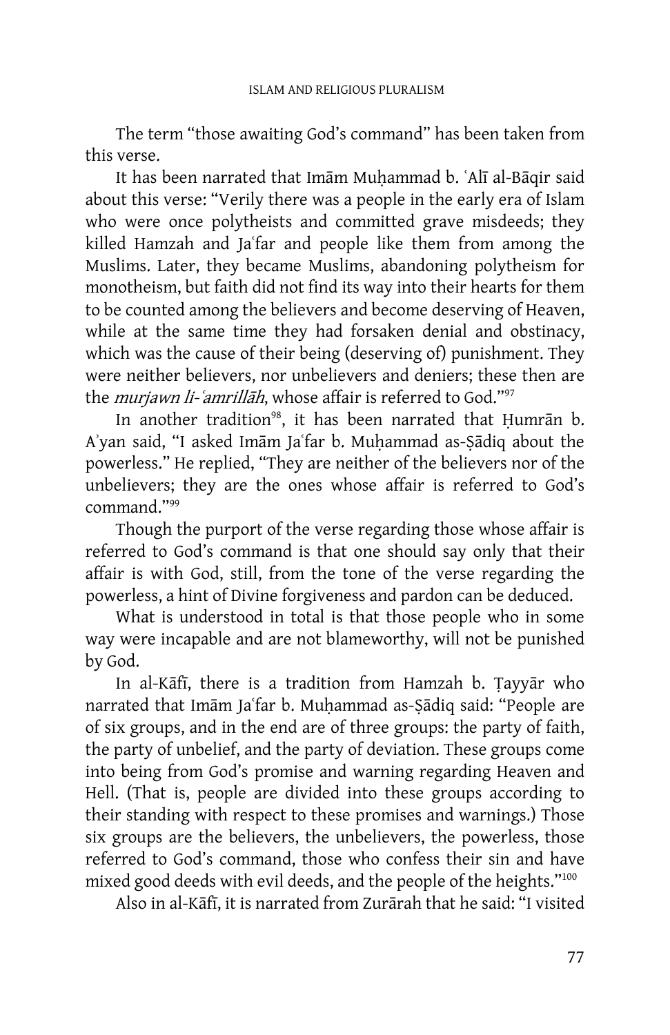The term "those awaiting God's command" has been taken from this verse.

It has been narrated that Imām Muḥammad b. ʿAlī al-Bāqir said about this verse: "Verily there was a people in the early era of Islam who were once polytheists and committed grave misdeeds; they killed Hamzah and Jaʿfar and people like them from among the Muslims. Later, they became Muslims, abandoning polytheism for monotheism, but faith did not find its way into their hearts for them to be counted among the believers and become deserving of Heaven, while at the same time they had forsaken denial and obstinacy, which was the cause of their being (deserving of) punishment. They were neither believers, nor unbelievers and deniers; these then are the *murjawn li-ʿamrillāh*, whose affair is referred to God."[97]

In another tradition[98], it has been narrated that Ḥumrān b. Aʾyan said, "I asked Imām Jaʿfar b. Muḥammad as-Ṣādiq about the powerless." He replied, "They are neither of the believers nor of the unbelievers; they are the ones whose affair is referred to God's command."[99]

Though the purport of the verse regarding those whose affair is referred to God's command is that one should say only that their affair is with God, still, from the tone of the verse regarding the powerless, a hint of Divine forgiveness and pardon can be deduced.

What is understood in total is that those people who in some way were incapable and are not blameworthy, will not be punished by God.

In al-Kāfī, there is a tradition from Hamzah b. Ṭayyār who narrated that Imām Jaʿfar b. Muḥammad as-Ṣādiq said: "People are of six groups, and in the end are of three groups: the party of faith, the party of unbelief, and the party of deviation. These groups come into being from God's promise and warning regarding Heaven and Hell. (That is, people are divided into these groups according to their standing with respect to these promises and warnings.) Those six groups are the believers, the unbelievers, the powerless, those referred to God's command, those who confess their sin and have mixed good deeds with evil deeds, and the people of the heights."[100]

Also in al-Kāfī, it is narrated from Zurārah that he said: "I visited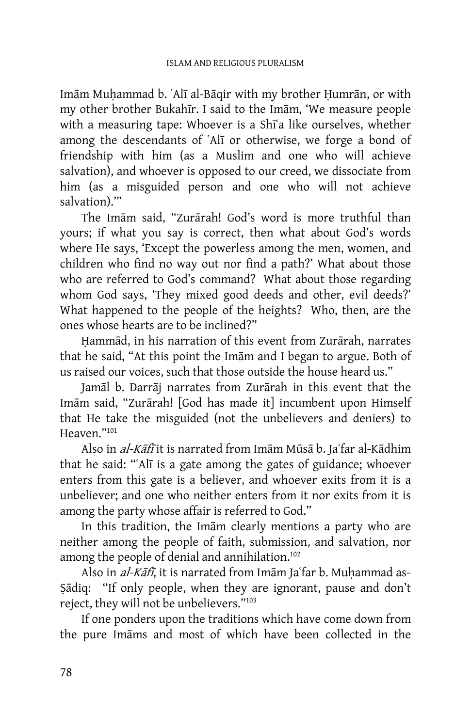Imām Muḥammad b. ʿAlī al-Bāqir with my brother Ḥumrān, or with my other brother Bukahīr. I said to the Imām, 'We measure people with a measuring tape: Whoever is a Shīʿa like ourselves, whether among the descendants of ʿAlī or otherwise, we forge a bond of friendship with him (as a Muslim and one who will achieve salvation), and whoever is opposed to our creed, we dissociate from him (as a misguided person and one who will not achieve salvation).'"

The Imām said, "Zurārah! God's word is more truthful than yours; if what you say is correct, then what about God's words where He says, 'Except the powerless among the men, women, and children who find no way out nor find a path?' What about those who are referred to God's command? What about those regarding whom God says, 'They mixed good deeds and other, evil deeds?' What happened to the people of the heights? Who, then, are the ones whose hearts are to be inclined?"

Ḥammād, in his narration of this event from Zurārah, narrates that he said, "At this point the Imām and I began to argue. Both of us raised our voices, such that those outside the house heard us."

Jamāl b. Darrāj narrates from Zurārah in this event that the Imām said, "Zurārah! [God has made it] incumbent upon Himself that He take the misguided (not the unbelievers and deniers) to Heaven."[101]

Also in *al-Kāfī* it is narrated from Imām Mūsā b. Jaʿfar al-Kādhim that he said: "ʿAlī is a gate among the gates of guidance; whoever enters from this gate is a believer, and whoever exits from it is a unbeliever; and one who neither enters from it nor exits from it is among the party whose affair is referred to God."

In this tradition, the Imām clearly mentions a party who are neither among the people of faith, submission, and salvation, nor among the people of denial and annihilation.[102]

Also in *al-Kāfī*, it is narrated from Imām Jaʿfar b. Muḥammad as-Ṣādiq: "If only people, when they are ignorant, pause and don't reject, they will not be unbelievers."[103]

If one ponders upon the traditions which have come down from the pure Imāms and most of which have been collected in the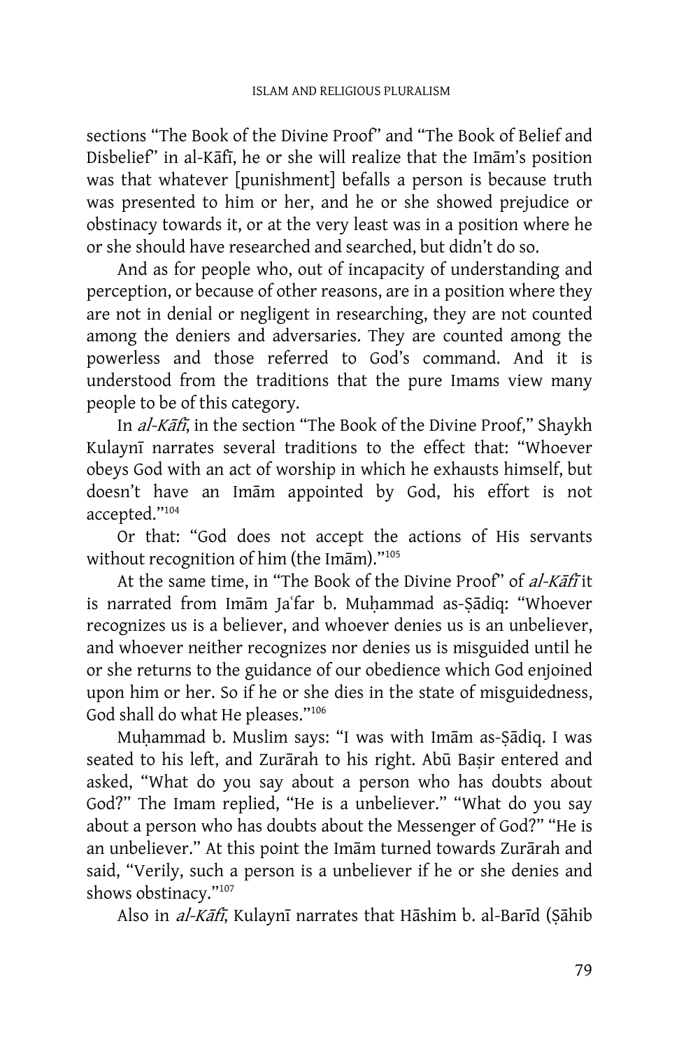sections "The Book of the Divine Proof" and "The Book of Belief and Disbelief" in al-Kāfī, he or she will realize that the Imām's position was that whatever [punishment] befalls a person is because truth was presented to him or her, and he or she showed prejudice or obstinacy towards it, or at the very least was in a position where he or she should have researched and searched, but didn't do so.

And as for people who, out of incapacity of understanding and perception, or because of other reasons, are in a position where they are not in denial or negligent in researching, they are not counted among the deniers and adversaries. They are counted among the powerless and those referred to God's command. And it is understood from the traditions that the pure Imams view many people to be of this category.

In *al-Kāfī*, in the section "The Book of the Divine Proof," Shaykh Kulaynī narrates several traditions to the effect that: "Whoever obeys God with an act of worship in which he exhausts himself, but doesn't have an Imām appointed by God, his effort is not accepted."[104]

Or that: "God does not accept the actions of His servants without recognition of him (the Imām)."[105]

At the same time, in "The Book of the Divine Proof" of *al-Kāfī* it is narrated from Imām Jaʿfar b. Muḥammad as-Ṣādiq: "Whoever recognizes us is a believer, and whoever denies us is an unbeliever, and whoever neither recognizes nor denies us is misguided until he or she returns to the guidance of our obedience which God enjoined upon him or her. So if he or she dies in the state of misguidedness, God shall do what He pleases."[106]

Muḥammad b. Muslim says: "I was with Imām as-Ṣādiq. I was seated to his left, and Zurārah to his right. Abū Baṣir entered and asked, "What do you say about a person who has doubts about God?" The Imam replied, "He is a unbeliever." "What do you say about a person who has doubts about the Messenger of God?" "He is an unbeliever." At this point the Imām turned towards Zurārah and said, "Verily, such a person is a unbeliever if he or she denies and shows obstinacy."[107]

Also in *al-Kāfī*, Kulaynī narrates that Hāshim b. al-Barīd (Ṣāhib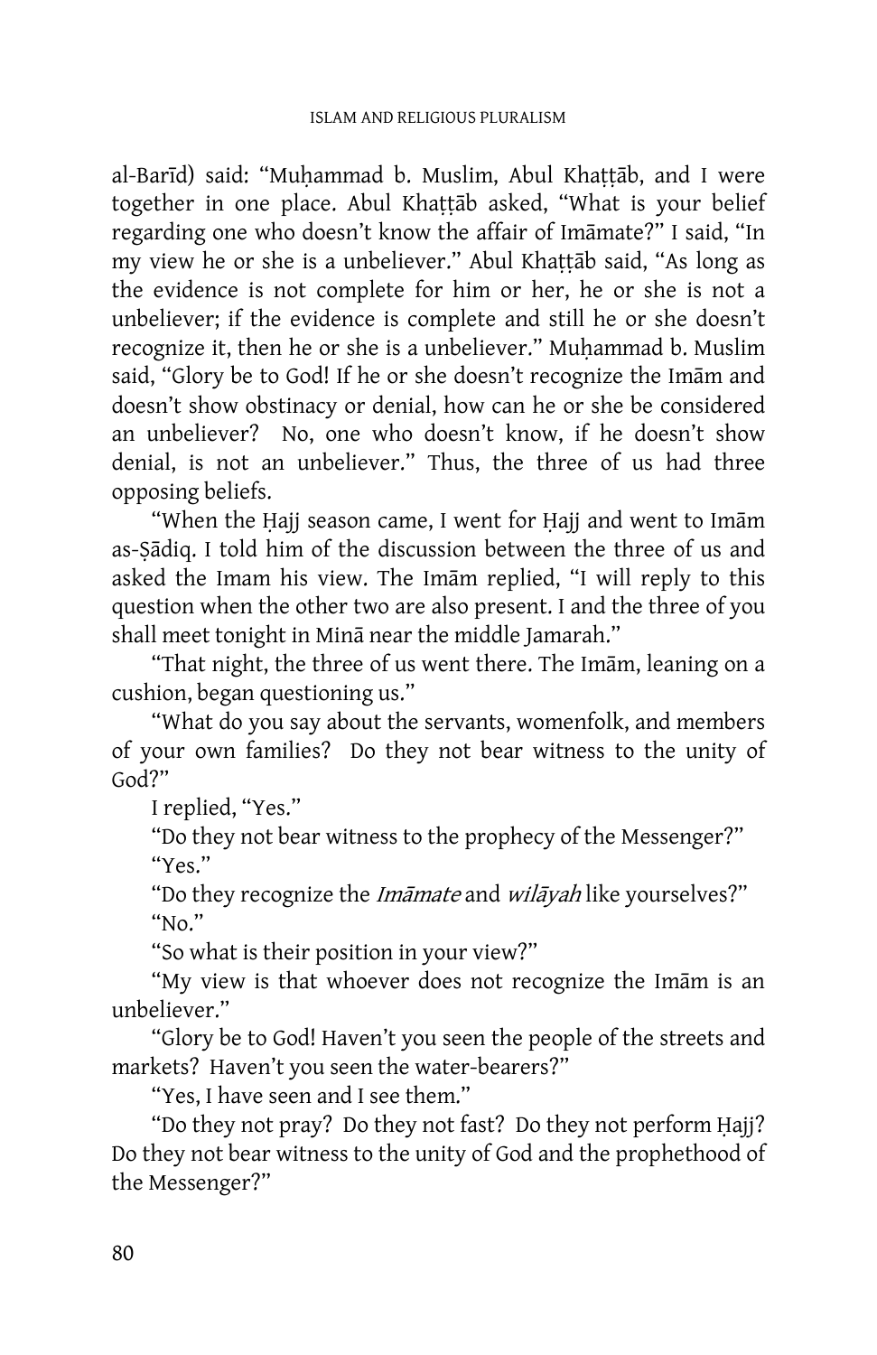al-Barīd) said: "Muḥammad b. Muslim, Abul Khaṭṭāb, and I were together in one place. Abul Khaṭṭāb asked, "What is your belief regarding one who doesn't know the affair of Imāmate?" I said, "In my view he or she is a unbeliever." Abul Khaṭṭāb said, "As long as the evidence is not complete for him or her, he or she is not a unbeliever; if the evidence is complete and still he or she doesn't recognize it, then he or she is a unbeliever." Muḥammad b. Muslim said, "Glory be to God! If he or she doesn't recognize the Imām and doesn't show obstinacy or denial, how can he or she be considered an unbeliever? No, one who doesn't know, if he doesn't show denial, is not an unbeliever." Thus, the three of us had three opposing beliefs.

"When the Ḥajj season came, I went for Ḥajj and went to Imām as-Ṣādiq. I told him of the discussion between the three of us and asked the Imam his view. The Imām replied, "I will reply to this question when the other two are also present. I and the three of you shall meet tonight in Minā near the middle Jamarah."

"That night, the three of us went there. The Imām, leaning on a cushion, began questioning us."

"What do you say about the servants, womenfolk, and members of your own families? Do they not bear witness to the unity of God?"

I replied, "Yes."

"Do they not bear witness to the prophecy of the Messenger?"

"Yes."

"Do they recognize the *Imāmate* and *wilāyah* like yourselves?"

"No."

"So what is their position in your view?"

"My view is that whoever does not recognize the Imām is an unbeliever."

"Glory be to God! Haven't you seen the people of the streets and markets? Haven't you seen the water-bearers?"

"Yes, I have seen and I see them."

"Do they not pray? Do they not fast? Do they not perform Ḥajj? Do they not bear witness to the unity of God and the prophethood of the Messenger?"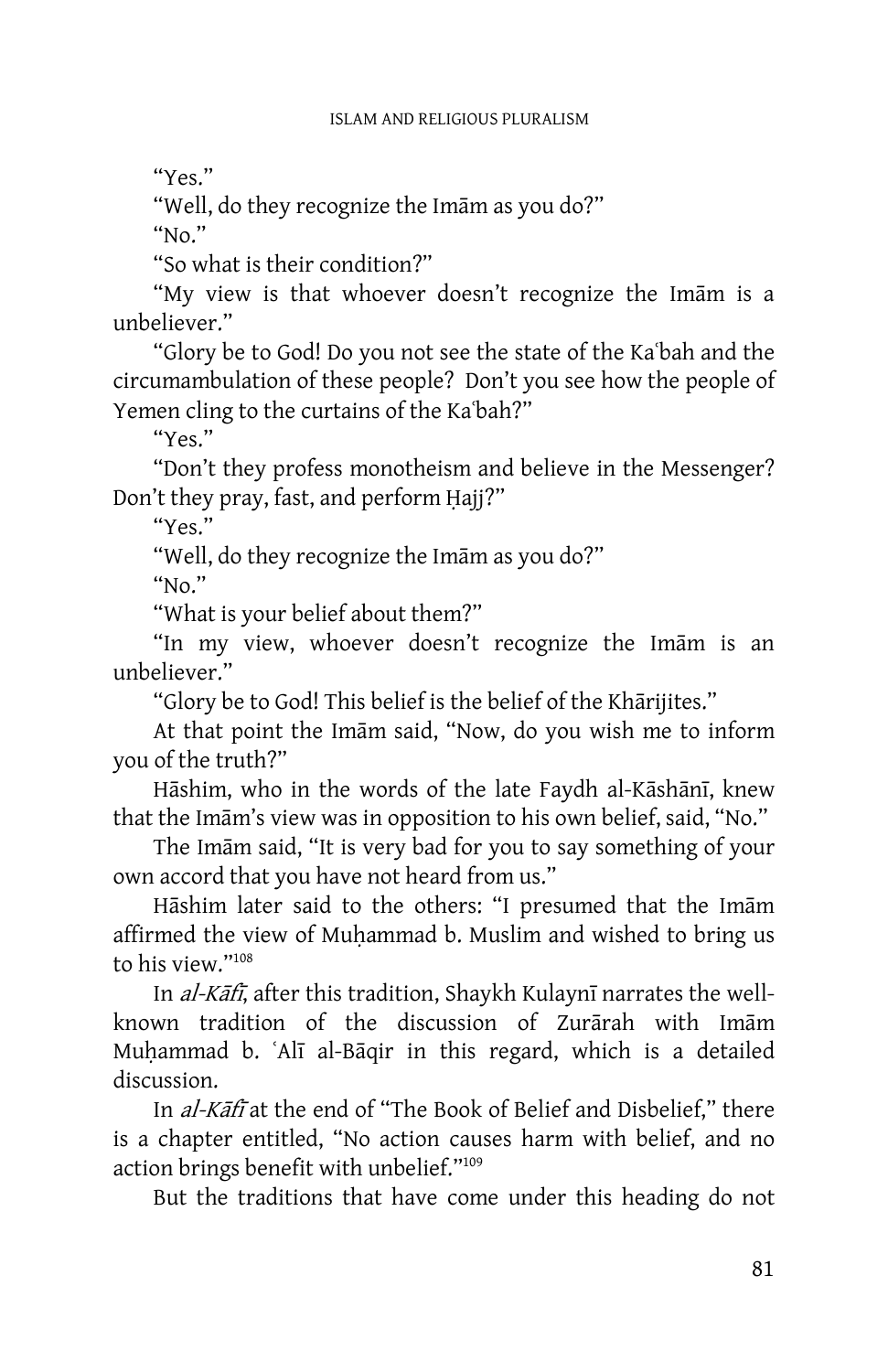"Yes."

"Well, do they recognize the Imām as you do?"

"No."

"So what is their condition?"

"My view is that whoever doesn't recognize the Imām is a unbeliever."

"Glory be to God! Do you not see the state of the Kaʿbah and the circumambulation of these people? Don't you see how the people of Yemen cling to the curtains of the Kaʿbah?"

"Yes."

"Don't they profess monotheism and believe in the Messenger? Don't they pray, fast, and perform Ḥajj?"

"Yes."

"Well, do they recognize the Imām as you do?"

"No."

"What is your belief about them?"

"In my view, whoever doesn't recognize the Imām is an unbeliever."

"Glory be to God! This belief is the belief of the Khārijites."

At that point the Imām said, "Now, do you wish me to inform you of the truth?"

Hāshim, who in the words of the late Faydh al-Kāshānī, knew that the Imām's view was in opposition to his own belief, said, "No."

The Imām said, "It is very bad for you to say something of your own accord that you have not heard from us."

Hāshim later said to the others: "I presumed that the Imām affirmed the view of Muḥammad b. Muslim and wished to bring us to his view."[108]

In *al-Kāfī*, after this tradition, Shaykh Kulaynī narrates the well-known tradition of the discussion of Zurārah with Imām Muḥammad b. ʿAlī al-Bāqir in this regard, which is a detailed discussion.

In *al-Kāfī* at the end of "The Book of Belief and Disbelief," there is a chapter entitled, "No action causes harm with belief, and no action brings benefit with unbelief."[109]

But the traditions that have come under this heading do not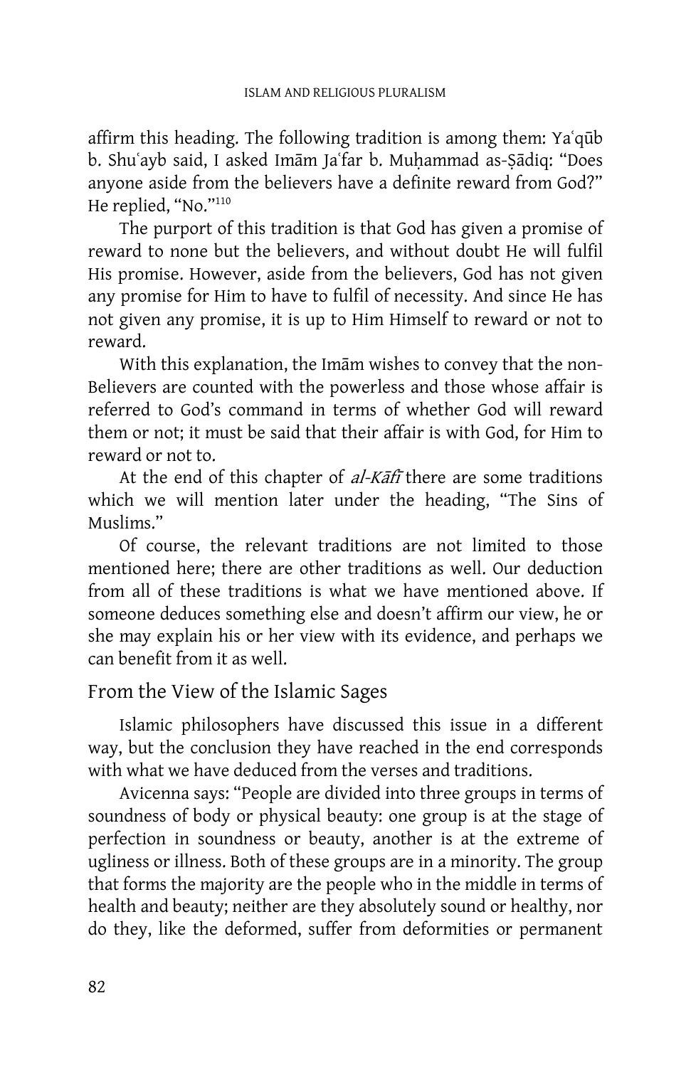affirm this heading. The following tradition is among them: Yaʿqūb b. Shuʿayb said, I asked Imām Jaʿfar b. Muḥammad as-Ṣādiq: "Does anyone aside from the believers have a definite reward from God?" He replied, "No."[110]

The purport of this tradition is that God has given a promise of reward to none but the believers, and without doubt He will fulfil His promise. However, aside from the believers, God has not given any promise for Him to have to fulfil of necessity. And since He has not given any promise, it is up to Him Himself to reward or not to reward.

With this explanation, the Imām wishes to convey that the non-Believers are counted with the powerless and those whose affair is referred to God's command in terms of whether God will reward them or not; it must be said that their affair is with God, for Him to reward or not to.

At the end of this chapter of *al-Kāfī* there are some traditions which we will mention later under the heading, "The Sins of Muslims."

Of course, the relevant traditions are not limited to those mentioned here; there are other traditions as well. Our deduction from all of these traditions is what we have mentioned above. If someone deduces something else and doesn't affirm our view, he or she may explain his or her view with its evidence, and perhaps we can benefit from it as well.

## From the View of the Islamic Sages

Islamic philosophers have discussed this issue in a different way, but the conclusion they have reached in the end corresponds with what we have deduced from the verses and traditions.

Avicenna says: "People are divided into three groups in terms of soundness of body or physical beauty: one group is at the stage of perfection in soundness or beauty, another is at the extreme of ugliness or illness. Both of these groups are in a minority. The group that forms the majority are the people who in the middle in terms of health and beauty; neither are they absolutely sound or healthy, nor do they, like the deformed, suffer from deformities or permanent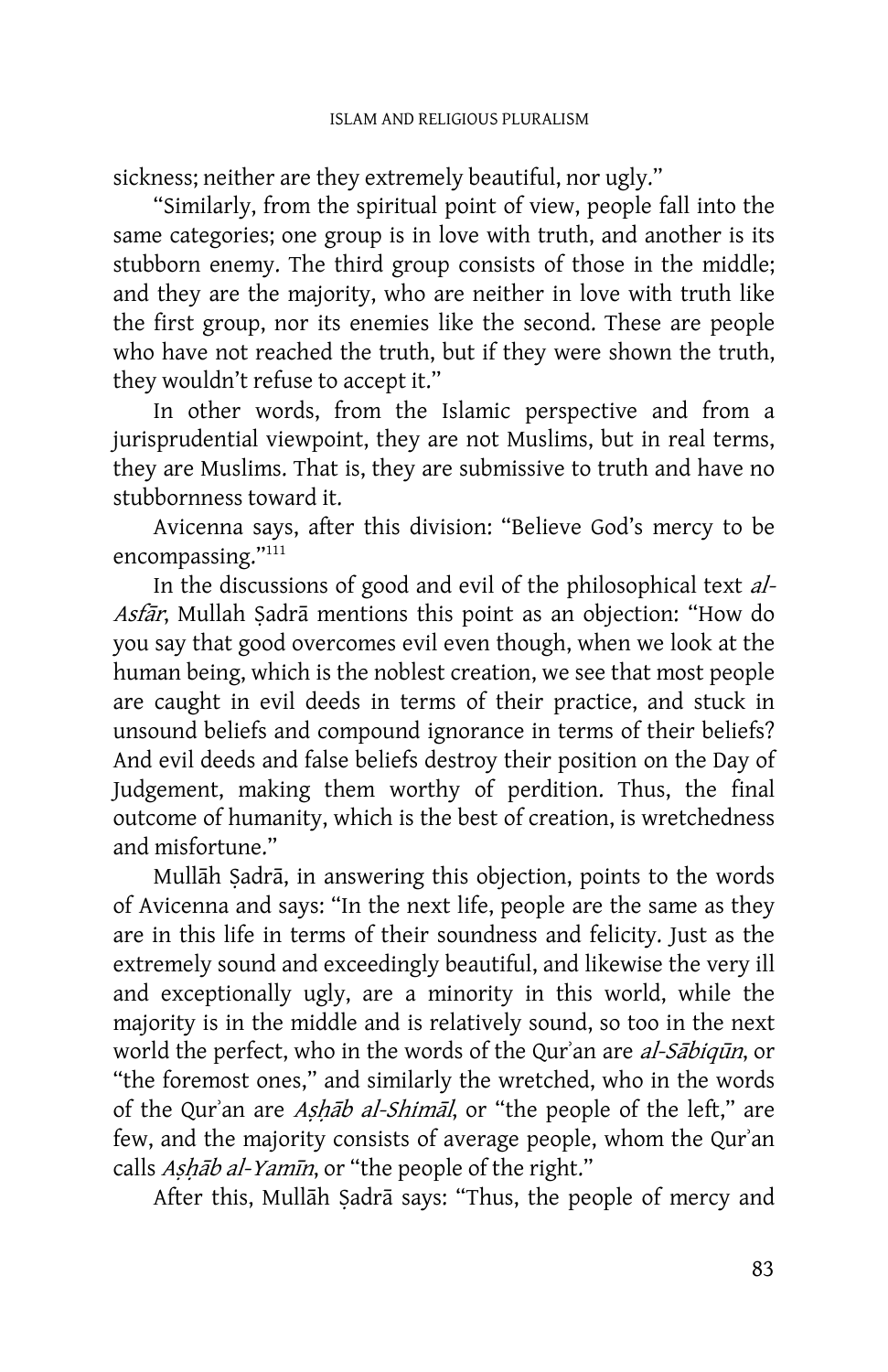sickness; neither are they extremely beautiful, nor ugly."

"Similarly, from the spiritual point of view, people fall into the same categories; one group is in love with truth, and another is its stubborn enemy. The third group consists of those in the middle; and they are the majority, who are neither in love with truth like the first group, nor its enemies like the second. These are people who have not reached the truth, but if they were shown the truth, they wouldn't refuse to accept it."

In other words, from the Islamic perspective and from a jurisprudential viewpoint, they are not Muslims, but in real terms, they are Muslims. That is, they are submissive to truth and have no stubbornness toward it.

Avicenna says, after this division: "Believe God's mercy to be encompassing."[111]

In the discussions of good and evil of the philosophical text *al-Asfār*, Mullah Ṣadrā mentions this point as an objection: "How do you say that good overcomes evil even though, when we look at the human being, which is the noblest creation, we see that most people are caught in evil deeds in terms of their practice, and stuck in unsound beliefs and compound ignorance in terms of their beliefs? And evil deeds and false beliefs destroy their position on the Day of Judgement, making them worthy of perdition. Thus, the final outcome of humanity, which is the best of creation, is wretchedness and misfortune."

Mullāh Ṣadrā, in answering this objection, points to the words of Avicenna and says: "In the next life, people are the same as they are in this life in terms of their soundness and felicity. Just as the extremely sound and exceedingly beautiful, and likewise the very ill and exceptionally ugly, are a minority in this world, while the majority is in the middle and is relatively sound, so too in the next world the perfect, who in the words of the Qurʾan are *al-Sābiqūn*, or "the foremost ones," and similarly the wretched, who in the words of the Qurʾan are *Aṣḥāb al-Shimāl*, or "the people of the left," are few, and the majority consists of average people, whom the Qurʾan calls *Aṣḥāb al-Yamīn*, or "the people of the right."

After this, Mullāh Ṣadrā says: "Thus, the people of mercy and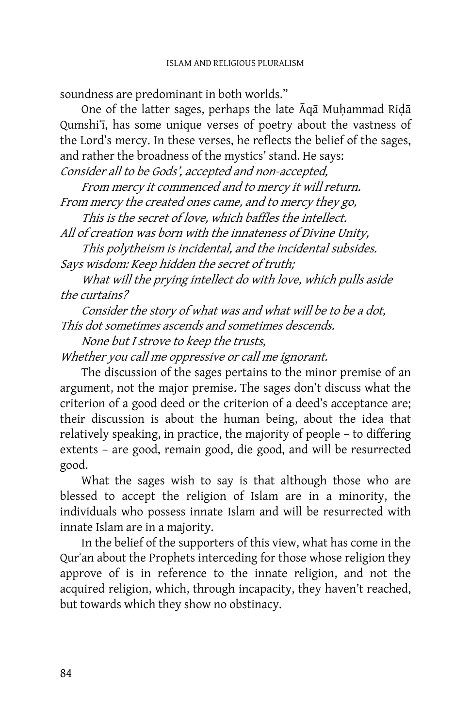soundness are predominant in both worlds."

One of the latter sages, perhaps the late Āqā Muḥammad Riḍā Qumshi'ī, has some unique verses of poetry about the vastness of the Lord's mercy. In these verses, he reflects the belief of the sages, and rather the broadness of the mystics' stand. He says:

*Consider all to be Gods', accepted and non-accepted,*
*From mercy it commenced and to mercy it will return.*
*From mercy the created ones came, and to mercy they go,*
*This is the secret of love, which baffles the intellect.*
*All of creation was born with the innateness of Divine Unity,*
*This polytheism is incidental, and the incidental subsides.*
*Says wisdom: Keep hidden the secret of truth;*
*What will the prying intellect do with love, which pulls aside the curtains?*
*Consider the story of what was and what will be to be a dot,*
*This dot sometimes ascends and sometimes descends.*
*None but I strove to keep the trusts,*
*Whether you call me oppressive or call me ignorant.*

The discussion of the sages pertains to the minor premise of an argument, not the major premise. The sages don't discuss what the criterion of a good deed or the criterion of a deed's acceptance are; their discussion is about the human being, about the idea that relatively speaking, in practice, the majority of people – to differing extents – are good, remain good, die good, and will be resurrected good.

What the sages wish to say is that although those who are blessed to accept the religion of Islam are in a minority, the individuals who possess innate Islam and will be resurrected with innate Islam are in a majority.

In the belief of the supporters of this view, what has come in the Qur'an about the Prophets interceding for those whose religion they approve of is in reference to the innate religion, and not the acquired religion, which, through incapacity, they haven't reached, but towards which they show no obstinacy.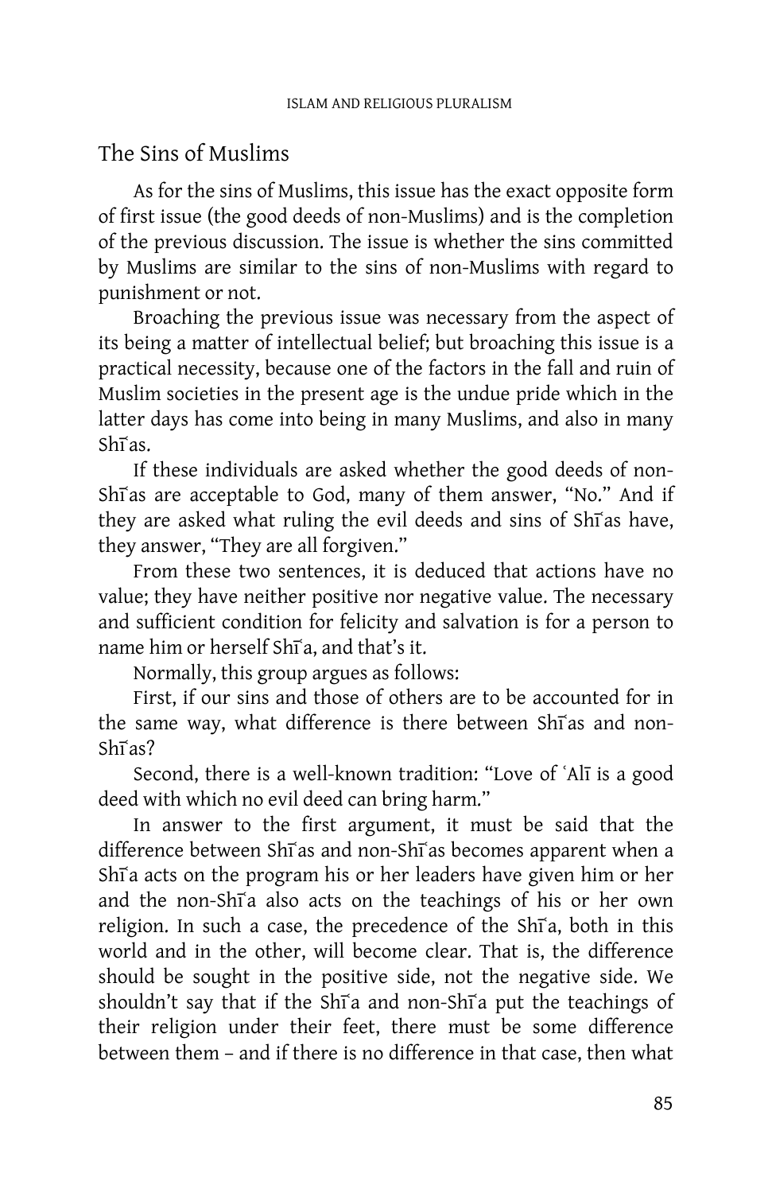## The Sins of Muslims

As for the sins of Muslims, this issue has the exact opposite form of first issue (the good deeds of non-Muslims) and is the completion of the previous discussion. The issue is whether the sins committed by Muslims are similar to the sins of non-Muslims with regard to punishment or not.

Broaching the previous issue was necessary from the aspect of its being a matter of intellectual belief; but broaching this issue is a practical necessity, because one of the factors in the fall and ruin of Muslim societies in the present age is the undue pride which in the latter days has come into being in many Muslims, and also in many Shīʿas.

If these individuals are asked whether the good deeds of non-Shīʿas are acceptable to God, many of them answer, "No." And if they are asked what ruling the evil deeds and sins of Shīʿas have, they answer, "They are all forgiven."

From these two sentences, it is deduced that actions have no value; they have neither positive nor negative value. The necessary and sufficient condition for felicity and salvation is for a person to name him or herself Shīʿa, and that's it.

Normally, this group argues as follows:

First, if our sins and those of others are to be accounted for in the same way, what difference is there between Shīʿas and non-Shīʿas?

Second, there is a well-known tradition: "Love of ʿAlī is a good deed with which no evil deed can bring harm."

In answer to the first argument, it must be said that the difference between Shīʿas and non-Shīʿas becomes apparent when a Shīʿa acts on the program his or her leaders have given him or her and the non-Shīʿa also acts on the teachings of his or her own religion. In such a case, the precedence of the Shīʿa, both in this world and in the other, will become clear. That is, the difference should be sought in the positive side, not the negative side. We shouldn't say that if the Shīʿa and non-Shīʿa put the teachings of their religion under their feet, there must be some difference between them – and if there is no difference in that case, then what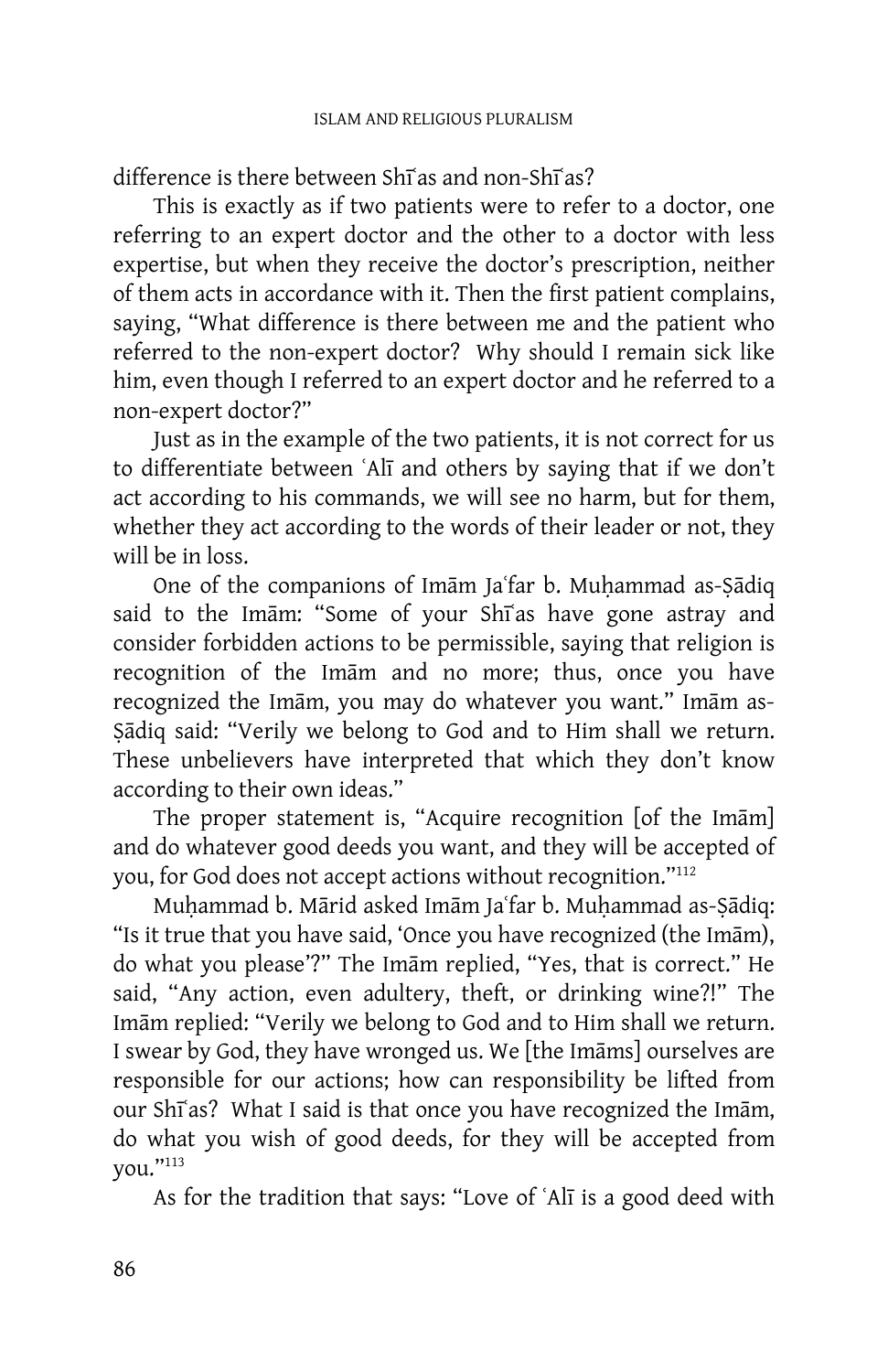difference is there between Shīʿas and non-Shīʿas?

This is exactly as if two patients were to refer to a doctor, one referring to an expert doctor and the other to a doctor with less expertise, but when they receive the doctor's prescription, neither of them acts in accordance with it. Then the first patient complains, saying, "What difference is there between me and the patient who referred to the non-expert doctor? Why should I remain sick like him, even though I referred to an expert doctor and he referred to a non-expert doctor?"

Just as in the example of the two patients, it is not correct for us to differentiate between ʿAlī and others by saying that if we don't act according to his commands, we will see no harm, but for them, whether they act according to the words of their leader or not, they will be in loss.

One of the companions of Imām Jaʿfar b. Muḥammad as-Ṣādiq said to the Imām: "Some of your Shīʿas have gone astray and consider forbidden actions to be permissible, saying that religion is recognition of the Imām and no more; thus, once you have recognized the Imām, you may do whatever you want." Imām as-Ṣādiq said: "Verily we belong to God and to Him shall we return. These unbelievers have interpreted that which they don't know according to their own ideas."

The proper statement is, "Acquire recognition [of the Imām] and do whatever good deeds you want, and they will be accepted of you, for God does not accept actions without recognition."[112]

Muḥammad b. Mārid asked Imām Jaʿfar b. Muḥammad as-Ṣādiq: "Is it true that you have said, 'Once you have recognized (the Imām), do what you please'?" The Imām replied, "Yes, that is correct." He said, "Any action, even adultery, theft, or drinking wine?!" The Imām replied: "Verily we belong to God and to Him shall we return. I swear by God, they have wronged us. We [the Imāms] ourselves are responsible for our actions; how can responsibility be lifted from our Shīʿas? What I said is that once you have recognized the Imām, do what you wish of good deeds, for they will be accepted from you."[113]

As for the tradition that says: "Love of ʿAlī is a good deed with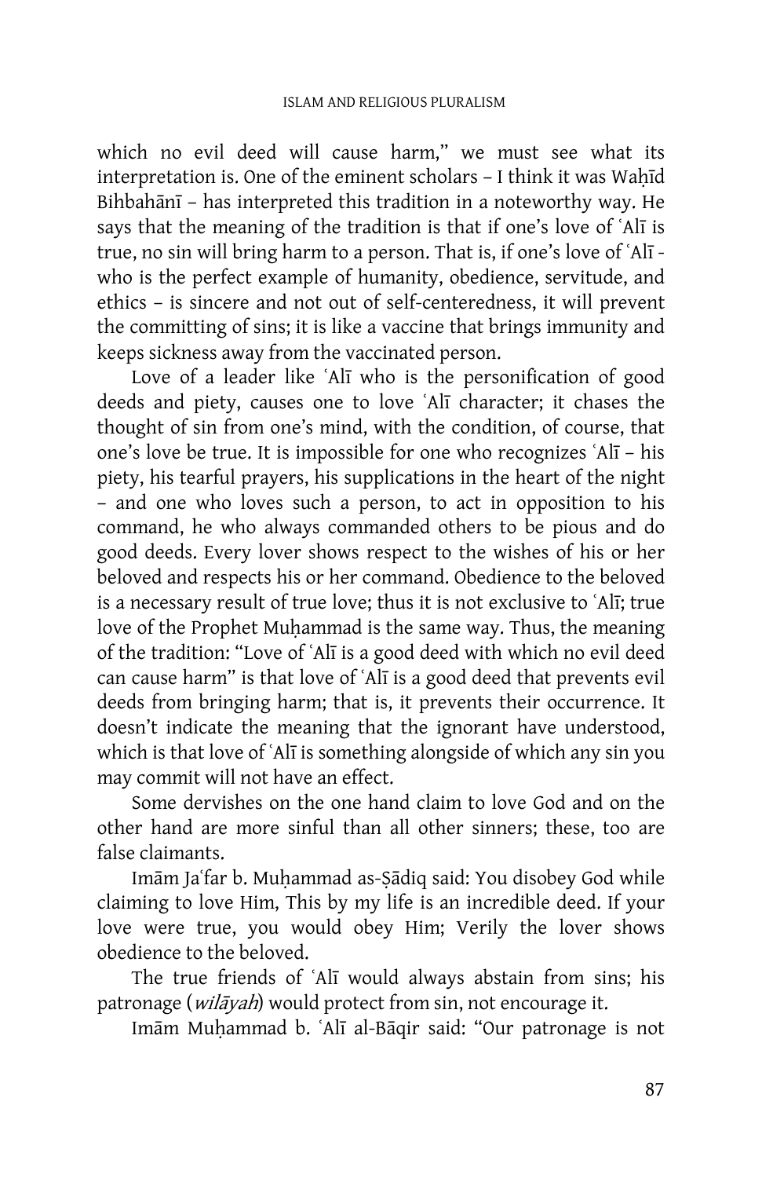which no evil deed will cause harm," we must see what its interpretation is. One of the eminent scholars – I think it was Waḥīd Bihbahānī – has interpreted this tradition in a noteworthy way. He says that the meaning of the tradition is that if one's love of ʿAlī is true, no sin will bring harm to a person. That is, if one's love of ʿAlī - who is the perfect example of humanity, obedience, servitude, and ethics – is sincere and not out of self-centeredness, it will prevent the committing of sins; it is like a vaccine that brings immunity and keeps sickness away from the vaccinated person.

Love of a leader like ʿAlī who is the personification of good deeds and piety, causes one to love ʿAlī character; it chases the thought of sin from one's mind, with the condition, of course, that one's love be true. It is impossible for one who recognizes ʿAlī – his piety, his tearful prayers, his supplications in the heart of the night – and one who loves such a person, to act in opposition to his command, he who always commanded others to be pious and do good deeds. Every lover shows respect to the wishes of his or her beloved and respects his or her command. Obedience to the beloved is a necessary result of true love; thus it is not exclusive to ʿAlī; true love of the Prophet Muḥammad is the same way. Thus, the meaning of the tradition: "Love of ʿAlī is a good deed with which no evil deed can cause harm" is that love of ʿAlī is a good deed that prevents evil deeds from bringing harm; that is, it prevents their occurrence. It doesn't indicate the meaning that the ignorant have understood, which is that love of ʿAlī is something alongside of which any sin you may commit will not have an effect.

Some dervishes on the one hand claim to love God and on the other hand are more sinful than all other sinners; these, too are false claimants.

Imām Jaʿfar b. Muḥammad as-Ṣādiq said: You disobey God while claiming to love Him, This by my life is an incredible deed. If your love were true, you would obey Him; Verily the lover shows obedience to the beloved.

The true friends of ʿAlī would always abstain from sins; his patronage (*wilāyah*) would protect from sin, not encourage it.

Imām Muḥammad b. ʿAlī al-Bāqir said: "Our patronage is not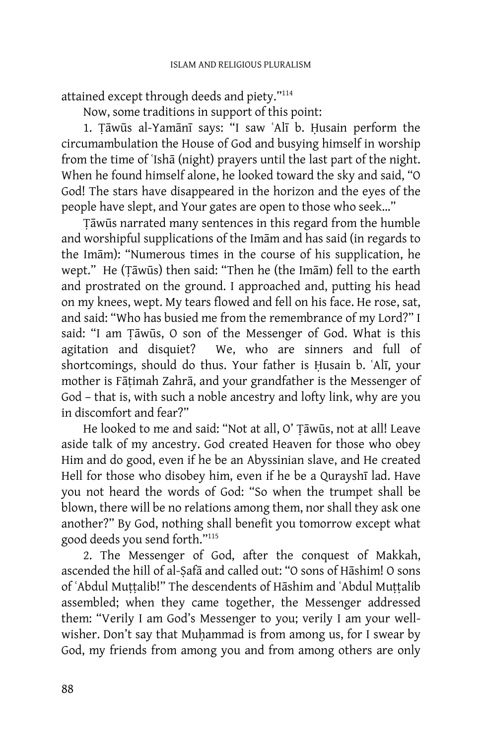attained except through deeds and piety."[114]

Now, some traditions in support of this point:

1. Ṭāwūs al-Yamānī says: "I saw ʿAlī b. Ḥusain perform the circumambulation the House of God and busying himself in worship from the time of ʿIshā (night) prayers until the last part of the night. When he found himself alone, he looked toward the sky and said, "O God! The stars have disappeared in the horizon and the eyes of the people have slept, and Your gates are open to those who seek..."

Ṭāwūs narrated many sentences in this regard from the humble and worshipful supplications of the Imām and has said (in regards to the Imām): "Numerous times in the course of his supplication, he wept." He (Ṭāwūs) then said: "Then he (the Imām) fell to the earth and prostrated on the ground. I approached and, putting his head on my knees, wept. My tears flowed and fell on his face. He rose, sat, and said: "Who has busied me from the remembrance of my Lord?" I said: "I am Ṭāwūs, O son of the Messenger of God. What is this agitation and disquiet? We, who are sinners and full of shortcomings, should do thus. Your father is Ḥusain b. ʿAlī, your mother is Fāṭimah Zahrā, and your grandfather is the Messenger of God – that is, with such a noble ancestry and lofty link, why are you in discomfort and fear?"

He looked to me and said: "Not at all, O' Ṭāwūs, not at all! Leave aside talk of my ancestry. God created Heaven for those who obey Him and do good, even if he be an Abyssinian slave, and He created Hell for those who disobey him, even if he be a Qurayshī lad. Have you not heard the words of God: "So when the trumpet shall be blown, there will be no relations among them, nor shall they ask one another?" By God, nothing shall benefit you tomorrow except what good deeds you send forth."[115]

2. The Messenger of God, after the conquest of Makkah, ascended the hill of al-Ṣafā and called out: "O sons of Hāshim! O sons of ʿAbdul Muṭṭalib!" The descendents of Hāshim and ʿAbdul Muṭṭalib assembled; when they came together, the Messenger addressed them: "Verily I am God's Messenger to you; verily I am your well-wisher. Don't say that Muḥammad is from among us, for I swear by God, my friends from among you and from among others are only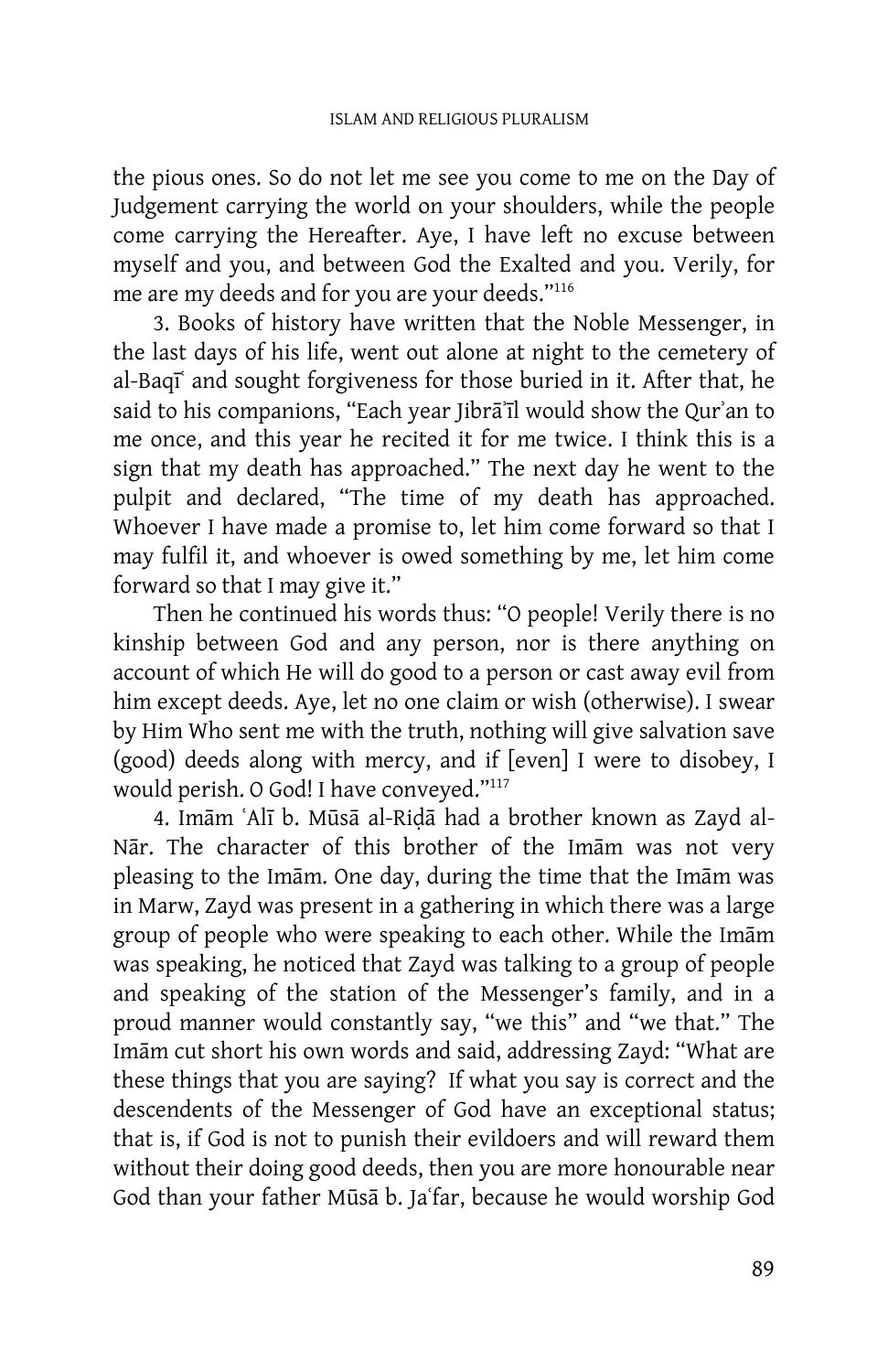the pious ones. So do not let me see you come to me on the Day of Judgement carrying the world on your shoulders, while the people come carrying the Hereafter. Aye, I have left no excuse between myself and you, and between God the Exalted and you. Verily, for me are my deeds and for you are your deeds."[116]

3. Books of history have written that the Noble Messenger, in the last days of his life, went out alone at night to the cemetery of al-Baqīʿ and sought forgiveness for those buried in it. After that, he said to his companions, "Each year Jibrāʾīl would show the Qurʾan to me once, and this year he recited it for me twice. I think this is a sign that my death has approached." The next day he went to the pulpit and declared, "The time of my death has approached. Whoever I have made a promise to, let him come forward so that I may fulfil it, and whoever is owed something by me, let him come forward so that I may give it."

Then he continued his words thus: "O people! Verily there is no kinship between God and any person, nor is there anything on account of which He will do good to a person or cast away evil from him except deeds. Aye, let no one claim or wish (otherwise). I swear by Him Who sent me with the truth, nothing will give salvation save (good) deeds along with mercy, and if [even] I were to disobey, I would perish. O God! I have conveyed."[117]

4. Imām ʿAlī b. Mūsā al-Riḍā had a brother known as Zayd al-Nār. The character of this brother of the Imām was not very pleasing to the Imām. One day, during the time that the Imām was in Marw, Zayd was present in a gathering in which there was a large group of people who were speaking to each other. While the Imām was speaking, he noticed that Zayd was talking to a group of people and speaking of the station of the Messenger's family, and in a proud manner would constantly say, "we this" and "we that." The Imām cut short his own words and said, addressing Zayd: "What are these things that you are saying? If what you say is correct and the descendents of the Messenger of God have an exceptional status; that is, if God is not to punish their evildoers and will reward them without their doing good deeds, then you are more honourable near God than your father Mūsā b. Jaʿfar, because he would worship God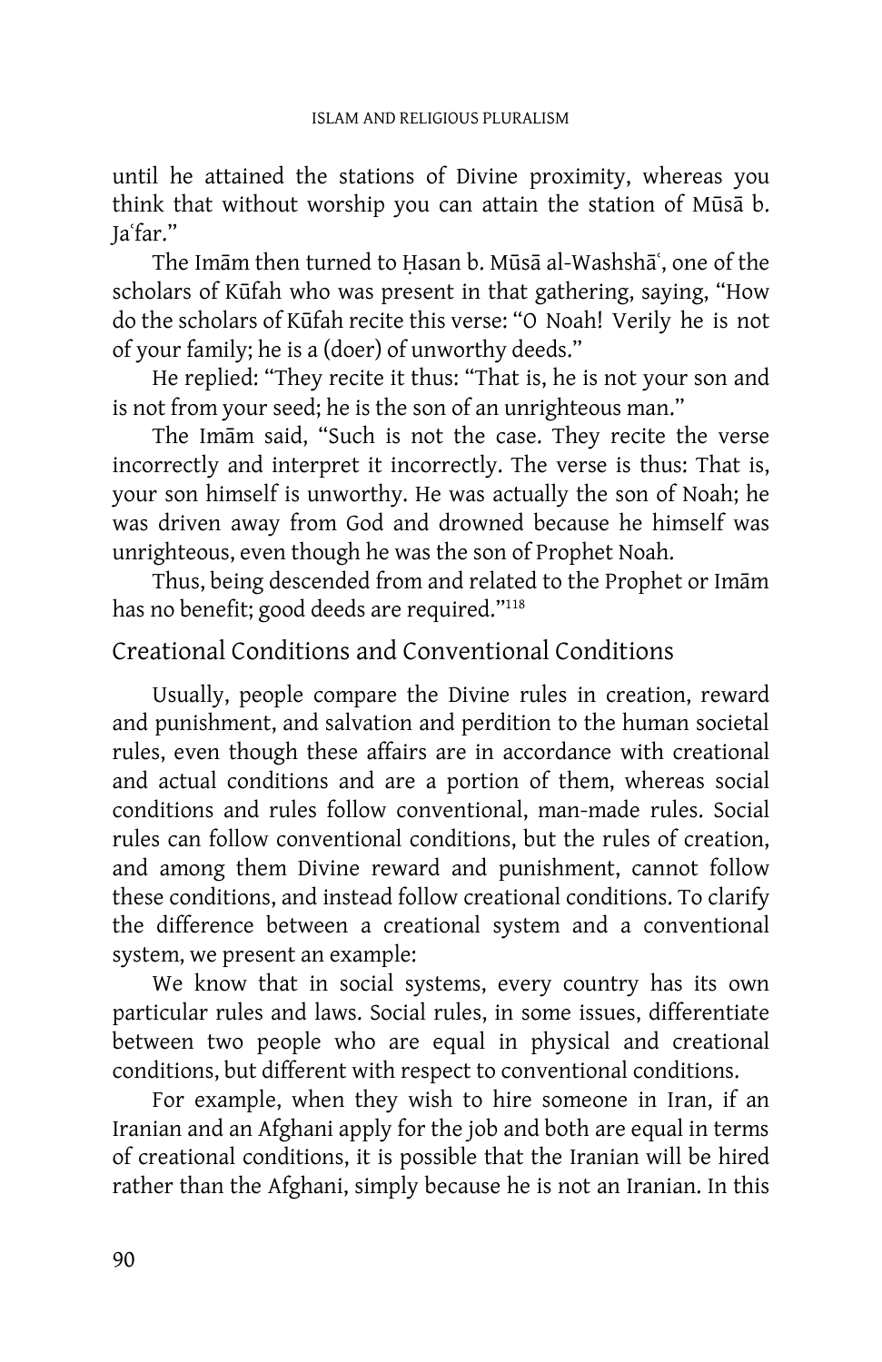until he attained the stations of Divine proximity, whereas you think that without worship you can attain the station of Mūsā b. Jaʿfar."

The Imām then turned to Ḥasan b. Mūsā al-Washshāʿ, one of the scholars of Kūfah who was present in that gathering, saying, "How do the scholars of Kūfah recite this verse: "O Noah! Verily he is not of your family; he is a (doer) of unworthy deeds."

He replied: "They recite it thus: "That is, he is not your son and is not from your seed; he is the son of an unrighteous man."

The Imām said, "Such is not the case. They recite the verse incorrectly and interpret it incorrectly. The verse is thus: That is, your son himself is unworthy. He was actually the son of Noah; he was driven away from God and drowned because he himself was unrighteous, even though he was the son of Prophet Noah.

Thus, being descended from and related to the Prophet or Imām has no benefit; good deeds are required."[118]

## Creational Conditions and Conventional Conditions

Usually, people compare the Divine rules in creation, reward and punishment, and salvation and perdition to the human societal rules, even though these affairs are in accordance with creational and actual conditions and are a portion of them, whereas social conditions and rules follow conventional, man-made rules. Social rules can follow conventional conditions, but the rules of creation, and among them Divine reward and punishment, cannot follow these conditions, and instead follow creational conditions. To clarify the difference between a creational system and a conventional system, we present an example:

We know that in social systems, every country has its own particular rules and laws. Social rules, in some issues, differentiate between two people who are equal in physical and creational conditions, but different with respect to conventional conditions.

For example, when they wish to hire someone in Iran, if an Iranian and an Afghani apply for the job and both are equal in terms of creational conditions, it is possible that the Iranian will be hired rather than the Afghani, simply because he is not an Iranian. In this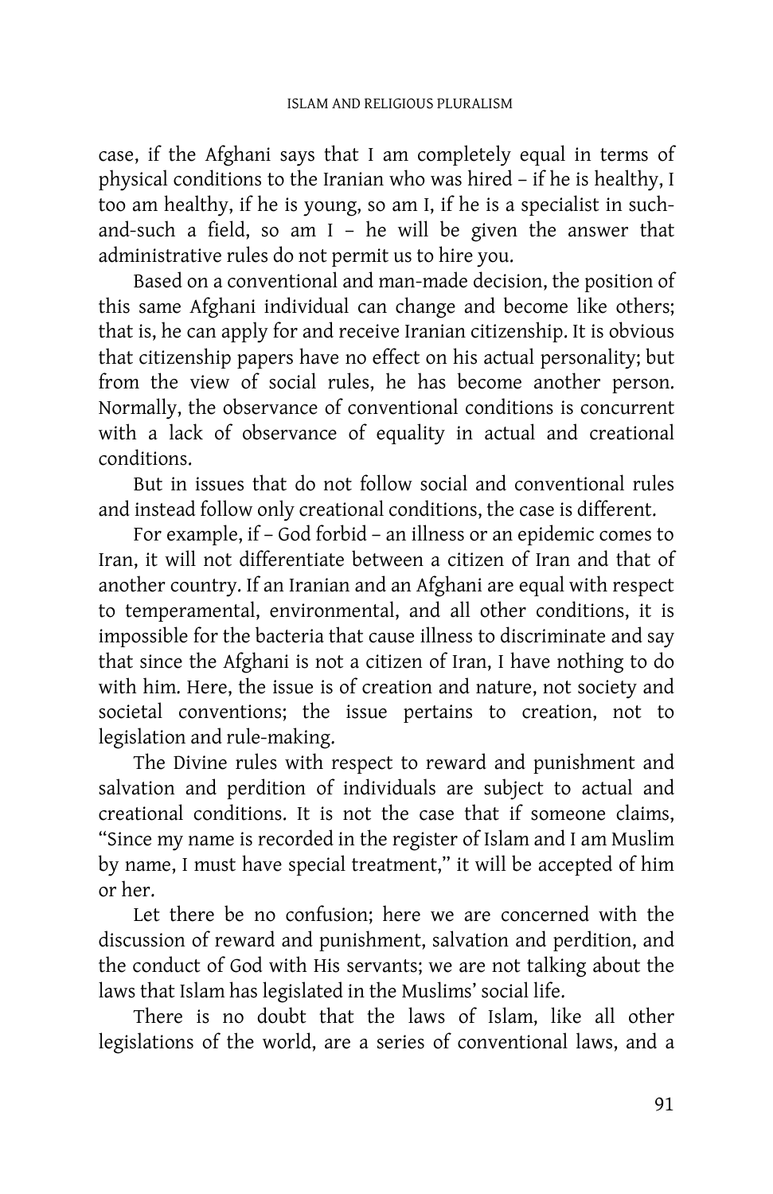case, if the Afghani says that I am completely equal in terms of physical conditions to the Iranian who was hired – if he is healthy, I too am healthy, if he is young, so am I, if he is a specialist in such-and-such a field, so am I – he will be given the answer that administrative rules do not permit us to hire you.

Based on a conventional and man-made decision, the position of this same Afghani individual can change and become like others; that is, he can apply for and receive Iranian citizenship. It is obvious that citizenship papers have no effect on his actual personality; but from the view of social rules, he has become another person. Normally, the observance of conventional conditions is concurrent with a lack of observance of equality in actual and creational conditions.

But in issues that do not follow social and conventional rules and instead follow only creational conditions, the case is different.

For example, if – God forbid – an illness or an epidemic comes to Iran, it will not differentiate between a citizen of Iran and that of another country. If an Iranian and an Afghani are equal with respect to temperamental, environmental, and all other conditions, it is impossible for the bacteria that cause illness to discriminate and say that since the Afghani is not a citizen of Iran, I have nothing to do with him. Here, the issue is of creation and nature, not society and societal conventions; the issue pertains to creation, not to legislation and rule-making.

The Divine rules with respect to reward and punishment and salvation and perdition of individuals are subject to actual and creational conditions. It is not the case that if someone claims, "Since my name is recorded in the register of Islam and I am Muslim by name, I must have special treatment," it will be accepted of him or her.

Let there be no confusion; here we are concerned with the discussion of reward and punishment, salvation and perdition, and the conduct of God with His servants; we are not talking about the laws that Islam has legislated in the Muslims' social life.

There is no doubt that the laws of Islam, like all other legislations of the world, are a series of conventional laws, and a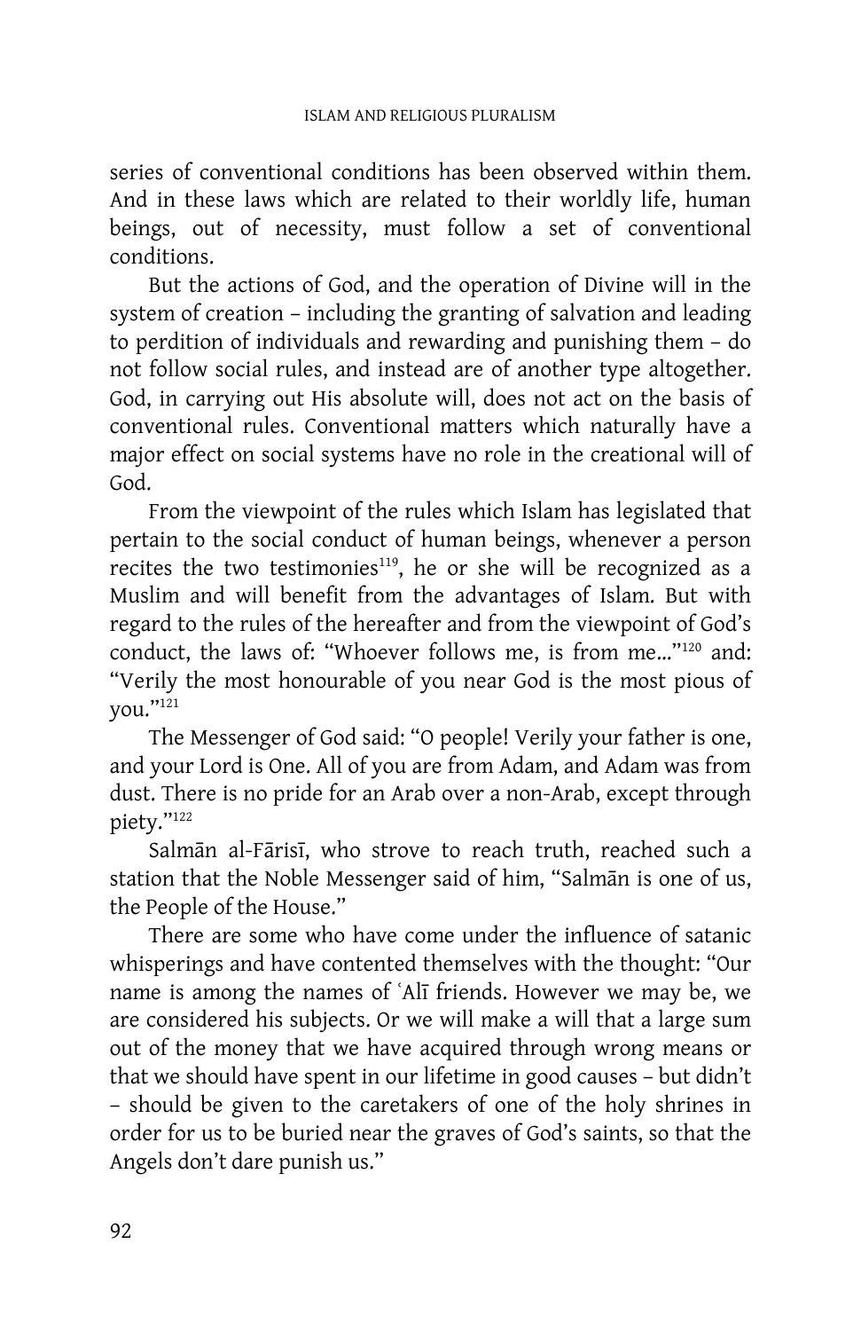series of conventional conditions has been observed within them. And in these laws which are related to their worldly life, human beings, out of necessity, must follow a set of conventional conditions.

But the actions of God, and the operation of Divine will in the system of creation – including the granting of salvation and leading to perdition of individuals and rewarding and punishing them – do not follow social rules, and instead are of another type altogether. God, in carrying out His absolute will, does not act on the basis of conventional rules. Conventional matters which naturally have a major effect on social systems have no role in the creational will of God.

From the viewpoint of the rules which Islam has legislated that pertain to the social conduct of human beings, whenever a person recites the two testimonies[119], he or she will be recognized as a Muslim and will benefit from the advantages of Islam. But with regard to the rules of the hereafter and from the viewpoint of God's conduct, the laws of: "Whoever follows me, is from me..."[120] and: "Verily the most honourable of you near God is the most pious of you."[121]

The Messenger of God said: "O people! Verily your father is one, and your Lord is One. All of you are from Adam, and Adam was from dust. There is no pride for an Arab over a non-Arab, except through piety."[122]

Salmān al-Fārisī, who strove to reach truth, reached such a station that the Noble Messenger said of him, "Salmān is one of us, the People of the House."

There are some who have come under the influence of satanic whisperings and have contented themselves with the thought: "Our name is among the names of ʿAlī friends. However we may be, we are considered his subjects. Or we will make a will that a large sum out of the money that we have acquired through wrong means or that we should have spent in our lifetime in good causes – but didn't – should be given to the caretakers of one of the holy shrines in order for us to be buried near the graves of God's saints, so that the Angels don't dare punish us."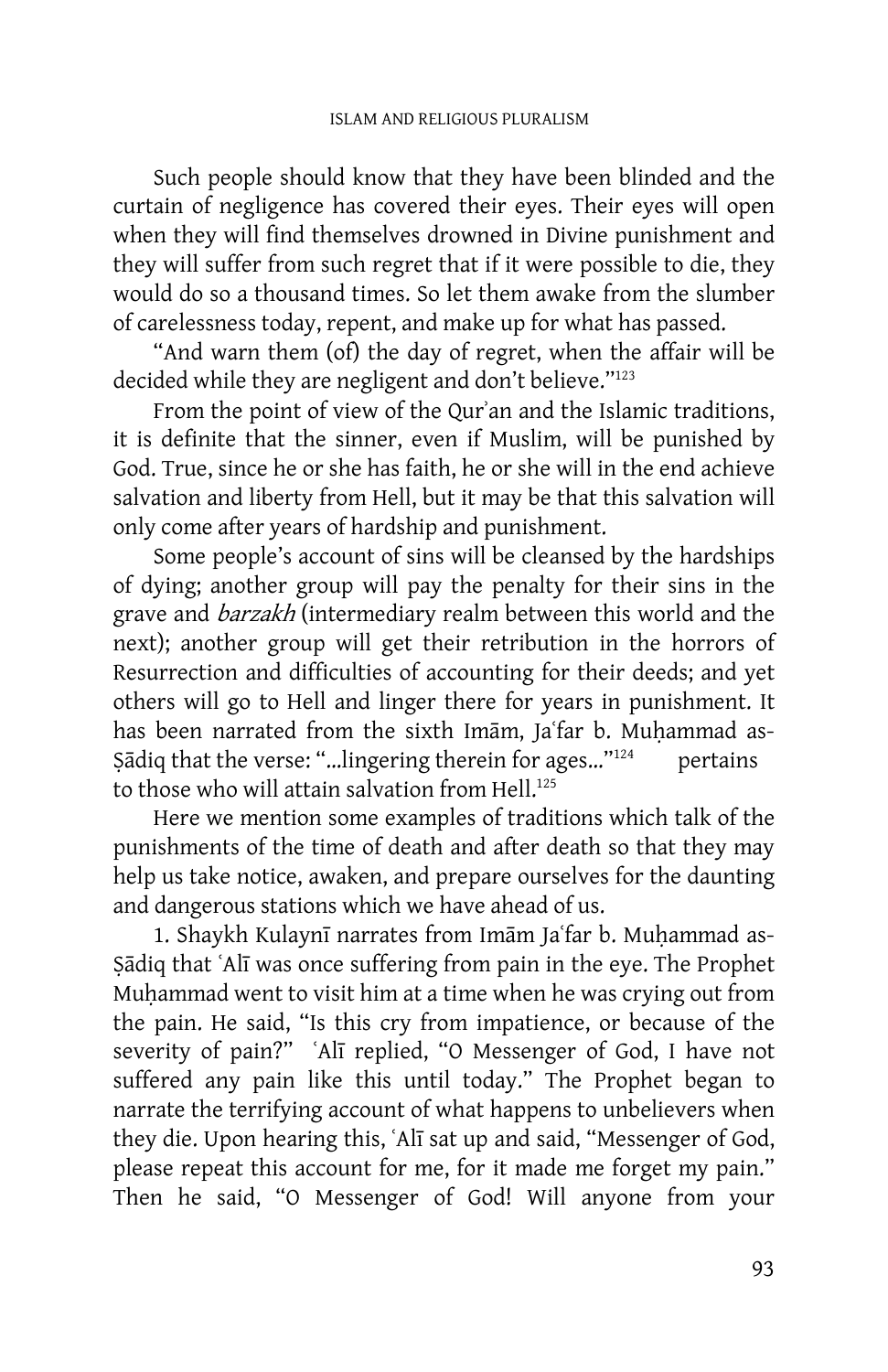Such people should know that they have been blinded and the curtain of negligence has covered their eyes. Their eyes will open when they will find themselves drowned in Divine punishment and they will suffer from such regret that if it were possible to die, they would do so a thousand times. So let them awake from the slumber of carelessness today, repent, and make up for what has passed.

"And warn them (of) the day of regret, when the affair will be decided while they are negligent and don't believe."[123]

From the point of view of the Qurʾan and the Islamic traditions, it is definite that the sinner, even if Muslim, will be punished by God. True, since he or she has faith, he or she will in the end achieve salvation and liberty from Hell, but it may be that this salvation will only come after years of hardship and punishment.

Some people's account of sins will be cleansed by the hardships of dying; another group will pay the penalty for their sins in the grave and *barzakh* (intermediary realm between this world and the next); another group will get their retribution in the horrors of Resurrection and difficulties of accounting for their deeds; and yet others will go to Hell and linger there for years in punishment. It has been narrated from the sixth Imām, Jaʿfar b. Muḥammad as-Ṣādiq that the verse: "...lingering therein for ages..."[124] pertains to those who will attain salvation from Hell.[125]

Here we mention some examples of traditions which talk of the punishments of the time of death and after death so that they may help us take notice, awaken, and prepare ourselves for the daunting and dangerous stations which we have ahead of us.

1. Shaykh Kulaynī narrates from Imām Jaʿfar b. Muḥammad as-Ṣādiq that ʿAlī was once suffering from pain in the eye. The Prophet Muḥammad went to visit him at a time when he was crying out from the pain. He said, "Is this cry from impatience, or because of the severity of pain?" ʿAlī replied, "O Messenger of God, I have not suffered any pain like this until today." The Prophet began to narrate the terrifying account of what happens to unbelievers when they die. Upon hearing this, ʿAlī sat up and said, "Messenger of God, please repeat this account for me, for it made me forget my pain." Then he said, "O Messenger of God! Will anyone from your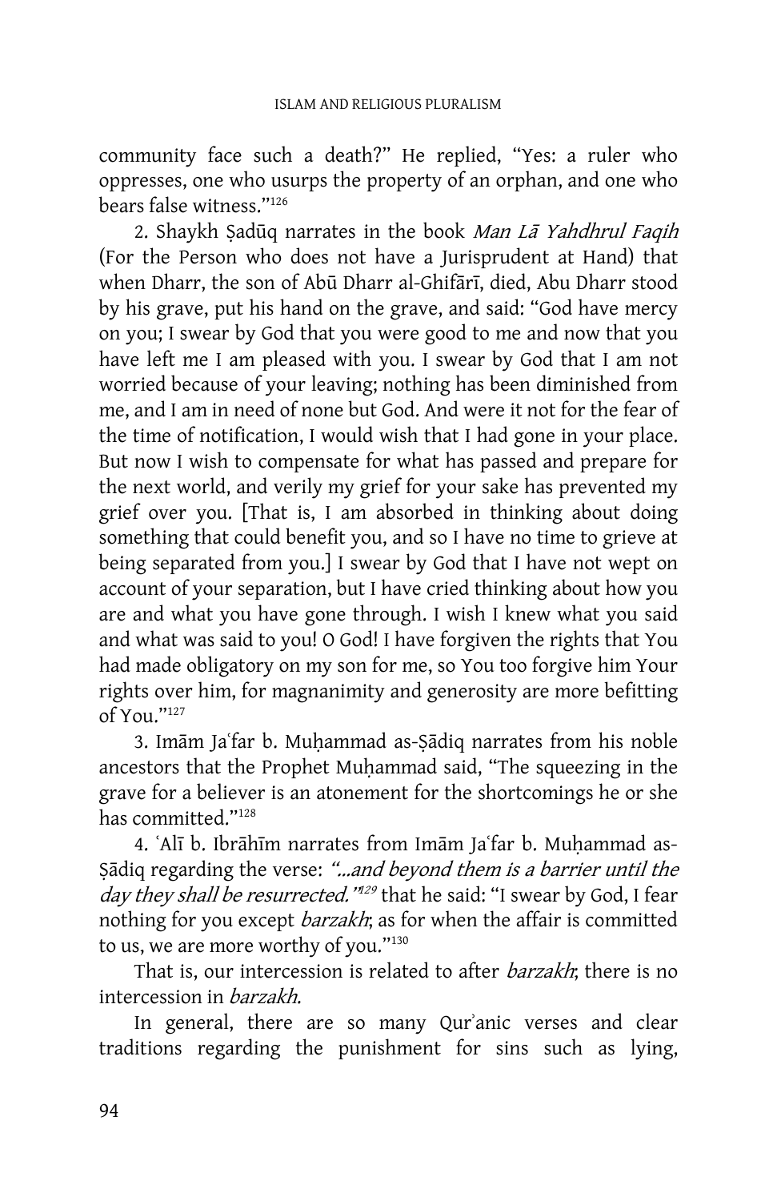community face such a death?" He replied, "Yes: a ruler who oppresses, one who usurps the property of an orphan, and one who bears false witness."[126]

2. Shaykh Ṣadūq narrates in the book *Man Lā Yahdhrul Faqih* (For the Person who does not have a Jurisprudent at Hand) that when Dharr, the son of Abū Dharr al-Ghifārī, died, Abu Dharr stood by his grave, put his hand on the grave, and said: "God have mercy on you; I swear by God that you were good to me and now that you have left me I am pleased with you. I swear by God that I am not worried because of your leaving; nothing has been diminished from me, and I am in need of none but God. And were it not for the fear of the time of notification, I would wish that I had gone in your place. But now I wish to compensate for what has passed and prepare for the next world, and verily my grief for your sake has prevented my grief over you. [That is, I am absorbed in thinking about doing something that could benefit you, and so I have no time to grieve at being separated from you.] I swear by God that I have not wept on account of your separation, but I have cried thinking about how you are and what you have gone through. I wish I knew what you said and what was said to you! O God! I have forgiven the rights that You had made obligatory on my son for me, so You too forgive him Your rights over him, for magnanimity and generosity are more befitting of You."[127]

3. Imām Jaʿfar b. Muḥammad as-Ṣādiq narrates from his noble ancestors that the Prophet Muḥammad said, "The squeezing in the grave for a believer is an atonement for the shortcomings he or she has committed."[128]

4. ʿAlī b. Ibrāhīm narrates from Imām Jaʿfar b. Muḥammad as-Ṣādiq regarding the verse: *"...and beyond them is a barrier until the day they shall be resurrected."*[129] that he said: "I swear by God, I fear nothing for you except *barzakh*; as for when the affair is committed to us, we are more worthy of you."[130]

That is, our intercession is related to after *barzakh*; there is no intercession in *barzakh*.

In general, there are so many Qurʾanic verses and clear traditions regarding the punishment for sins such as lying,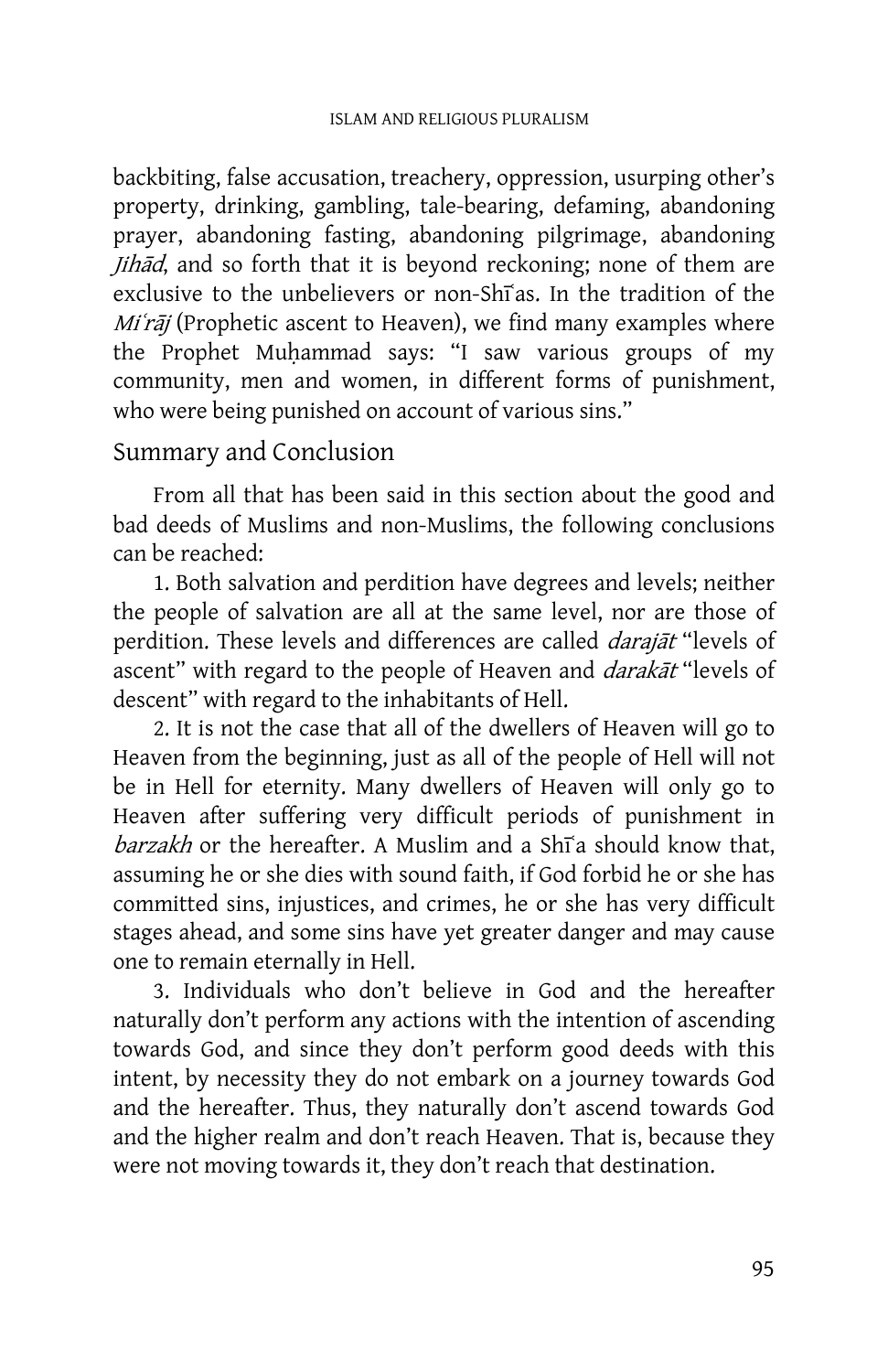backbiting, false accusation, treachery, oppression, usurping other's property, drinking, gambling, tale-bearing, defaming, abandoning prayer, abandoning fasting, abandoning pilgrimage, abandoning *Jihād*, and so forth that it is beyond reckoning; none of them are exclusive to the unbelievers or non-Shīʿas. In the tradition of the *Miʿrāj* (Prophetic ascent to Heaven), we find many examples where the Prophet Muḥammad says: "I saw various groups of my community, men and women, in different forms of punishment, who were being punished on account of various sins."

## Summary and Conclusion

From all that has been said in this section about the good and bad deeds of Muslims and non-Muslims, the following conclusions can be reached:

1. Both salvation and perdition have degrees and levels; neither the people of salvation are all at the same level, nor are those of perdition. These levels and differences are called *darajāt* "levels of ascent" with regard to the people of Heaven and *darakāt* "levels of descent" with regard to the inhabitants of Hell.

2. It is not the case that all of the dwellers of Heaven will go to Heaven from the beginning, just as all of the people of Hell will not be in Hell for eternity. Many dwellers of Heaven will only go to Heaven after suffering very difficult periods of punishment in *barzakh* or the hereafter. A Muslim and a Shīʿa should know that, assuming he or she dies with sound faith, if God forbid he or she has committed sins, injustices, and crimes, he or she has very difficult stages ahead, and some sins have yet greater danger and may cause one to remain eternally in Hell.

3. Individuals who don't believe in God and the hereafter naturally don't perform any actions with the intention of ascending towards God, and since they don't perform good deeds with this intent, by necessity they do not embark on a journey towards God and the hereafter. Thus, they naturally don't ascend towards God and the higher realm and don't reach Heaven. That is, because they were not moving towards it, they don't reach that destination.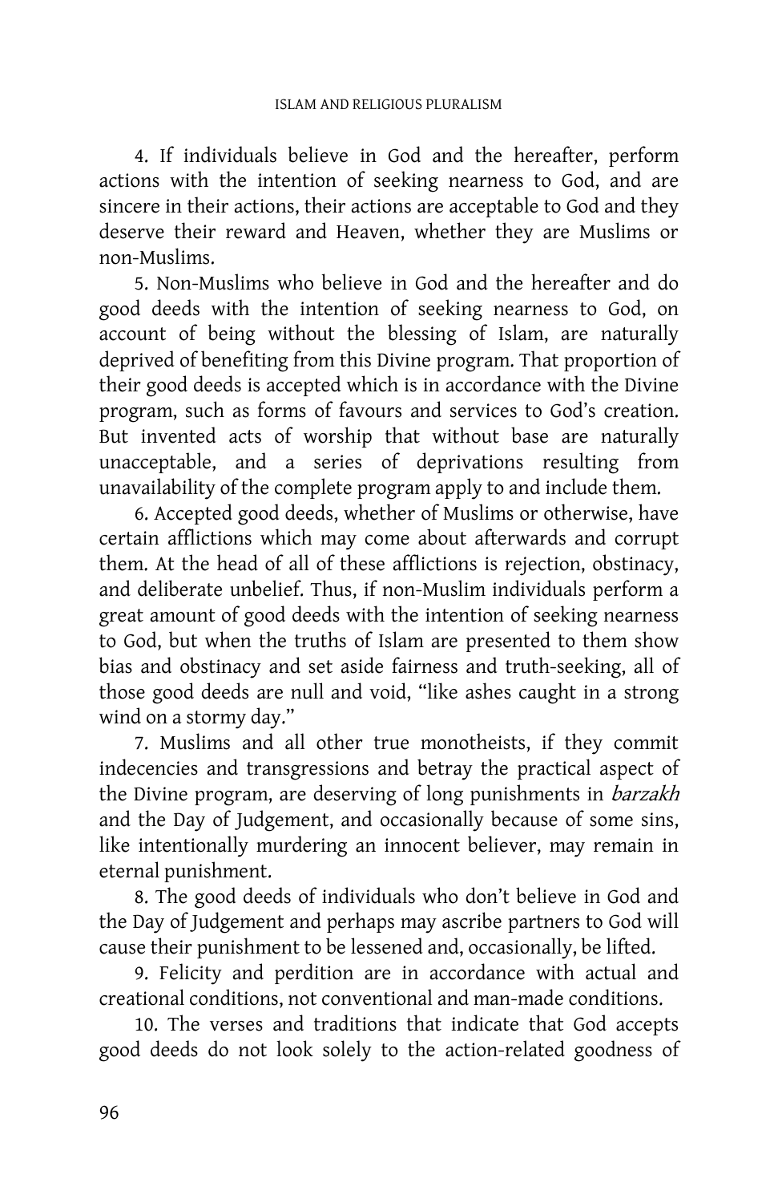4. If individuals believe in God and the hereafter, perform actions with the intention of seeking nearness to God, and are sincere in their actions, their actions are acceptable to God and they deserve their reward and Heaven, whether they are Muslims or non-Muslims.

5. Non-Muslims who believe in God and the hereafter and do good deeds with the intention of seeking nearness to God, on account of being without the blessing of Islam, are naturally deprived of benefiting from this Divine program. That proportion of their good deeds is accepted which is in accordance with the Divine program, such as forms of favours and services to God's creation. But invented acts of worship that without base are naturally unacceptable, and a series of deprivations resulting from unavailability of the complete program apply to and include them.

6. Accepted good deeds, whether of Muslims or otherwise, have certain afflictions which may come about afterwards and corrupt them. At the head of all of these afflictions is rejection, obstinacy, and deliberate unbelief. Thus, if non-Muslim individuals perform a great amount of good deeds with the intention of seeking nearness to God, but when the truths of Islam are presented to them show bias and obstinacy and set aside fairness and truth-seeking, all of those good deeds are null and void, "like ashes caught in a strong wind on a stormy day."

7. Muslims and all other true monotheists, if they commit indecencies and transgressions and betray the practical aspect of the Divine program, are deserving of long punishments in *barzakh* and the Day of Judgement, and occasionally because of some sins, like intentionally murdering an innocent believer, may remain in eternal punishment.

8. The good deeds of individuals who don't believe in God and the Day of Judgement and perhaps may ascribe partners to God will cause their punishment to be lessened and, occasionally, be lifted.

9. Felicity and perdition are in accordance with actual and creational conditions, not conventional and man-made conditions.

10. The verses and traditions that indicate that God accepts good deeds do not look solely to the action-related goodness of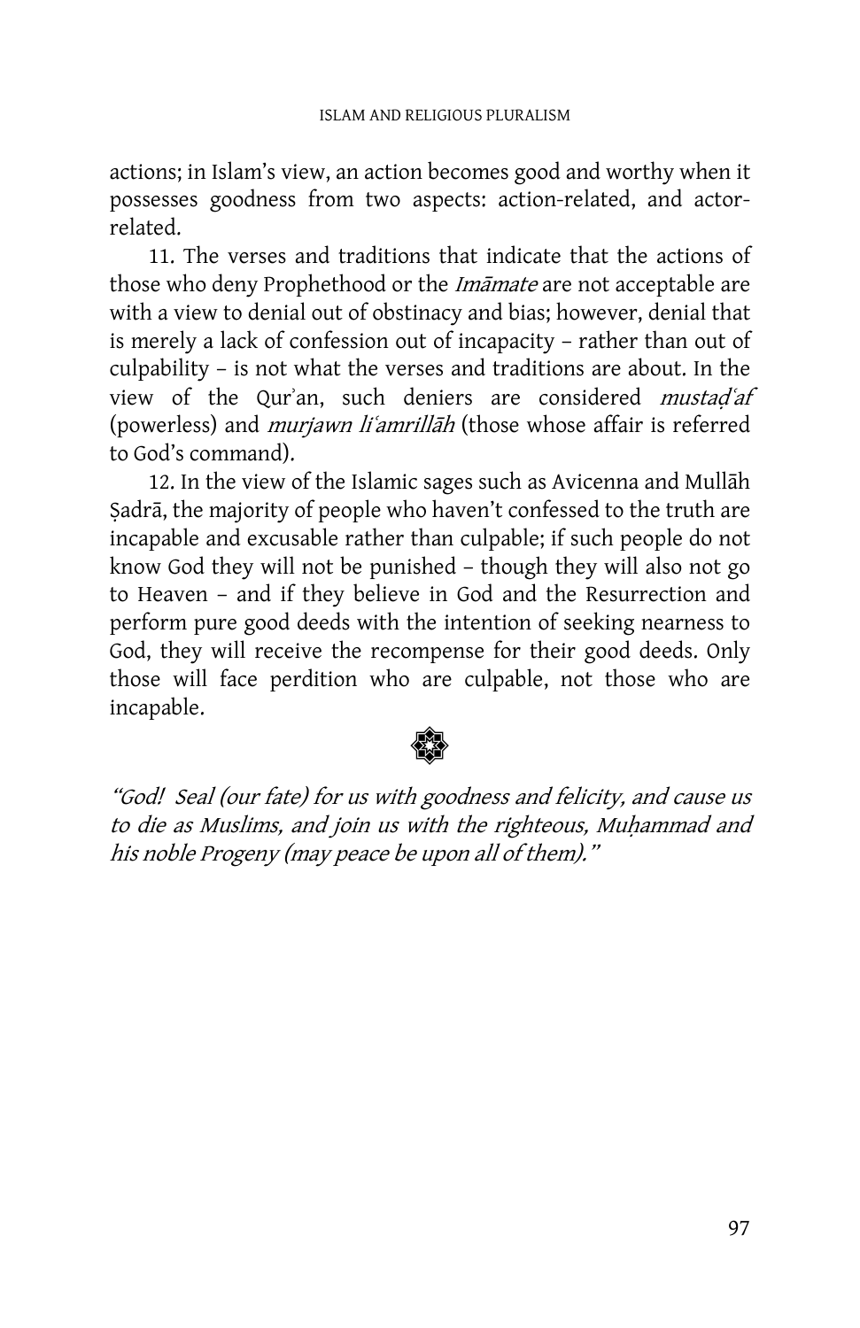actions; in Islam's view, an action becomes good and worthy when it possesses goodness from two aspects: action-related, and actor-related.

11. The verses and traditions that indicate that the actions of those who deny Prophethood or the *Imāmate* are not acceptable are with a view to denial out of obstinacy and bias; however, denial that is merely a lack of confession out of incapacity – rather than out of culpability – is not what the verses and traditions are about. In the view of the Qur'an, such deniers are considered *mustaḍʿaf* (powerless) and *murjawn liʿamrillāh* (those whose affair is referred to God's command).

12. In the view of the Islamic sages such as Avicenna and Mullāh Ṣadrā, the majority of people who haven't confessed to the truth are incapable and excusable rather than culpable; if such people do not know God they will not be punished – though they will also not go to Heaven – and if they believe in God and the Resurrection and perform pure good deeds with the intention of seeking nearness to God, they will receive the recompense for their good deeds. Only those will face perdition who are culpable, not those who are incapable.

*"God! Seal (our fate) for us with goodness and felicity, and cause us to die as Muslims, and join us with the righteous, Muḥammad and his noble Progeny (may peace be upon all of them)."*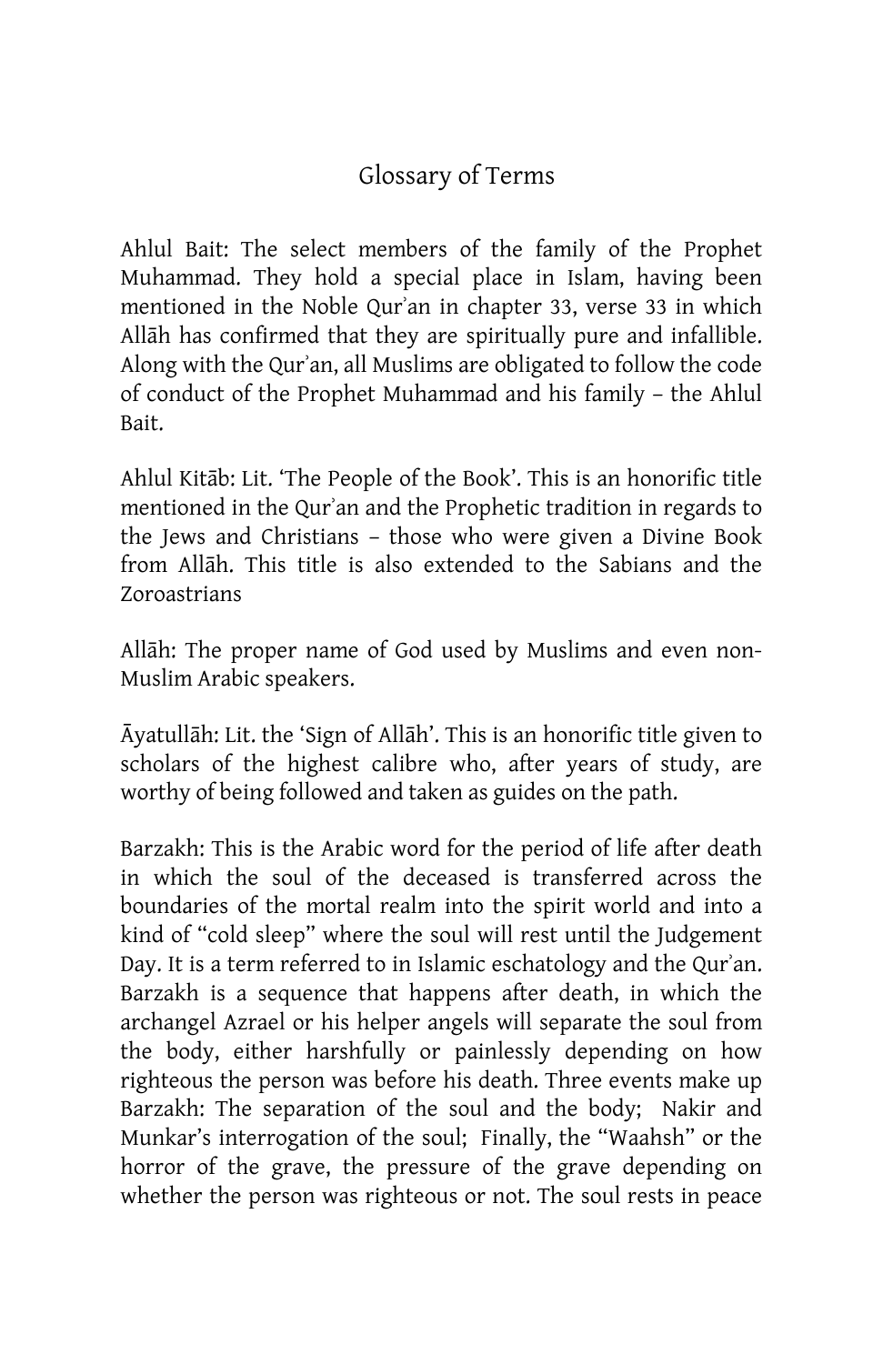# Glossary of Terms

Ahlul Bait: The select members of the family of the Prophet Muhammad. They hold a special place in Islam, having been mentioned in the Noble Qurʾan in chapter 33, verse 33 in which Allāh has confirmed that they are spiritually pure and infallible. Along with the Qurʾan, all Muslims are obligated to follow the code of conduct of the Prophet Muhammad and his family – the Ahlul Bait.

Ahlul Kitāb: Lit. 'The People of the Book'. This is an honorific title mentioned in the Qurʾan and the Prophetic tradition in regards to the Jews and Christians – those who were given a Divine Book from Allāh. This title is also extended to the Sabians and the Zoroastrians

Allāh: The proper name of God used by Muslims and even non-Muslim Arabic speakers.

Āyatullāh: Lit. the 'Sign of Allāh'. This is an honorific title given to scholars of the highest calibre who, after years of study, are worthy of being followed and taken as guides on the path.

Barzakh: This is the Arabic word for the period of life after death in which the soul of the deceased is transferred across the boundaries of the mortal realm into the spirit world and into a kind of "cold sleep" where the soul will rest until the Judgement Day. It is a term referred to in Islamic eschatology and the Qurʾan. Barzakh is a sequence that happens after death, in which the archangel Azrael or his helper angels will separate the soul from the body, either harshfully or painlessly depending on how righteous the person was before his death. Three events make up Barzakh: The separation of the soul and the body; Nakir and Munkar's interrogation of the soul; Finally, the "Waahsh" or the horror of the grave, the pressure of the grave depending on whether the person was righteous or not. The soul rests in peace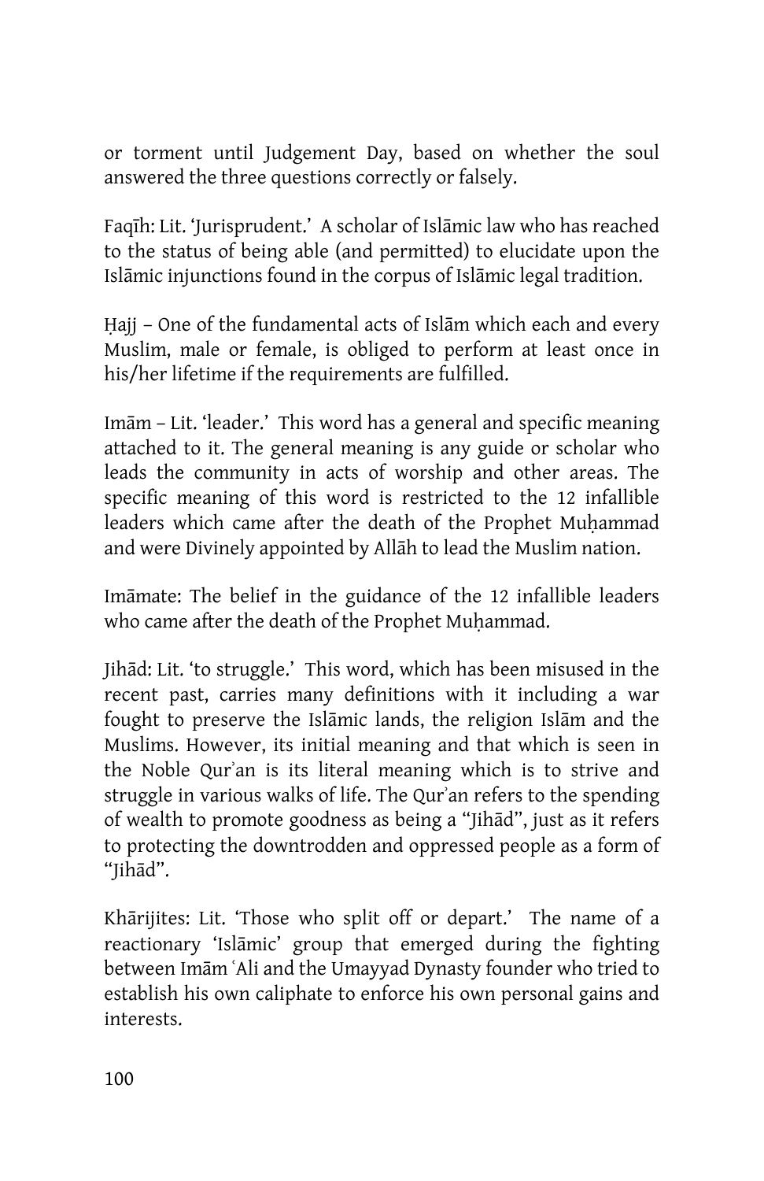or torment until Judgement Day, based on whether the soul answered the three questions correctly or falsely.

Faqīh: Lit. 'Jurisprudent.' A scholar of Islāmic law who has reached to the status of being able (and permitted) to elucidate upon the Islāmic injunctions found in the corpus of Islāmic legal tradition.

Ḥajj – One of the fundamental acts of Islām which each and every Muslim, male or female, is obliged to perform at least once in his/her lifetime if the requirements are fulfilled.

Imām – Lit. 'leader.' This word has a general and specific meaning attached to it. The general meaning is any guide or scholar who leads the community in acts of worship and other areas. The specific meaning of this word is restricted to the 12 infallible leaders which came after the death of the Prophet Muḥammad and were Divinely appointed by Allāh to lead the Muslim nation.

Imāmate: The belief in the guidance of the 12 infallible leaders who came after the death of the Prophet Muḥammad.

Jihād: Lit. 'to struggle.' This word, which has been misused in the recent past, carries many definitions with it including a war fought to preserve the Islāmic lands, the religion Islām and the Muslims. However, its initial meaning and that which is seen in the Noble Qurʾan is its literal meaning which is to strive and struggle in various walks of life. The Qurʾan refers to the spending of wealth to promote goodness as being a "Jihād", just as it refers to protecting the downtrodden and oppressed people as a form of "Jihād".

Khārijites: Lit. 'Those who split off or depart.' The name of a reactionary 'Islāmic' group that emerged during the fighting between Imām ʿAli and the Umayyad Dynasty founder who tried to establish his own caliphate to enforce his own personal gains and interests.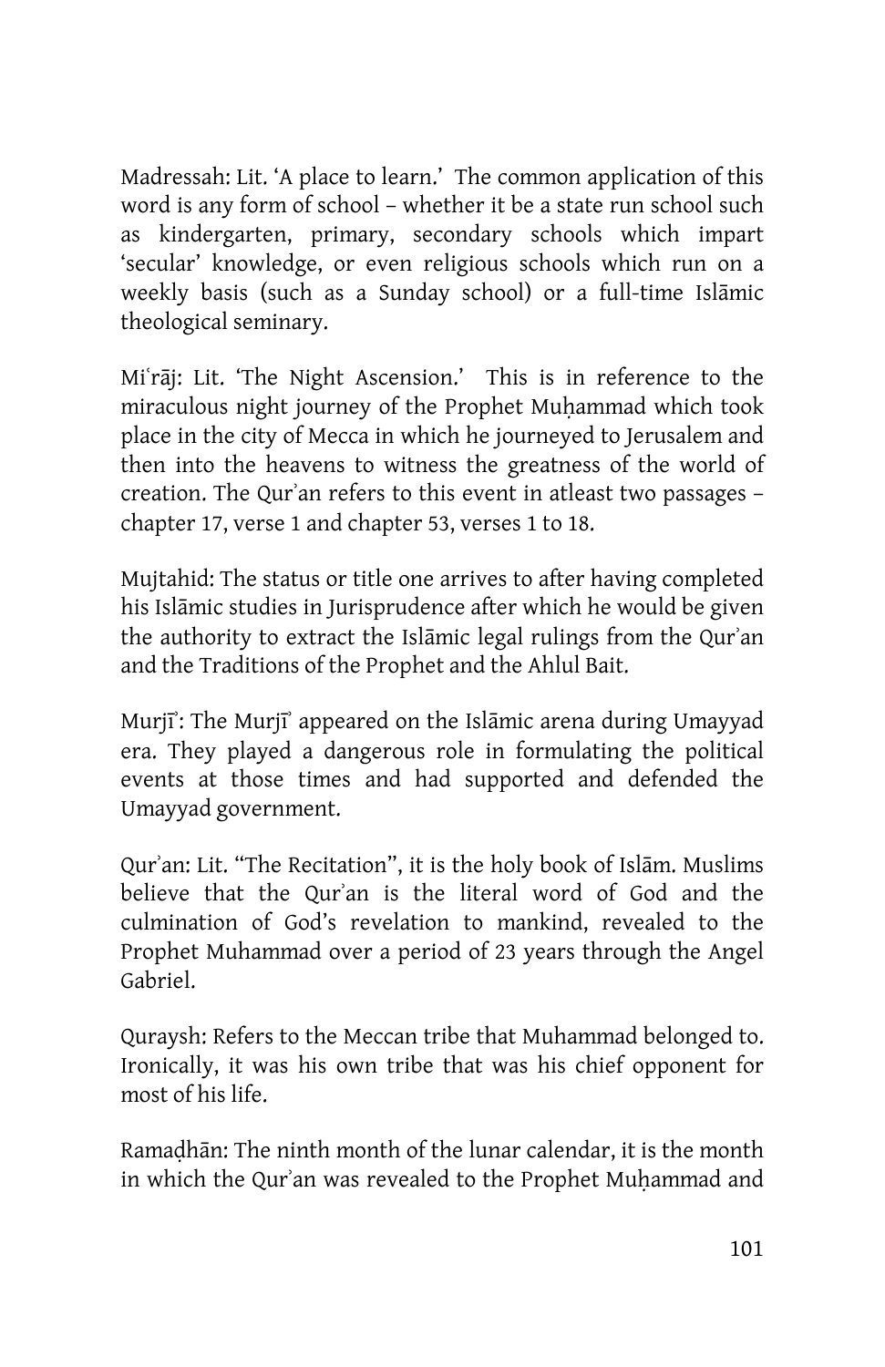Madressah: Lit. 'A place to learn.' The common application of this word is any form of school – whether it be a state run school such as kindergarten, primary, secondary schools which impart 'secular' knowledge, or even religious schools which run on a weekly basis (such as a Sunday school) or a full-time Islāmic theological seminary.

Miʿrāj: Lit. 'The Night Ascension.' This is in reference to the miraculous night journey of the Prophet Muḥammad which took place in the city of Mecca in which he journeyed to Jerusalem and then into the heavens to witness the greatness of the world of creation. The Qurʾan refers to this event in atleast two passages – chapter 17, verse 1 and chapter 53, verses 1 to 18.

Mujtahid: The status or title one arrives to after having completed his Islāmic studies in Jurisprudence after which he would be given the authority to extract the Islāmic legal rulings from the Qurʾan and the Traditions of the Prophet and the Ahlul Bait.

Murjīʾ: The Murjīʾ appeared on the Islāmic arena during Umayyad era. They played a dangerous role in formulating the political events at those times and had supported and defended the Umayyad government.

Qurʾan: Lit. "The Recitation", it is the holy book of Islām. Muslims believe that the Qurʾan is the literal word of God and the culmination of God's revelation to mankind, revealed to the Prophet Muhammad over a period of 23 years through the Angel Gabriel.

Quraysh: Refers to the Meccan tribe that Muhammad belonged to. Ironically, it was his own tribe that was his chief opponent for most of his life.

Ramaḍhān: The ninth month of the lunar calendar, it is the month in which the Qurʾan was revealed to the Prophet Muḥammad and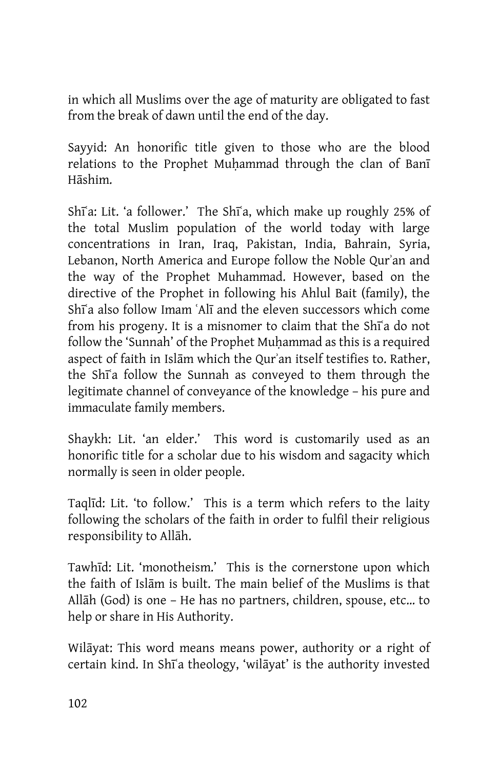in which all Muslims over the age of maturity are obligated to fast from the break of dawn until the end of the day.

Sayyid: An honorific title given to those who are the blood relations to the Prophet Muḥammad through the clan of Banī Hāshim.

Shīʿa: Lit. 'a follower.' The Shīʿa, which make up roughly 25% of the total Muslim population of the world today with large concentrations in Iran, Iraq, Pakistan, India, Bahrain, Syria, Lebanon, North America and Europe follow the Noble Qurʾan and the way of the Prophet Muhammad. However, based on the directive of the Prophet in following his Ahlul Bait (family), the Shīʿa also follow Imam ʿAlī and the eleven successors which come from his progeny. It is a misnomer to claim that the Shīʿa do not follow the 'Sunnah' of the Prophet Muḥammad as this is a required aspect of faith in Islām which the Qurʾan itself testifies to. Rather, the Shīʿa follow the Sunnah as conveyed to them through the legitimate channel of conveyance of the knowledge – his pure and immaculate family members.

Shaykh: Lit. 'an elder.' This word is customarily used as an honorific title for a scholar due to his wisdom and sagacity which normally is seen in older people.

Taqlīd: Lit. 'to follow.' This is a term which refers to the laity following the scholars of the faith in order to fulfil their religious responsibility to Allāh.

Tawhīd: Lit. 'monotheism.' This is the cornerstone upon which the faith of Islām is built. The main belief of the Muslims is that Allāh (God) is one – He has no partners, children, spouse, etc... to help or share in His Authority.

Wilāyat: This word means means power, authority or a right of certain kind. In Shīʿa theology, 'wilāyat' is the authority invested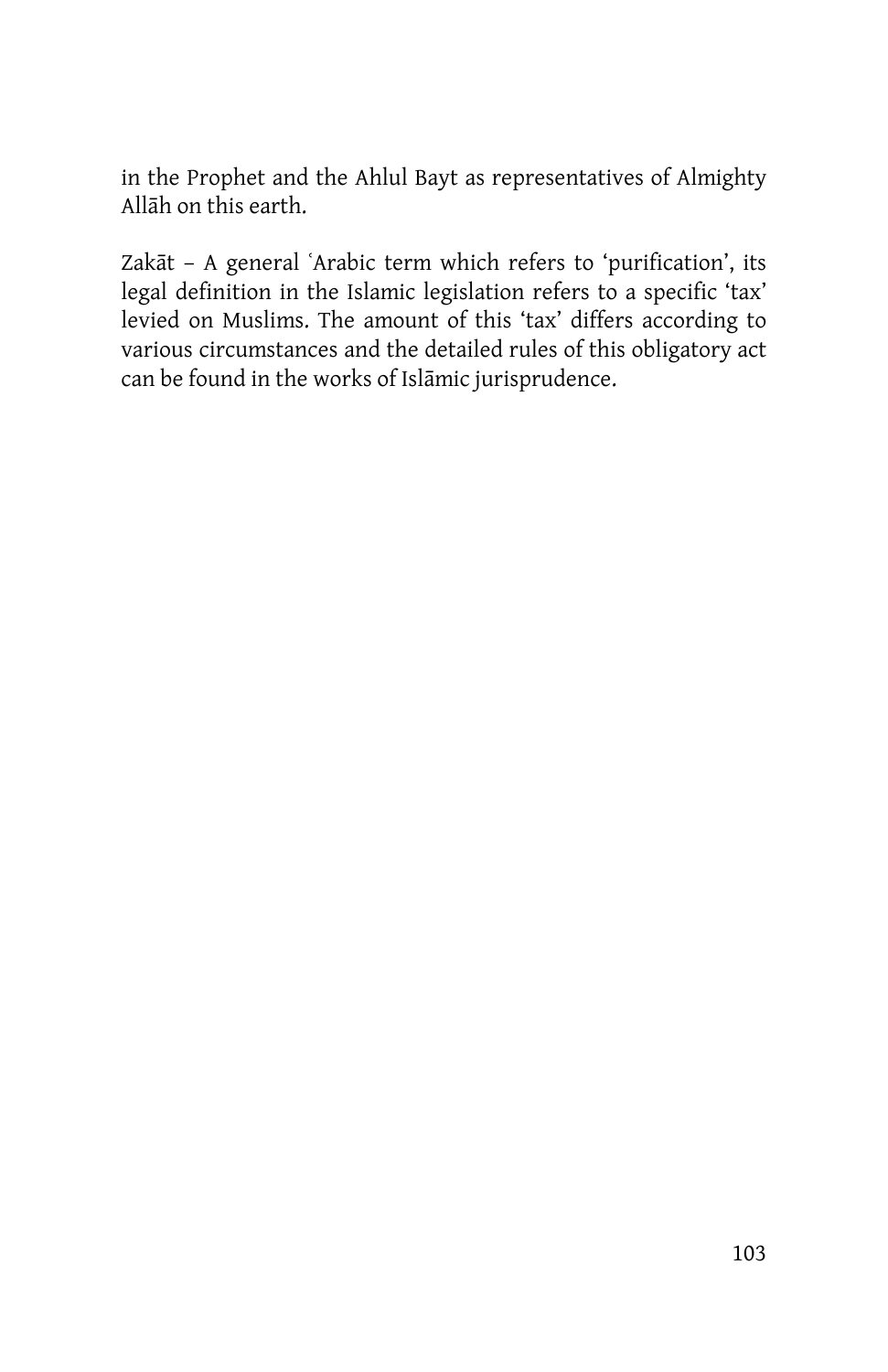in the Prophet and the Ahlul Bayt as representatives of Almighty Allāh on this earth.

Zakāt – A general ʿArabic term which refers to 'purification', its legal definition in the Islamic legislation refers to a specific 'tax' levied on Muslims. The amount of this 'tax' differs according to various circumstances and the detailed rules of this obligatory act can be found in the works of Islāmic jurisprudence.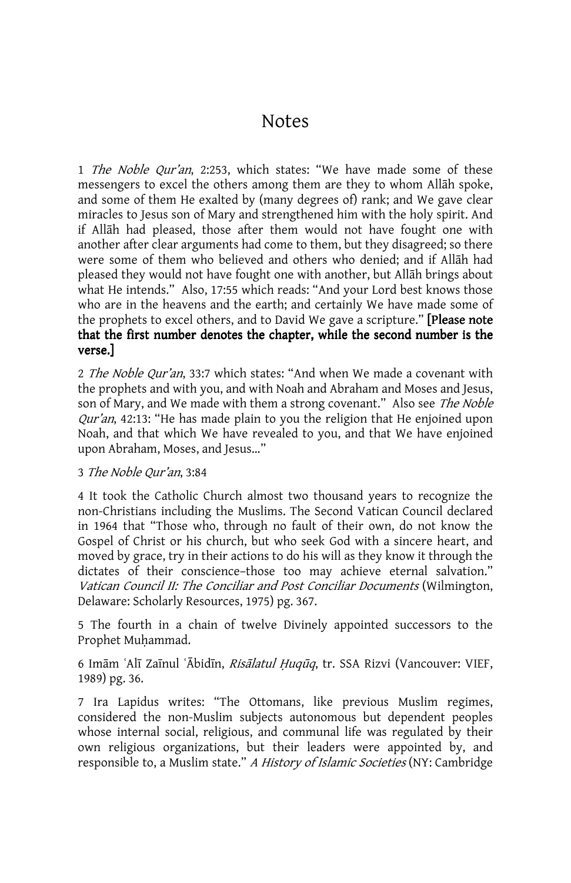# Notes

1 *The Noble Qur'an*, 2:253, which states: "We have made some of these messengers to excel the others among them are they to whom Allāh spoke, and some of them He exalted by (many degrees of) rank; and We gave clear miracles to Jesus son of Mary and strengthened him with the holy spirit. And if Allāh had pleased, those after them would not have fought one with another after clear arguments had come to them, but they disagreed; so there were some of them who believed and others who denied; and if Allāh had pleased they would not have fought one with another, but Allāh brings about what He intends." Also, 17:55 which reads: "And your Lord best knows those who are in the heavens and the earth; and certainly We have made some of the prophets to excel others, and to David We gave a scripture." **[Please note that the first number denotes the chapter, while the second number is the verse.]**

2 *The Noble Qur'an*, 33:7 which states: "And when We made a covenant with the prophets and with you, and with Noah and Abraham and Moses and Jesus, son of Mary, and We made with them a strong covenant." Also see *The Noble Qur'an*, 42:13: "He has made plain to you the religion that He enjoined upon Noah, and that which We have revealed to you, and that We have enjoined upon Abraham, Moses, and Jesus..."

3 *The Noble Qur'an*, 3:84

4 It took the Catholic Church almost two thousand years to recognize the non-Christians including the Muslims. The Second Vatican Council declared in 1964 that "Those who, through no fault of their own, do not know the Gospel of Christ or his church, but who seek God with a sincere heart, and moved by grace, try in their actions to do his will as they know it through the dictates of their conscience–those too may achieve eternal salvation." *Vatican Council II: The Conciliar and Post Conciliar Documents* (Wilmington, Delaware: Scholarly Resources, 1975) pg. 367.

5 The fourth in a chain of twelve Divinely appointed successors to the Prophet Muḥammad.

6 Imām ʿAlī Zaīnul ʿĀbidīn, *Risālatul Ḥuqūq*, tr. SSA Rizvi (Vancouver: VIEF, 1989) pg. 36.

7 Ira Lapidus writes: "The Ottomans, like previous Muslim regimes, considered the non-Muslim subjects autonomous but dependent peoples whose internal social, religious, and communal life was regulated by their own religious organizations, but their leaders were appointed by, and responsible to, a Muslim state." *A History of Islamic Societies* (NY: Cambridge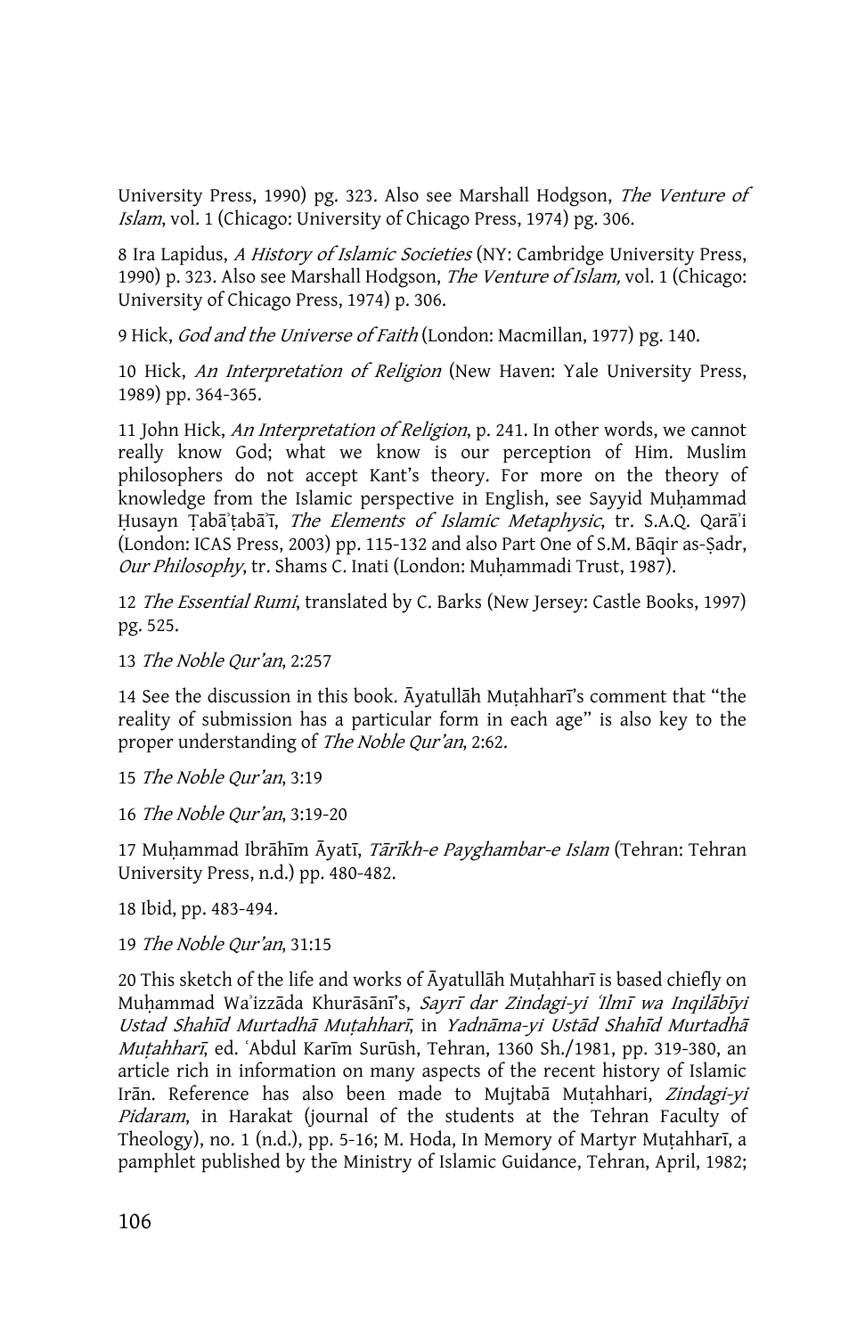University Press, 1990) pg. 323. Also see Marshall Hodgson, *The Venture of Islam*, vol. 1 (Chicago: University of Chicago Press, 1974) pg. 306.

8 Ira Lapidus, *A History of Islamic Societies* (NY: Cambridge University Press, 1990) p. 323. Also see Marshall Hodgson, *The Venture of Islam,* vol. 1 (Chicago: University of Chicago Press, 1974) p. 306.

9 Hick, *God and the Universe of Faith* (London: Macmillan, 1977) pg. 140.

10 Hick, *An Interpretation of Religion* (New Haven: Yale University Press, 1989) pp. 364-365.

11 John Hick, *An Interpretation of Religion*, p. 241. In other words, we cannot really know God; what we know is our perception of Him. Muslim philosophers do not accept Kant's theory. For more on the theory of knowledge from the Islamic perspective in English, see Sayyid Muḥammad Ḥusayn Ṭabāʾṭabāʾī, *The Elements of Islamic Metaphysic*, tr. S.A.Q. Qarāʾi (London: ICAS Press, 2003) pp. 115-132 and also Part One of S.M. Bāqir as-Ṣadr, *Our Philosophy*, tr. Shams C. Inati (London: Muḥammadi Trust, 1987).

12 *The Essential Rumi*, translated by C. Barks (New Jersey: Castle Books, 1997) pg. 525.

13 *The Noble Qur'an*, 2:257

14 See the discussion in this book. Āyatullāh Muṭahharī's comment that "the reality of submission has a particular form in each age" is also key to the proper understanding of *The Noble Qur'an*, 2:62.

15 *The Noble Qur'an*, 3:19

16 *The Noble Qur'an*, 3:19-20

17 Muḥammad Ibrāhīm Āyatī, *Tārīkh-e Payghambar-e Islam* (Tehran: Tehran University Press, n.d.) pp. 480-482.

18 Ibid, pp. 483-494.

19 *The Noble Qur'an*, 31:15

20 This sketch of the life and works of Āyatullāh Muṭahharī is based chiefly on Muḥammad Waʾizzāda Khurāsānī's, *Sayrī dar Zindagi-yi ʿIlmī wa Inqilābīyi Ustad Shahīd Murtadhā Muṭahharī*, in *Yadnāma-yi Ustād Shahīd Murtadhā Muṭahharī*, ed. ʿAbdul Karīm Surūsh, Tehran, 1360 Sh./1981, pp. 319-380, an article rich in information on many aspects of the recent history of Islamic Irān. Reference has also been made to Mujtabā Muṭahhari, *Zindagi-yi Pidaram*, in Harakat (journal of the students at the Tehran Faculty of Theology), no. 1 (n.d.), pp. 5-16; M. Hoda, In Memory of Martyr Muṭahharī, a pamphlet published by the Ministry of Islamic Guidance, Tehran, April, 1982;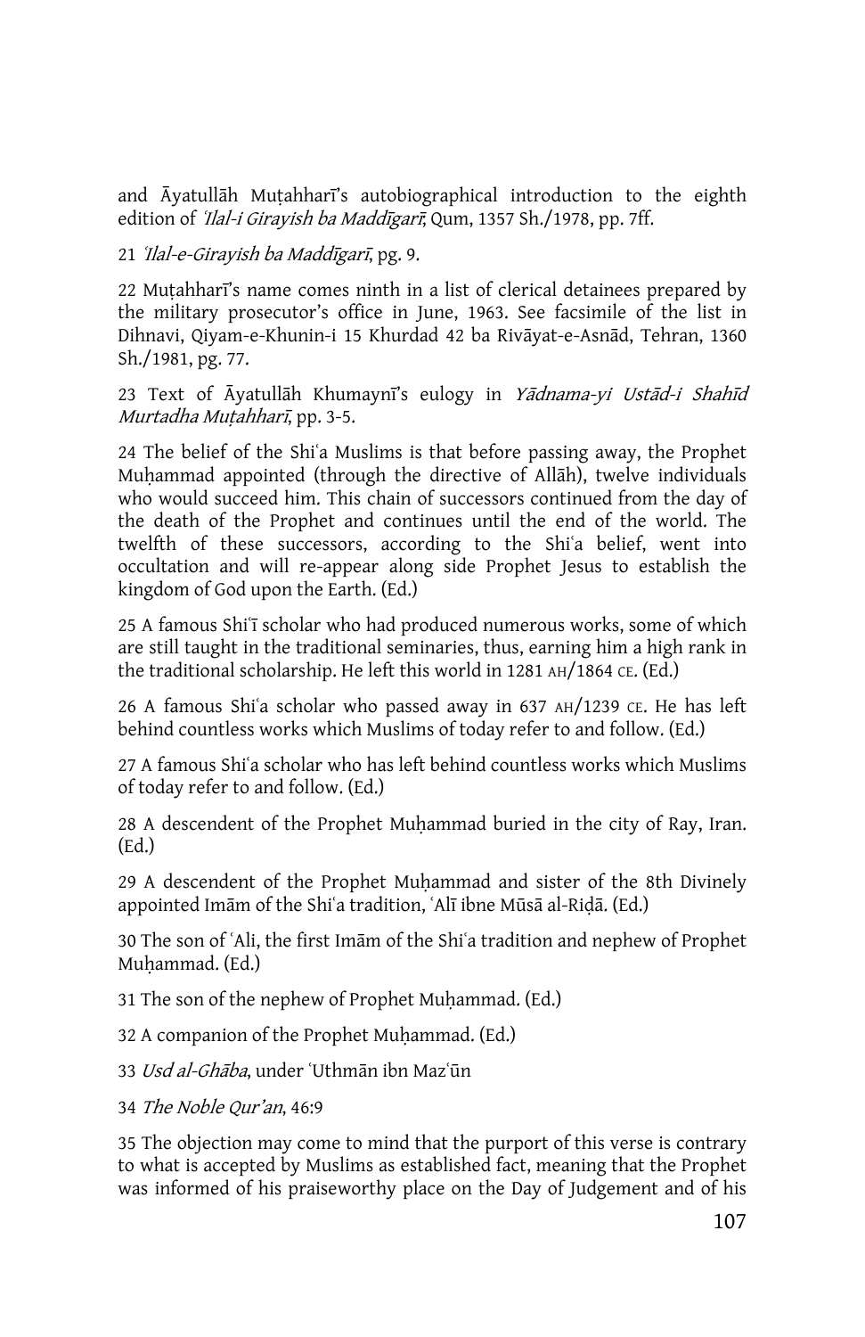and Āyatullāh Muṭahharī's autobiographical introduction to the eighth edition of *ʿIlal-i Girayish ba Maddīgarī*, Qum, 1357 Sh./1978, pp. 7ff.

21 *ʿIlal-e-Girayish ba Maddīgarī*, pg. 9.

22 Muṭahharī's name comes ninth in a list of clerical detainees prepared by the military prosecutor's office in June, 1963. See facsimile of the list in Dihnavi, Qiyam-e-Khunin-i 15 Khurdad 42 ba Rivāyat-e-Asnād, Tehran, 1360 Sh./1981, pg. 77.

23 Text of Āyatullāh Khumaynī's eulogy in *Yādnama-yi Ustād-i Shahīd Murtadha Muṭahharī*, pp. 3-5.

24 The belief of the Shiʿa Muslims is that before passing away, the Prophet Muḥammad appointed (through the directive of Allāh), twelve individuals who would succeed him. This chain of successors continued from the day of the death of the Prophet and continues until the end of the world. The twelfth of these successors, according to the Shiʿa belief, went into occultation and will re-appear along side Prophet Jesus to establish the kingdom of God upon the Earth. (Ed.)

25 A famous Shiʿī scholar who had produced numerous works, some of which are still taught in the traditional seminaries, thus, earning him a high rank in the traditional scholarship. He left this world in 1281 AH/1864 CE. (Ed.)

26 A famous Shiʿa scholar who passed away in 637 AH/1239 CE. He has left behind countless works which Muslims of today refer to and follow. (Ed.)

27 A famous Shiʿa scholar who has left behind countless works which Muslims of today refer to and follow. (Ed.)

28 A descendent of the Prophet Muḥammad buried in the city of Ray, Iran. (Ed.)

29 A descendent of the Prophet Muḥammad and sister of the 8th Divinely appointed Imām of the Shiʿa tradition, ʿAlī ibne Mūsā al-Riḍā. (Ed.)

30 The son of ʿAli, the first Imām of the Shiʿa tradition and nephew of Prophet Muḥammad. (Ed.)

31 The son of the nephew of Prophet Muḥammad. (Ed.)

32 A companion of the Prophet Muḥammad. (Ed.)

33 *Usd al-Ghāba*, under ʿUthmān ibn Mazʿūn

34 *The Noble Qur'an*, 46:9

35 The objection may come to mind that the purport of this verse is contrary to what is accepted by Muslims as established fact, meaning that the Prophet was informed of his praiseworthy place on the Day of Judgement and of his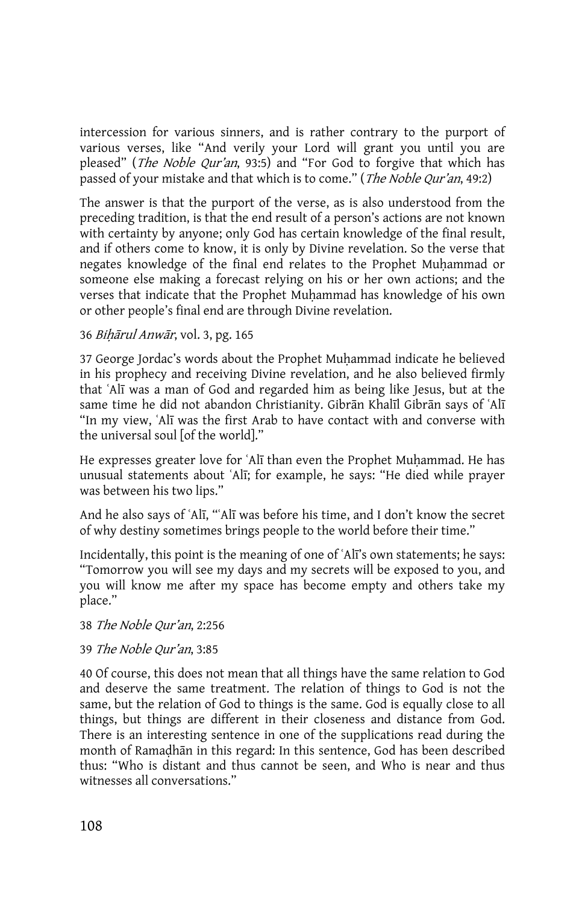intercession for various sinners, and is rather contrary to the purport of various verses, like "And verily your Lord will grant you until you are pleased" (*The Noble Qur'an*, 93:5) and "For God to forgive that which has passed of your mistake and that which is to come." (*The Noble Qur'an*, 49:2)

The answer is that the purport of the verse, as is also understood from the preceding tradition, is that the end result of a person's actions are not known with certainty by anyone; only God has certain knowledge of the final result, and if others come to know, it is only by Divine revelation. So the verse that negates knowledge of the final end relates to the Prophet Muḥammad or someone else making a forecast relying on his or her own actions; and the verses that indicate that the Prophet Muḥammad has knowledge of his own or other people's final end are through Divine revelation.

36 *Biḥārul Anwār*, vol. 3, pg. 165

37 George Jordac's words about the Prophet Muḥammad indicate he believed in his prophecy and receiving Divine revelation, and he also believed firmly that ʿAlī was a man of God and regarded him as being like Jesus, but at the same time he did not abandon Christianity. Gibrān Khalīl Gibrān says of ʿAlī "In my view, ʿAlī was the first Arab to have contact with and converse with the universal soul [of the world]."

He expresses greater love for ʿAlī than even the Prophet Muḥammad. He has unusual statements about ʿAlī; for example, he says: "He died while prayer was between his two lips."

And he also says of ʿAlī, "ʿAlī was before his time, and I don't know the secret of why destiny sometimes brings people to the world before their time."

Incidentally, this point is the meaning of one of ʿAlī's own statements; he says: "Tomorrow you will see my days and my secrets will be exposed to you, and you will know me after my space has become empty and others take my place."

38 *The Noble Qur'an*, 2:256

39 *The Noble Qur'an*, 3:85

40 Of course, this does not mean that all things have the same relation to God and deserve the same treatment. The relation of things to God is not the same, but the relation of God to things is the same. God is equally close to all things, but things are different in their closeness and distance from God. There is an interesting sentence in one of the supplications read during the month of Ramaḍhān in this regard: In this sentence, God has been described thus: "Who is distant and thus cannot be seen, and Who is near and thus witnesses all conversations."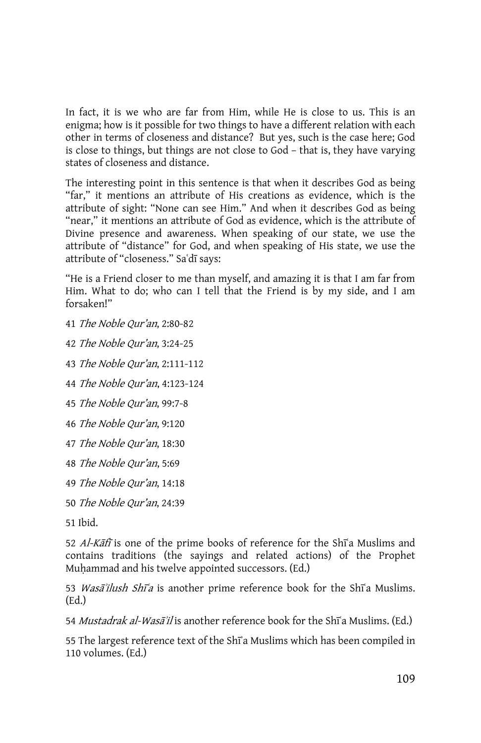In fact, it is we who are far from Him, while He is close to us. This is an enigma; how is it possible for two things to have a different relation with each other in terms of closeness and distance? But yes, such is the case here; God is close to things, but things are not close to God – that is, they have varying states of closeness and distance.

The interesting point in this sentence is that when it describes God as being "far," it mentions an attribute of His creations as evidence, which is the attribute of sight: "None can see Him." And when it describes God as being "near," it mentions an attribute of God as evidence, which is the attribute of Divine presence and awareness. When speaking of our state, we use the attribute of "distance" for God, and when speaking of His state, we use the attribute of "closeness." Saʿdī says:

"He is a Friend closer to me than myself, and amazing it is that I am far from Him. What to do; who can I tell that the Friend is by my side, and I am forsaken!"

41 *The Noble Qur'an*, 2:80-82

42 *The Noble Qur'an*, 3:24-25

43 *The Noble Qur'an*, 2:111-112

44 *The Noble Qur'an*, 4:123-124

45 *The Noble Qur'an*, 99:7-8

46 *The Noble Qur'an*, 9:120

47 *The Noble Qur'an*, 18:30

48 *The Noble Qur'an*, 5:69

49 *The Noble Qur'an*, 14:18

50 *The Noble Qur'an*, 24:39

51 Ibid.

52 *Al-Kāfī* is one of the prime books of reference for the Shīʿa Muslims and contains traditions (the sayings and related actions) of the Prophet Muḥammad and his twelve appointed successors. (Ed.)

53 *Wasāʾilush Shīʿa* is another prime reference book for the Shīʿa Muslims. (Ed.)

54 *Mustadrak al-Wasāʾil* is another reference book for the Shīʿa Muslims. (Ed.)

55 The largest reference text of the Shīʿa Muslims which has been compiled in 110 volumes. (Ed.)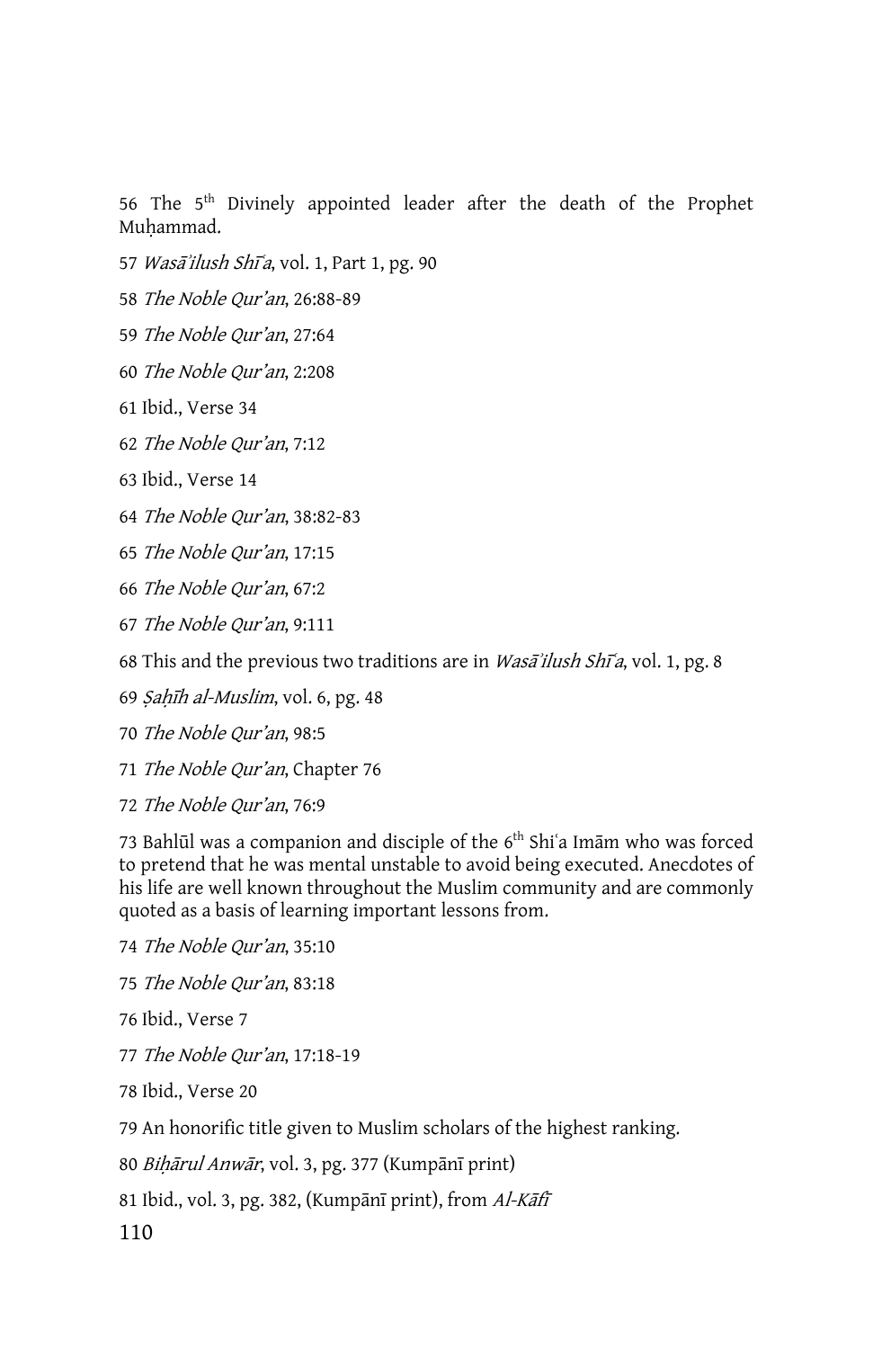56 The 5th Divinely appointed leader after the death of the Prophet Muḥammad.

57 *Wasāʾilush Shīʿa*, vol. 1, Part 1, pg. 90

58 *The Noble Qur'an*, 26:88-89

59 *The Noble Qur'an*, 27:64

60 *The Noble Qur'an*, 2:208

61 Ibid., Verse 34

62 *The Noble Qur'an*, 7:12

63 Ibid., Verse 14

64 *The Noble Qur'an*, 38:82-83

65 *The Noble Qur'an*, 17:15

66 *The Noble Qur'an*, 67:2

67 *The Noble Qur'an*, 9:111

68 This and the previous two traditions are in *Wasāʾilush Shīʿa*, vol. 1, pg. 8

69 *Ṣaḥīh al-Muslim*, vol. 6, pg. 48

70 *The Noble Qur'an*, 98:5

71 *The Noble Qur'an*, Chapter 76

72 *The Noble Qur'an*, 76:9

73 Bahlūl was a companion and disciple of the 6th Shiʿa Imām who was forced to pretend that he was mental unstable to avoid being executed. Anecdotes of his life are well known throughout the Muslim community and are commonly quoted as a basis of learning important lessons from.

74 *The Noble Qur'an*, 35:10

75 *The Noble Qur'an*, 83:18

76 Ibid., Verse 7

77 *The Noble Qur'an*, 17:18-19

78 Ibid., Verse 20

79 An honorific title given to Muslim scholars of the highest ranking.

80 *Biḥārul Anwār*, vol. 3, pg. 377 (Kumpānī print)

81 Ibid., vol. 3, pg. 382, (Kumpānī print), from *Al-Kāfī*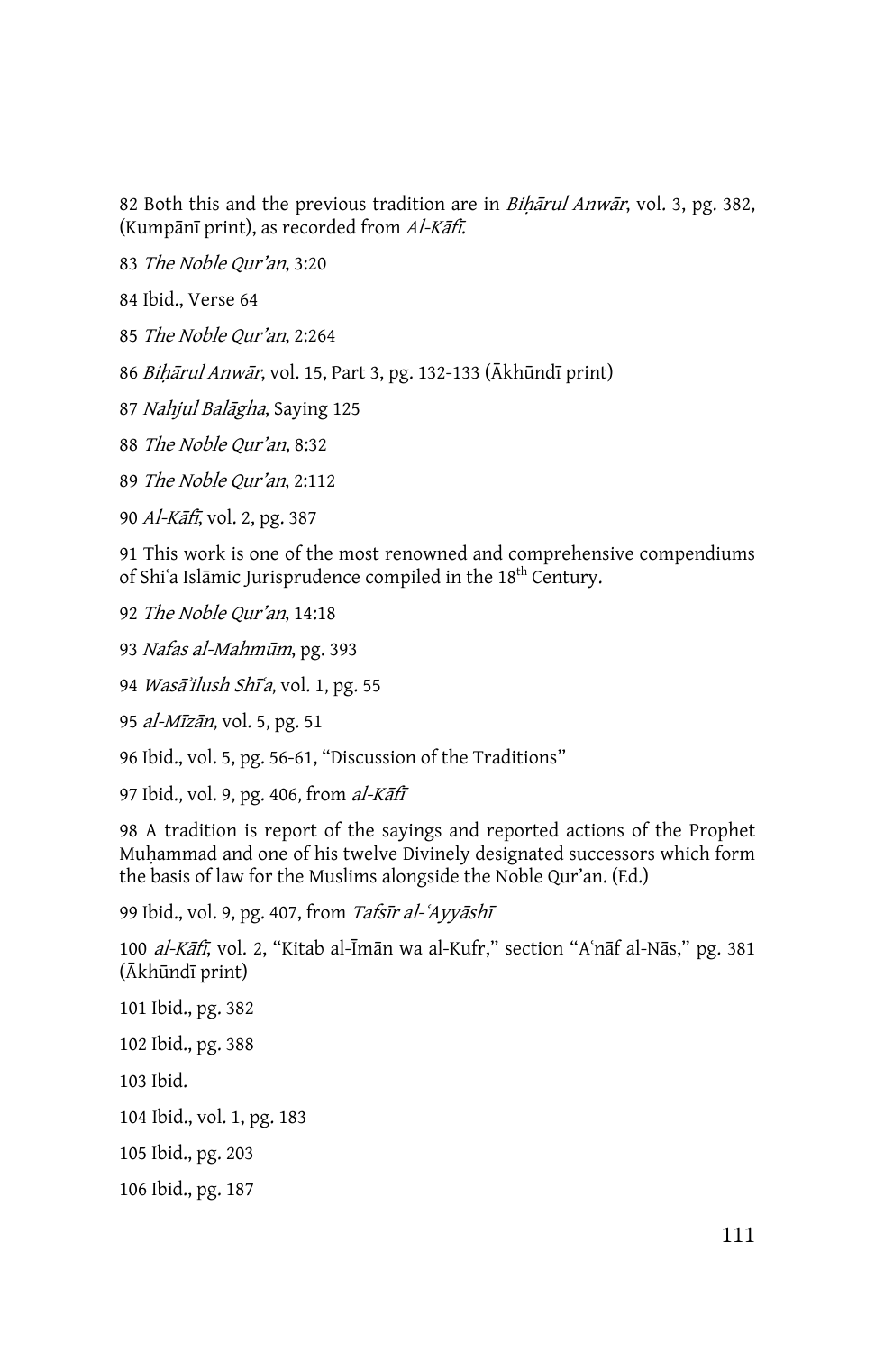82 Both this and the previous tradition are in *Biḥārul Anwār*, vol. 3, pg. 382, (Kumpānī print), as recorded from *Al-Kāfī*.

83 *The Noble Qur'an*, 3:20

84 Ibid., Verse 64

85 *The Noble Qur'an*, 2:264

86 *Biḥārul Anwār*, vol. 15, Part 3, pg. 132-133 (Ākhūndī print)

87 *Nahjul Balāgha*, Saying 125

88 *The Noble Qur'an*, 8:32

89 *The Noble Qur'an*, 2:112

90 *Al-Kāfī*, vol. 2, pg. 387

91 This work is one of the most renowned and comprehensive compendiums of Shiʿa Islāmic Jurisprudence compiled in the 18th Century.

92 *The Noble Qur'an*, 14:18

93 *Nafas al-Mahmūm*, pg. 393

94 *Wasāʾilush Shīʿa*, vol. 1, pg. 55

95 *al-Mīzān*, vol. 5, pg. 51

96 Ibid., vol. 5, pg. 56-61, "Discussion of the Traditions"

97 Ibid., vol. 9, pg. 406, from *al-Kāfī*

98 A tradition is report of the sayings and reported actions of the Prophet Muḥammad and one of his twelve Divinely designated successors which form the basis of law for the Muslims alongside the Noble Qur'an. (Ed.)

99 Ibid., vol. 9, pg. 407, from *Tafsīr al-ʿAyyāshī*

100 *al-Kāfī*, vol. 2, "Kitab al-Īmān wa al-Kufr," section "Aʿnāf al-Nās," pg. 381 (Ākhūndī print)

101 Ibid., pg. 382

102 Ibid., pg. 388

103 Ibid.

104 Ibid., vol. 1, pg. 183

105 Ibid., pg. 203

106 Ibid., pg. 187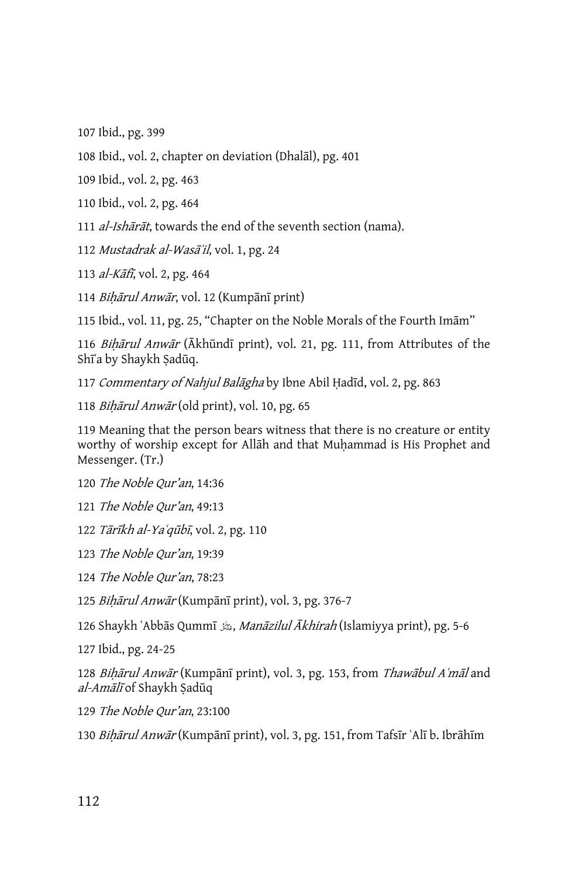107 Ibid., pg. 399

108 Ibid., vol. 2, chapter on deviation (Dhalāl), pg. 401

109 Ibid., vol. 2, pg. 463

110 Ibid., vol. 2, pg. 464

111 *al-Ishārāt*, towards the end of the seventh section (nama).

112 *Mustadrak al-Wasāʾil*, vol. 1, pg. 24

113 *al-Kāfī*, vol. 2, pg. 464

114 *Biḥārul Anwār*, vol. 12 (Kumpānī print)

115 Ibid., vol. 11, pg. 25, "Chapter on the Noble Morals of the Fourth Imām"

116 *Biḥārul Anwār* (Ākhūndī print), vol. 21, pg. 111, from Attributes of the Shīʿa by Shaykh Ṣadūq.

117 *Commentary of Nahjul Balāgha* by Ibne Abil Ḥadīd, vol. 2, pg. 863

118 *Biḥārul Anwār* (old print), vol. 10, pg. 65

119 Meaning that the person bears witness that there is no creature or entity worthy of worship except for Allāh and that Muḥammad is His Prophet and Messenger. (Tr.)

120 *The Noble Qur'an*, 14:36

121 *The Noble Qur'an*, 49:13

122 *Tārīkh al-Yaʿqūbī*, vol. 2, pg. 110

123 *The Noble Qur'an*, 19:39

124 *The Noble Qur'an*, 78:23

125 *Biḥārul Anwār* (Kumpānī print), vol. 3, pg. 376-7

126 Shaykh ʿAbbās Qummī ﵀, *Manāzilul Ākhirah* (Islamiyya print), pg. 5-6

127 Ibid., pg. 24-25

128 *Biḥārul Anwār* (Kumpānī print), vol. 3, pg. 153, from *Thawābul Aʿmāl* and *al-Amālī* of Shaykh Ṣadūq

129 *The Noble Qur'an*, 23:100

130 *Biḥārul Anwār* (Kumpānī print), vol. 3, pg. 151, from Tafsīr ʿAlī b. Ibrāhīm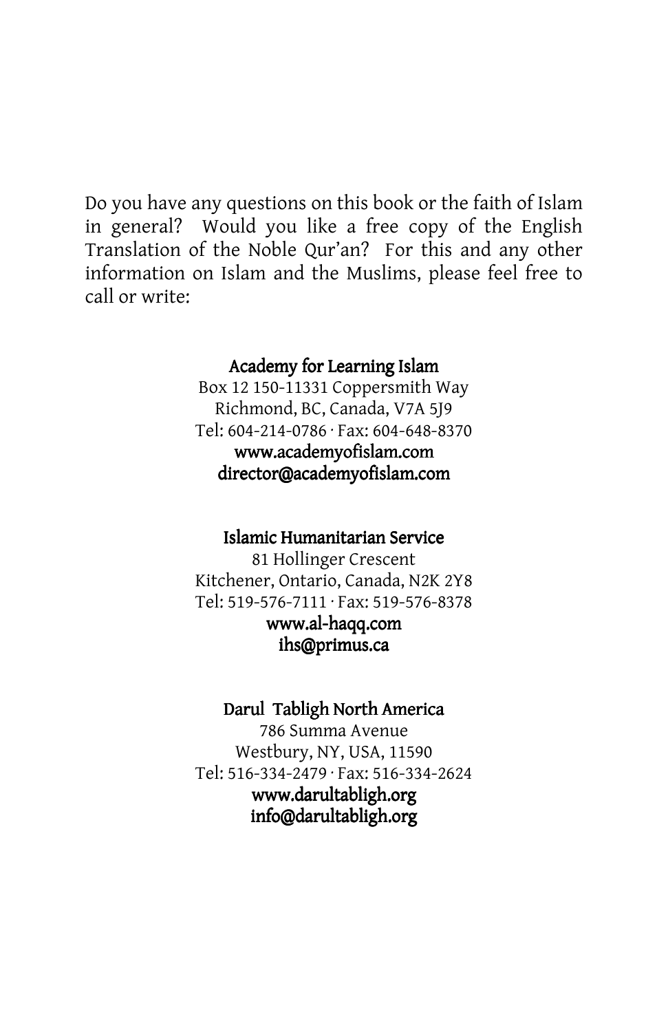Do you have any questions on this book or the faith of Islam in general? Would you like a free copy of the English Translation of the Noble Qur'an? For this and any other information on Islam and the Muslims, please feel free to call or write:

**Academy for Learning Islam**
Box 12 150-11331 Coppersmith Way
Richmond, BC, Canada, V7A 5J9
Tel: 604-214-0786 · Fax: 604-648-8370
www.academyofislam.com
director@academyofislam.com

**Islamic Humanitarian Service**
81 Hollinger Crescent
Kitchener, Ontario, Canada, N2K 2Y8
Tel: 519-576-7111 · Fax: 519-576-8378
www.al-haqq.com
ihs@primus.ca

**Darul Tabligh North America**
786 Summa Avenue
Westbury, NY, USA, 11590
Tel: 516-334-2479 · Fax: 516-334-2624
www.darultabligh.org
info@darultabligh.org